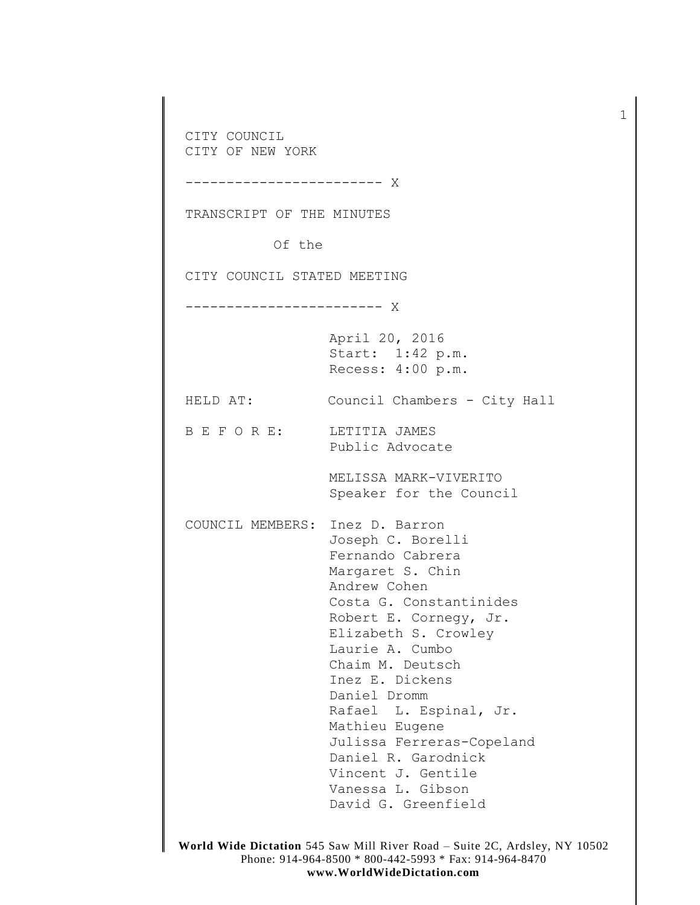CITY COUNCIL
CITY OF NEW YORK

------------------------ X

TRANSCRIPT OF THE MINUTES

Of the

CITY COUNCIL STATED MEETING

------------------------ X

April 20, 2016
Start: 1:42 p.m.
Recess: 4:00 p.m.

HELD AT: Council Chambers - City Hall

B E F O R E: LETITIA JAMES
Public Advocate

MELISSA MARK-VIVERITO
Speaker for the Council

COUNCIL MEMBERS: Inez D. Barron
Joseph C. Borelli
Fernando Cabrera
Margaret S. Chin
Andrew Cohen
Costa G. Constantinides
Robert E. Cornegy, Jr.
Elizabeth S. Crowley
Laurie A. Cumbo
Chaim M. Deutsch
Inez E. Dickens
Daniel Dromm
Rafael L. Espinal, Jr.
Mathieu Eugene
Julissa Ferreras-Copeland
Daniel R. Garodnick
Vincent J. Gentile
Vanessa L. Gibson
David G. Greenfield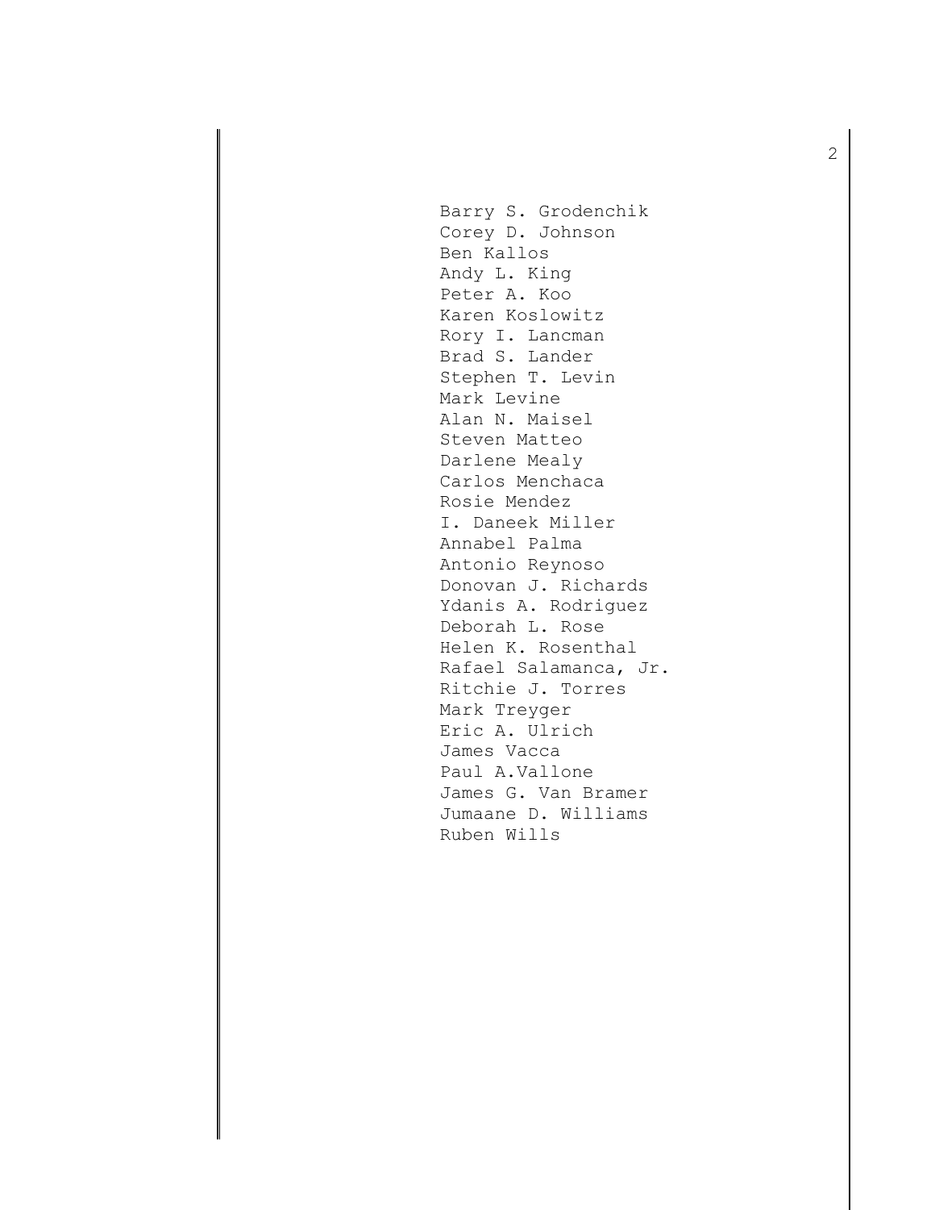Barry S. Grodenchik
Corey D. Johnson
Ben Kallos
Andy L. King
Peter A. Koo
Karen Koslowitz
Rory I. Lancman
Brad S. Lander
Stephen T. Levin
Mark Levine
Alan N. Maisel
Steven Matteo
Darlene Mealy
Carlos Menchaca
Rosie Mendez
I. Daneek Miller
Annabel Palma
Antonio Reynoso
Donovan J. Richards
Ydanis A. Rodriguez
Deborah L. Rose
Helen K. Rosenthal
Rafael Salamanca, Jr.
Ritchie J. Torres
Mark Treyger
Eric A. Ulrich
James Vacca
Paul A.Vallone
James G. Van Bramer
Jumaane D. Williams
Ruben Wills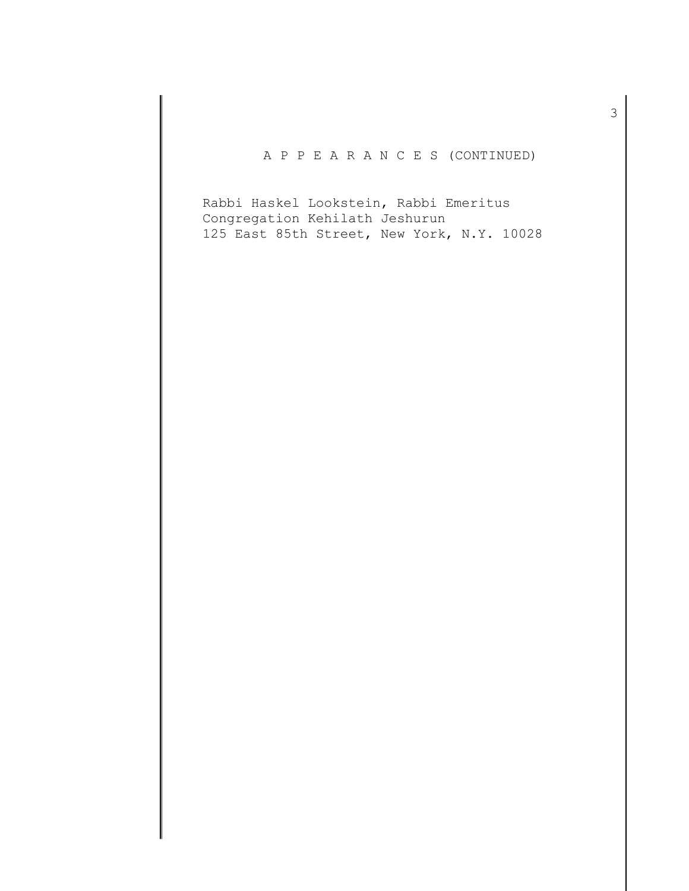A P P E A R A N C E S (CONTINUED)

Rabbi Haskel Lookstein, Rabbi Emeritus
Congregation Kehilath Jeshurun
125 East 85th Street, New York, N.Y. 10028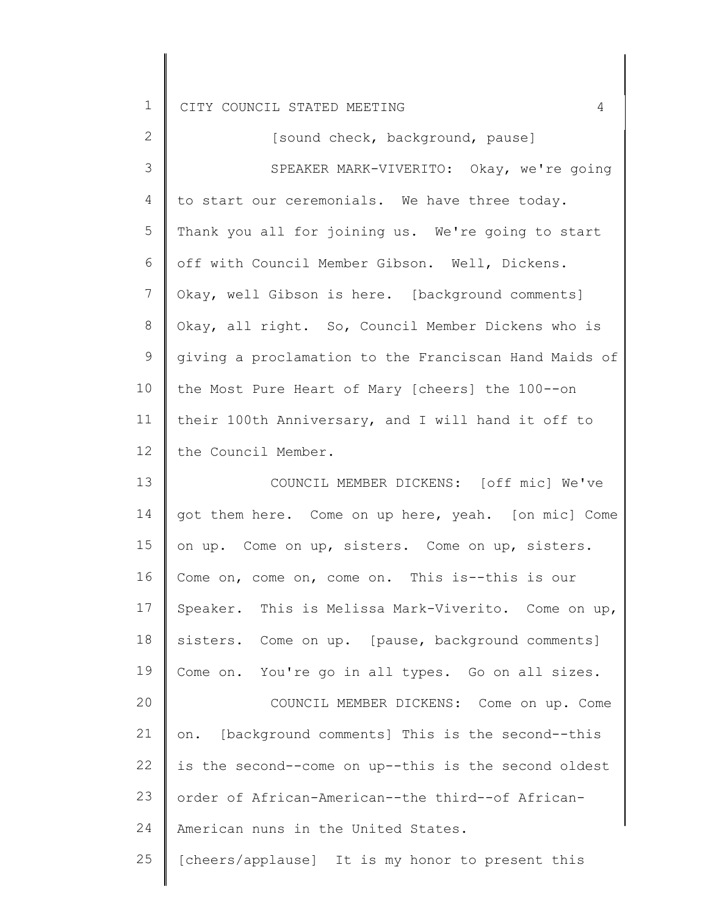[sound check, background, pause]

SPEAKER MARK-VIVERITO: Okay, we're going to start our ceremonials. We have three today. Thank you all for joining us. We're going to start off with Council Member Gibson. Well, Dickens. Okay, well Gibson is here. [background comments] Okay, all right. So, Council Member Dickens who is giving a proclamation to the Franciscan Hand Maids of the Most Pure Heart of Mary [cheers] the 100--on their 100th Anniversary, and I will hand it off to the Council Member.

COUNCIL MEMBER DICKENS: [off mic] We've got them here. Come on up here, yeah. [on mic] Come on up. Come on up, sisters. Come on up, sisters. Come on, come on, come on. This is--this is our Speaker. This is Melissa Mark-Viverito. Come on up, sisters. Come on up. [pause, background comments] Come on. You're go in all types. Go on all sizes.

COUNCIL MEMBER DICKENS: Come on up. Come on. [background comments] This is the second--this is the second--come on up--this is the second oldest order of African-American--the third--of African-American nuns in the United States. [cheers/applause] It is my honor to present this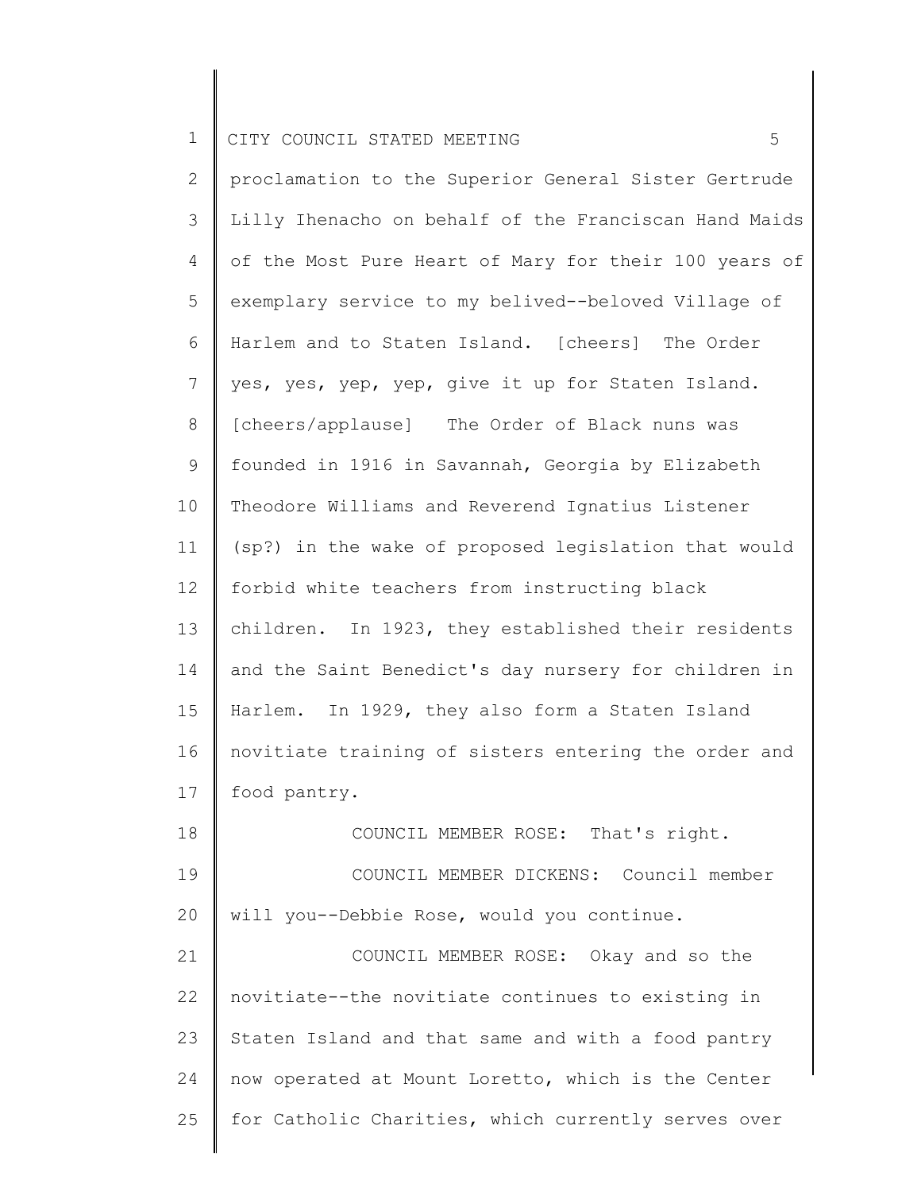proclamation to the Superior General Sister Gertrude Lilly Ihenacho on behalf of the Franciscan Hand Maids of the Most Pure Heart of Mary for their 100 years of exemplary service to my belived--beloved Village of Harlem and to Staten Island. [cheers] The Order yes, yes, yep, yep, give it up for Staten Island. [cheers/applause] The Order of Black nuns was founded in 1916 in Savannah, Georgia by Elizabeth Theodore Williams and Reverend Ignatius Listener (sp?) in the wake of proposed legislation that would forbid white teachers from instructing black children. In 1923, they established their residents and the Saint Benedict's day nursery for children in Harlem. In 1929, they also form a Staten Island novitiate training of sisters entering the order and food pantry.

COUNCIL MEMBER ROSE: That's right.

COUNCIL MEMBER DICKENS: Council member will you--Debbie Rose, would you continue.

COUNCIL MEMBER ROSE: Okay and so the novitiate--the novitiate continues to existing in Staten Island and that same and with a food pantry now operated at Mount Loretto, which is the Center for Catholic Charities, which currently serves over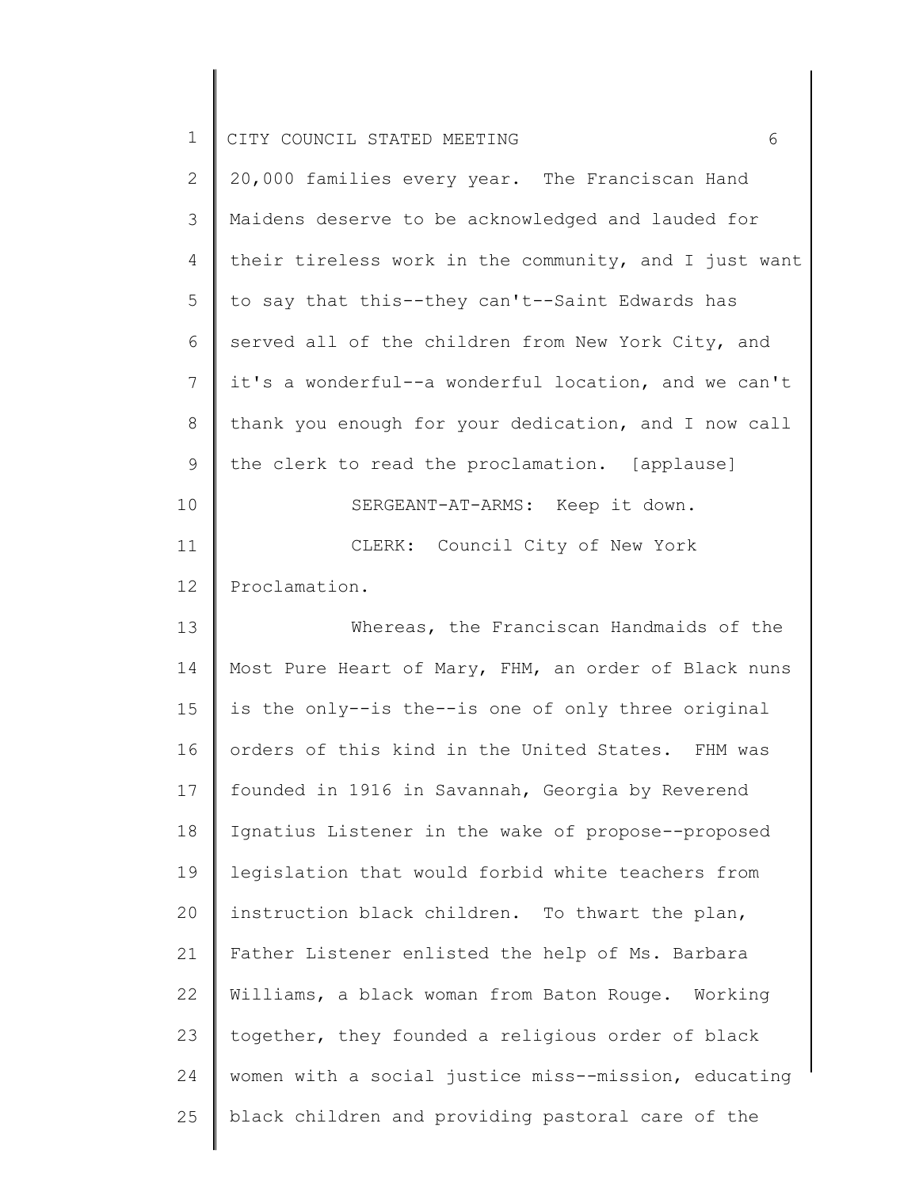20,000 families every year. The Franciscan Hand Maidens deserve to be acknowledged and lauded for their tireless work in the community, and I just want to say that this--they can't--Saint Edwards has served all of the children from New York City, and it's a wonderful--a wonderful location, and we can't thank you enough for your dedication, and I now call the clerk to read the proclamation. [applause]

SERGEANT-AT-ARMS: Keep it down.

CLERK: Council City of New York Proclamation.

Whereas, the Franciscan Handmaids of the Most Pure Heart of Mary, FHM, an order of Black nuns is the only--is the--is one of only three original orders of this kind in the United States. FHM was founded in 1916 in Savannah, Georgia by Reverend Ignatius Listener in the wake of propose--proposed legislation that would forbid white teachers from instruction black children. To thwart the plan, Father Listener enlisted the help of Ms. Barbara Williams, a black woman from Baton Rouge. Working together, they founded a religious order of black women with a social justice miss--mission, educating black children and providing pastoral care of the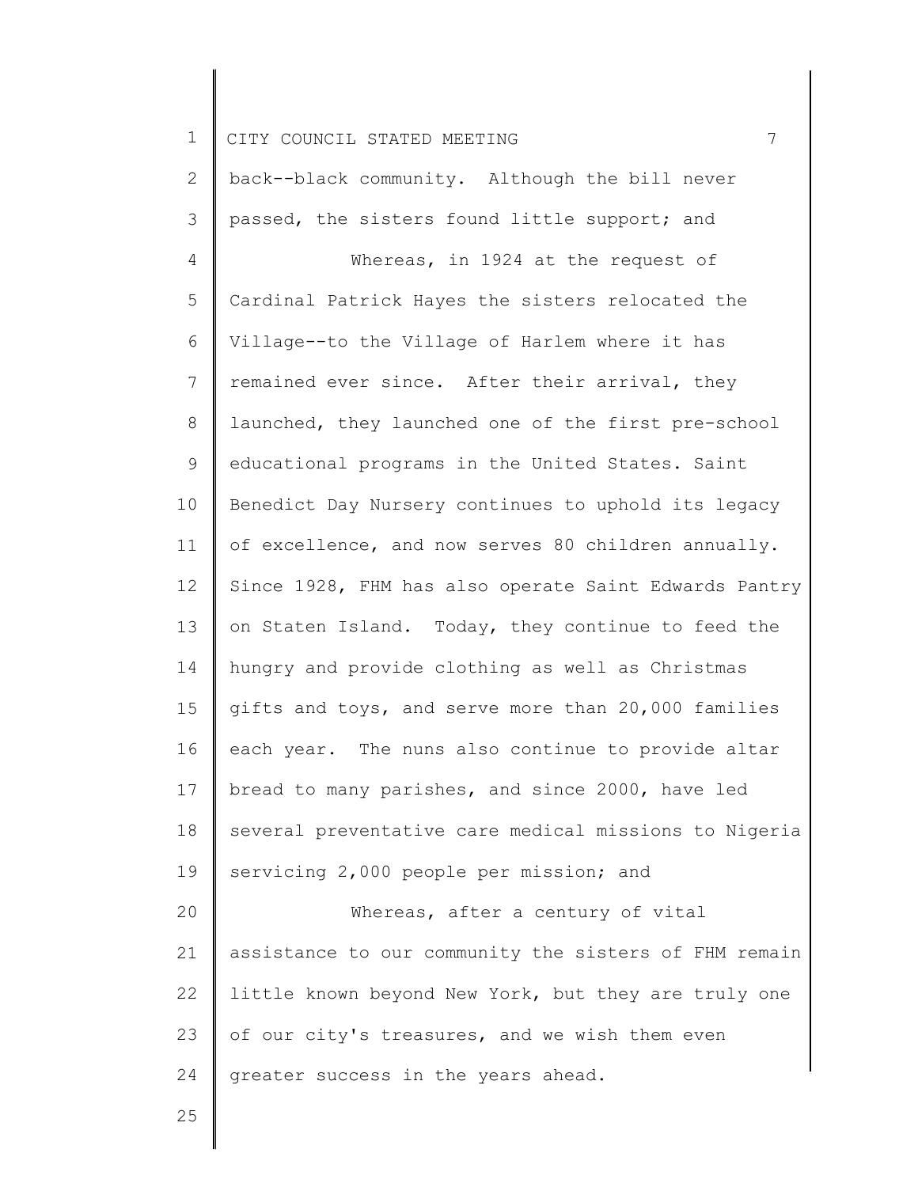back--black community. Although the bill never passed, the sisters found little support; and

Whereas, in 1924 at the request of Cardinal Patrick Hayes the sisters relocated the Village--to the Village of Harlem where it has remained ever since. After their arrival, they launched, they launched one of the first pre-school educational programs in the United States. Saint Benedict Day Nursery continues to uphold its legacy of excellence, and now serves 80 children annually. Since 1928, FHM has also operate Saint Edwards Pantry on Staten Island. Today, they continue to feed the hungry and provide clothing as well as Christmas gifts and toys, and serve more than 20,000 families each year. The nuns also continue to provide altar bread to many parishes, and since 2000, have led several preventative care medical missions to Nigeria servicing 2,000 people per mission; and

Whereas, after a century of vital assistance to our community the sisters of FHM remain little known beyond New York, but they are truly one of our city's treasures, and we wish them even greater success in the years ahead.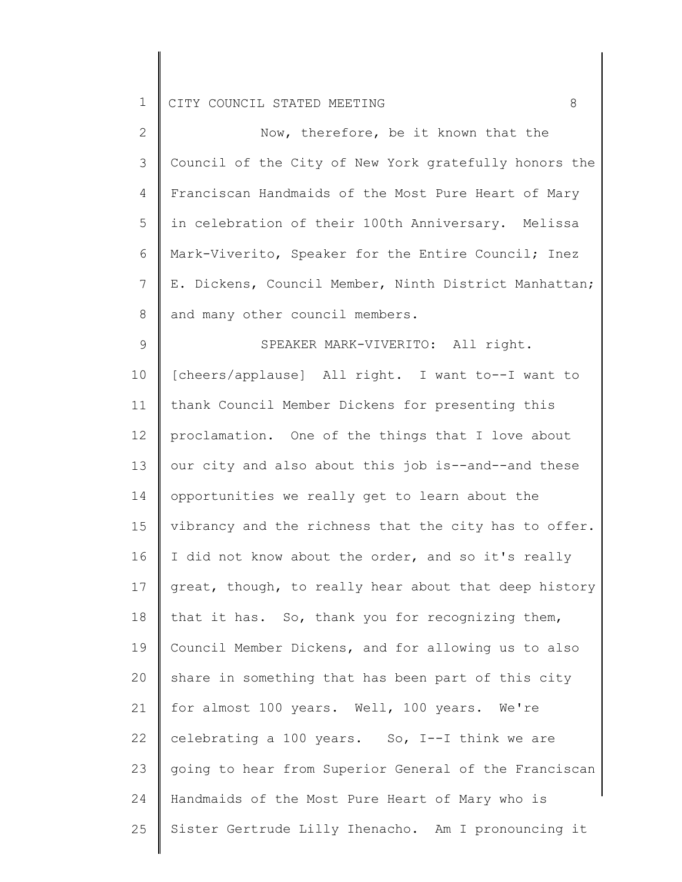Now, therefore, be it known that the Council of the City of New York gratefully honors the Franciscan Handmaids of the Most Pure Heart of Mary in celebration of their 100th Anniversary. Melissa Mark-Viverito, Speaker for the Entire Council; Inez E. Dickens, Council Member, Ninth District Manhattan; and many other council members.

SPEAKER MARK-VIVERITO: All right. [cheers/applause] All right. I want to--I want to thank Council Member Dickens for presenting this proclamation. One of the things that I love about our city and also about this job is--and--and these opportunities we really get to learn about the vibrancy and the richness that the city has to offer. I did not know about the order, and so it's really great, though, to really hear about that deep history that it has. So, thank you for recognizing them, Council Member Dickens, and for allowing us to also share in something that has been part of this city for almost 100 years. Well, 100 years. We're celebrating a 100 years. So, I--I think we are going to hear from Superior General of the Franciscan Handmaids of the Most Pure Heart of Mary who is Sister Gertrude Lilly Ihenacho. Am I pronouncing it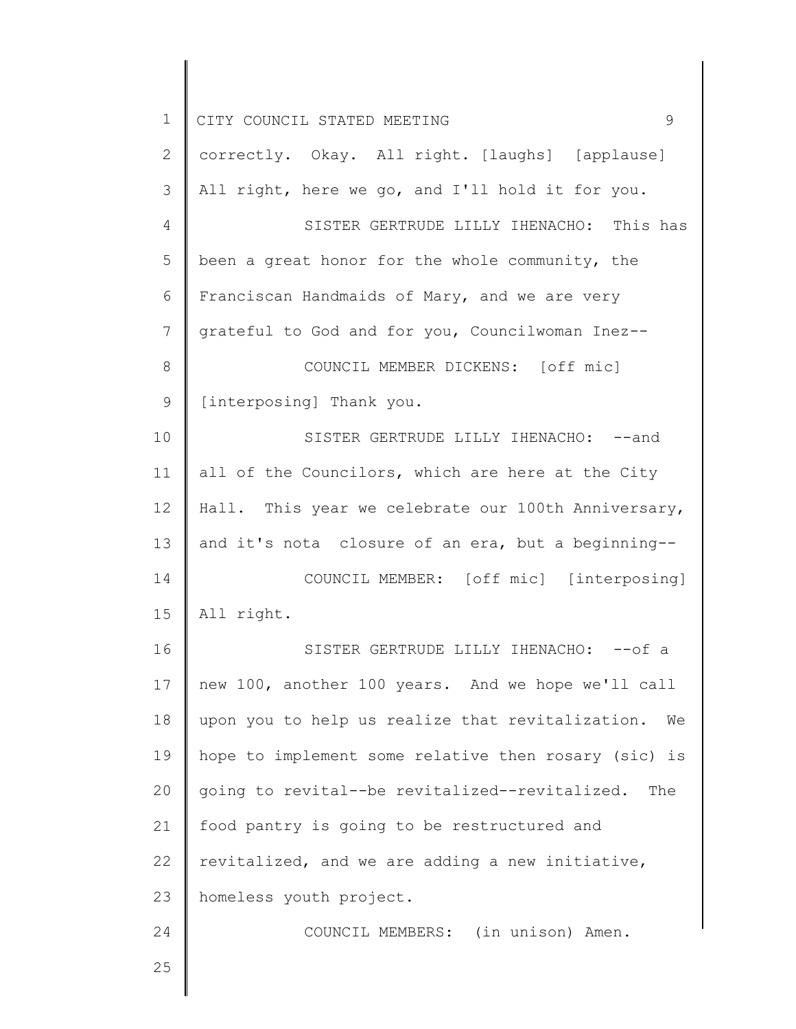correctly. Okay. All right. [laughs] [applause] All right, here we go, and I'll hold it for you.

SISTER GERTRUDE LILLY IHENACHO: This has been a great honor for the whole community, the Franciscan Handmaids of Mary, and we are very grateful to God and for you, Councilwoman Inez--

COUNCIL MEMBER DICKENS: [off mic] [interposing] Thank you.

SISTER GERTRUDE LILLY IHENACHO: --and all of the Councilors, which are here at the City Hall. This year we celebrate our 100th Anniversary, and it's nota closure of an era, but a beginning--

COUNCIL MEMBER: [off mic] [interposing] All right.

SISTER GERTRUDE LILLY IHENACHO: --of a new 100, another 100 years. And we hope we'll call upon you to help us realize that revitalization. We hope to implement some relative then rosary (sic) is going to revital--be revitalized--revitalized. The food pantry is going to be restructured and revitalized, and we are adding a new initiative, homeless youth project.

COUNCIL MEMBERS: (in unison) Amen.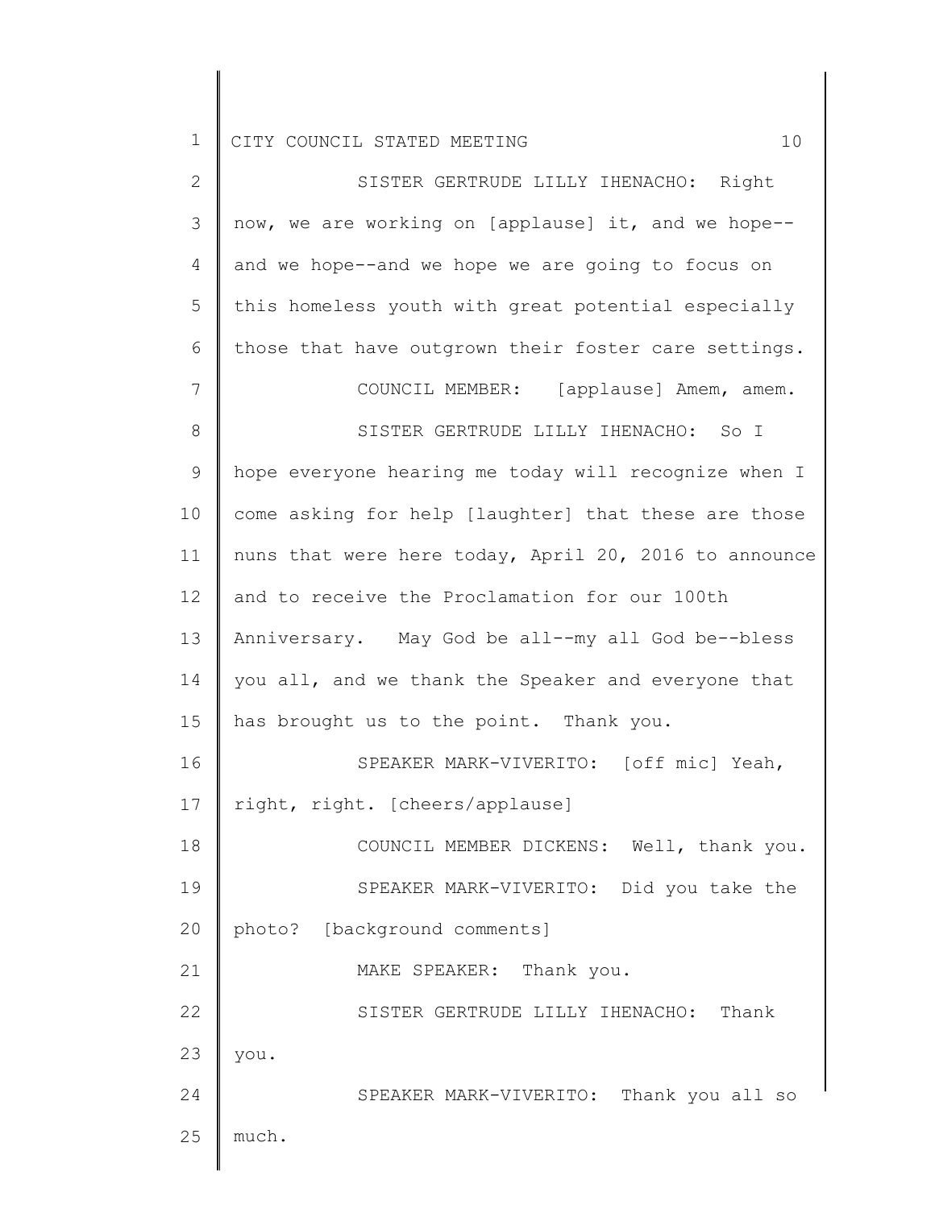SISTER GERTRUDE LILLY IHENACHO: Right now, we are working on [applause] it, and we hope--and we hope--and we hope we are going to focus on this homeless youth with great potential especially those that have outgrown their foster care settings.

COUNCIL MEMBER: [applause] Amem, amem.

SISTER GERTRUDE LILLY IHENACHO: So I hope everyone hearing me today will recognize when I come asking for help [laughter] that these are those nuns that were here today, April 20, 2016 to announce and to receive the Proclamation for our 100th Anniversary. May God be all--my all God be--bless you all, and we thank the Speaker and everyone that has brought us to the point. Thank you.

SPEAKER MARK-VIVERITO: [off mic] Yeah, right, right. [cheers/applause]

COUNCIL MEMBER DICKENS: Well, thank you.

SPEAKER MARK-VIVERITO: Did you take the photo? [background comments]

MAKE SPEAKER: Thank you.

SISTER GERTRUDE LILLY IHENACHO: Thank you.

SPEAKER MARK-VIVERITO: Thank you all so much.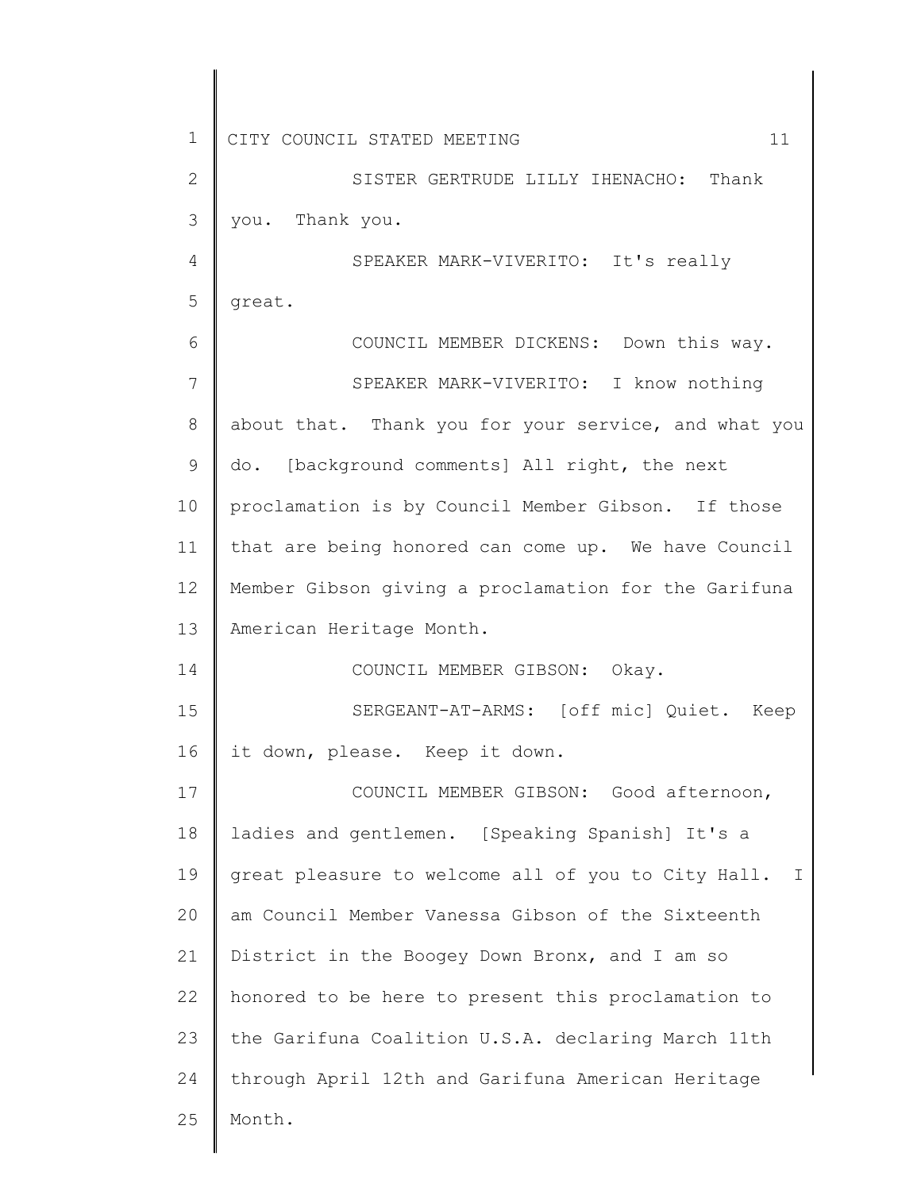SISTER GERTRUDE LILLY IHENACHO: Thank you. Thank you.

SPEAKER MARK-VIVERITO: It's really great.

COUNCIL MEMBER DICKENS: Down this way.

SPEAKER MARK-VIVERITO: I know nothing about that. Thank you for your service, and what you do. [background comments] All right, the next proclamation is by Council Member Gibson. If those that are being honored can come up. We have Council Member Gibson giving a proclamation for the Garifuna American Heritage Month.

COUNCIL MEMBER GIBSON: Okay.

SERGEANT-AT-ARMS: [off mic] Quiet. Keep it down, please. Keep it down.

COUNCIL MEMBER GIBSON: Good afternoon, ladies and gentlemen. [Speaking Spanish] It's a great pleasure to welcome all of you to City Hall. I am Council Member Vanessa Gibson of the Sixteenth District in the Boogey Down Bronx, and I am so honored to be here to present this proclamation to the Garifuna Coalition U.S.A. declaring March 11th through April 12th and Garifuna American Heritage Month.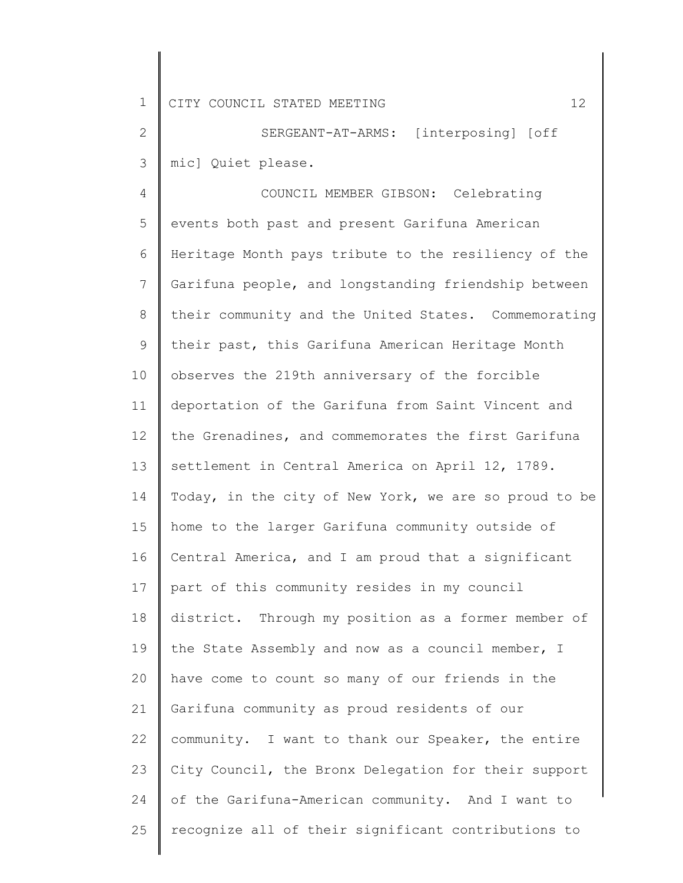SERGEANT-AT-ARMS: [interposing] [off mic] Quiet please.

COUNCIL MEMBER GIBSON: Celebrating events both past and present Garifuna American Heritage Month pays tribute to the resiliency of the Garifuna people, and longstanding friendship between their community and the United States. Commemorating their past, this Garifuna American Heritage Month observes the 219th anniversary of the forcible deportation of the Garifuna from Saint Vincent and the Grenadines, and commemorates the first Garifuna settlement in Central America on April 12, 1789. Today, in the city of New York, we are so proud to be home to the larger Garifuna community outside of Central America, and I am proud that a significant part of this community resides in my council district. Through my position as a former member of the State Assembly and now as a council member, I have come to count so many of our friends in the Garifuna community as proud residents of our community. I want to thank our Speaker, the entire City Council, the Bronx Delegation for their support of the Garifuna-American community. And I want to recognize all of their significant contributions to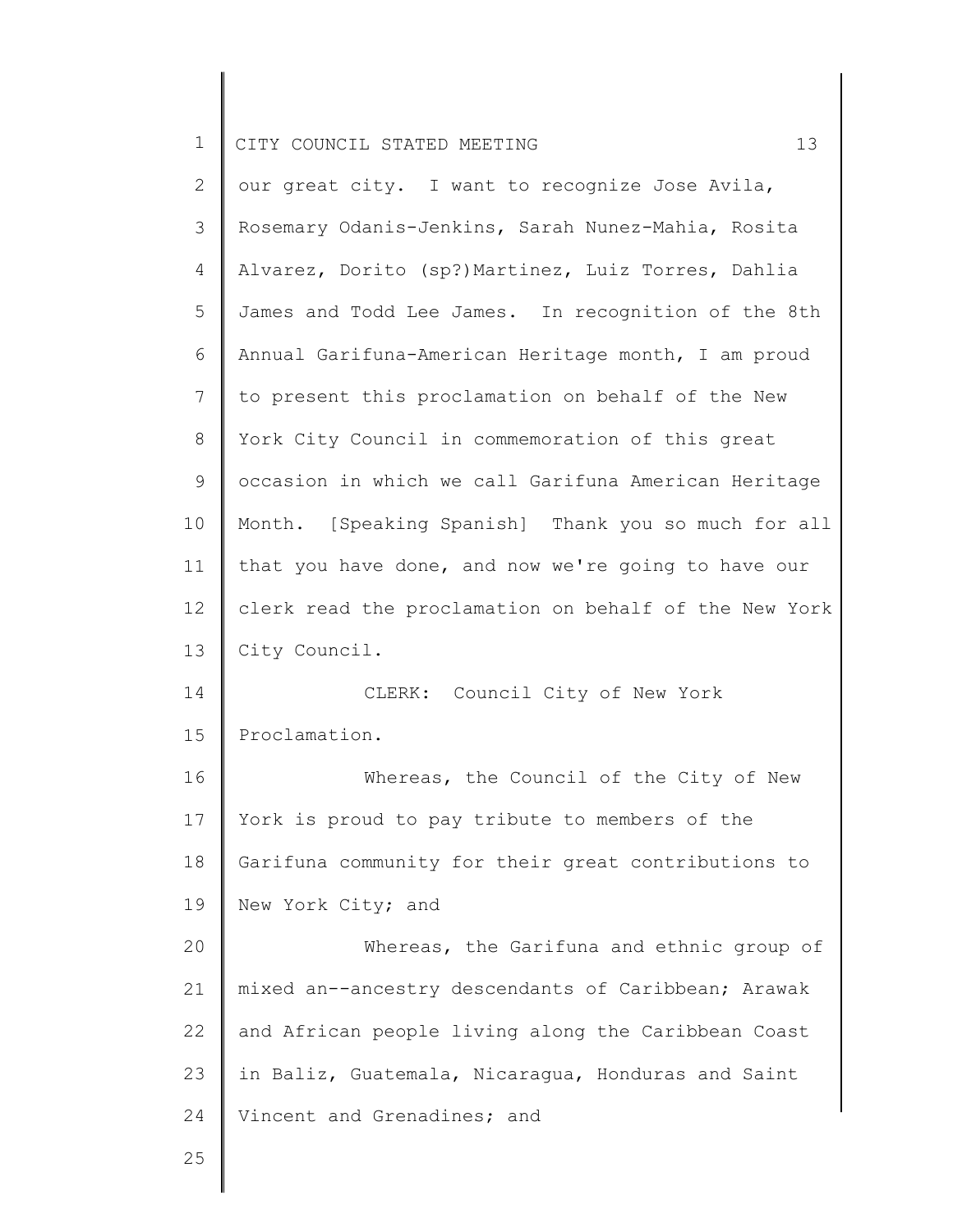our great city. I want to recognize Jose Avila, Rosemary Odanis-Jenkins, Sarah Nunez-Mahia, Rosita Alvarez, Dorito (sp?)Martinez, Luiz Torres, Dahlia James and Todd Lee James. In recognition of the 8th Annual Garifuna-American Heritage month, I am proud to present this proclamation on behalf of the New York City Council in commemoration of this great occasion in which we call Garifuna American Heritage Month. [Speaking Spanish] Thank you so much for all that you have done, and now we're going to have our clerk read the proclamation on behalf of the New York City Council.

CLERK: Council City of New York Proclamation.

Whereas, the Council of the City of New York is proud to pay tribute to members of the Garifuna community for their great contributions to New York City; and

Whereas, the Garifuna and ethnic group of mixed an--ancestry descendants of Caribbean; Arawak and African people living along the Caribbean Coast in Baliz, Guatemala, Nicaragua, Honduras and Saint Vincent and Grenadines; and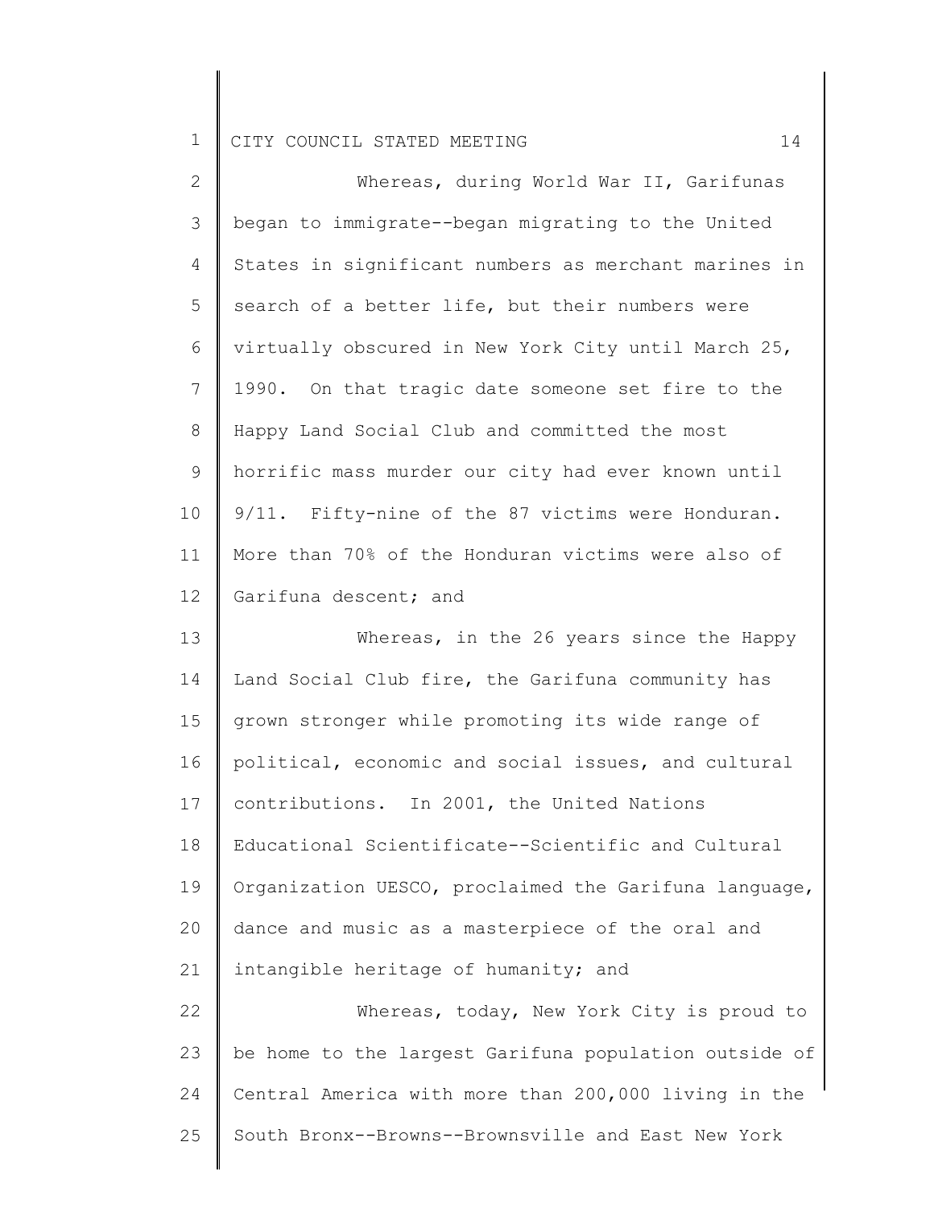Whereas, during World War II, Garifunas began to immigrate--began migrating to the United States in significant numbers as merchant marines in search of a better life, but their numbers were virtually obscured in New York City until March 25, 1990. On that tragic date someone set fire to the Happy Land Social Club and committed the most horrific mass murder our city had ever known until 9/11. Fifty-nine of the 87 victims were Honduran. More than 70% of the Honduran victims were also of Garifuna descent; and

Whereas, in the 26 years since the Happy Land Social Club fire, the Garifuna community has grown stronger while promoting its wide range of political, economic and social issues, and cultural contributions. In 2001, the United Nations Educational Scientificate--Scientific and Cultural Organization UESCO, proclaimed the Garifuna language, dance and music as a masterpiece of the oral and intangible heritage of humanity; and

Whereas, today, New York City is proud to be home to the largest Garifuna population outside of Central America with more than 200,000 living in the South Bronx--Browns--Brownsville and East New York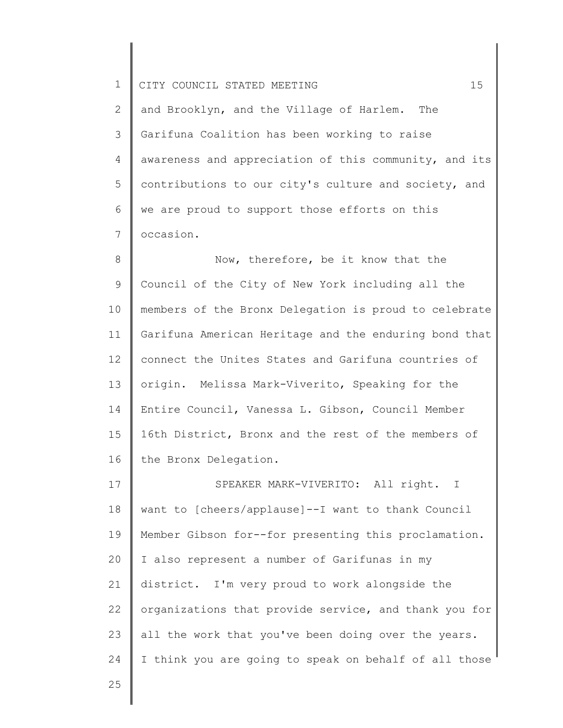and Brooklyn, and the Village of Harlem. The Garifuna Coalition has been working to raise awareness and appreciation of this community, and its contributions to our city's culture and society, and we are proud to support those efforts on this occasion.

Now, therefore, be it know that the Council of the City of New York including all the members of the Bronx Delegation is proud to celebrate Garifuna American Heritage and the enduring bond that connect the Unites States and Garifuna countries of origin. Melissa Mark-Viverito, Speaking for the Entire Council, Vanessa L. Gibson, Council Member 16th District, Bronx and the rest of the members of the Bronx Delegation.

SPEAKER MARK-VIVERITO: All right. I want to [cheers/applause]--I want to thank Council Member Gibson for--for presenting this proclamation. I also represent a number of Garifunas in my district. I'm very proud to work alongside the organizations that provide service, and thank you for all the work that you've been doing over the years. I think you are going to speak on behalf of all those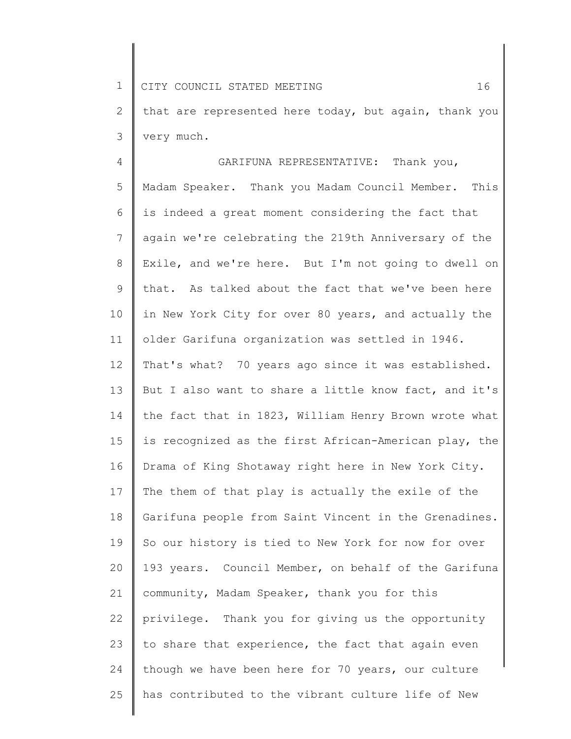that are represented here today, but again, thank you very much.

GARIFUNA REPRESENTATIVE: Thank you, Madam Speaker. Thank you Madam Council Member. This is indeed a great moment considering the fact that again we're celebrating the 219th Anniversary of the Exile, and we're here. But I'm not going to dwell on that. As talked about the fact that we've been here in New York City for over 80 years, and actually the older Garifuna organization was settled in 1946. That's what? 70 years ago since it was established. But I also want to share a little know fact, and it's the fact that in 1823, William Henry Brown wrote what is recognized as the first African-American play, the Drama of King Shotaway right here in New York City. The them of that play is actually the exile of the Garifuna people from Saint Vincent in the Grenadines. So our history is tied to New York for now for over 193 years. Council Member, on behalf of the Garifuna community, Madam Speaker, thank you for this privilege. Thank you for giving us the opportunity to share that experience, the fact that again even though we have been here for 70 years, our culture has contributed to the vibrant culture life of New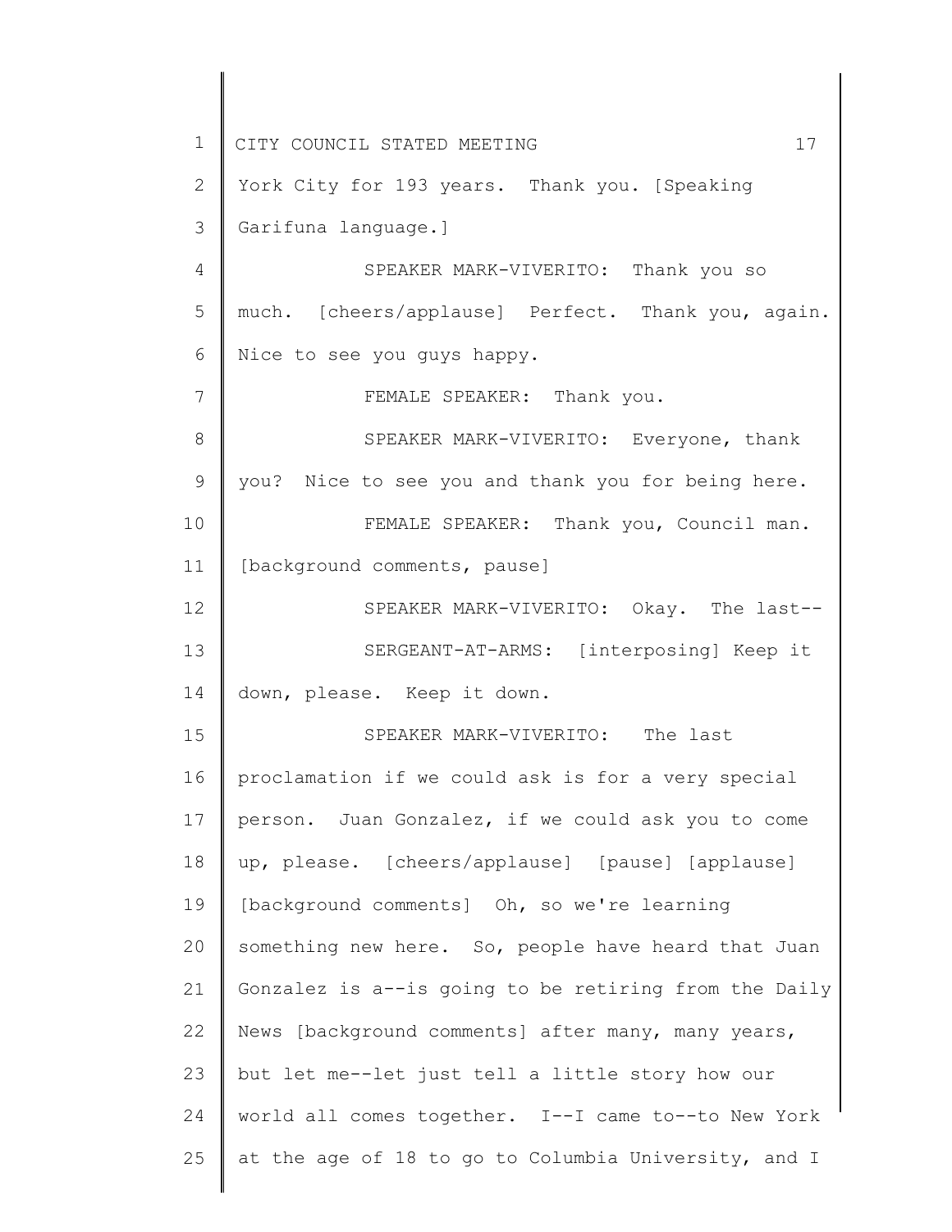York City for 193 years. Thank you. [Speaking Garifuna language.]

SPEAKER MARK-VIVERITO: Thank you so much. [cheers/applause] Perfect. Thank you, again. Nice to see you guys happy.

FEMALE SPEAKER: Thank you.

SPEAKER MARK-VIVERITO: Everyone, thank you? Nice to see you and thank you for being here.

FEMALE SPEAKER: Thank you, Council man. [background comments, pause]

SPEAKER MARK-VIVERITO: Okay. The last--

SERGEANT-AT-ARMS: [interposing] Keep it down, please. Keep it down.

SPEAKER MARK-VIVERITO: The last proclamation if we could ask is for a very special person. Juan Gonzalez, if we could ask you to come up, please. [cheers/applause] [pause] [applause] [background comments] Oh, so we're learning something new here. So, people have heard that Juan Gonzalez is a--is going to be retiring from the Daily News [background comments] after many, many years, but let me--let just tell a little story how our world all comes together. I--I came to--to New York at the age of 18 to go to Columbia University, and I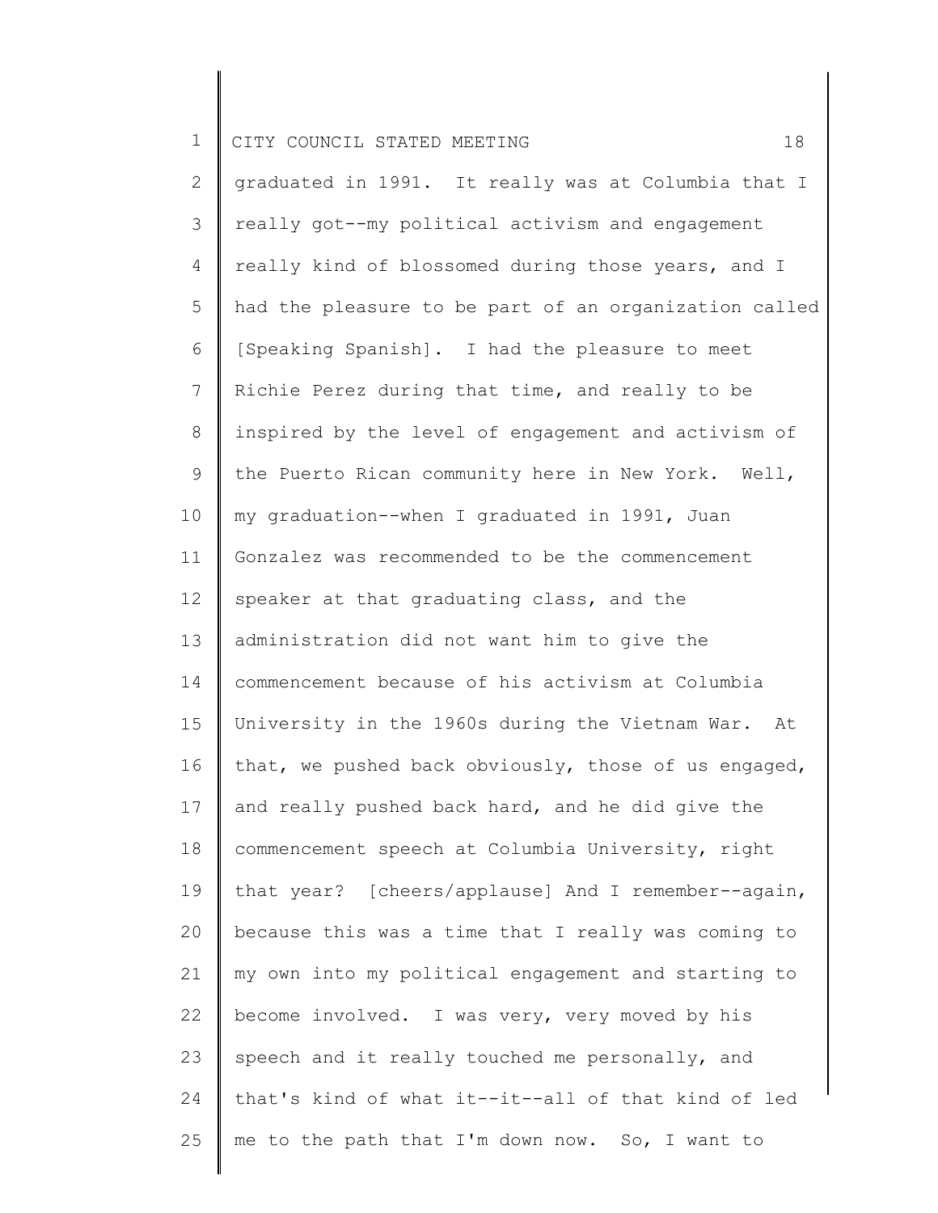graduated in 1991. It really was at Columbia that I really got--my political activism and engagement really kind of blossomed during those years, and I had the pleasure to be part of an organization called [Speaking Spanish]. I had the pleasure to meet Richie Perez during that time, and really to be inspired by the level of engagement and activism of the Puerto Rican community here in New York. Well, my graduation--when I graduated in 1991, Juan Gonzalez was recommended to be the commencement speaker at that graduating class, and the administration did not want him to give the commencement because of his activism at Columbia University in the 1960s during the Vietnam War. At that, we pushed back obviously, those of us engaged, and really pushed back hard, and he did give the commencement speech at Columbia University, right that year? [cheers/applause] And I remember--again, because this was a time that I really was coming to my own into my political engagement and starting to become involved. I was very, very moved by his speech and it really touched me personally, and that's kind of what it--it--all of that kind of led me to the path that I'm down now. So, I want to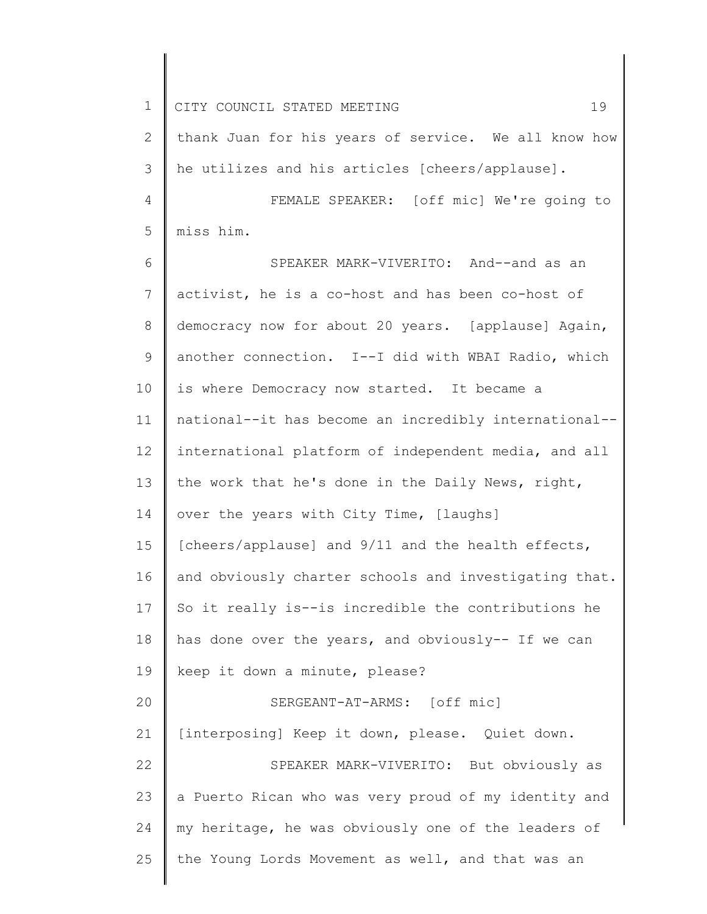thank Juan for his years of service. We all know how he utilizes and his articles [cheers/applause].

FEMALE SPEAKER: [off mic] We're going to miss him.

SPEAKER MARK-VIVERITO: And--and as an activist, he is a co-host and has been co-host of democracy now for about 20 years. [applause] Again, another connection. I--I did with WBAI Radio, which is where Democracy now started. It became a national--it has become an incredibly international--international platform of independent media, and all the work that he's done in the Daily News, right, over the years with City Time, [laughs] [cheers/applause] and 9/11 and the health effects, and obviously charter schools and investigating that. So it really is--is incredible the contributions he has done over the years, and obviously-- If we can keep it down a minute, please?

SERGEANT-AT-ARMS: [off mic] [interposing] Keep it down, please. Quiet down.

SPEAKER MARK-VIVERITO: But obviously as a Puerto Rican who was very proud of my identity and my heritage, he was obviously one of the leaders of the Young Lords Movement as well, and that was an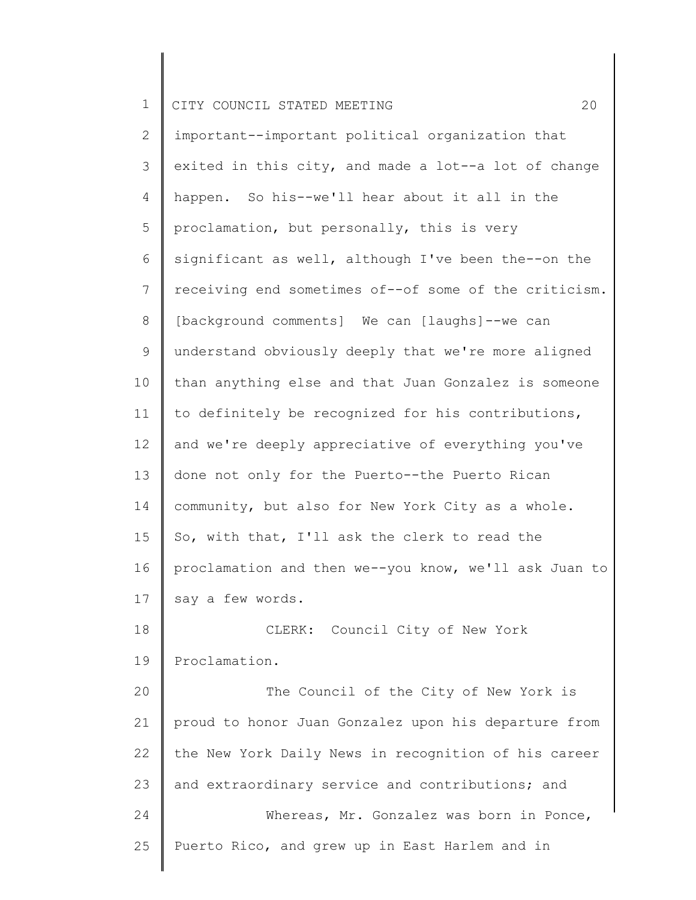important--important political organization that exited in this city, and made a lot--a lot of change happen. So his--we'll hear about it all in the proclamation, but personally, this is very significant as well, although I've been the--on the receiving end sometimes of--of some of the criticism. [background comments] We can [laughs]--we can understand obviously deeply that we're more aligned than anything else and that Juan Gonzalez is someone to definitely be recognized for his contributions, and we're deeply appreciative of everything you've done not only for the Puerto--the Puerto Rican community, but also for New York City as a whole. So, with that, I'll ask the clerk to read the proclamation and then we--you know, we'll ask Juan to say a few words.

CLERK: Council City of New York Proclamation.

The Council of the City of New York is proud to honor Juan Gonzalez upon his departure from the New York Daily News in recognition of his career and extraordinary service and contributions; and

Whereas, Mr. Gonzalez was born in Ponce, Puerto Rico, and grew up in East Harlem and in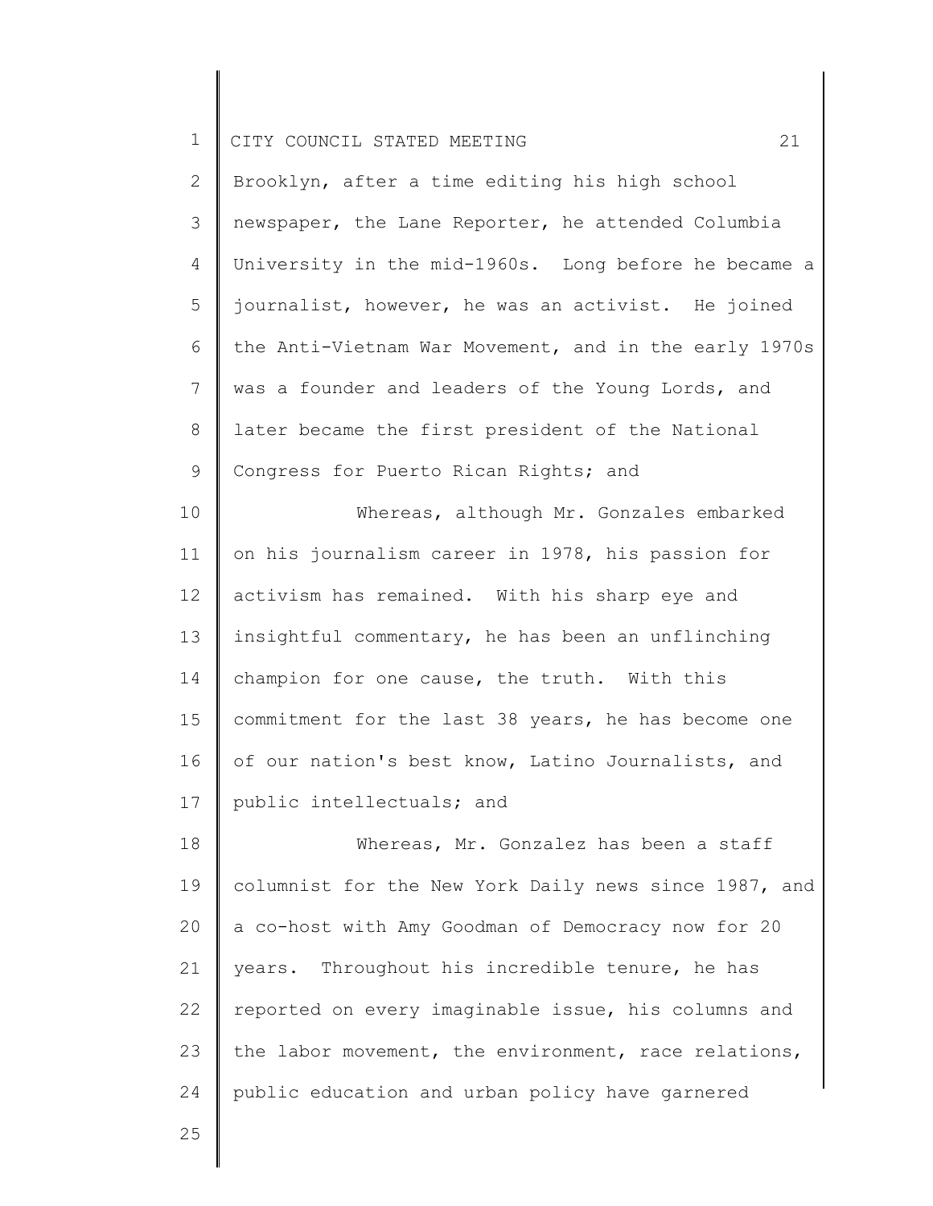Brooklyn, after a time editing his high school newspaper, the Lane Reporter, he attended Columbia University in the mid-1960s. Long before he became a journalist, however, he was an activist. He joined the Anti-Vietnam War Movement, and in the early 1970s was a founder and leaders of the Young Lords, and later became the first president of the National Congress for Puerto Rican Rights; and

Whereas, although Mr. Gonzales embarked on his journalism career in 1978, his passion for activism has remained. With his sharp eye and insightful commentary, he has been an unflinching champion for one cause, the truth. With this commitment for the last 38 years, he has become one of our nation's best know, Latino Journalists, and public intellectuals; and

Whereas, Mr. Gonzalez has been a staff columnist for the New York Daily news since 1987, and a co-host with Amy Goodman of Democracy now for 20 years. Throughout his incredible tenure, he has reported on every imaginable issue, his columns and the labor movement, the environment, race relations, public education and urban policy have garnered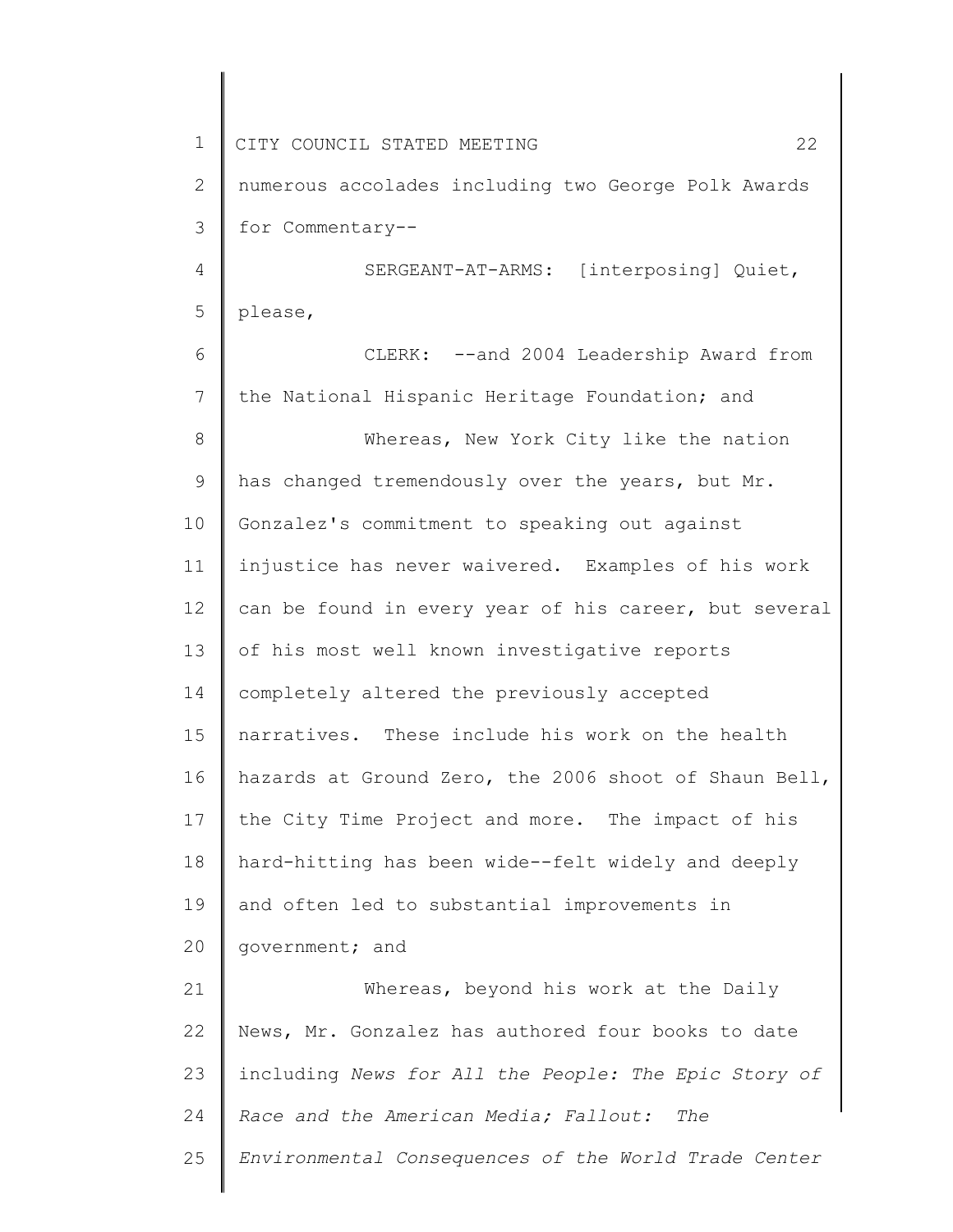numerous accolades including two George Polk Awards for Commentary--

SERGEANT-AT-ARMS: [interposing] Quiet, please,

CLERK: --and 2004 Leadership Award from the National Hispanic Heritage Foundation; and

Whereas, New York City like the nation has changed tremendously over the years, but Mr. Gonzalez's commitment to speaking out against injustice has never waivered. Examples of his work can be found in every year of his career, but several of his most well known investigative reports completely altered the previously accepted narratives. These include his work on the health hazards at Ground Zero, the 2006 shoot of Shaun Bell, the City Time Project and more. The impact of his hard-hitting has been wide--felt widely and deeply and often led to substantial improvements in government; and

Whereas, beyond his work at the Daily News, Mr. Gonzalez has authored four books to date including *News for All the People: The Epic Story of Race and the American Media; Fallout: The Environmental Consequences of the World Trade Center*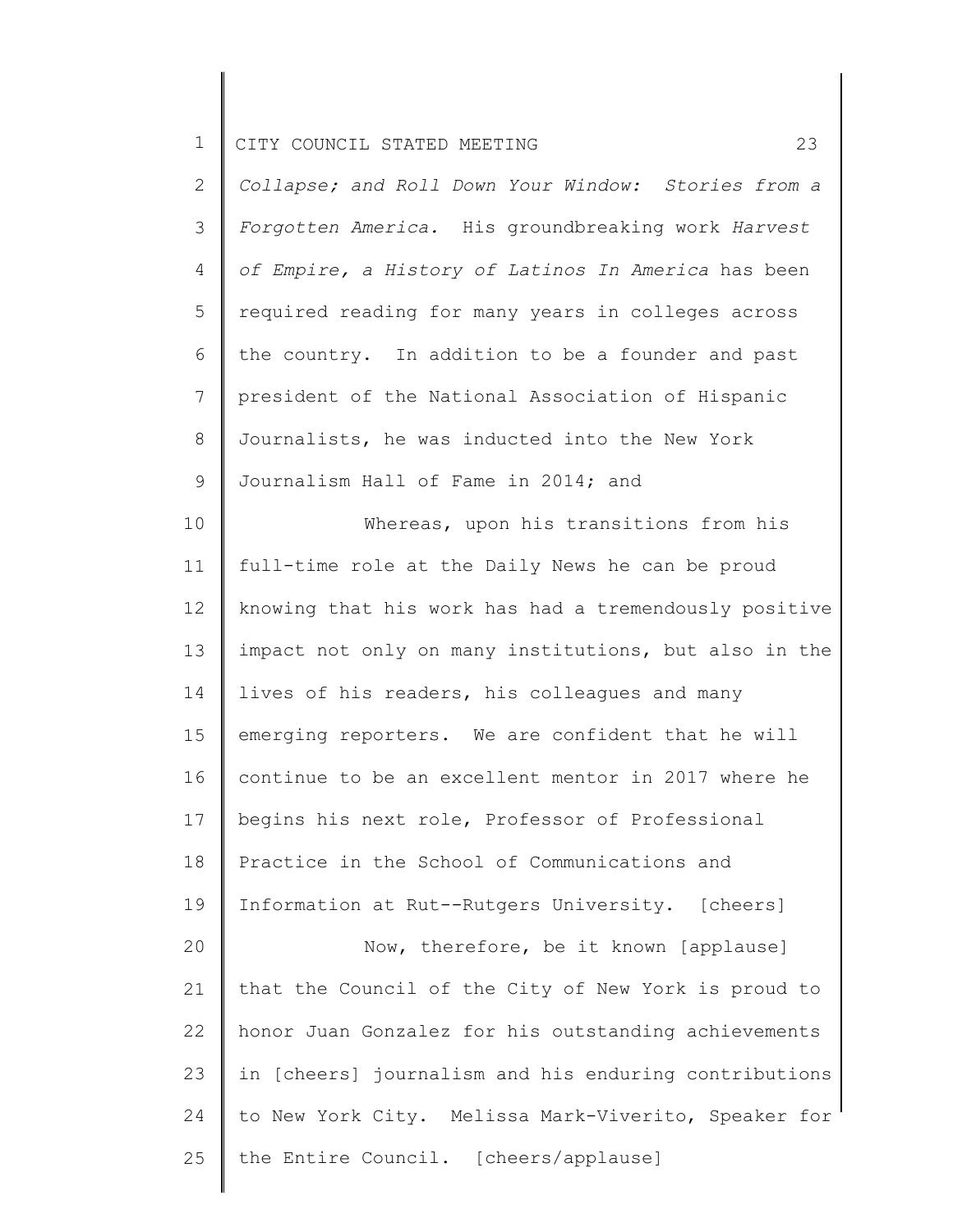*Collapse; and Roll Down Your Window: Stories from a Forgotten America.* His groundbreaking work *Harvest of Empire, a History of Latinos In America* has been required reading for many years in colleges across the country. In addition to be a founder and past president of the National Association of Hispanic Journalists, he was inducted into the New York Journalism Hall of Fame in 2014; and

Whereas, upon his transitions from his full-time role at the Daily News he can be proud knowing that his work has had a tremendously positive impact not only on many institutions, but also in the lives of his readers, his colleagues and many emerging reporters. We are confident that he will continue to be an excellent mentor in 2017 where he begins his next role, Professor of Professional Practice in the School of Communications and Information at Rut--Rutgers University. [cheers]

Now, therefore, be it known [applause] that the Council of the City of New York is proud to honor Juan Gonzalez for his outstanding achievements in [cheers] journalism and his enduring contributions to New York City. Melissa Mark-Viverito, Speaker for the Entire Council. [cheers/applause]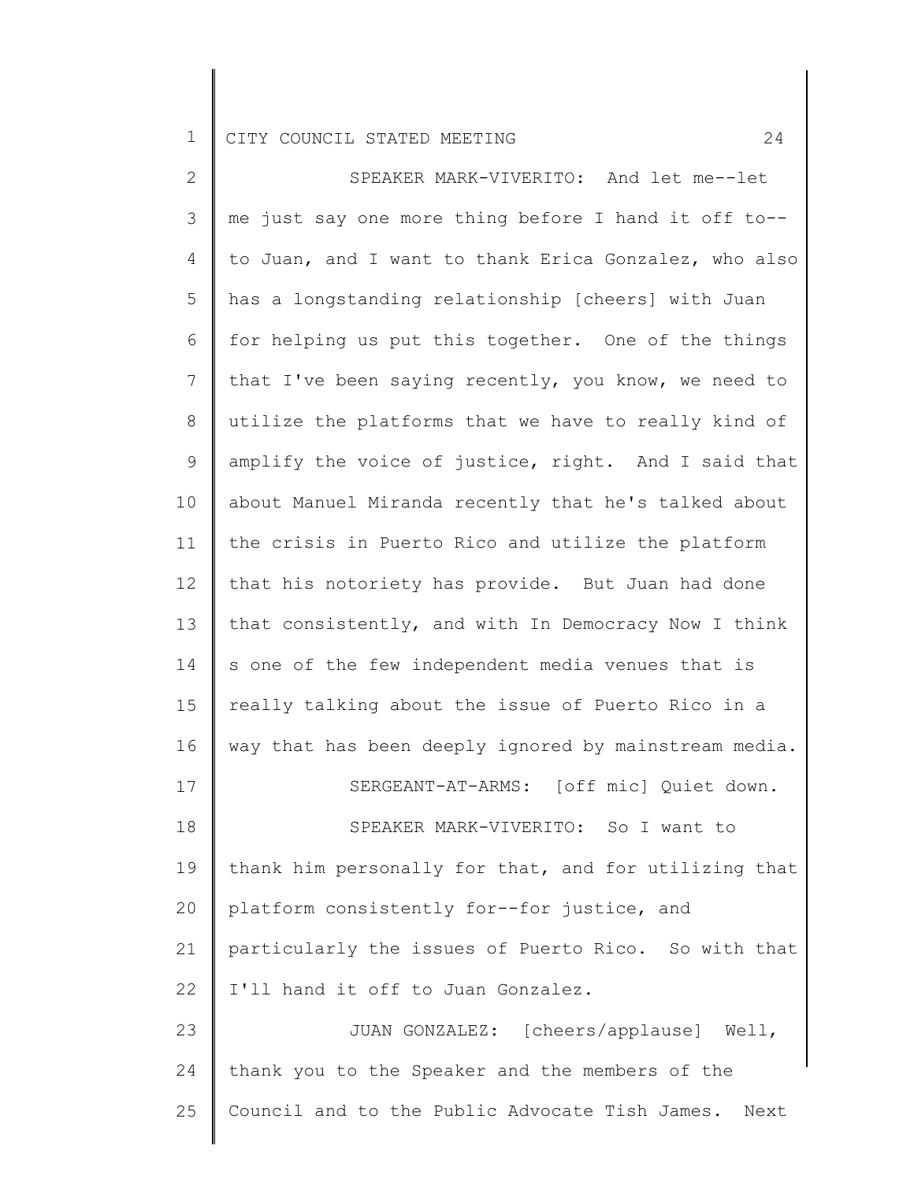SPEAKER MARK-VIVERITO: And let me--let me just say one more thing before I hand it off to--to Juan, and I want to thank Erica Gonzalez, who also has a longstanding relationship [cheers] with Juan for helping us put this together. One of the things that I've been saying recently, you know, we need to utilize the platforms that we have to really kind of amplify the voice of justice, right. And I said that about Manuel Miranda recently that he's talked about the crisis in Puerto Rico and utilize the platform that his notoriety has provide. But Juan had done that consistently, and with In Democracy Now I think s one of the few independent media venues that is really talking about the issue of Puerto Rico in a way that has been deeply ignored by mainstream media.

SERGEANT-AT-ARMS: [off mic] Quiet down.

SPEAKER MARK-VIVERITO: So I want to thank him personally for that, and for utilizing that platform consistently for--for justice, and particularly the issues of Puerto Rico. So with that I'll hand it off to Juan Gonzalez.

JUAN GONZALEZ: [cheers/applause] Well, thank you to the Speaker and the members of the Council and to the Public Advocate Tish James. Next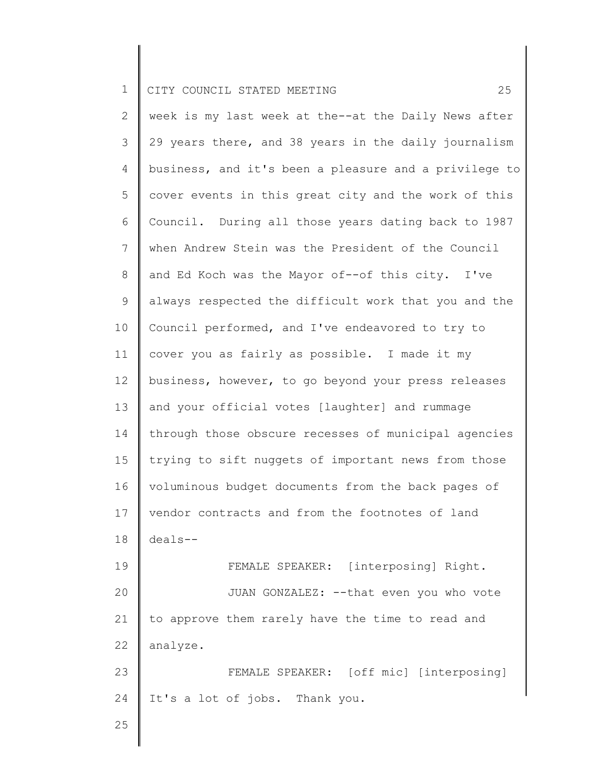week is my last week at the--at the Daily News after 29 years there, and 38 years in the daily journalism business, and it's been a pleasure and a privilege to cover events in this great city and the work of this Council. During all those years dating back to 1987 when Andrew Stein was the President of the Council and Ed Koch was the Mayor of--of this city. I've always respected the difficult work that you and the Council performed, and I've endeavored to try to cover you as fairly as possible. I made it my business, however, to go beyond your press releases and your official votes [laughter] and rummage through those obscure recesses of municipal agencies trying to sift nuggets of important news from those voluminous budget documents from the back pages of vendor contracts and from the footnotes of land deals--

FEMALE SPEAKER: [interposing] Right.

JUAN GONZALEZ: --that even you who vote to approve them rarely have the time to read and analyze.

FEMALE SPEAKER: [off mic] [interposing] It's a lot of jobs. Thank you.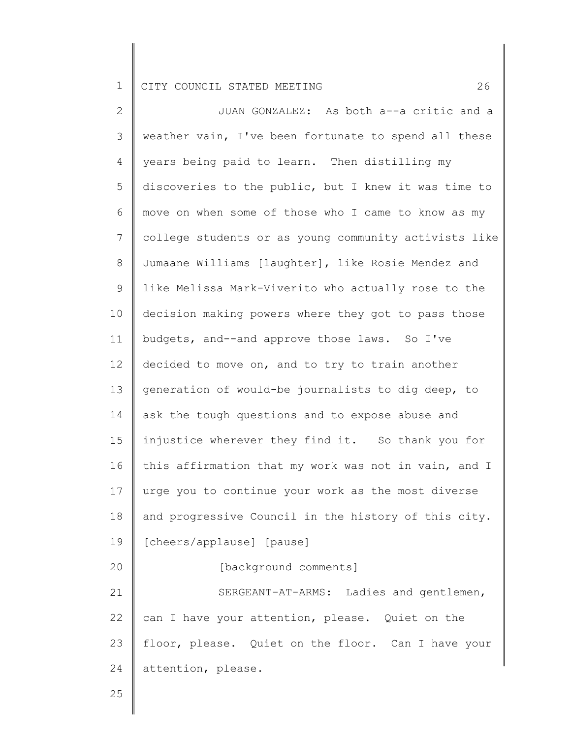JUAN GONZALEZ: As both a--a critic and a weather vain, I've been fortunate to spend all these years being paid to learn. Then distilling my discoveries to the public, but I knew it was time to move on when some of those who I came to know as my college students or as young community activists like Jumaane Williams [laughter], like Rosie Mendez and like Melissa Mark-Viverito who actually rose to the decision making powers where they got to pass those budgets, and--and approve those laws. So I've decided to move on, and to try to train another generation of would-be journalists to dig deep, to ask the tough questions and to expose abuse and injustice wherever they find it. So thank you for this affirmation that my work was not in vain, and I urge you to continue your work as the most diverse and progressive Council in the history of this city. [cheers/applause] [pause]

[background comments]

SERGEANT-AT-ARMS: Ladies and gentlemen, can I have your attention, please. Quiet on the floor, please. Quiet on the floor. Can I have your attention, please.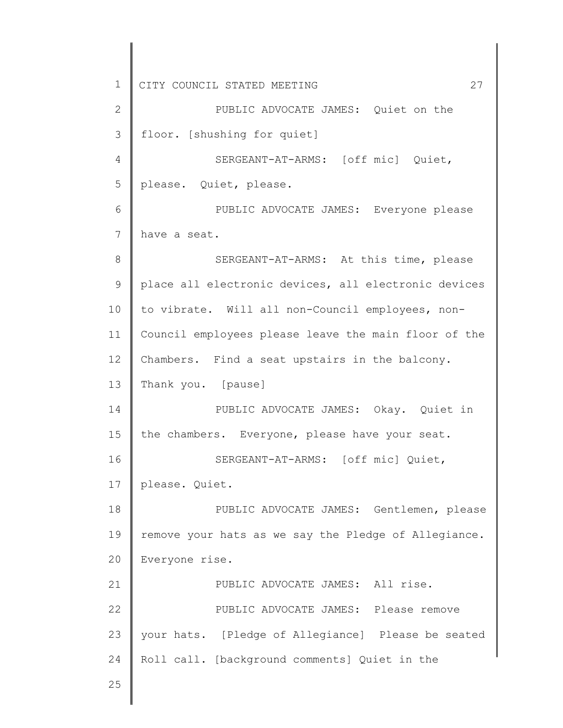PUBLIC ADVOCATE JAMES: Quiet on the floor. [shushing for quiet]

SERGEANT-AT-ARMS: [off mic] Quiet, please. Quiet, please.

PUBLIC ADVOCATE JAMES: Everyone please have a seat.

SERGEANT-AT-ARMS: At this time, please place all electronic devices, all electronic devices to vibrate. Will all non-Council employees, non-Council employees please leave the main floor of the Chambers. Find a seat upstairs in the balcony. Thank you. [pause]

PUBLIC ADVOCATE JAMES: Okay. Quiet in the chambers. Everyone, please have your seat.

SERGEANT-AT-ARMS: [off mic] Quiet, please. Quiet.

PUBLIC ADVOCATE JAMES: Gentlemen, please remove your hats as we say the Pledge of Allegiance. Everyone rise.

PUBLIC ADVOCATE JAMES: All rise.

PUBLIC ADVOCATE JAMES: Please remove your hats. [Pledge of Allegiance] Please be seated Roll call. [background comments] Quiet in the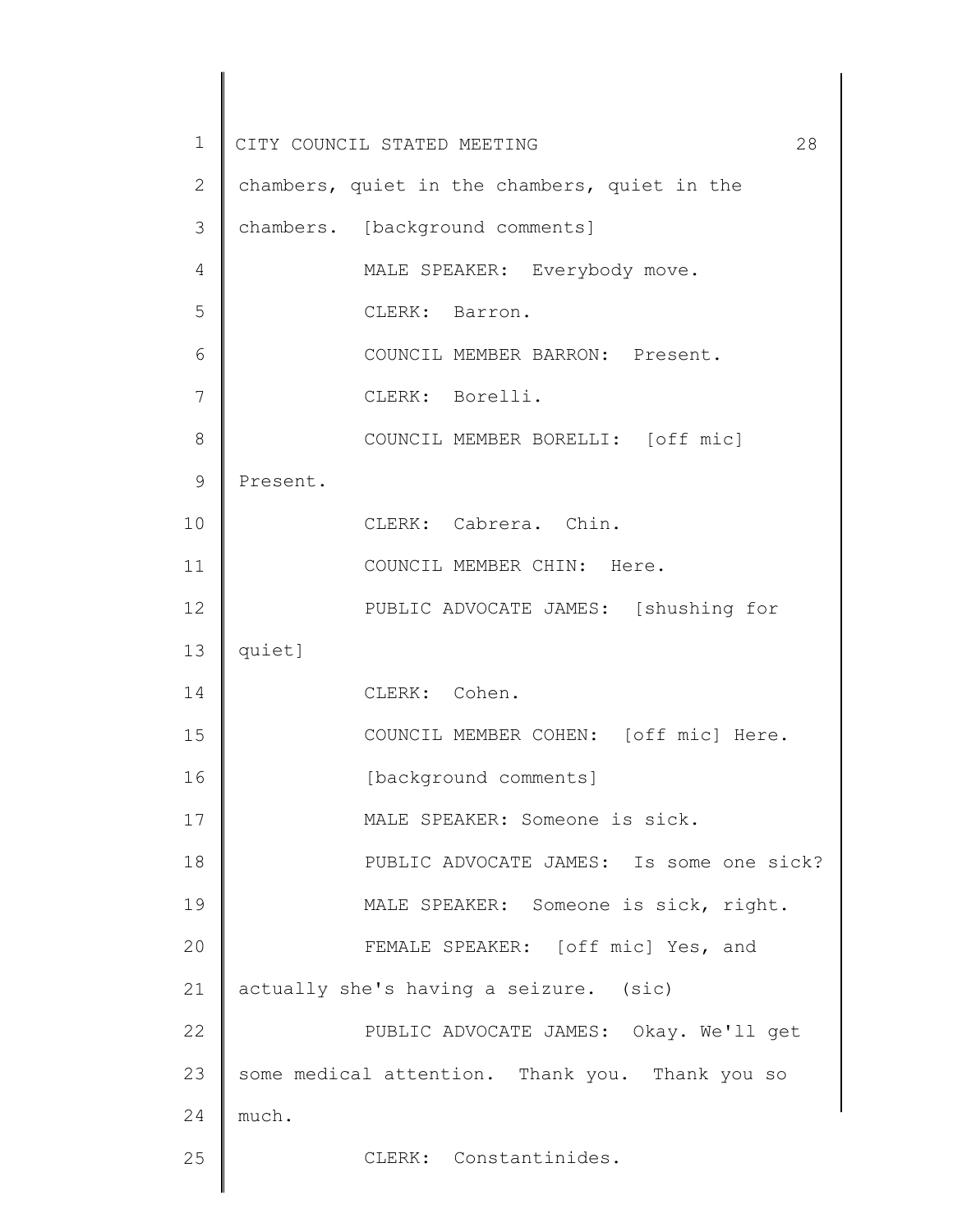chambers, quiet in the chambers, quiet in the chambers. [background comments]

MALE SPEAKER: Everybody move.

CLERK: Barron.

COUNCIL MEMBER BARRON: Present.

CLERK: Borelli.

COUNCIL MEMBER BORELLI: [off mic] Present.

CLERK: Cabrera. Chin.

COUNCIL MEMBER CHIN: Here.

PUBLIC ADVOCATE JAMES: [shushing for quiet]

CLERK: Cohen.

COUNCIL MEMBER COHEN: [off mic] Here.

[background comments]

MALE SPEAKER: Someone is sick.

PUBLIC ADVOCATE JAMES: Is some one sick?

MALE SPEAKER: Someone is sick, right.

FEMALE SPEAKER: [off mic] Yes, and actually she's having a seizure. (sic)

PUBLIC ADVOCATE JAMES: Okay. We'll get some medical attention. Thank you. Thank you so much.

CLERK: Constantinides.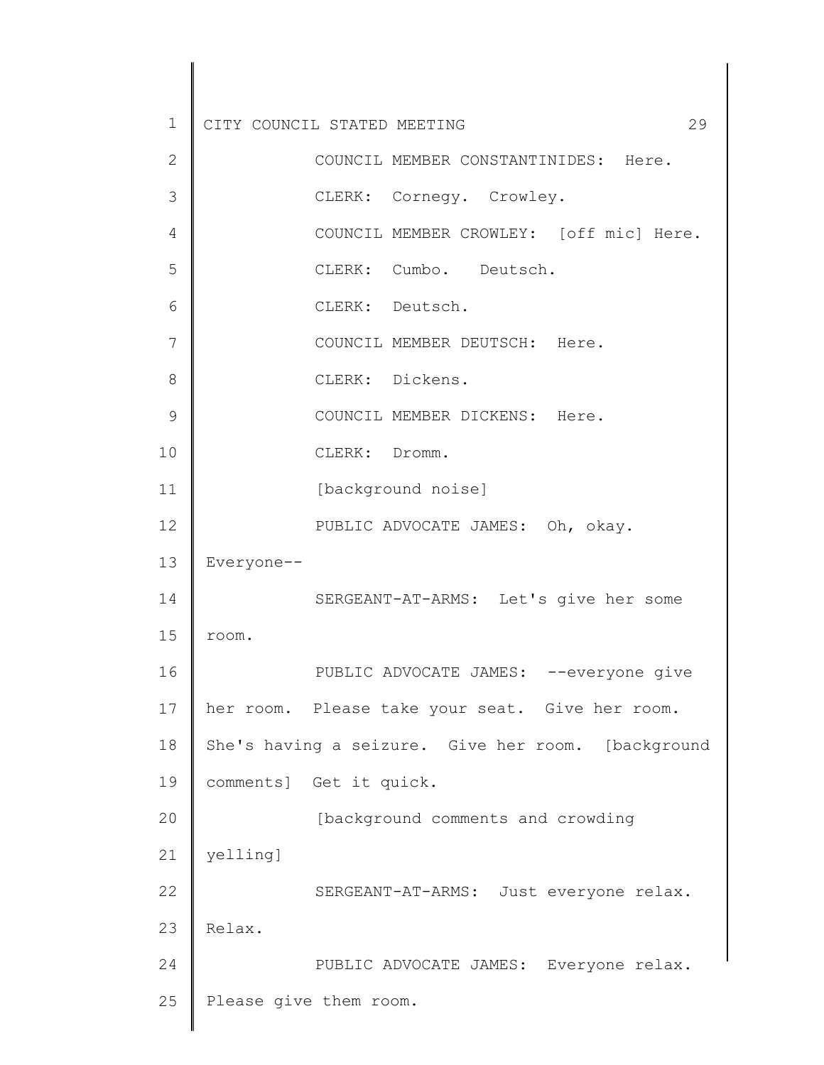COUNCIL MEMBER CONSTANTINIDES: Here.

CLERK: Cornegy. Crowley.

COUNCIL MEMBER CROWLEY: [off mic] Here.

CLERK: Cumbo. Deutsch.

CLERK: Deutsch.

COUNCIL MEMBER DEUTSCH: Here.

CLERK: Dickens.

COUNCIL MEMBER DICKENS: Here.

CLERK: Dromm.

[background noise]

PUBLIC ADVOCATE JAMES: Oh, okay. Everyone--

SERGEANT-AT-ARMS: Let's give her some room.

PUBLIC ADVOCATE JAMES: --everyone give her room. Please take your seat. Give her room. She's having a seizure. Give her room. [background comments] Get it quick.

[background comments and crowding yelling]

SERGEANT-AT-ARMS: Just everyone relax. Relax.

PUBLIC ADVOCATE JAMES: Everyone relax. Please give them room.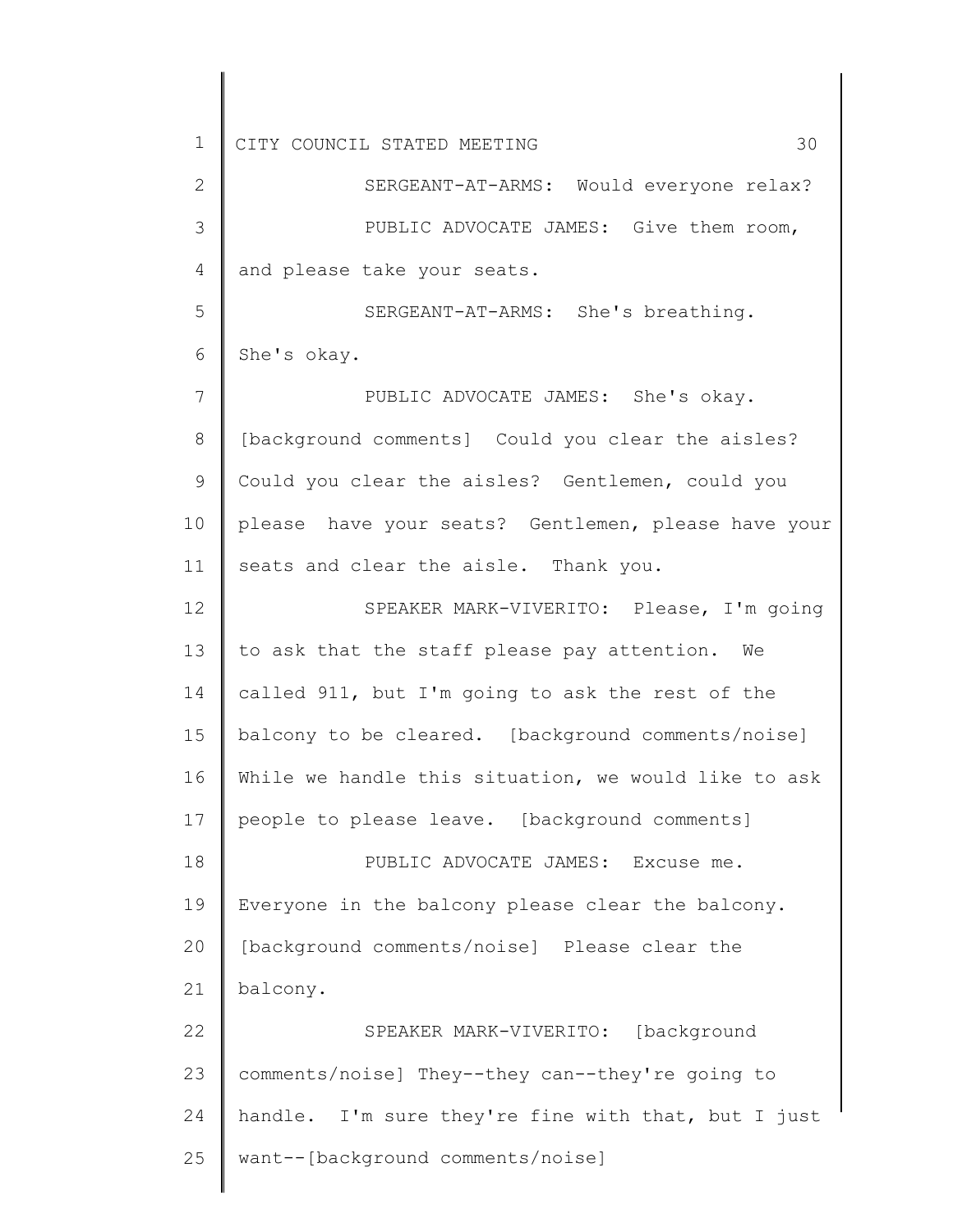SERGEANT-AT-ARMS: Would everyone relax?

PUBLIC ADVOCATE JAMES: Give them room, and please take your seats.

SERGEANT-AT-ARMS: She's breathing. She's okay.

PUBLIC ADVOCATE JAMES: She's okay. [background comments] Could you clear the aisles? Could you clear the aisles? Gentlemen, could you please have your seats? Gentlemen, please have your seats and clear the aisle. Thank you.

SPEAKER MARK-VIVERITO: Please, I'm going to ask that the staff please pay attention. We called 911, but I'm going to ask the rest of the balcony to be cleared. [background comments/noise] While we handle this situation, we would like to ask people to please leave. [background comments]

PUBLIC ADVOCATE JAMES: Excuse me. Everyone in the balcony please clear the balcony. [background comments/noise] Please clear the balcony.

SPEAKER MARK-VIVERITO: [background comments/noise] They--they can--they're going to handle. I'm sure they're fine with that, but I just want--[background comments/noise]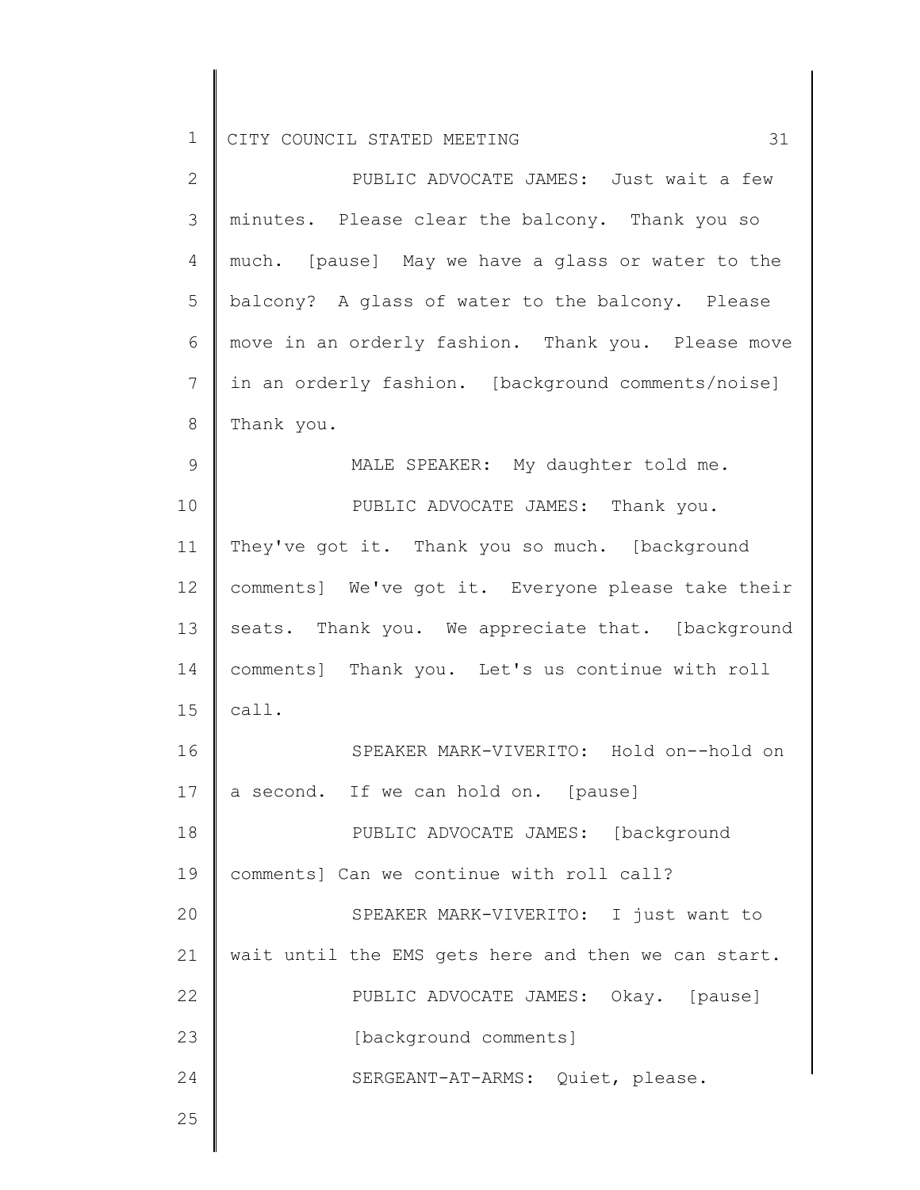PUBLIC ADVOCATE JAMES: Just wait a few minutes. Please clear the balcony. Thank you so much. [pause] May we have a glass or water to the balcony? A glass of water to the balcony. Please move in an orderly fashion. Thank you. Please move in an orderly fashion. [background comments/noise] Thank you.

MALE SPEAKER: My daughter told me.

PUBLIC ADVOCATE JAMES: Thank you. They've got it. Thank you so much. [background comments] We've got it. Everyone please take their seats. Thank you. We appreciate that. [background comments] Thank you. Let's us continue with roll call.

SPEAKER MARK-VIVERITO: Hold on--hold on a second. If we can hold on. [pause]

PUBLIC ADVOCATE JAMES: [background comments] Can we continue with roll call?

SPEAKER MARK-VIVERITO: I just want to wait until the EMS gets here and then we can start.

PUBLIC ADVOCATE JAMES: Okay. [pause]

[background comments]

SERGEANT-AT-ARMS: Quiet, please.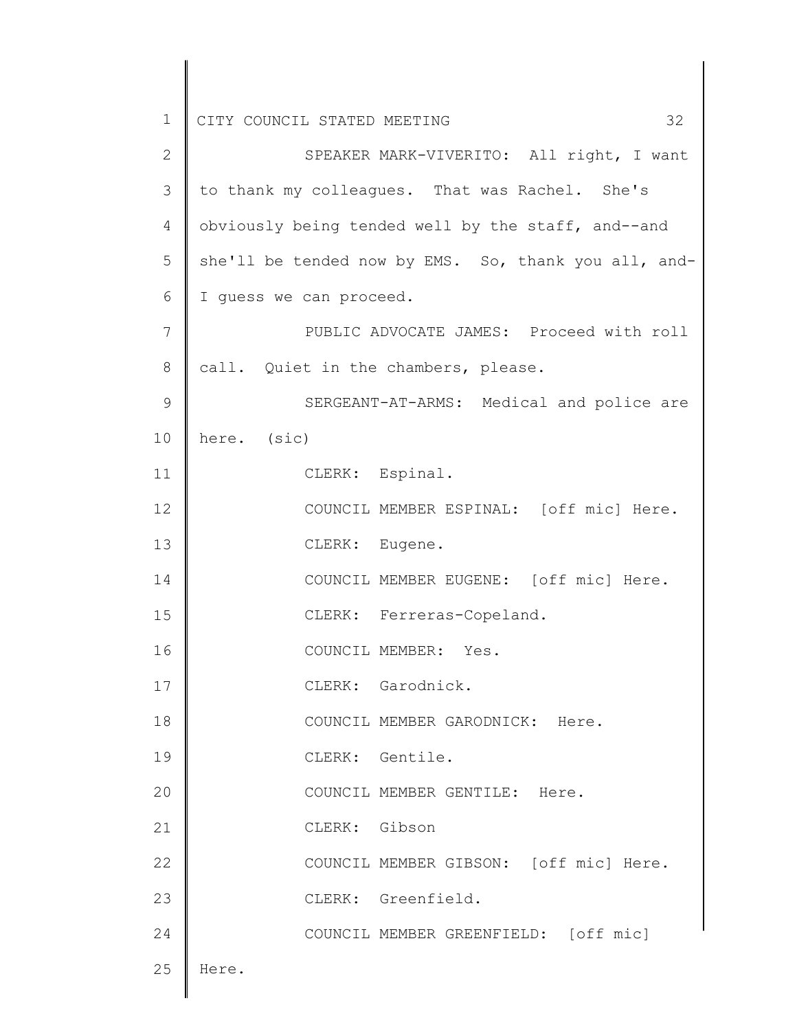SPEAKER MARK-VIVERITO: All right, I want to thank my colleagues. That was Rachel. She's obviously being tended well by the staff, and--and she'll be tended now by EMS. So, thank you all, and-I guess we can proceed.

PUBLIC ADVOCATE JAMES: Proceed with roll call. Quiet in the chambers, please.

SERGEANT-AT-ARMS: Medical and police are here. (sic)

CLERK: Espinal.

COUNCIL MEMBER ESPINAL: [off mic] Here.

CLERK: Eugene.

COUNCIL MEMBER EUGENE: [off mic] Here.

CLERK: Ferreras-Copeland.

COUNCIL MEMBER: Yes.

CLERK: Garodnick.

COUNCIL MEMBER GARODNICK: Here.

CLERK: Gentile.

COUNCIL MEMBER GENTILE: Here.

CLERK: Gibson

COUNCIL MEMBER GIBSON: [off mic] Here.

CLERK: Greenfield.

COUNCIL MEMBER GREENFIELD: [off mic] Here.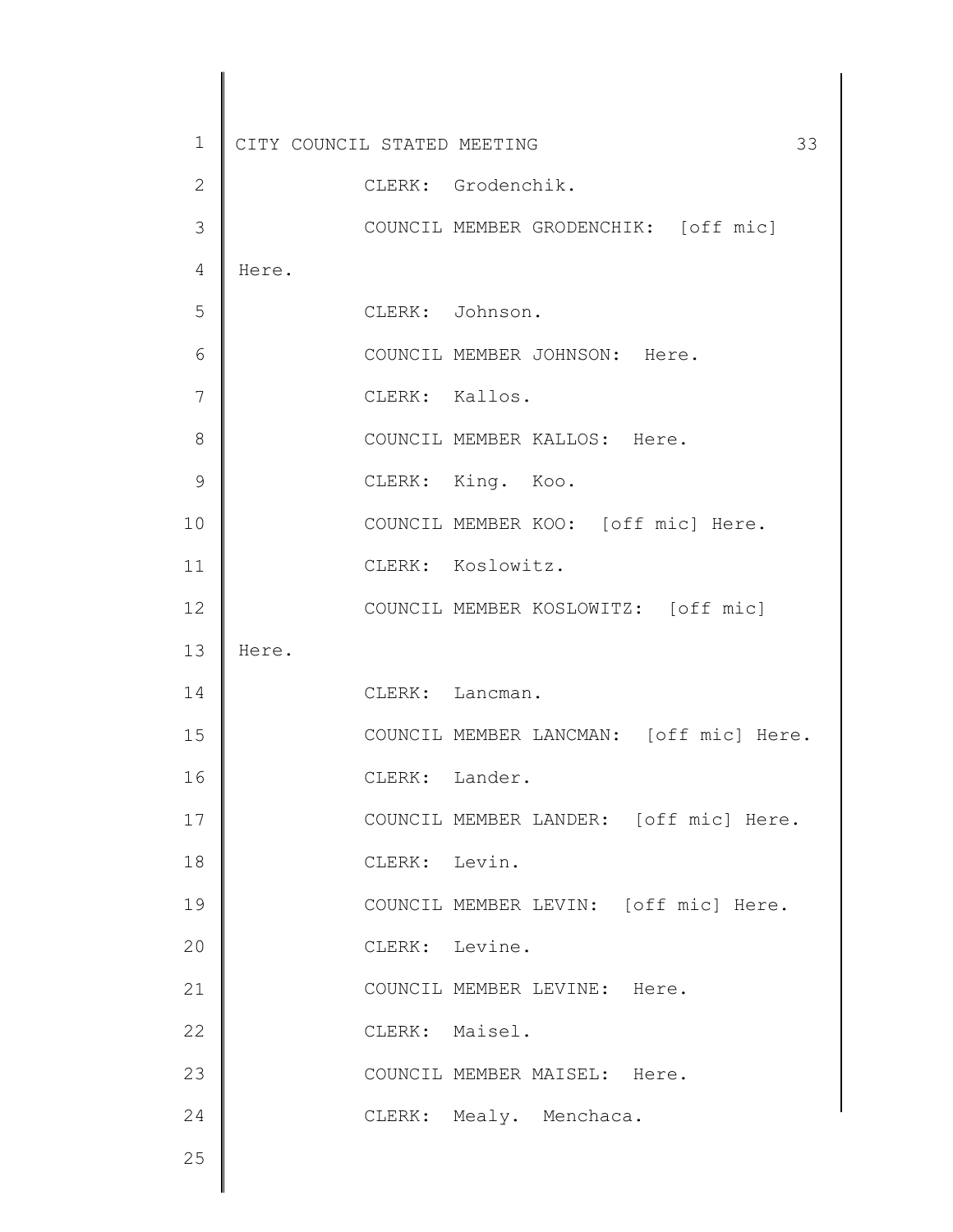CLERK: Grodenchik.

COUNCIL MEMBER GRODENCHIK: [off mic] Here.

CLERK: Johnson.

COUNCIL MEMBER JOHNSON: Here.

CLERK: Kallos.

COUNCIL MEMBER KALLOS: Here.

CLERK: King. Koo.

COUNCIL MEMBER KOO: [off mic] Here.

CLERK: Koslowitz.

COUNCIL MEMBER KOSLOWITZ: [off mic] Here.

CLERK: Lancman.

COUNCIL MEMBER LANCMAN: [off mic] Here.

CLERK: Lander.

COUNCIL MEMBER LANDER: [off mic] Here.

CLERK: Levin.

COUNCIL MEMBER LEVIN: [off mic] Here.

CLERK: Levine.

COUNCIL MEMBER LEVINE: Here.

CLERK: Maisel.

COUNCIL MEMBER MAISEL: Here.

CLERK: Mealy. Menchaca.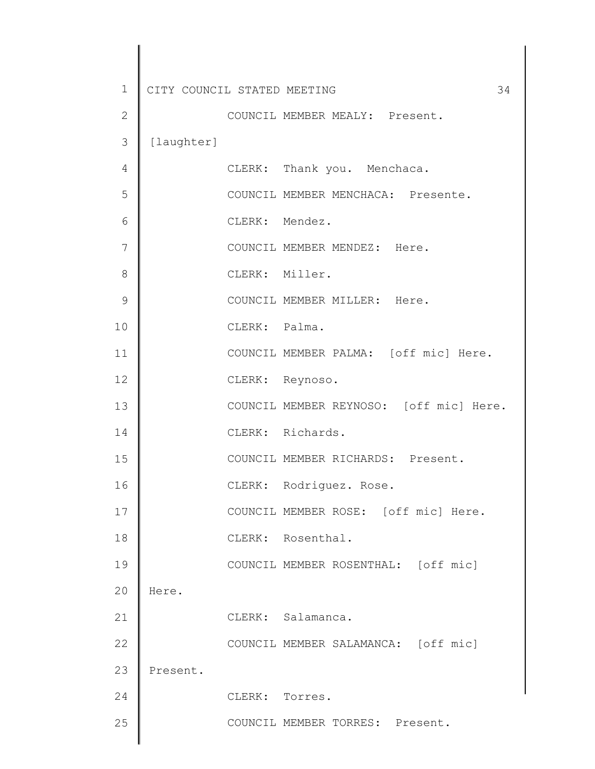COUNCIL MEMBER MEALY: Present.

[laughter]

CLERK: Thank you. Menchaca.

COUNCIL MEMBER MENCHACA: Presente.

CLERK: Mendez.

COUNCIL MEMBER MENDEZ: Here.

CLERK: Miller.

COUNCIL MEMBER MILLER: Here.

CLERK: Palma.

COUNCIL MEMBER PALMA: [off mic] Here.

CLERK: Reynoso.

COUNCIL MEMBER REYNOSO: [off mic] Here.

CLERK: Richards.

COUNCIL MEMBER RICHARDS: Present.

CLERK: Rodriguez. Rose.

COUNCIL MEMBER ROSE: [off mic] Here.

CLERK: Rosenthal.

COUNCIL MEMBER ROSENTHAL: [off mic] Here.

CLERK: Salamanca.

COUNCIL MEMBER SALAMANCA: [off mic] Present.

CLERK: Torres.

COUNCIL MEMBER TORRES: Present.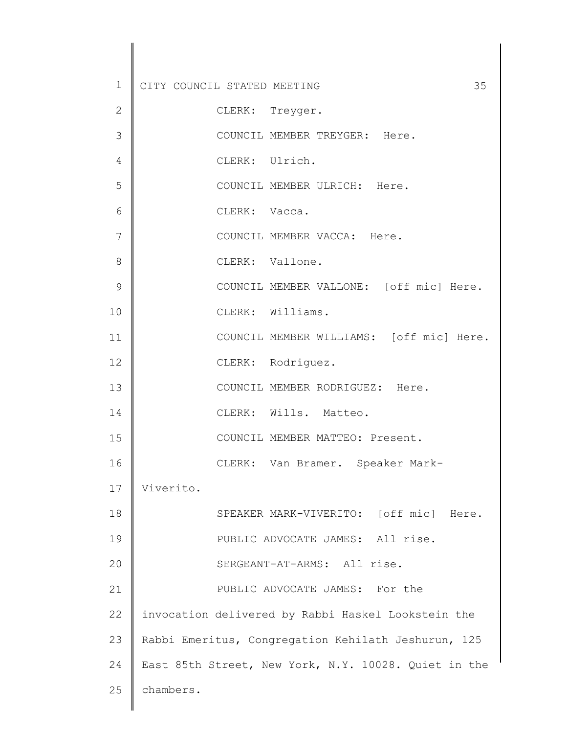CLERK: Treyger.

COUNCIL MEMBER TREYGER: Here.

CLERK: Ulrich.

COUNCIL MEMBER ULRICH: Here.

CLERK: Vacca.

COUNCIL MEMBER VACCA: Here.

CLERK: Vallone.

COUNCIL MEMBER VALLONE: [off mic] Here.

CLERK: Williams.

COUNCIL MEMBER WILLIAMS: [off mic] Here.

CLERK: Rodriguez.

COUNCIL MEMBER RODRIGUEZ: Here.

CLERK: Wills. Matteo.

COUNCIL MEMBER MATTEO: Present.

CLERK: Van Bramer. Speaker Mark-Viverito.

SPEAKER MARK-VIVERITO: [off mic] Here.

PUBLIC ADVOCATE JAMES: All rise.

SERGEANT-AT-ARMS: All rise.

PUBLIC ADVOCATE JAMES: For the invocation delivered by Rabbi Haskel Lookstein the Rabbi Emeritus, Congregation Kehilath Jeshurun, 125 East 85th Street, New York, N.Y. 10028. Quiet in the chambers.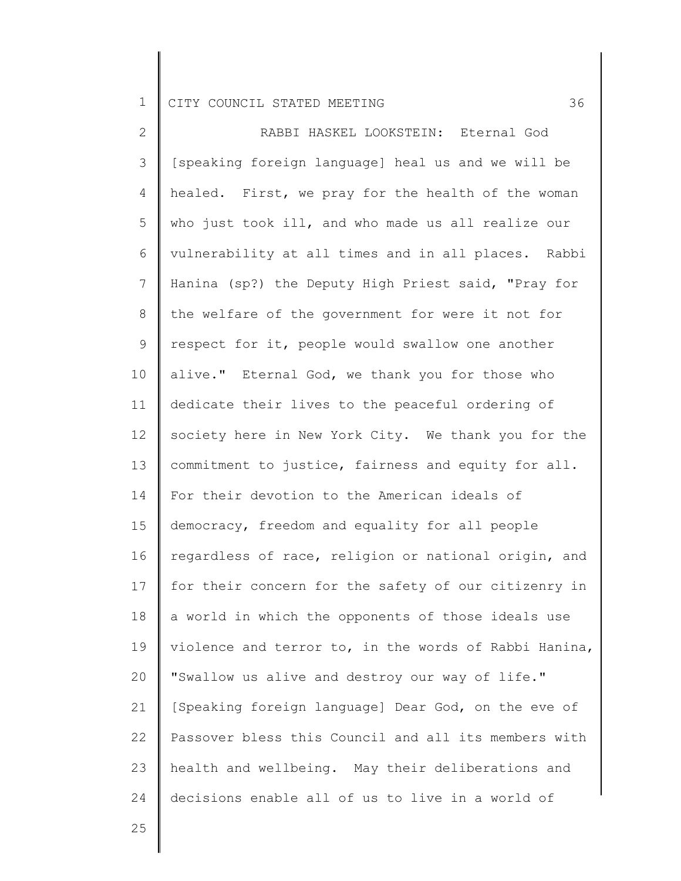RABBI HASKEL LOOKSTEIN: Eternal God [speaking foreign language] heal us and we will be healed. First, we pray for the health of the woman who just took ill, and who made us all realize our vulnerability at all times and in all places. Rabbi Hanina (sp?) the Deputy High Priest said, "Pray for the welfare of the government for were it not for respect for it, people would swallow one another alive." Eternal God, we thank you for those who dedicate their lives to the peaceful ordering of society here in New York City. We thank you for the commitment to justice, fairness and equity for all. For their devotion to the American ideals of democracy, freedom and equality for all people regardless of race, religion or national origin, and for their concern for the safety of our citizenry in a world in which the opponents of those ideals use violence and terror to, in the words of Rabbi Hanina, "Swallow us alive and destroy our way of life." [Speaking foreign language] Dear God, on the eve of Passover bless this Council and all its members with health and wellbeing. May their deliberations and decisions enable all of us to live in a world of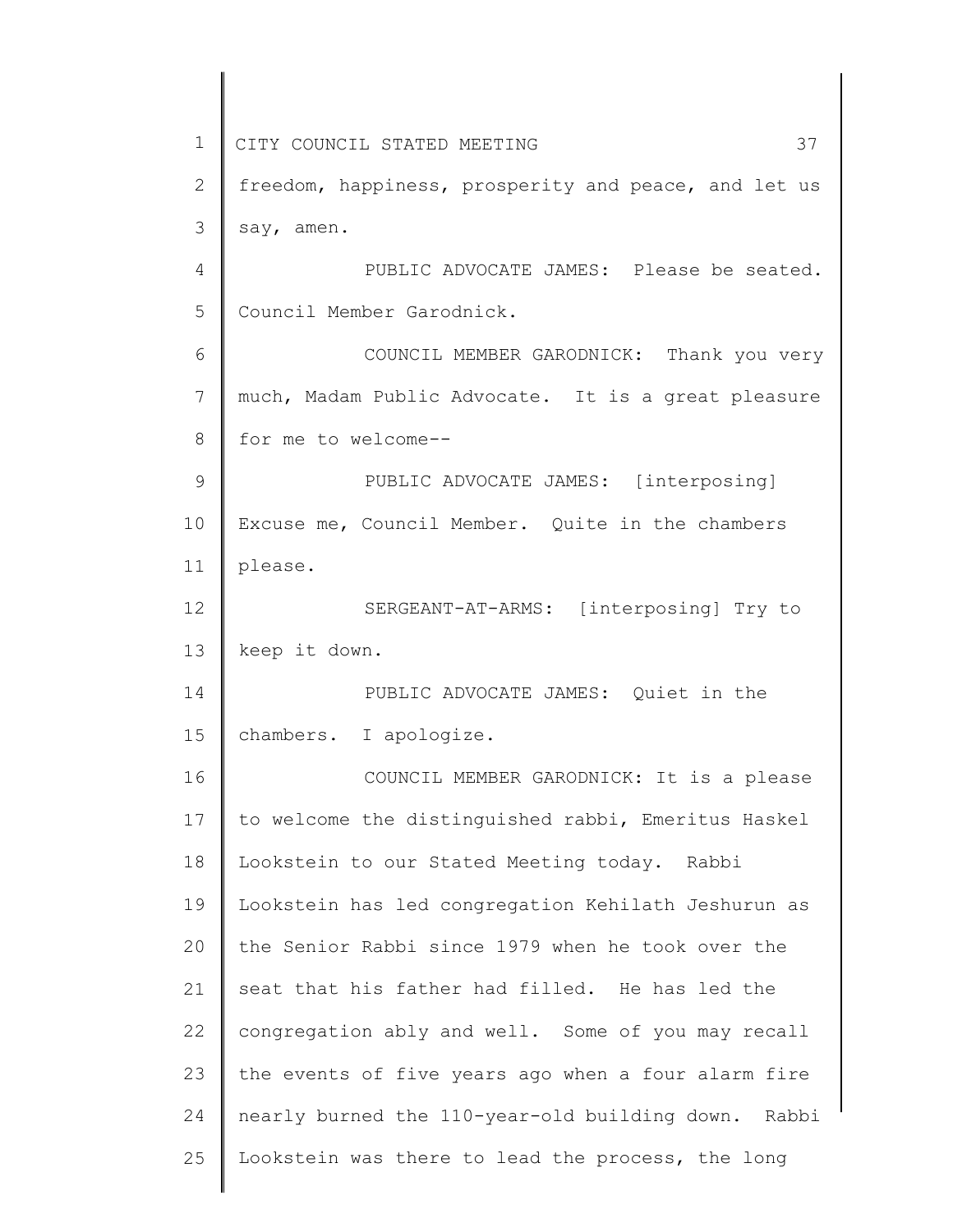freedom, happiness, prosperity and peace, and let us say, amen.

PUBLIC ADVOCATE JAMES: Please be seated. Council Member Garodnick.

COUNCIL MEMBER GARODNICK: Thank you very much, Madam Public Advocate. It is a great pleasure for me to welcome--

PUBLIC ADVOCATE JAMES: [interposing] Excuse me, Council Member. Quite in the chambers please.

SERGEANT-AT-ARMS: [interposing] Try to keep it down.

PUBLIC ADVOCATE JAMES: Quiet in the chambers. I apologize.

COUNCIL MEMBER GARODNICK: It is a please to welcome the distinguished rabbi, Emeritus Haskel Lookstein to our Stated Meeting today. Rabbi Lookstein has led congregation Kehilath Jeshurun as the Senior Rabbi since 1979 when he took over the seat that his father had filled. He has led the congregation ably and well. Some of you may recall the events of five years ago when a four alarm fire nearly burned the 110-year-old building down. Rabbi Lookstein was there to lead the process, the long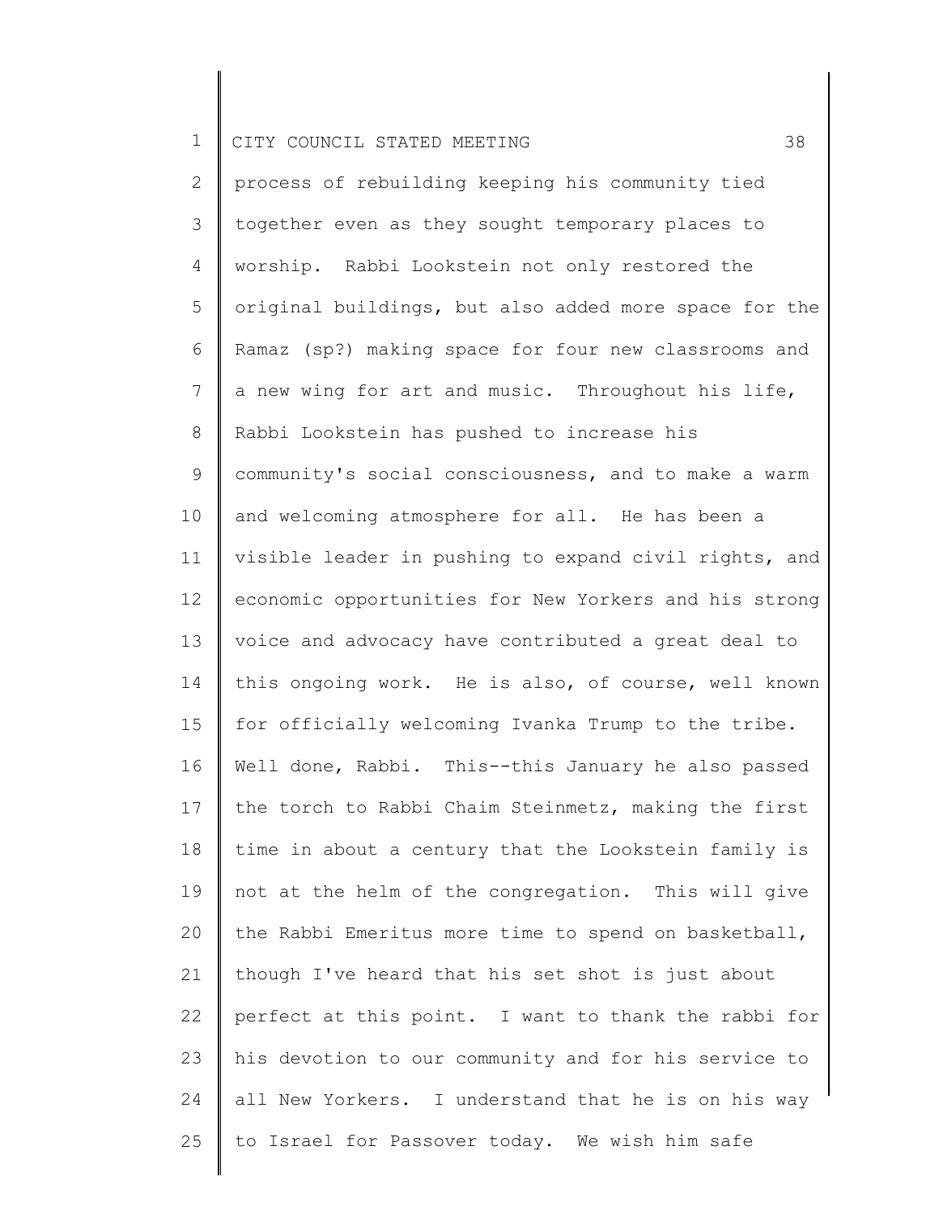process of rebuilding keeping his community tied together even as they sought temporary places to worship. Rabbi Lookstein not only restored the original buildings, but also added more space for the Ramaz (sp?) making space for four new classrooms and a new wing for art and music. Throughout his life, Rabbi Lookstein has pushed to increase his community's social consciousness, and to make a warm and welcoming atmosphere for all. He has been a visible leader in pushing to expand civil rights, and economic opportunities for New Yorkers and his strong voice and advocacy have contributed a great deal to this ongoing work. He is also, of course, well known for officially welcoming Ivanka Trump to the tribe. Well done, Rabbi. This--this January he also passed the torch to Rabbi Chaim Steinmetz, making the first time in about a century that the Lookstein family is not at the helm of the congregation. This will give the Rabbi Emeritus more time to spend on basketball, though I've heard that his set shot is just about perfect at this point. I want to thank the rabbi for his devotion to our community and for his service to all New Yorkers. I understand that he is on his way to Israel for Passover today. We wish him safe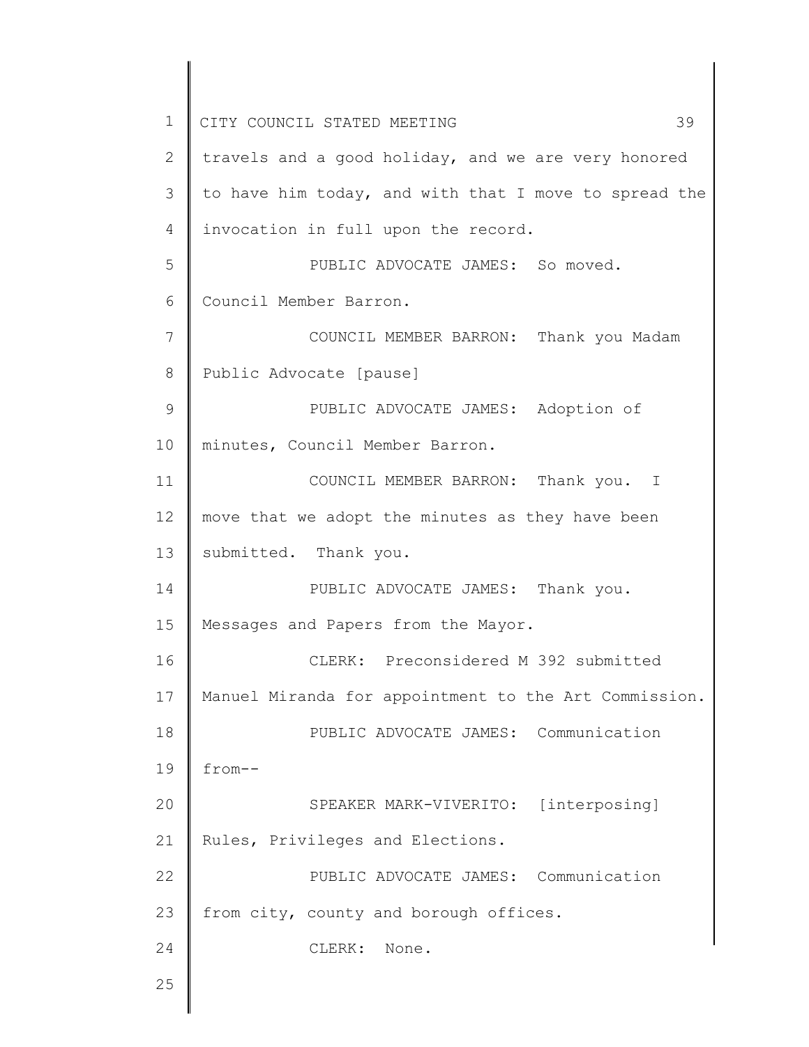travels and a good holiday, and we are very honored to have him today, and with that I move to spread the invocation in full upon the record.

PUBLIC ADVOCATE JAMES: So moved. Council Member Barron.

COUNCIL MEMBER BARRON: Thank you Madam Public Advocate [pause]

PUBLIC ADVOCATE JAMES: Adoption of minutes, Council Member Barron.

COUNCIL MEMBER BARRON: Thank you. I move that we adopt the minutes as they have been submitted. Thank you.

PUBLIC ADVOCATE JAMES: Thank you. Messages and Papers from the Mayor.

CLERK: Preconsidered M 392 submitted Manuel Miranda for appointment to the Art Commission.

PUBLIC ADVOCATE JAMES: Communication from--

SPEAKER MARK-VIVERITO: [interposing] Rules, Privileges and Elections.

PUBLIC ADVOCATE JAMES: Communication from city, county and borough offices.

CLERK: None.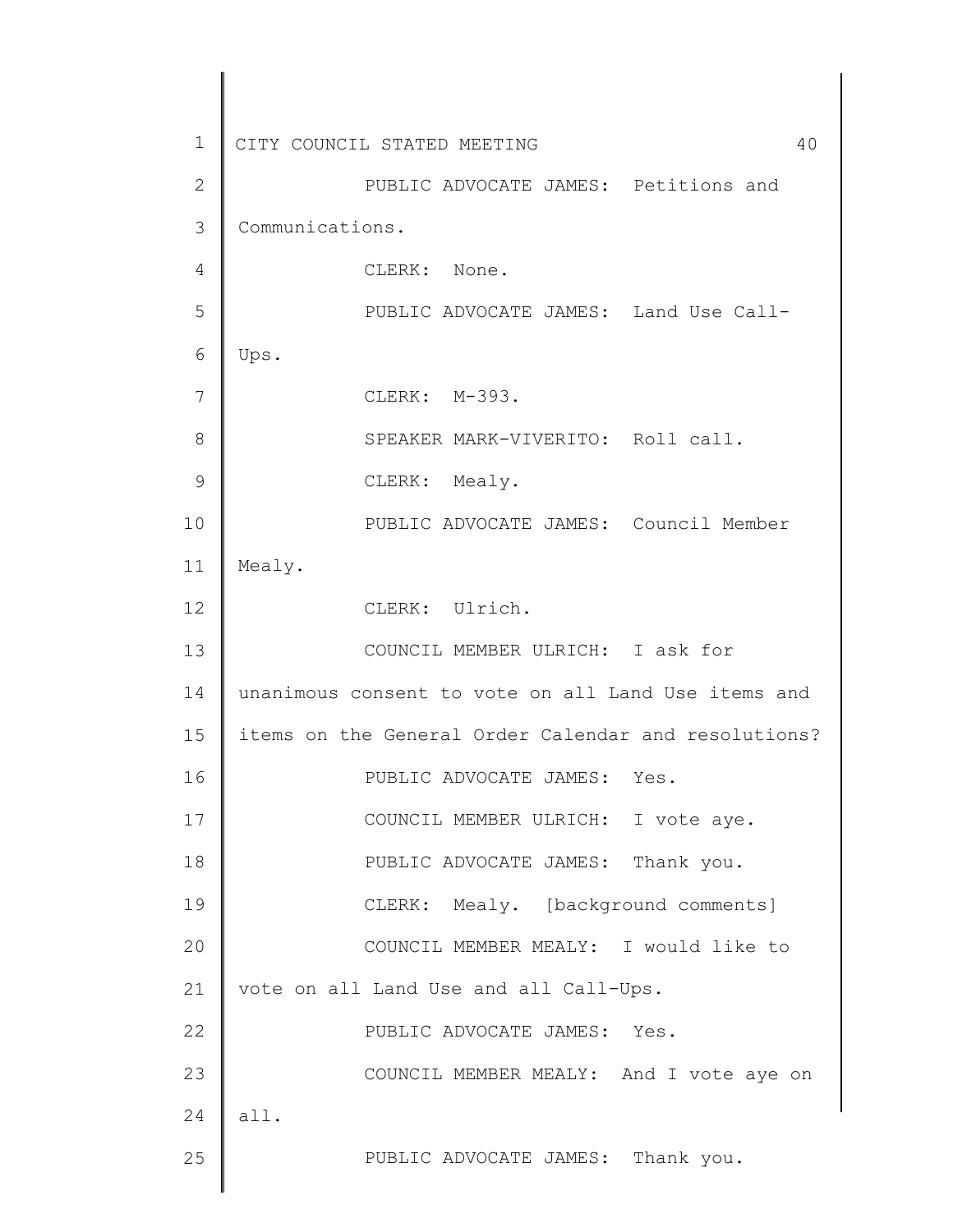PUBLIC ADVOCATE JAMES: Petitions and Communications.

CLERK: None.

PUBLIC ADVOCATE JAMES: Land Use Call-Ups.

CLERK: M-393.

SPEAKER MARK-VIVERITO: Roll call.

CLERK: Mealy.

PUBLIC ADVOCATE JAMES: Council Member Mealy.

CLERK: Ulrich.

COUNCIL MEMBER ULRICH: I ask for unanimous consent to vote on all Land Use items and items on the General Order Calendar and resolutions?

PUBLIC ADVOCATE JAMES: Yes.

COUNCIL MEMBER ULRICH: I vote aye.

PUBLIC ADVOCATE JAMES: Thank you.

CLERK: Mealy. [background comments]

COUNCIL MEMBER MEALY: I would like to vote on all Land Use and all Call-Ups.

PUBLIC ADVOCATE JAMES: Yes.

COUNCIL MEMBER MEALY: And I vote aye on all.

PUBLIC ADVOCATE JAMES: Thank you.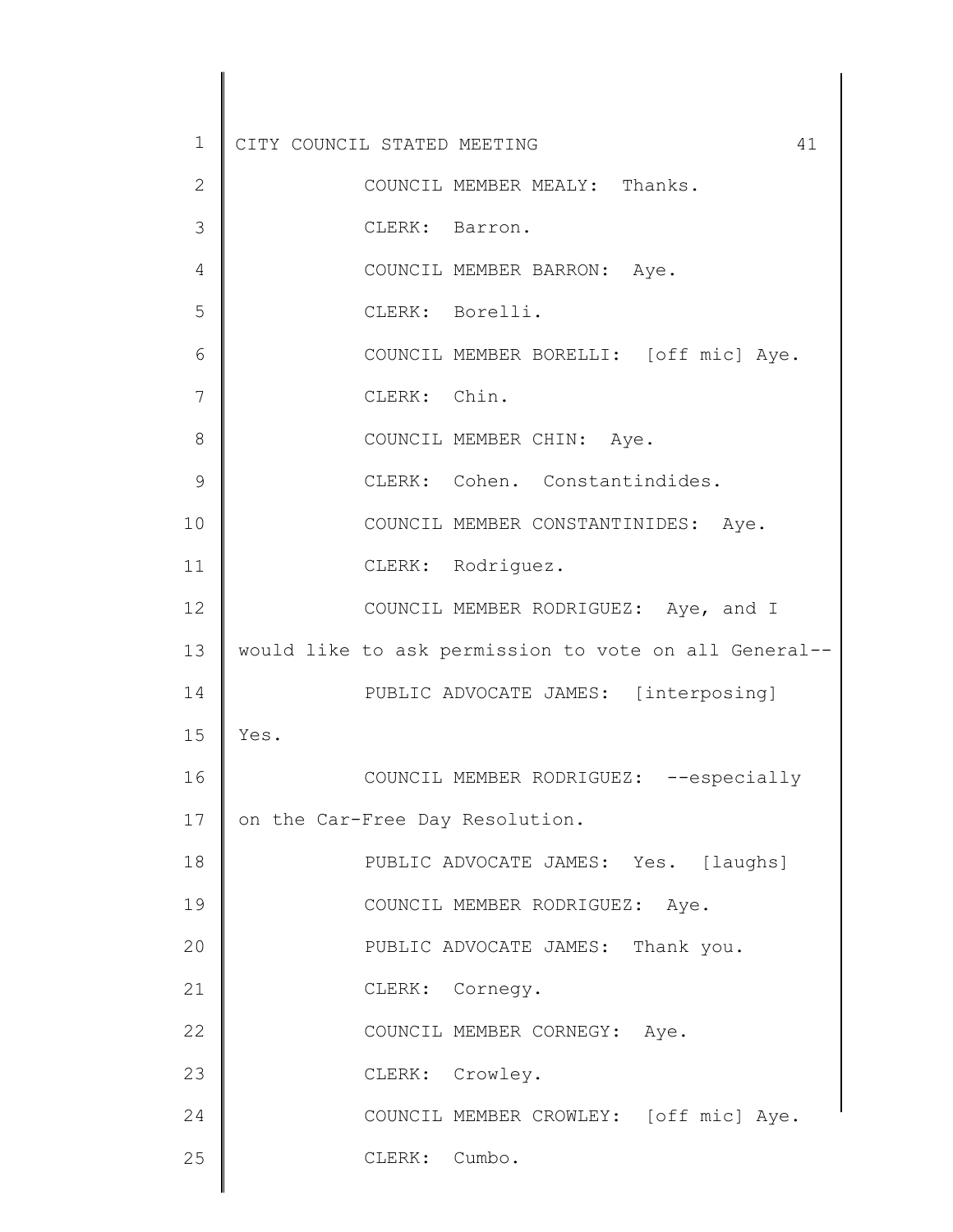COUNCIL MEMBER MEALY: Thanks.

CLERK: Barron.

COUNCIL MEMBER BARRON: Aye.

CLERK: Borelli.

COUNCIL MEMBER BORELLI: [off mic] Aye.

CLERK: Chin.

COUNCIL MEMBER CHIN: Aye.

CLERK: Cohen. Constantindides.

COUNCIL MEMBER CONSTANTINIDES: Aye.

CLERK: Rodriguez.

COUNCIL MEMBER RODRIGUEZ: Aye, and I would like to ask permission to vote on all General--

PUBLIC ADVOCATE JAMES: [interposing] Yes.

COUNCIL MEMBER RODRIGUEZ: --especially on the Car-Free Day Resolution.

PUBLIC ADVOCATE JAMES: Yes. [laughs]

COUNCIL MEMBER RODRIGUEZ: Aye.

PUBLIC ADVOCATE JAMES: Thank you.

CLERK: Cornegy.

COUNCIL MEMBER CORNEGY: Aye.

CLERK: Crowley.

COUNCIL MEMBER CROWLEY: [off mic] Aye.

CLERK: Cumbo.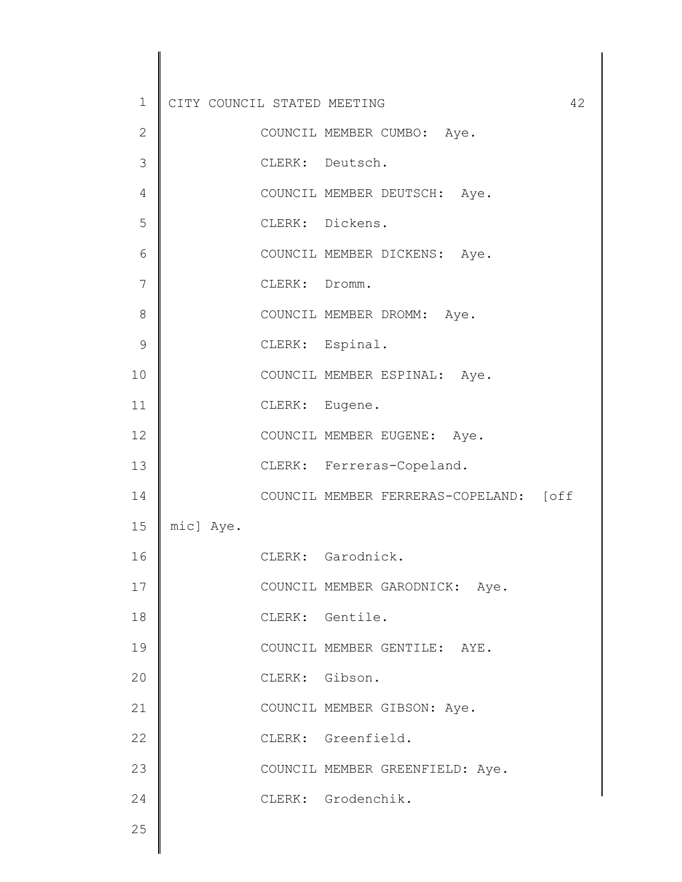COUNCIL MEMBER CUMBO: Aye.

CLERK: Deutsch.

COUNCIL MEMBER DEUTSCH: Aye.

CLERK: Dickens.

COUNCIL MEMBER DICKENS: Aye.

CLERK: Dromm.

COUNCIL MEMBER DROMM: Aye.

CLERK: Espinal.

COUNCIL MEMBER ESPINAL: Aye.

CLERK: Eugene.

COUNCIL MEMBER EUGENE: Aye.

CLERK: Ferreras-Copeland.

COUNCIL MEMBER FERRERAS-COPELAND: [off mic] Aye.

CLERK: Garodnick.

COUNCIL MEMBER GARODNICK: Aye.

CLERK: Gentile.

COUNCIL MEMBER GENTILE: AYE.

CLERK: Gibson.

COUNCIL MEMBER GIBSON: Aye.

CLERK: Greenfield.

COUNCIL MEMBER GREENFIELD: Aye.

CLERK: Grodenchik.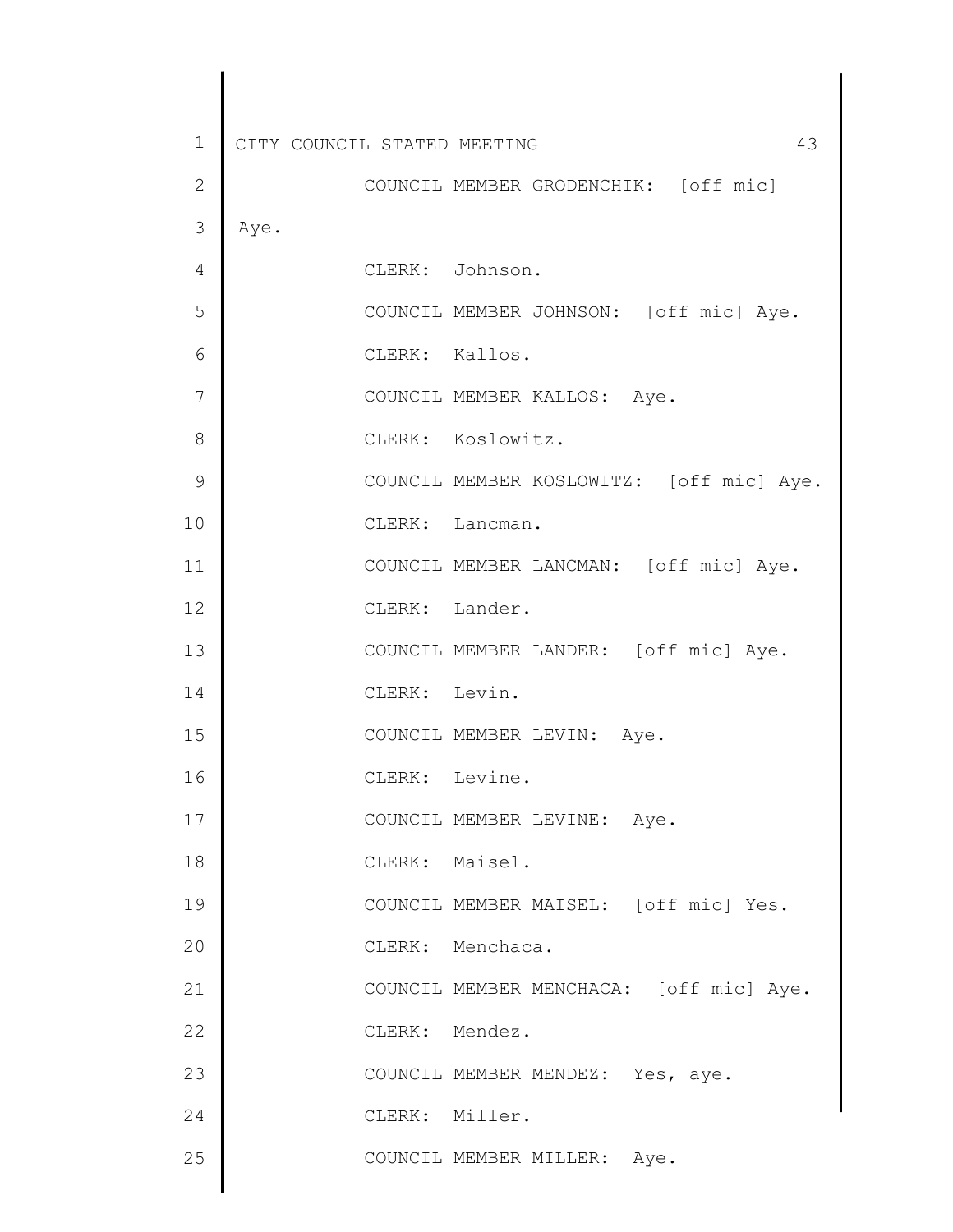COUNCIL MEMBER GRODENCHIK: [off mic] Aye.

CLERK: Johnson.

COUNCIL MEMBER JOHNSON: [off mic] Aye.

CLERK: Kallos.

COUNCIL MEMBER KALLOS: Aye.

CLERK: Koslowitz.

COUNCIL MEMBER KOSLOWITZ: [off mic] Aye.

CLERK: Lancman.

COUNCIL MEMBER LANCMAN: [off mic] Aye.

CLERK: Lander.

COUNCIL MEMBER LANDER: [off mic] Aye.

CLERK: Levin.

COUNCIL MEMBER LEVIN: Aye.

CLERK: Levine.

COUNCIL MEMBER LEVINE: Aye.

CLERK: Maisel.

COUNCIL MEMBER MAISEL: [off mic] Yes.

CLERK: Menchaca.

COUNCIL MEMBER MENCHACA: [off mic] Aye.

CLERK: Mendez.

COUNCIL MEMBER MENDEZ: Yes, aye.

CLERK: Miller.

COUNCIL MEMBER MILLER: Aye.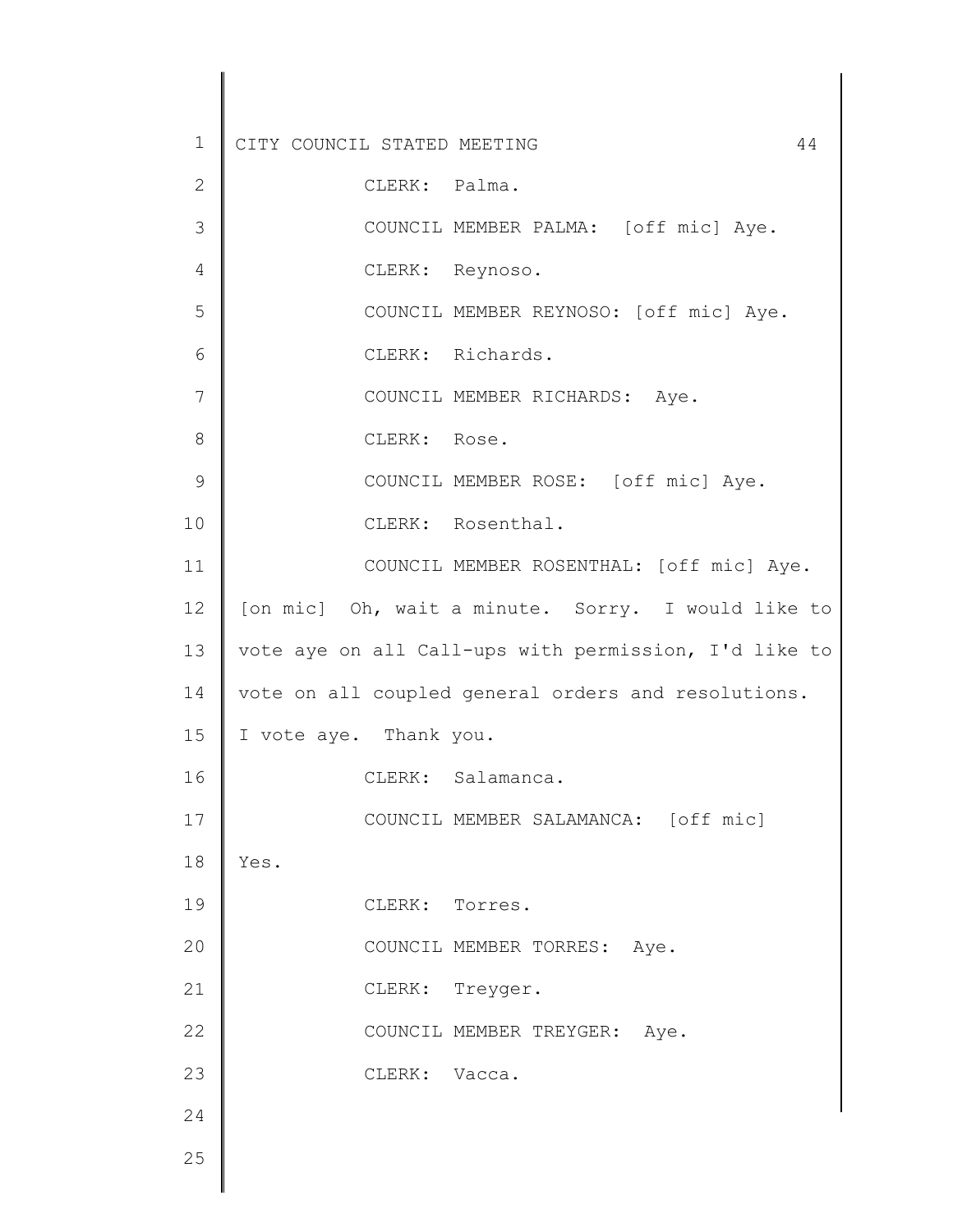CLERK: Palma.

COUNCIL MEMBER PALMA: [off mic] Aye.

CLERK: Reynoso.

COUNCIL MEMBER REYNOSO: [off mic] Aye.

CLERK: Richards.

COUNCIL MEMBER RICHARDS: Aye.

CLERK: Rose.

COUNCIL MEMBER ROSE: [off mic] Aye.

CLERK: Rosenthal.

COUNCIL MEMBER ROSENTHAL: [off mic] Aye. [on mic] Oh, wait a minute. Sorry. I would like to vote aye on all Call-ups with permission, I'd like to vote on all coupled general orders and resolutions. I vote aye. Thank you.

CLERK: Salamanca.

COUNCIL MEMBER SALAMANCA: [off mic] Yes.

CLERK: Torres.

COUNCIL MEMBER TORRES: Aye.

CLERK: Treyger.

COUNCIL MEMBER TREYGER: Aye.

CLERK: Vacca.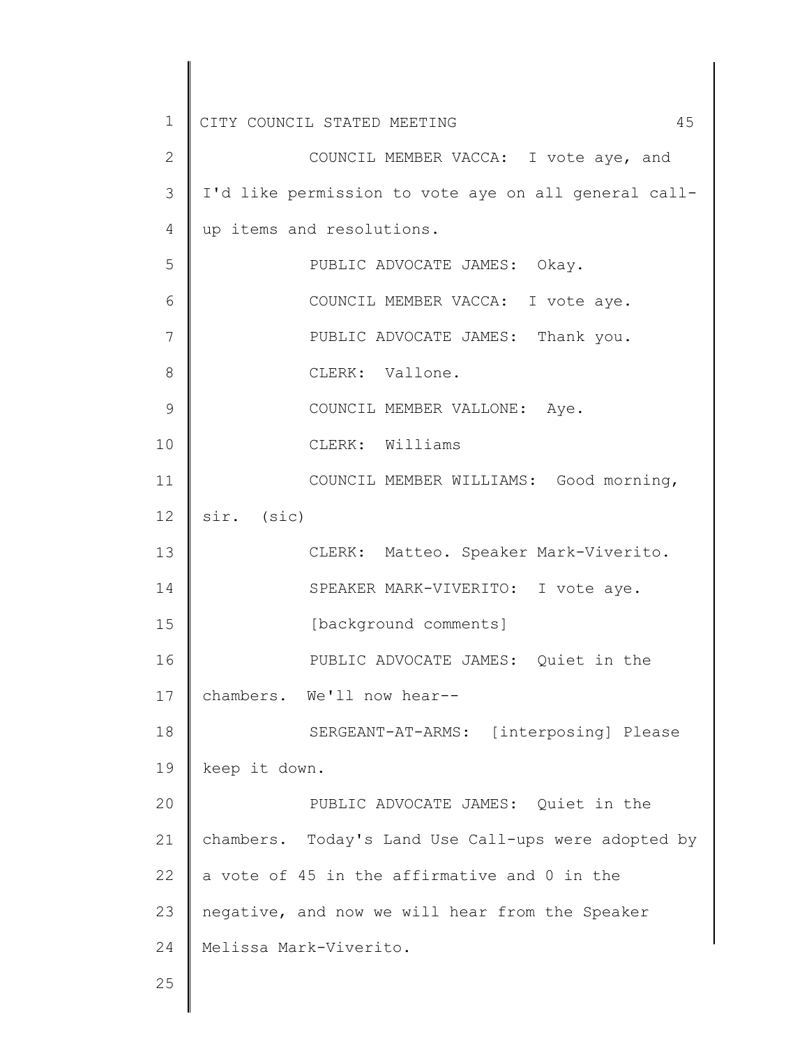COUNCIL MEMBER VACCA: I vote aye, and I'd like permission to vote aye on all general call-up items and resolutions.

PUBLIC ADVOCATE JAMES: Okay.

COUNCIL MEMBER VACCA: I vote aye.

PUBLIC ADVOCATE JAMES: Thank you.

CLERK: Vallone.

COUNCIL MEMBER VALLONE: Aye.

CLERK: Williams

COUNCIL MEMBER WILLIAMS: Good morning, sir. (sic)

CLERK: Matteo. Speaker Mark-Viverito.

SPEAKER MARK-VIVERITO: I vote aye.

[background comments]

PUBLIC ADVOCATE JAMES: Quiet in the chambers. We'll now hear--

SERGEANT-AT-ARMS: [interposing] Please keep it down.

PUBLIC ADVOCATE JAMES: Quiet in the chambers. Today's Land Use Call-ups were adopted by a vote of 45 in the affirmative and 0 in the negative, and now we will hear from the Speaker Melissa Mark-Viverito.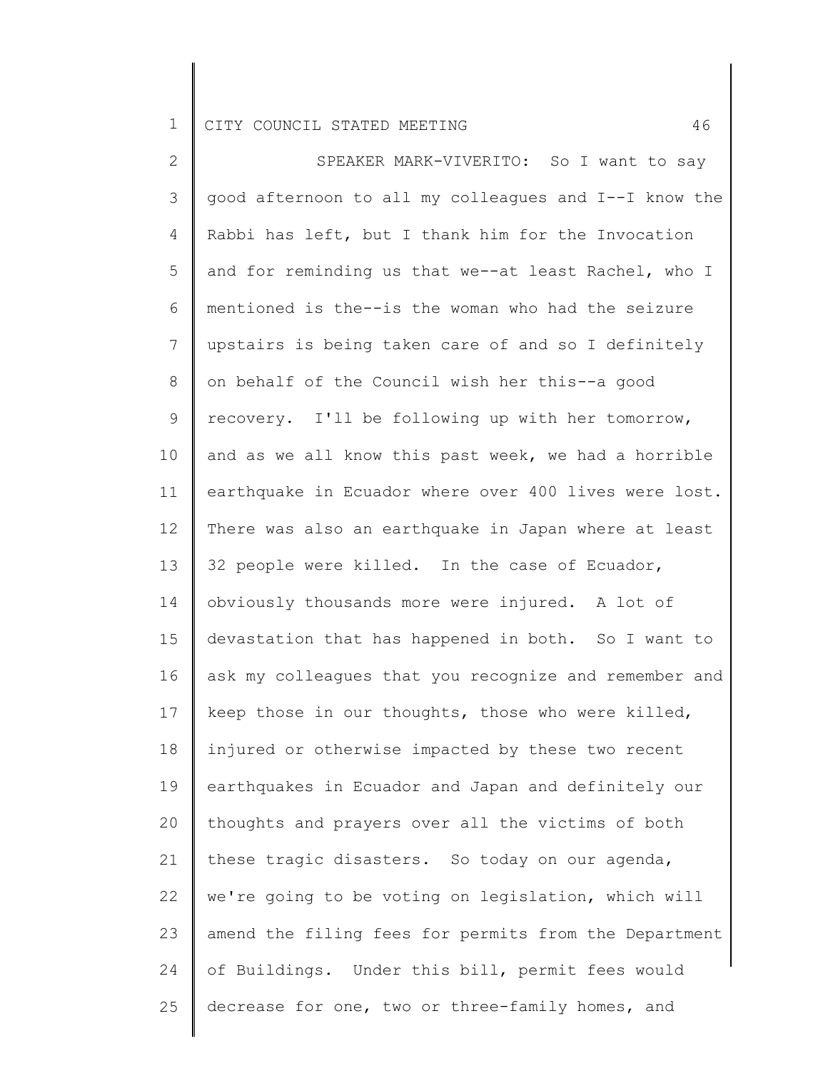SPEAKER MARK-VIVERITO: So I want to say good afternoon to all my colleagues and I--I know the Rabbi has left, but I thank him for the Invocation and for reminding us that we--at least Rachel, who I mentioned is the--is the woman who had the seizure upstairs is being taken care of and so I definitely on behalf of the Council wish her this--a good recovery. I'll be following up with her tomorrow, and as we all know this past week, we had a horrible earthquake in Ecuador where over 400 lives were lost. There was also an earthquake in Japan where at least 32 people were killed. In the case of Ecuador, obviously thousands more were injured. A lot of devastation that has happened in both. So I want to ask my colleagues that you recognize and remember and keep those in our thoughts, those who were killed, injured or otherwise impacted by these two recent earthquakes in Ecuador and Japan and definitely our thoughts and prayers over all the victims of both these tragic disasters. So today on our agenda, we're going to be voting on legislation, which will amend the filing fees for permits from the Department of Buildings. Under this bill, permit fees would decrease for one, two or three-family homes, and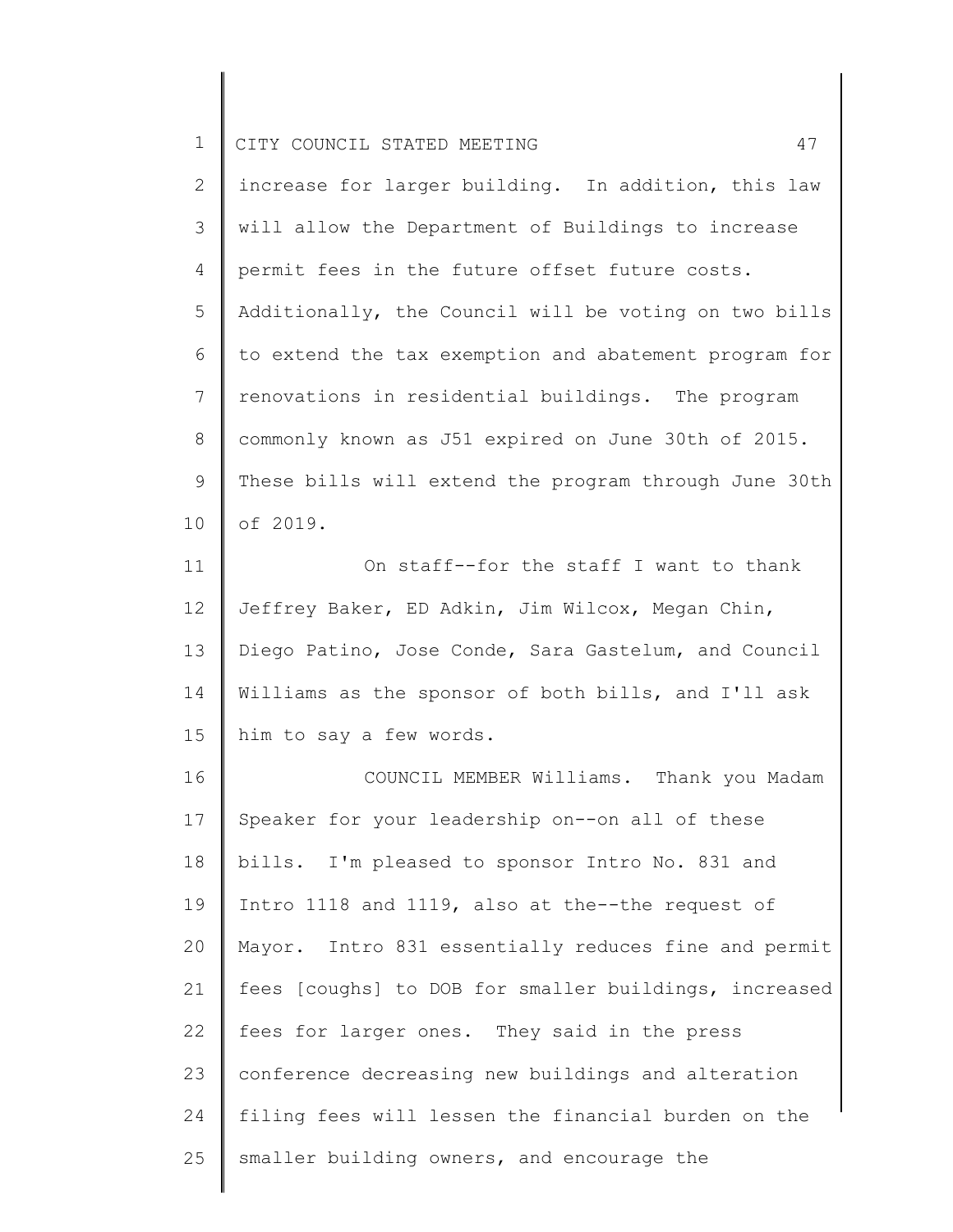increase for larger building. In addition, this law will allow the Department of Buildings to increase permit fees in the future offset future costs. Additionally, the Council will be voting on two bills to extend the tax exemption and abatement program for renovations in residential buildings. The program commonly known as J51 expired on June 30th of 2015. These bills will extend the program through June 30th of 2019.

On staff--for the staff I want to thank Jeffrey Baker, ED Adkin, Jim Wilcox, Megan Chin, Diego Patino, Jose Conde, Sara Gastelum, and Council Williams as the sponsor of both bills, and I'll ask him to say a few words.

COUNCIL MEMBER Williams. Thank you Madam Speaker for your leadership on--on all of these bills. I'm pleased to sponsor Intro No. 831 and Intro 1118 and 1119, also at the--the request of Mayor. Intro 831 essentially reduces fine and permit fees [coughs] to DOB for smaller buildings, increased fees for larger ones. They said in the press conference decreasing new buildings and alteration filing fees will lessen the financial burden on the smaller building owners, and encourage the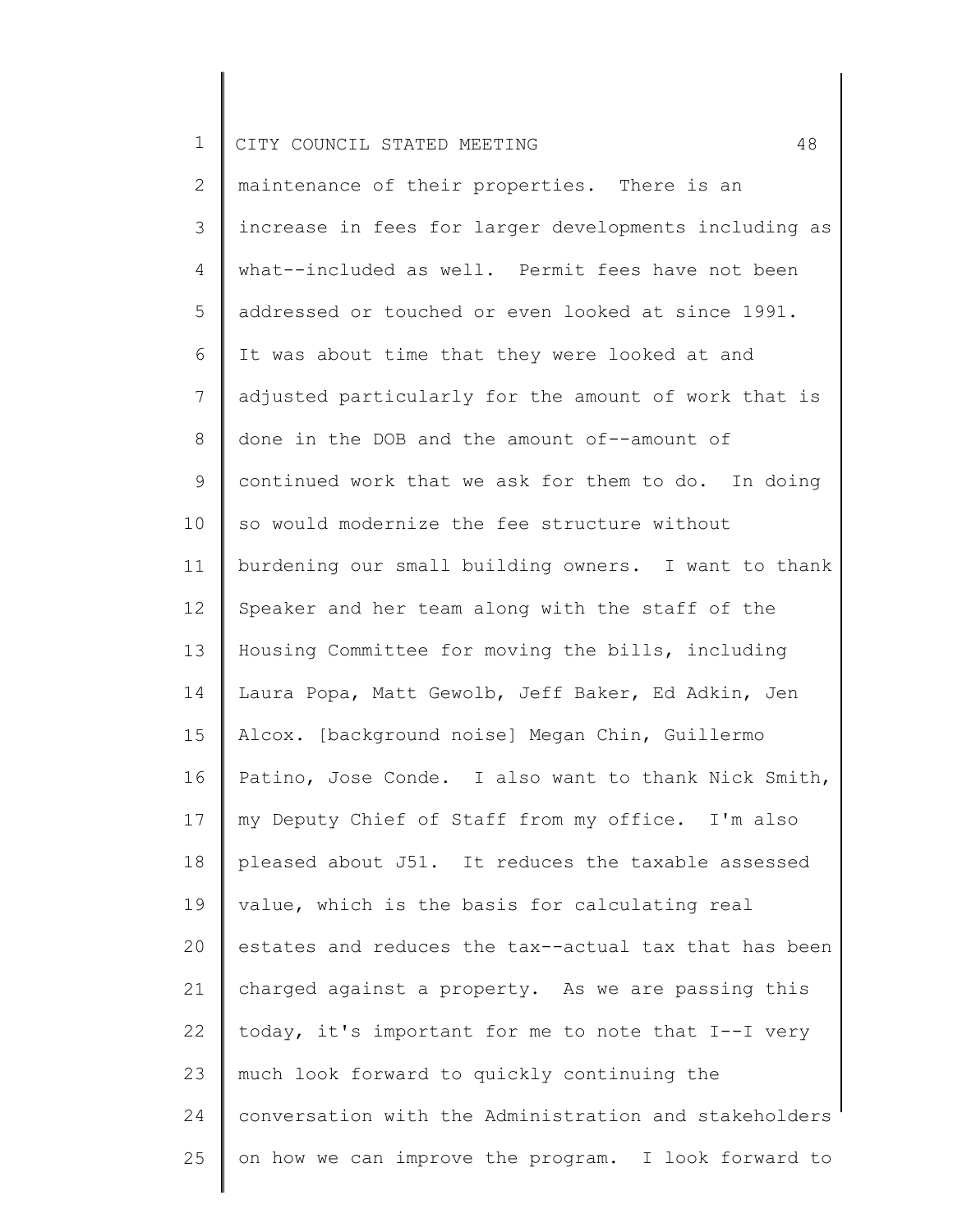maintenance of their properties. There is an increase in fees for larger developments including as what--included as well. Permit fees have not been addressed or touched or even looked at since 1991. It was about time that they were looked at and adjusted particularly for the amount of work that is done in the DOB and the amount of--amount of continued work that we ask for them to do. In doing so would modernize the fee structure without burdening our small building owners. I want to thank Speaker and her team along with the staff of the Housing Committee for moving the bills, including Laura Popa, Matt Gewolb, Jeff Baker, Ed Adkin, Jen Alcox. [background noise] Megan Chin, Guillermo Patino, Jose Conde. I also want to thank Nick Smith, my Deputy Chief of Staff from my office. I'm also pleased about J51. It reduces the taxable assessed value, which is the basis for calculating real estates and reduces the tax--actual tax that has been charged against a property. As we are passing this today, it's important for me to note that I--I very much look forward to quickly continuing the conversation with the Administration and stakeholders on how we can improve the program. I look forward to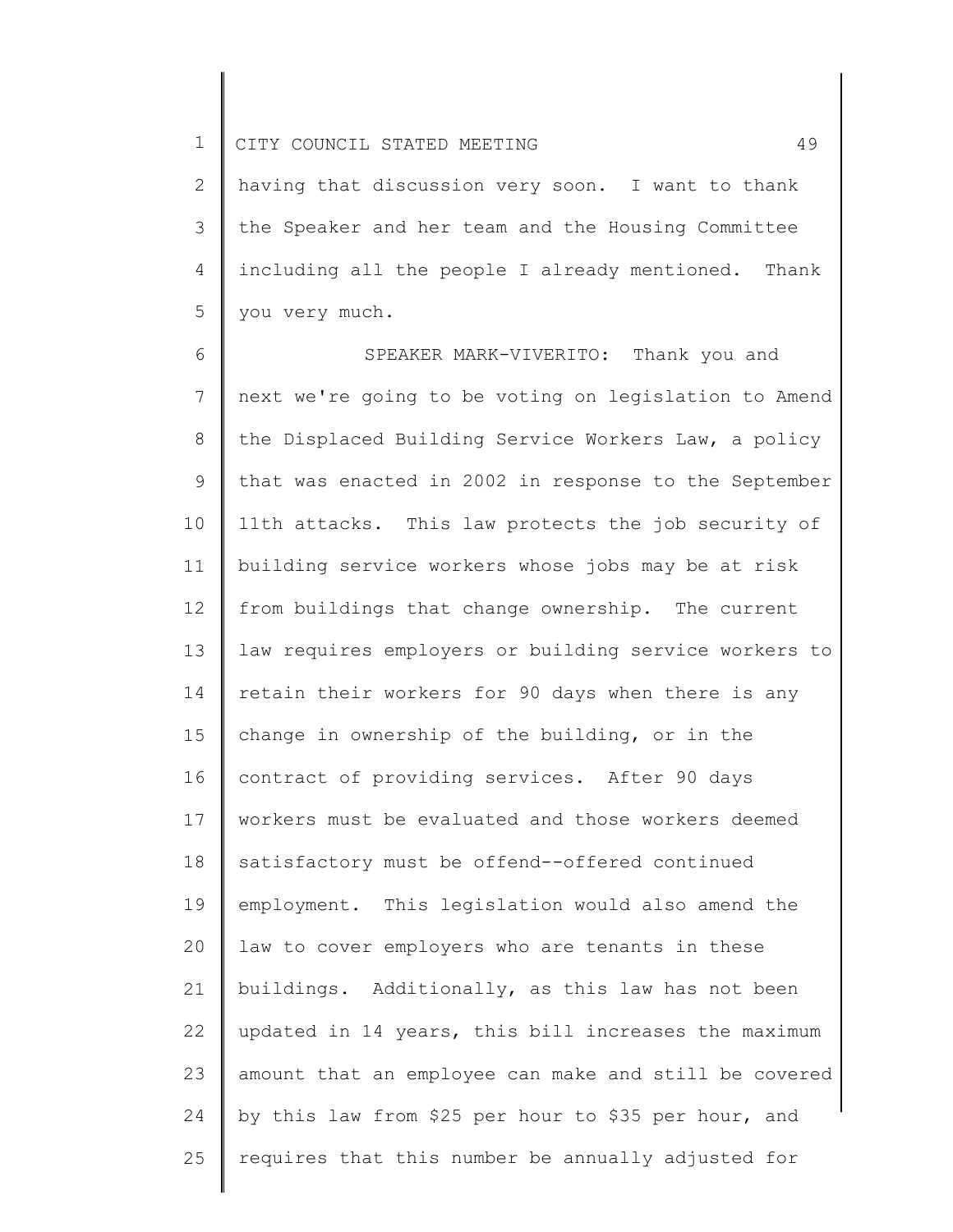having that discussion very soon. I want to thank the Speaker and her team and the Housing Committee including all the people I already mentioned. Thank you very much.

SPEAKER MARK-VIVERITO: Thank you and next we're going to be voting on legislation to Amend the Displaced Building Service Workers Law, a policy that was enacted in 2002 in response to the September 11th attacks. This law protects the job security of building service workers whose jobs may be at risk from buildings that change ownership. The current law requires employers or building service workers to retain their workers for 90 days when there is any change in ownership of the building, or in the contract of providing services. After 90 days workers must be evaluated and those workers deemed satisfactory must be offend--offered continued employment. This legislation would also amend the law to cover employers who are tenants in these buildings. Additionally, as this law has not been updated in 14 years, this bill increases the maximum amount that an employee can make and still be covered by this law from $25 per hour to $35 per hour, and requires that this number be annually adjusted for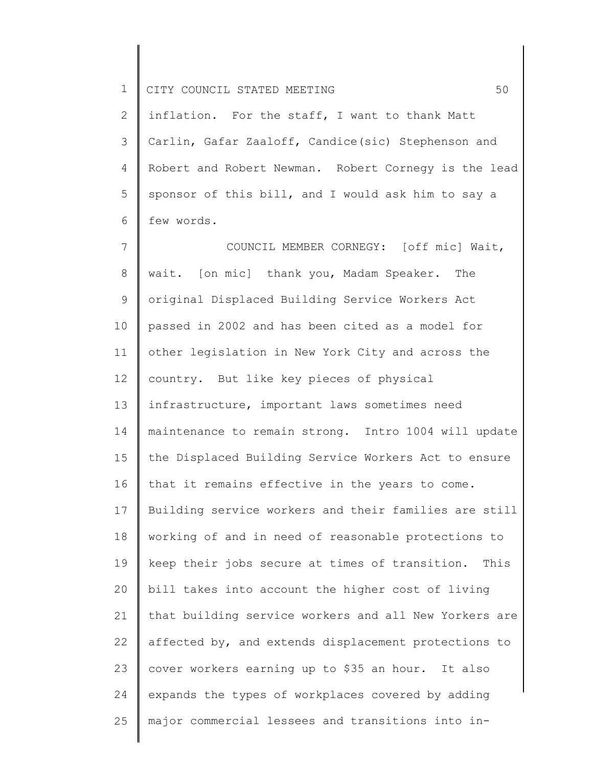inflation. For the staff, I want to thank Matt Carlin, Gafar Zaaloff, Candice(sic) Stephenson and Robert and Robert Newman. Robert Cornegy is the lead sponsor of this bill, and I would ask him to say a few words.

COUNCIL MEMBER CORNEGY: [off mic] Wait, wait. [on mic] thank you, Madam Speaker. The original Displaced Building Service Workers Act passed in 2002 and has been cited as a model for other legislation in New York City and across the country. But like key pieces of physical infrastructure, important laws sometimes need maintenance to remain strong. Intro 1004 will update the Displaced Building Service Workers Act to ensure that it remains effective in the years to come. Building service workers and their families are still working of and in need of reasonable protections to keep their jobs secure at times of transition. This bill takes into account the higher cost of living that building service workers and all New Yorkers are affected by, and extends displacement protections to cover workers earning up to $35 an hour. It also expands the types of workplaces covered by adding major commercial lessees and transitions into in-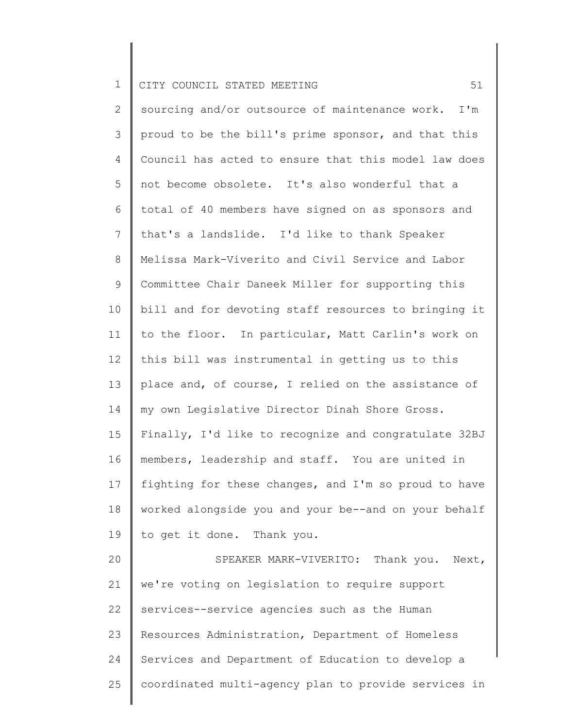sourcing and/or outsource of maintenance work. I'm proud to be the bill's prime sponsor, and that this Council has acted to ensure that this model law does not become obsolete. It's also wonderful that a total of 40 members have signed on as sponsors and that's a landslide. I'd like to thank Speaker Melissa Mark-Viverito and Civil Service and Labor Committee Chair Daneek Miller for supporting this bill and for devoting staff resources to bringing it to the floor. In particular, Matt Carlin's work on this bill was instrumental in getting us to this place and, of course, I relied on the assistance of my own Legislative Director Dinah Shore Gross. Finally, I'd like to recognize and congratulate 32BJ members, leadership and staff. You are united in fighting for these changes, and I'm so proud to have worked alongside you and your be--and on your behalf to get it done. Thank you.

SPEAKER MARK-VIVERITO: Thank you. Next, we're voting on legislation to require support services--service agencies such as the Human Resources Administration, Department of Homeless Services and Department of Education to develop a coordinated multi-agency plan to provide services in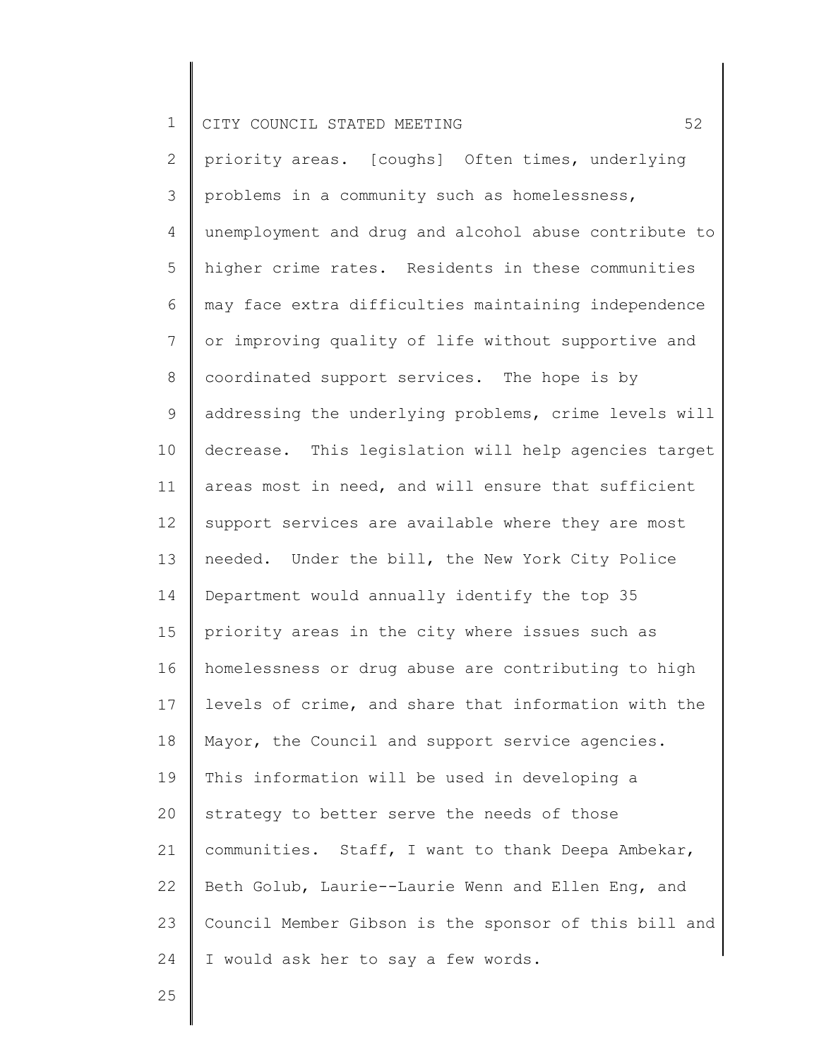priority areas. [coughs] Often times, underlying problems in a community such as homelessness, unemployment and drug and alcohol abuse contribute to higher crime rates. Residents in these communities may face extra difficulties maintaining independence or improving quality of life without supportive and coordinated support services. The hope is by addressing the underlying problems, crime levels will decrease. This legislation will help agencies target areas most in need, and will ensure that sufficient support services are available where they are most needed. Under the bill, the New York City Police Department would annually identify the top 35 priority areas in the city where issues such as homelessness or drug abuse are contributing to high levels of crime, and share that information with the Mayor, the Council and support service agencies. This information will be used in developing a strategy to better serve the needs of those communities. Staff, I want to thank Deepa Ambekar, Beth Golub, Laurie--Laurie Wenn and Ellen Eng, and Council Member Gibson is the sponsor of this bill and I would ask her to say a few words.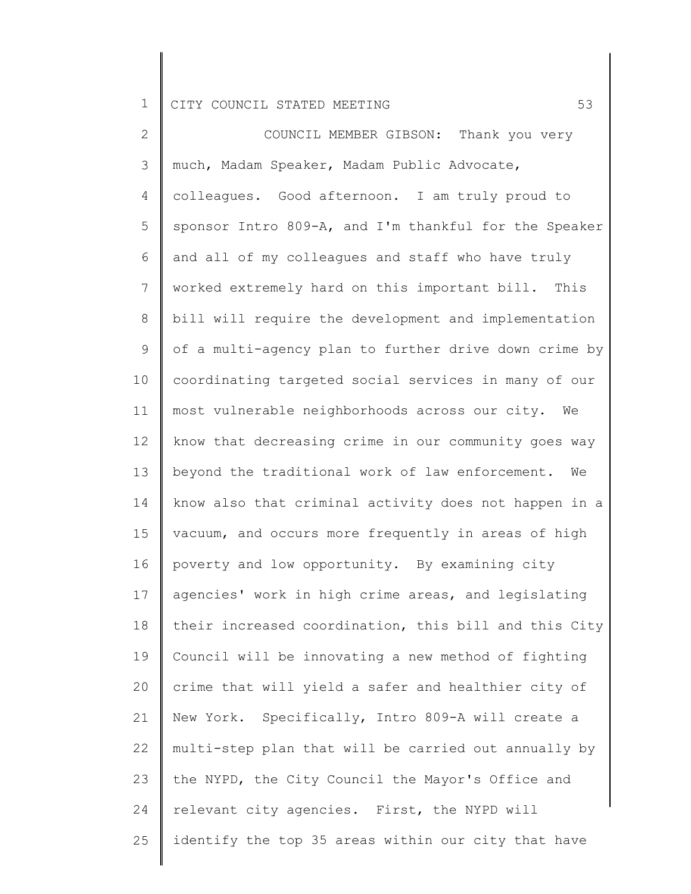COUNCIL MEMBER GIBSON: Thank you very much, Madam Speaker, Madam Public Advocate, colleagues. Good afternoon. I am truly proud to sponsor Intro 809-A, and I'm thankful for the Speaker and all of my colleagues and staff who have truly worked extremely hard on this important bill. This bill will require the development and implementation of a multi-agency plan to further drive down crime by coordinating targeted social services in many of our most vulnerable neighborhoods across our city. We know that decreasing crime in our community goes way beyond the traditional work of law enforcement. We know also that criminal activity does not happen in a vacuum, and occurs more frequently in areas of high poverty and low opportunity. By examining city agencies' work in high crime areas, and legislating their increased coordination, this bill and this City Council will be innovating a new method of fighting crime that will yield a safer and healthier city of New York. Specifically, Intro 809-A will create a multi-step plan that will be carried out annually by the NYPD, the City Council the Mayor's Office and relevant city agencies. First, the NYPD will identify the top 35 areas within our city that have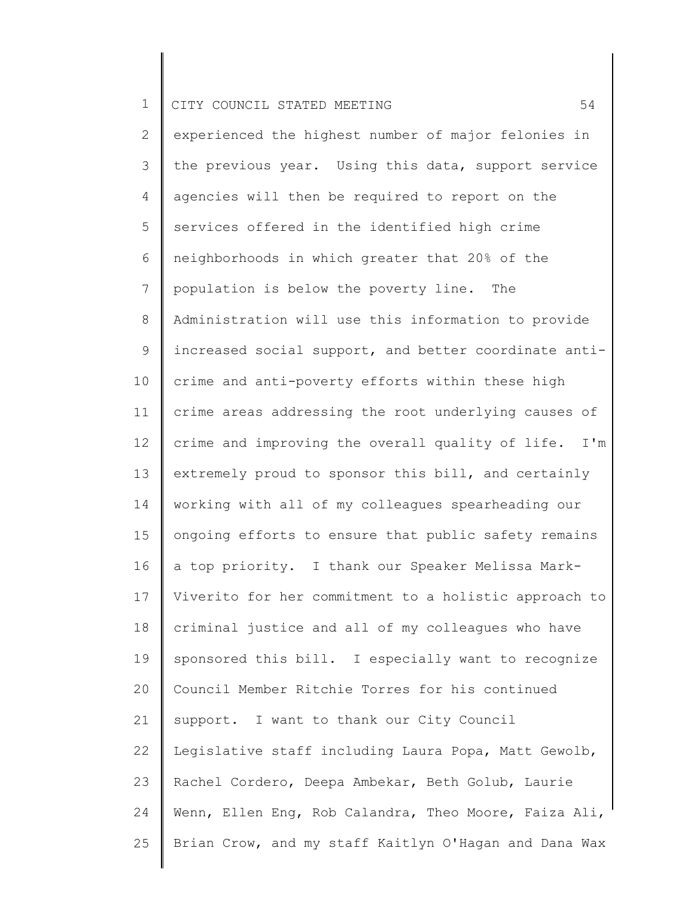experienced the highest number of major felonies in the previous year. Using this data, support service agencies will then be required to report on the services offered in the identified high crime neighborhoods in which greater that 20% of the population is below the poverty line. The Administration will use this information to provide increased social support, and better coordinate anti-crime and anti-poverty efforts within these high crime areas addressing the root underlying causes of crime and improving the overall quality of life. I'm extremely proud to sponsor this bill, and certainly working with all of my colleagues spearheading our ongoing efforts to ensure that public safety remains a top priority. I thank our Speaker Melissa Mark-Viverito for her commitment to a holistic approach to criminal justice and all of my colleagues who have sponsored this bill. I especially want to recognize Council Member Ritchie Torres for his continued support. I want to thank our City Council Legislative staff including Laura Popa, Matt Gewolb, Rachel Cordero, Deepa Ambekar, Beth Golub, Laurie Wenn, Ellen Eng, Rob Calandra, Theo Moore, Faiza Ali, Brian Crow, and my staff Kaitlyn O'Hagan and Dana Wax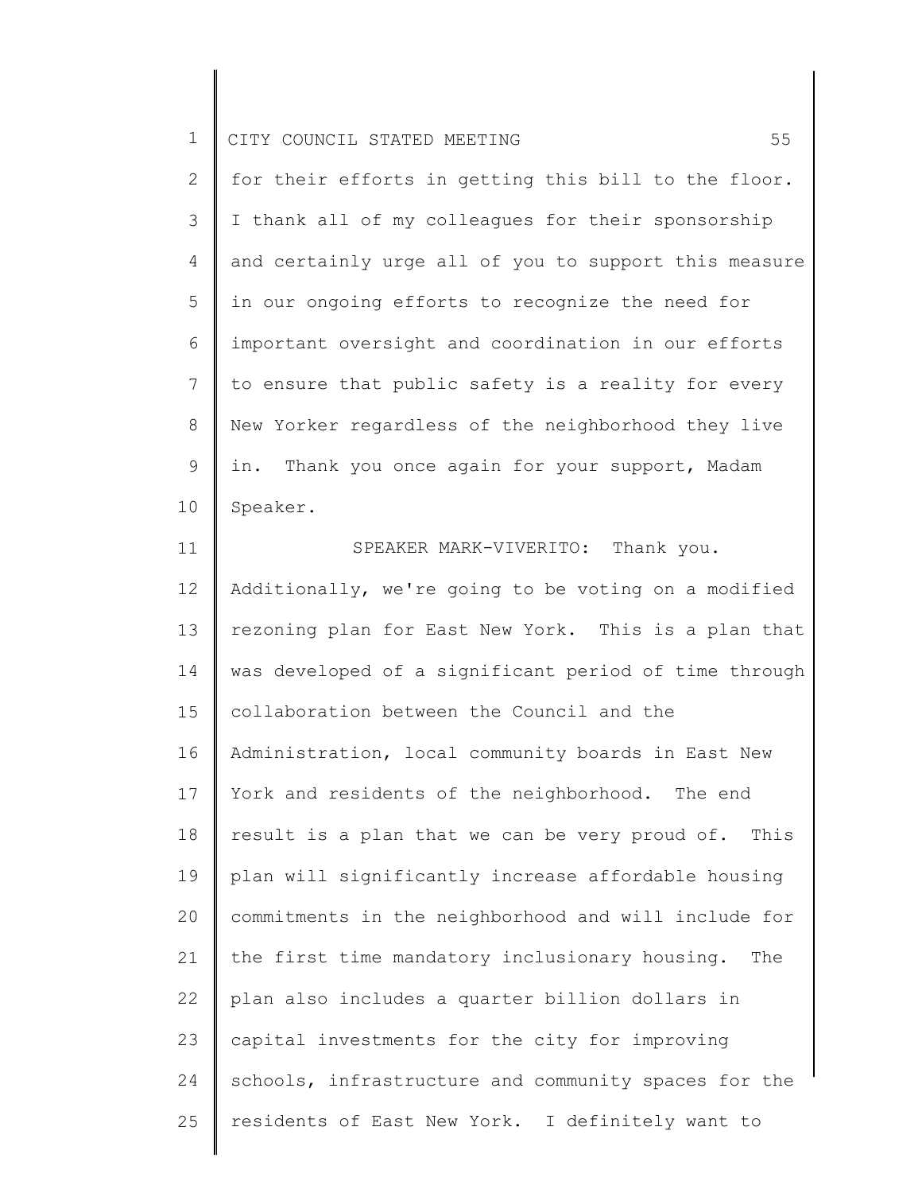for their efforts in getting this bill to the floor. I thank all of my colleagues for their sponsorship and certainly urge all of you to support this measure in our ongoing efforts to recognize the need for important oversight and coordination in our efforts to ensure that public safety is a reality for every New Yorker regardless of the neighborhood they live in. Thank you once again for your support, Madam Speaker.

SPEAKER MARK-VIVERITO: Thank you. Additionally, we're going to be voting on a modified rezoning plan for East New York. This is a plan that was developed of a significant period of time through collaboration between the Council and the Administration, local community boards in East New York and residents of the neighborhood. The end result is a plan that we can be very proud of. This plan will significantly increase affordable housing commitments in the neighborhood and will include for the first time mandatory inclusionary housing. The plan also includes a quarter billion dollars in capital investments for the city for improving schools, infrastructure and community spaces for the residents of East New York. I definitely want to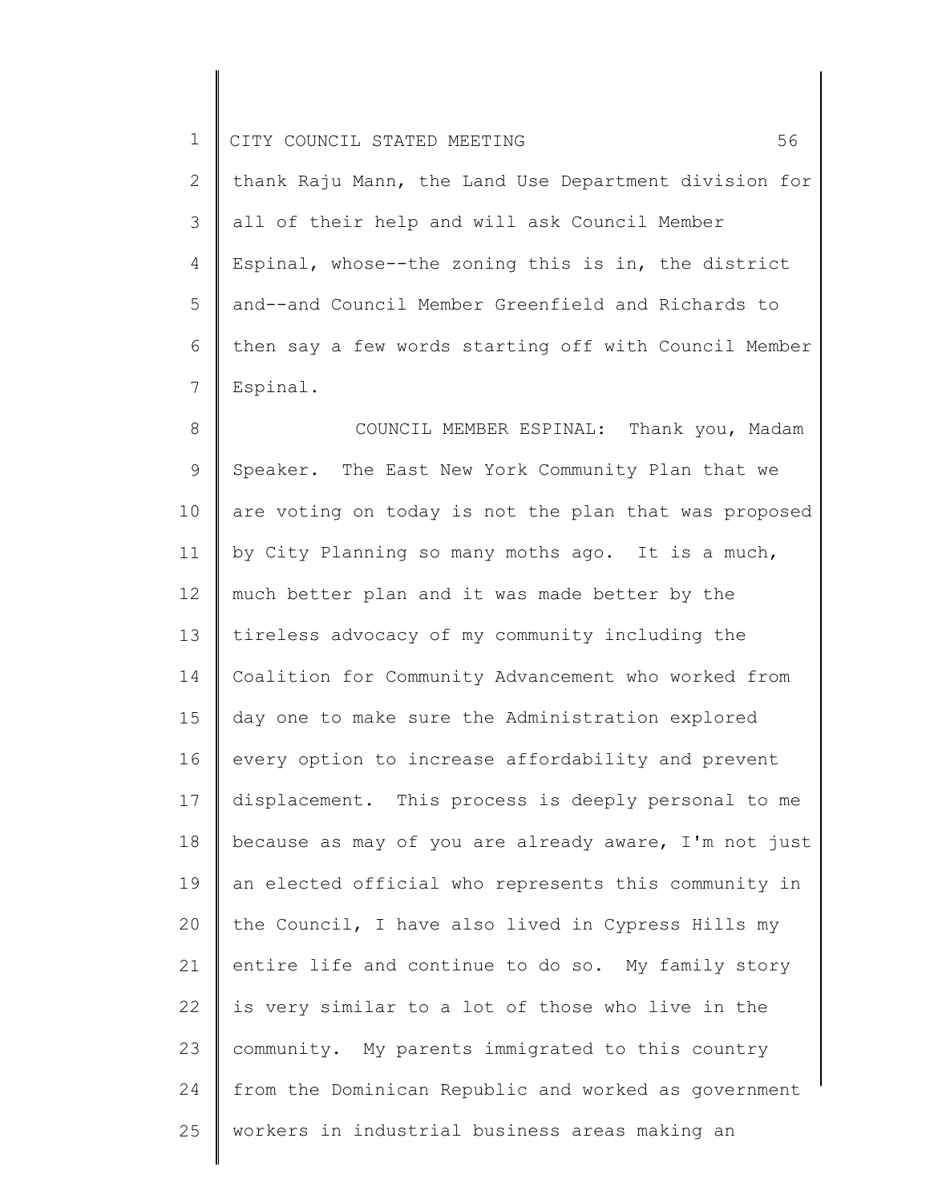thank Raju Mann, the Land Use Department division for all of their help and will ask Council Member Espinal, whose--the zoning this is in, the district and--and Council Member Greenfield and Richards to then say a few words starting off with Council Member Espinal.

COUNCIL MEMBER ESPINAL: Thank you, Madam Speaker. The East New York Community Plan that we are voting on today is not the plan that was proposed by City Planning so many moths ago. It is a much, much better plan and it was made better by the tireless advocacy of my community including the Coalition for Community Advancement who worked from day one to make sure the Administration explored every option to increase affordability and prevent displacement. This process is deeply personal to me because as may of you are already aware, I'm not just an elected official who represents this community in the Council, I have also lived in Cypress Hills my entire life and continue to do so. My family story is very similar to a lot of those who live in the community. My parents immigrated to this country from the Dominican Republic and worked as government workers in industrial business areas making an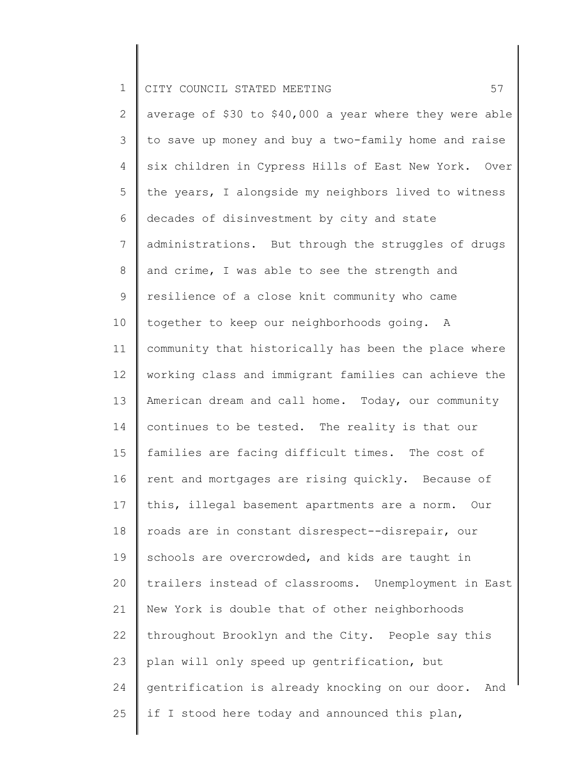average of $30 to $40,000 a year where they were able to save up money and buy a two-family home and raise six children in Cypress Hills of East New York. Over the years, I alongside my neighbors lived to witness decades of disinvestment by city and state administrations. But through the struggles of drugs and crime, I was able to see the strength and resilience of a close knit community who came together to keep our neighborhoods going. A community that historically has been the place where working class and immigrant families can achieve the American dream and call home. Today, our community continues to be tested. The reality is that our families are facing difficult times. The cost of rent and mortgages are rising quickly. Because of this, illegal basement apartments are a norm. Our roads are in constant disrespect--disrepair, our schools are overcrowded, and kids are taught in trailers instead of classrooms. Unemployment in East New York is double that of other neighborhoods throughout Brooklyn and the City. People say this plan will only speed up gentrification, but gentrification is already knocking on our door. And if I stood here today and announced this plan,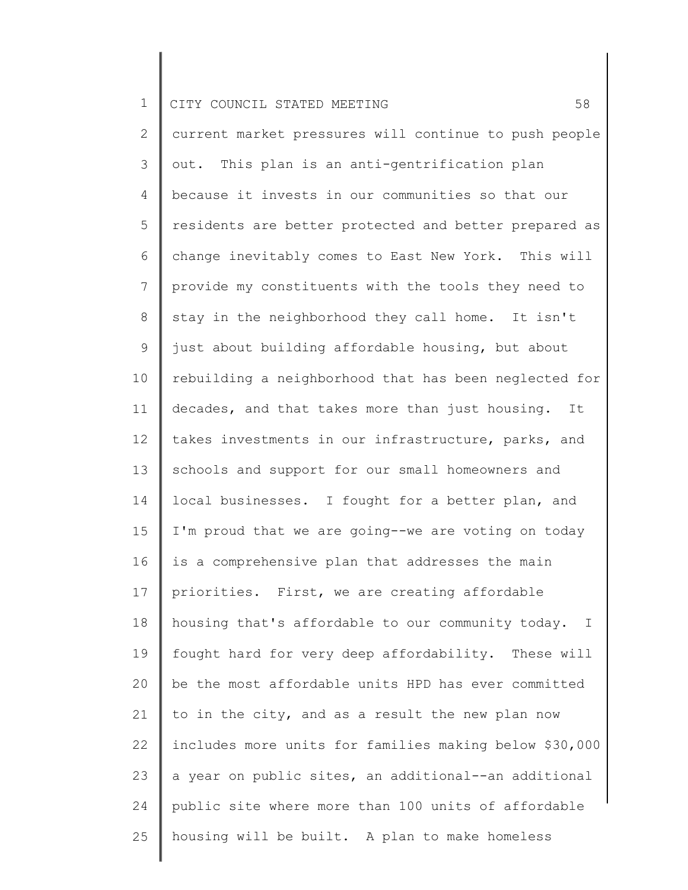current market pressures will continue to push people out. This plan is an anti-gentrification plan because it invests in our communities so that our residents are better protected and better prepared as change inevitably comes to East New York. This will provide my constituents with the tools they need to stay in the neighborhood they call home. It isn't just about building affordable housing, but about rebuilding a neighborhood that has been neglected for decades, and that takes more than just housing. It takes investments in our infrastructure, parks, and schools and support for our small homeowners and local businesses. I fought for a better plan, and I'm proud that we are going--we are voting on today is a comprehensive plan that addresses the main priorities. First, we are creating affordable housing that's affordable to our community today. I fought hard for very deep affordability. These will be the most affordable units HPD has ever committed to in the city, and as a result the new plan now includes more units for families making below $30,000 a year on public sites, an additional--an additional public site where more than 100 units of affordable housing will be built. A plan to make homeless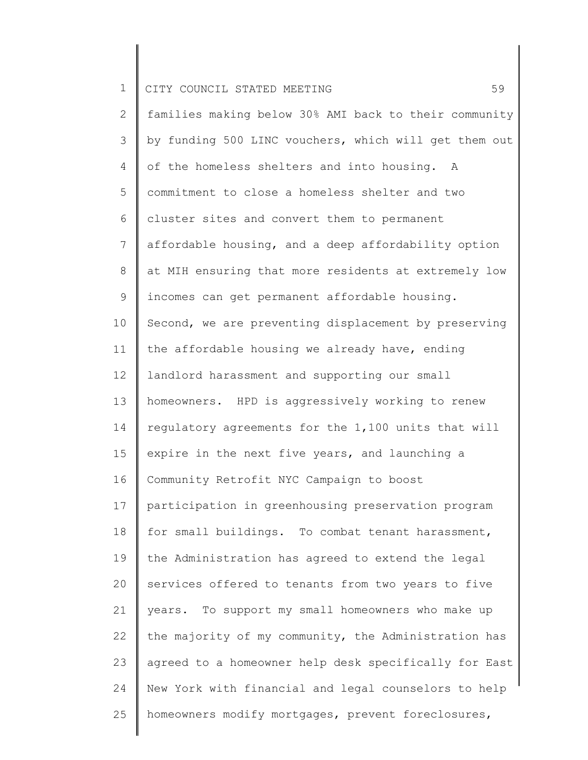families making below 30% AMI back to their community by funding 500 LINC vouchers, which will get them out of the homeless shelters and into housing. A commitment to close a homeless shelter and two cluster sites and convert them to permanent affordable housing, and a deep affordability option at MIH ensuring that more residents at extremely low incomes can get permanent affordable housing. Second, we are preventing displacement by preserving the affordable housing we already have, ending landlord harassment and supporting our small homeowners. HPD is aggressively working to renew regulatory agreements for the 1,100 units that will expire in the next five years, and launching a Community Retrofit NYC Campaign to boost participation in greenhousing preservation program for small buildings. To combat tenant harassment, the Administration has agreed to extend the legal services offered to tenants from two years to five years. To support my small homeowners who make up the majority of my community, the Administration has agreed to a homeowner help desk specifically for East New York with financial and legal counselors to help homeowners modify mortgages, prevent foreclosures,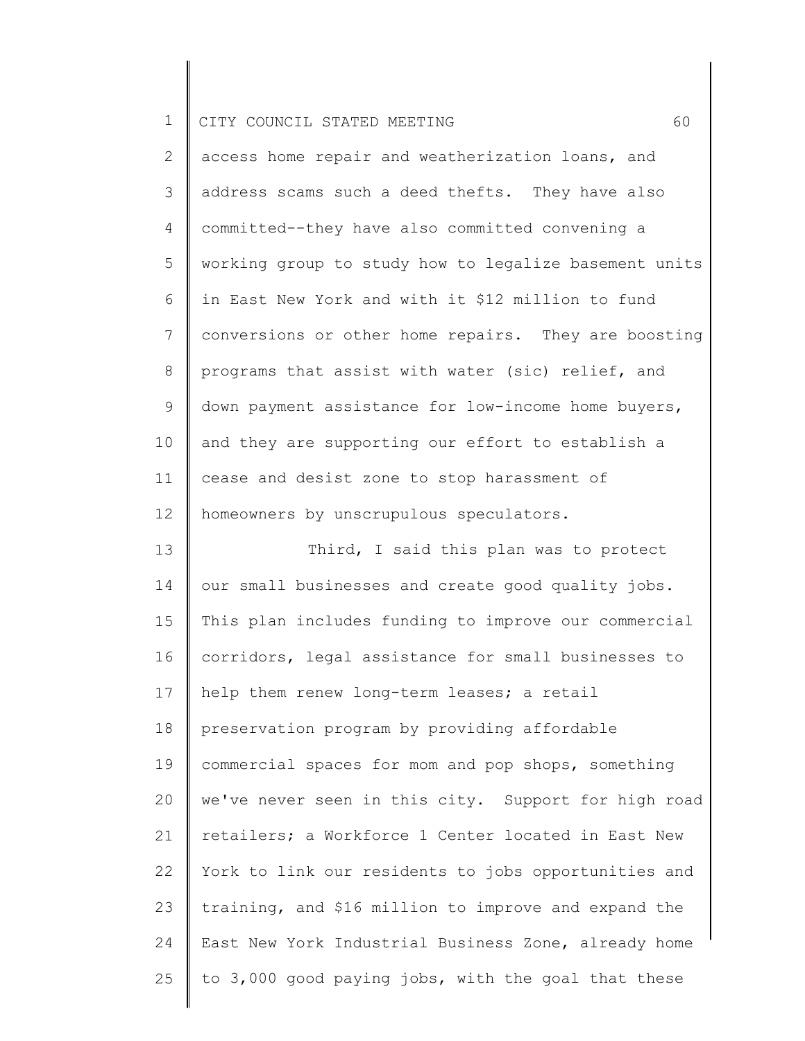access home repair and weatherization loans, and address scams such a deed thefts. They have also committed--they have also committed convening a working group to study how to legalize basement units in East New York and with it $12 million to fund conversions or other home repairs. They are boosting programs that assist with water (sic) relief, and down payment assistance for low-income home buyers, and they are supporting our effort to establish a cease and desist zone to stop harassment of homeowners by unscrupulous speculators.

Third, I said this plan was to protect our small businesses and create good quality jobs. This plan includes funding to improve our commercial corridors, legal assistance for small businesses to help them renew long-term leases; a retail preservation program by providing affordable commercial spaces for mom and pop shops, something we've never seen in this city. Support for high road retailers; a Workforce 1 Center located in East New York to link our residents to jobs opportunities and training, and $16 million to improve and expand the East New York Industrial Business Zone, already home to 3,000 good paying jobs, with the goal that these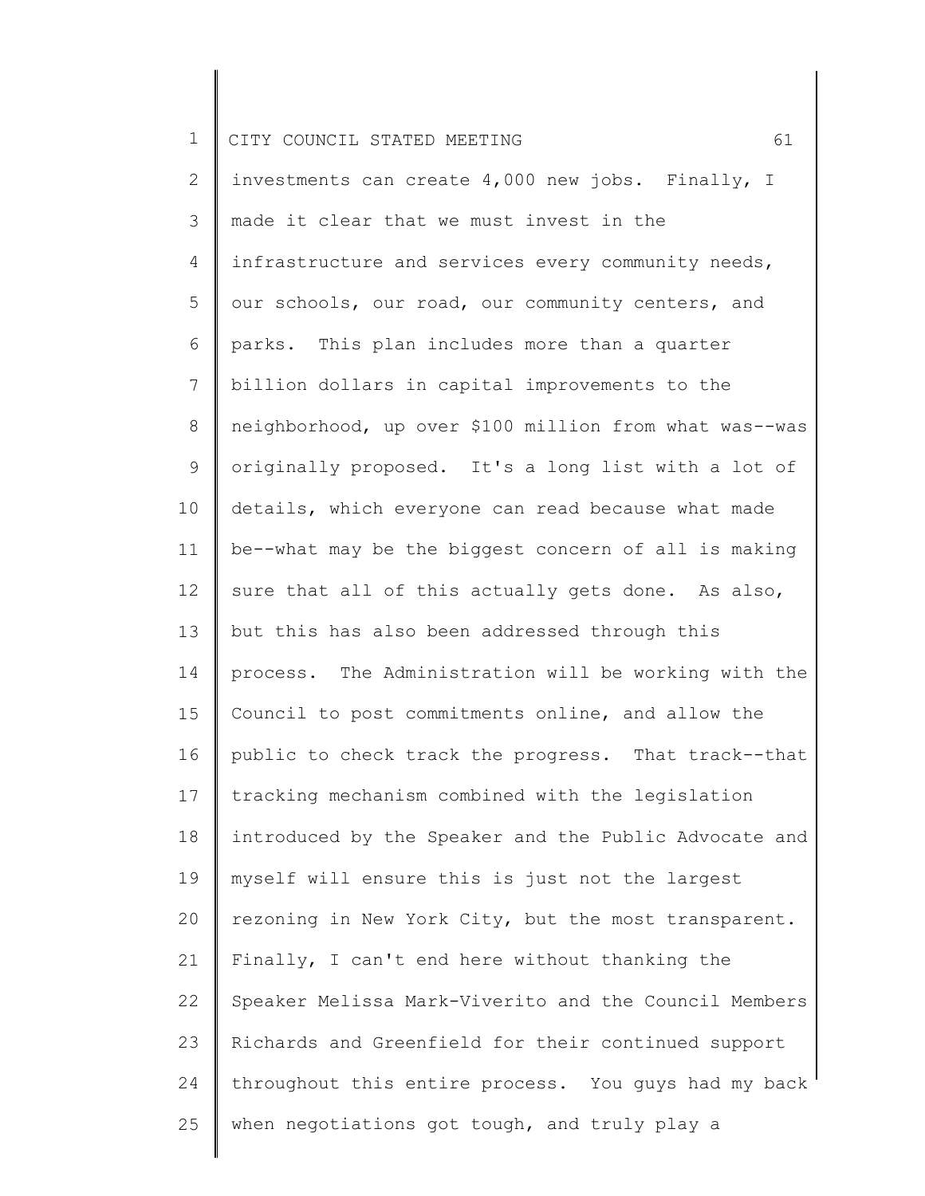investments can create 4,000 new jobs. Finally, I made it clear that we must invest in the infrastructure and services every community needs, our schools, our road, our community centers, and parks. This plan includes more than a quarter billion dollars in capital improvements to the neighborhood, up over $100 million from what was--was originally proposed. It's a long list with a lot of details, which everyone can read because what made be--what may be the biggest concern of all is making sure that all of this actually gets done. As also, but this has also been addressed through this process. The Administration will be working with the Council to post commitments online, and allow the public to check track the progress. That track--that tracking mechanism combined with the legislation introduced by the Speaker and the Public Advocate and myself will ensure this is just not the largest rezoning in New York City, but the most transparent. Finally, I can't end here without thanking the Speaker Melissa Mark-Viverito and the Council Members Richards and Greenfield for their continued support throughout this entire process. You guys had my back when negotiations got tough, and truly play a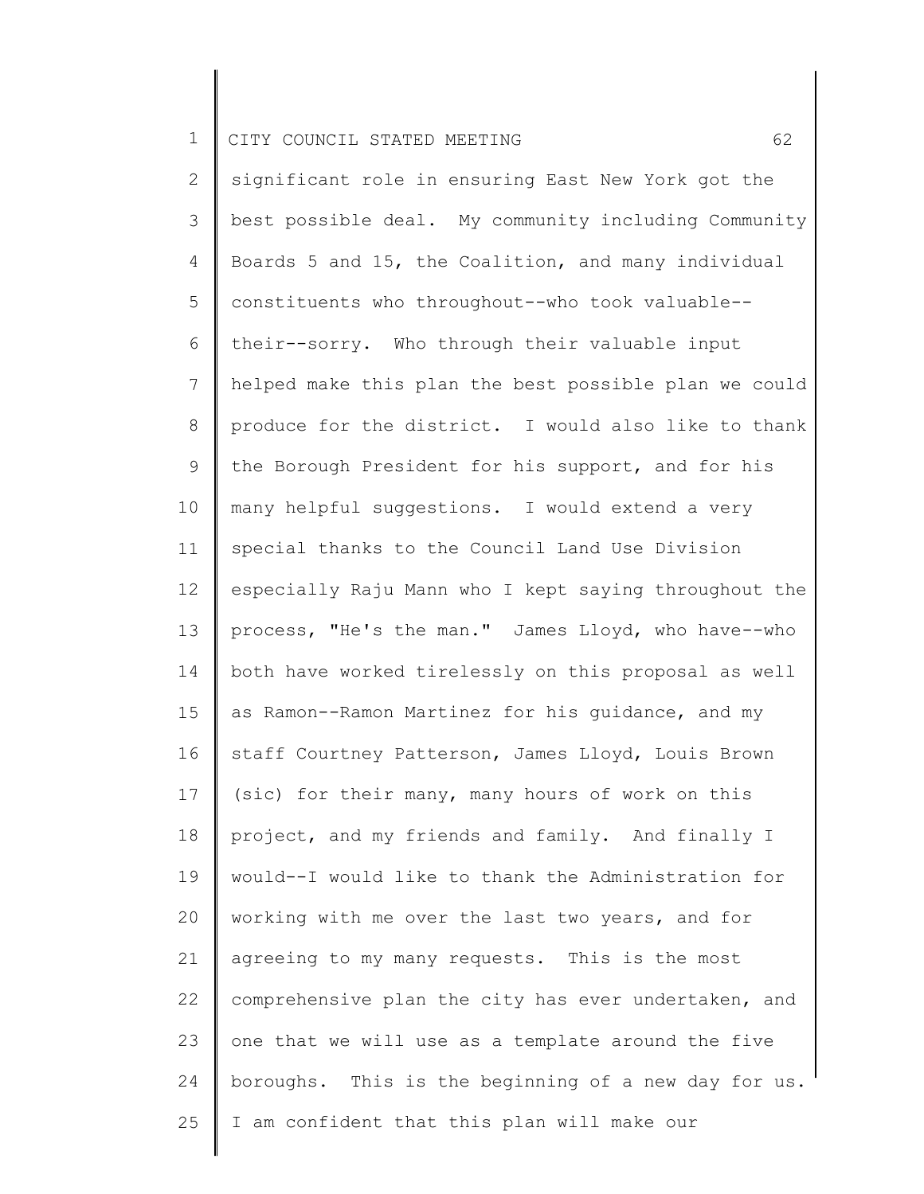significant role in ensuring East New York got the best possible deal. My community including Community Boards 5 and 15, the Coalition, and many individual constituents who throughout--who took valuable--their--sorry. Who through their valuable input helped make this plan the best possible plan we could produce for the district. I would also like to thank the Borough President for his support, and for his many helpful suggestions. I would extend a very special thanks to the Council Land Use Division especially Raju Mann who I kept saying throughout the process, "He's the man." James Lloyd, who have--who both have worked tirelessly on this proposal as well as Ramon--Ramon Martinez for his guidance, and my staff Courtney Patterson, James Lloyd, Louis Brown (sic) for their many, many hours of work on this project, and my friends and family. And finally I would--I would like to thank the Administration for working with me over the last two years, and for agreeing to my many requests. This is the most comprehensive plan the city has ever undertaken, and one that we will use as a template around the five boroughs. This is the beginning of a new day for us. I am confident that this plan will make our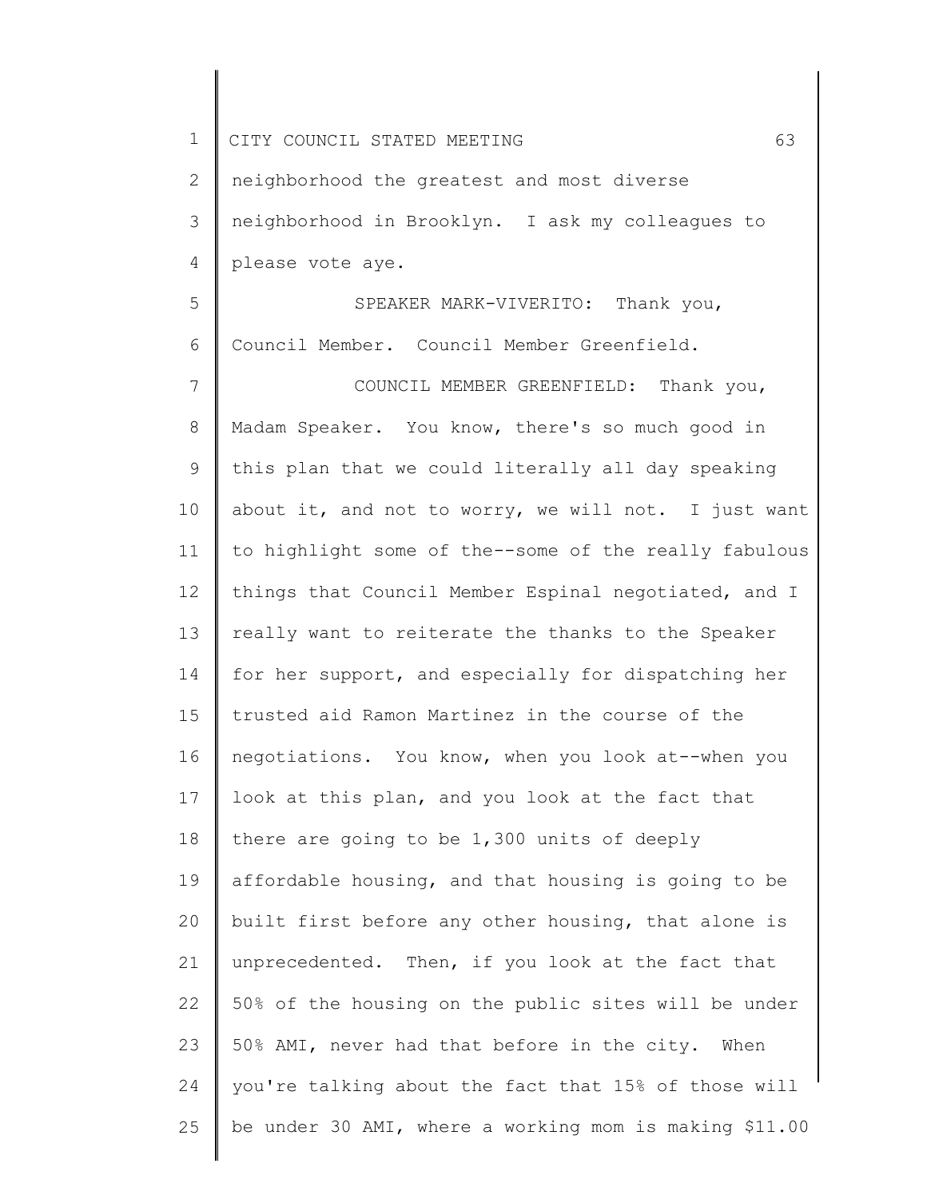neighborhood the greatest and most diverse neighborhood in Brooklyn. I ask my colleagues to please vote aye.

SPEAKER MARK-VIVERITO: Thank you, Council Member. Council Member Greenfield.

COUNCIL MEMBER GREENFIELD: Thank you, Madam Speaker. You know, there's so much good in this plan that we could literally all day speaking about it, and not to worry, we will not. I just want to highlight some of the--some of the really fabulous things that Council Member Espinal negotiated, and I really want to reiterate the thanks to the Speaker for her support, and especially for dispatching her trusted aid Ramon Martinez in the course of the negotiations. You know, when you look at--when you look at this plan, and you look at the fact that there are going to be 1,300 units of deeply affordable housing, and that housing is going to be built first before any other housing, that alone is unprecedented. Then, if you look at the fact that 50% of the housing on the public sites will be under 50% AMI, never had that before in the city. When you're talking about the fact that 15% of those will be under 30 AMI, where a working mom is making $11.00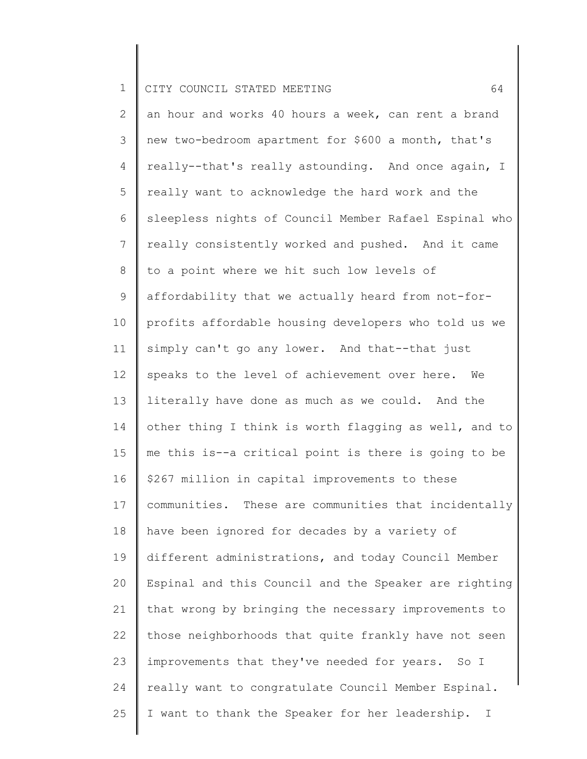an hour and works 40 hours a week, can rent a brand new two-bedroom apartment for $600 a month, that's really--that's really astounding. And once again, I really want to acknowledge the hard work and the sleepless nights of Council Member Rafael Espinal who really consistently worked and pushed. And it came to a point where we hit such low levels of affordability that we actually heard from not-for-profits affordable housing developers who told us we simply can't go any lower. And that--that just speaks to the level of achievement over here. We literally have done as much as we could. And the other thing I think is worth flagging as well, and to me this is--a critical point is there is going to be $267 million in capital improvements to these communities. These are communities that incidentally have been ignored for decades by a variety of different administrations, and today Council Member Espinal and this Council and the Speaker are righting that wrong by bringing the necessary improvements to those neighborhoods that quite frankly have not seen improvements that they've needed for years. So I really want to congratulate Council Member Espinal. I want to thank the Speaker for her leadership. I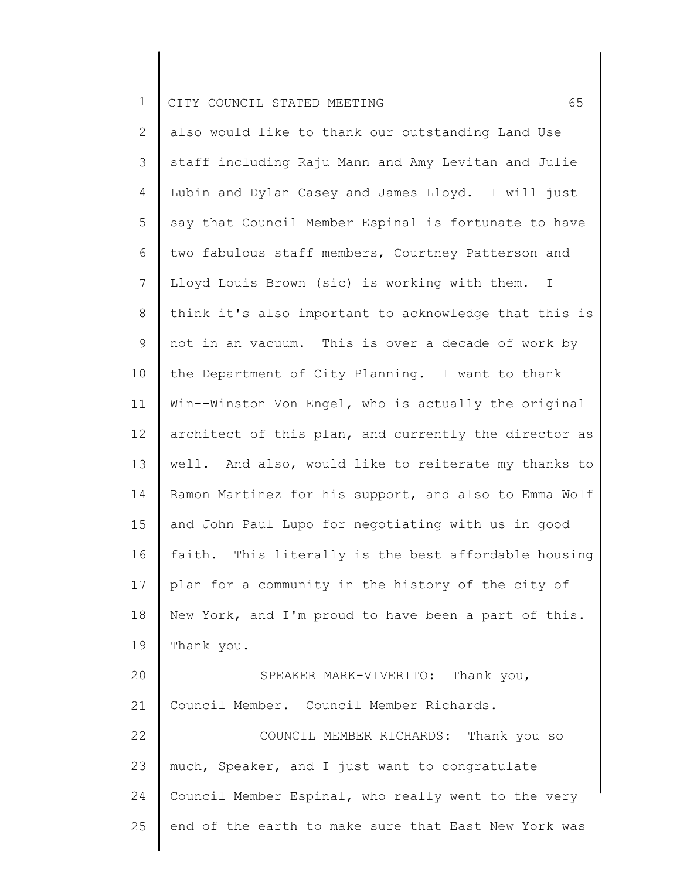also would like to thank our outstanding Land Use staff including Raju Mann and Amy Levitan and Julie Lubin and Dylan Casey and James Lloyd. I will just say that Council Member Espinal is fortunate to have two fabulous staff members, Courtney Patterson and Lloyd Louis Brown (sic) is working with them. I think it's also important to acknowledge that this is not in an vacuum. This is over a decade of work by the Department of City Planning. I want to thank Win--Winston Von Engel, who is actually the original architect of this plan, and currently the director as well. And also, would like to reiterate my thanks to Ramon Martinez for his support, and also to Emma Wolf and John Paul Lupo for negotiating with us in good faith. This literally is the best affordable housing plan for a community in the history of the city of New York, and I'm proud to have been a part of this. Thank you.

SPEAKER MARK-VIVERITO: Thank you, Council Member. Council Member Richards.

COUNCIL MEMBER RICHARDS: Thank you so much, Speaker, and I just want to congratulate Council Member Espinal, who really went to the very end of the earth to make sure that East New York was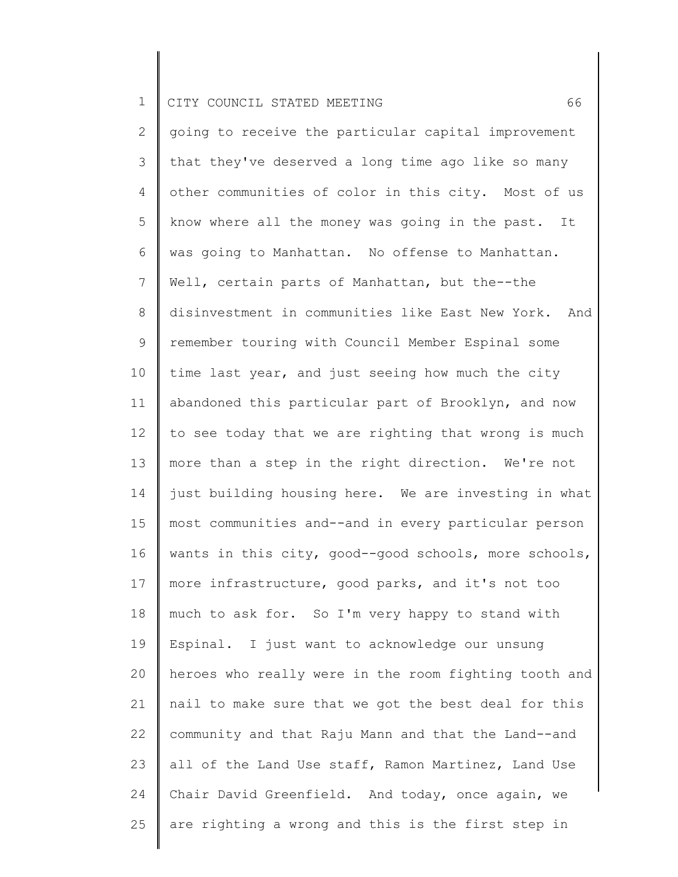going to receive the particular capital improvement that they've deserved a long time ago like so many other communities of color in this city. Most of us know where all the money was going in the past. It was going to Manhattan. No offense to Manhattan. Well, certain parts of Manhattan, but the--the disinvestment in communities like East New York. And remember touring with Council Member Espinal some time last year, and just seeing how much the city abandoned this particular part of Brooklyn, and now to see today that we are righting that wrong is much more than a step in the right direction. We're not just building housing here. We are investing in what most communities and--and in every particular person wants in this city, good--good schools, more schools, more infrastructure, good parks, and it's not too much to ask for. So I'm very happy to stand with Espinal. I just want to acknowledge our unsung heroes who really were in the room fighting tooth and nail to make sure that we got the best deal for this community and that Raju Mann and that the Land--and all of the Land Use staff, Ramon Martinez, Land Use Chair David Greenfield. And today, once again, we are righting a wrong and this is the first step in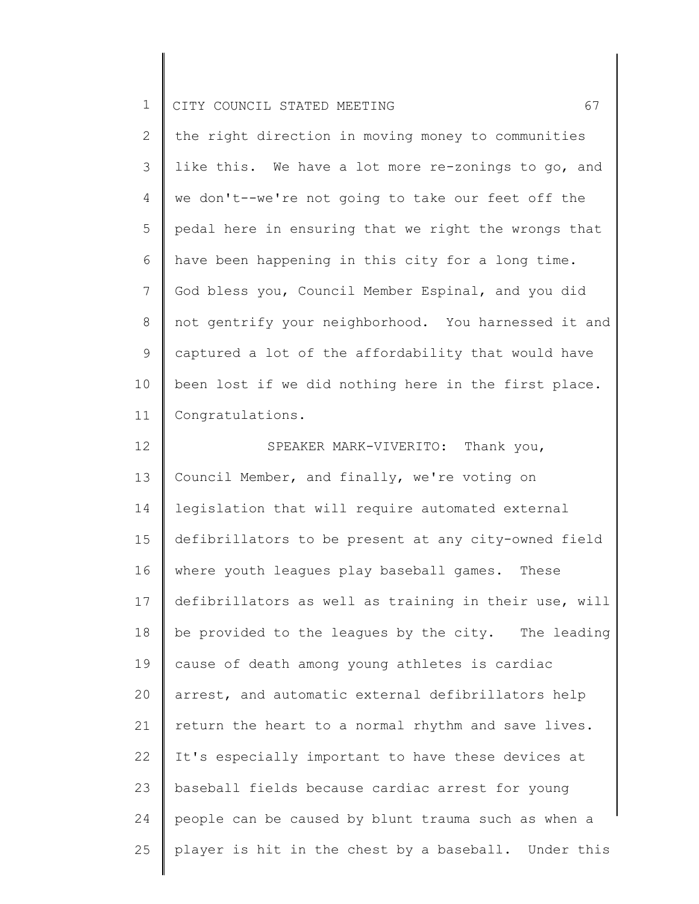the right direction in moving money to communities like this. We have a lot more re-zonings to go, and we don't--we're not going to take our feet off the pedal here in ensuring that we right the wrongs that have been happening in this city for a long time. God bless you, Council Member Espinal, and you did not gentrify your neighborhood. You harnessed it and captured a lot of the affordability that would have been lost if we did nothing here in the first place. Congratulations.

SPEAKER MARK-VIVERITO: Thank you, Council Member, and finally, we're voting on legislation that will require automated external defibrillators to be present at any city-owned field where youth leagues play baseball games. These defibrillators as well as training in their use, will be provided to the leagues by the city. The leading cause of death among young athletes is cardiac arrest, and automatic external defibrillators help return the heart to a normal rhythm and save lives. It's especially important to have these devices at baseball fields because cardiac arrest for young people can be caused by blunt trauma such as when a player is hit in the chest by a baseball. Under this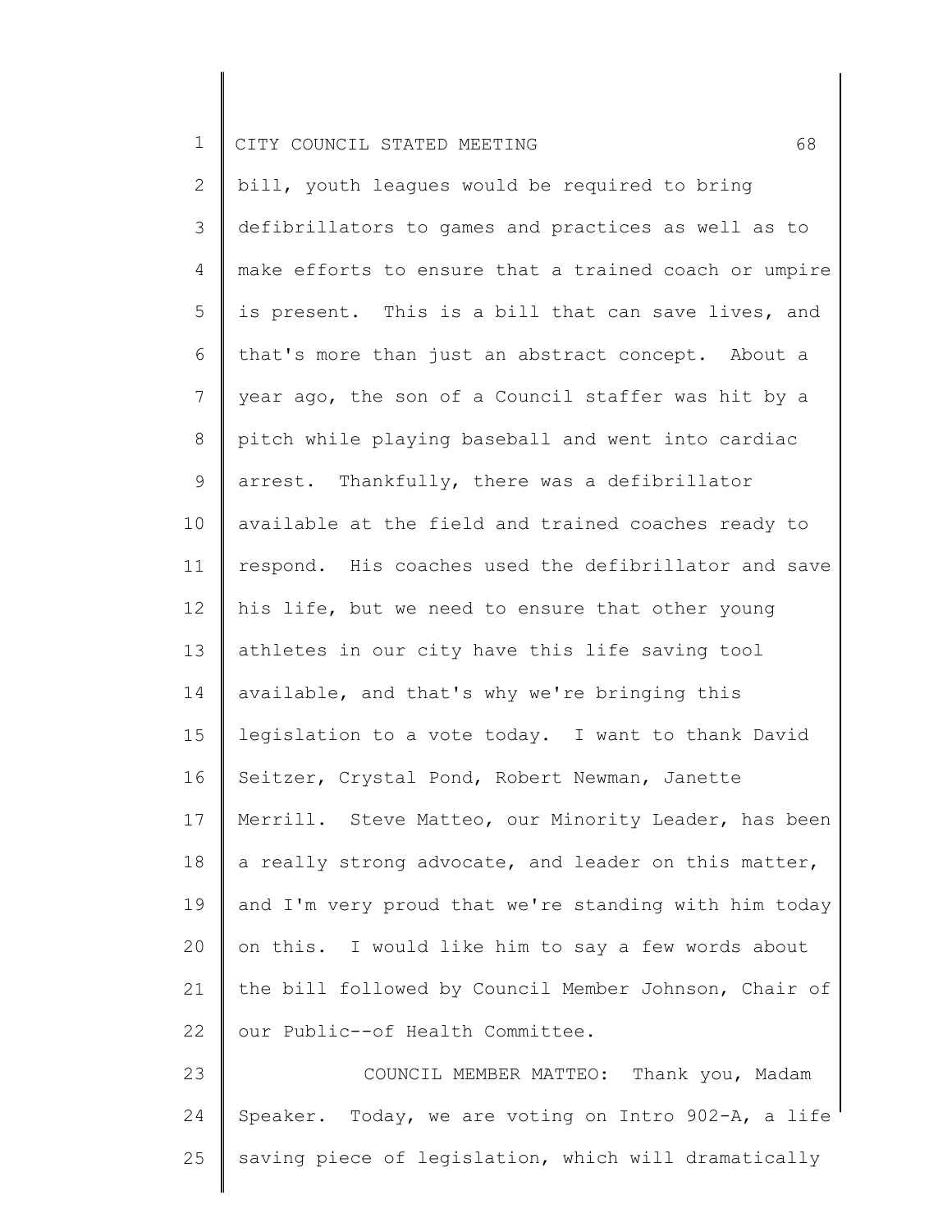bill, youth leagues would be required to bring defibrillators to games and practices as well as to make efforts to ensure that a trained coach or umpire is present. This is a bill that can save lives, and that's more than just an abstract concept. About a year ago, the son of a Council staffer was hit by a pitch while playing baseball and went into cardiac arrest. Thankfully, there was a defibrillator available at the field and trained coaches ready to respond. His coaches used the defibrillator and save his life, but we need to ensure that other young athletes in our city have this life saving tool available, and that's why we're bringing this legislation to a vote today. I want to thank David Seitzer, Crystal Pond, Robert Newman, Janette Merrill. Steve Matteo, our Minority Leader, has been a really strong advocate, and leader on this matter, and I'm very proud that we're standing with him today on this. I would like him to say a few words about the bill followed by Council Member Johnson, Chair of our Public--of Health Committee.

COUNCIL MEMBER MATTEO: Thank you, Madam Speaker. Today, we are voting on Intro 902-A, a life saving piece of legislation, which will dramatically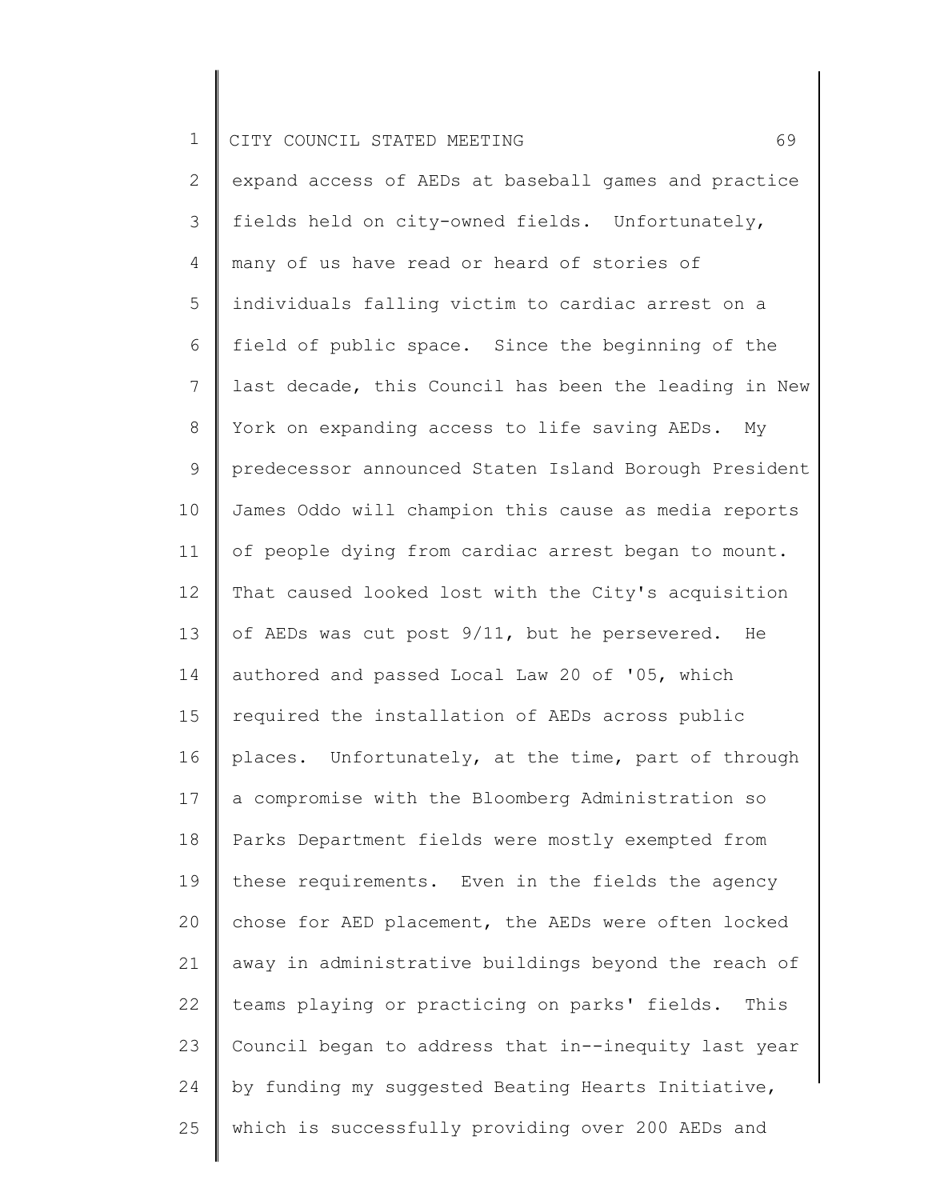expand access of AEDs at baseball games and practice fields held on city-owned fields. Unfortunately, many of us have read or heard of stories of individuals falling victim to cardiac arrest on a field of public space. Since the beginning of the last decade, this Council has been the leading in New York on expanding access to life saving AEDs. My predecessor announced Staten Island Borough President James Oddo will champion this cause as media reports of people dying from cardiac arrest began to mount. That caused looked lost with the City's acquisition of AEDs was cut post 9/11, but he persevered. He authored and passed Local Law 20 of '05, which required the installation of AEDs across public places. Unfortunately, at the time, part of through a compromise with the Bloomberg Administration so Parks Department fields were mostly exempted from these requirements. Even in the fields the agency chose for AED placement, the AEDs were often locked away in administrative buildings beyond the reach of teams playing or practicing on parks' fields. This Council began to address that in--inequity last year by funding my suggested Beating Hearts Initiative, which is successfully providing over 200 AEDs and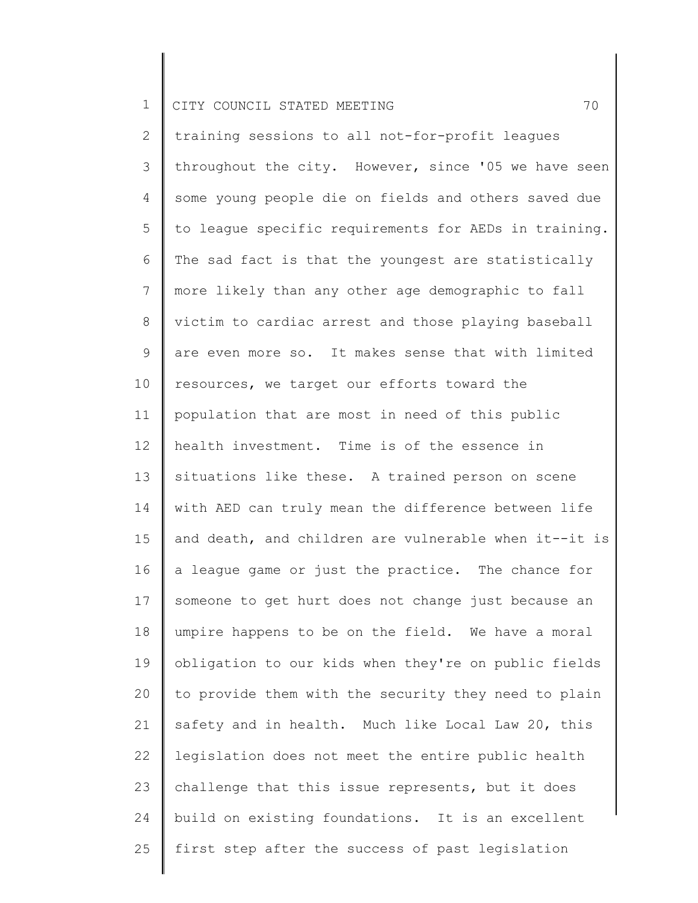training sessions to all not-for-profit leagues throughout the city. However, since '05 we have seen some young people die on fields and others saved due to league specific requirements for AEDs in training. The sad fact is that the youngest are statistically more likely than any other age demographic to fall victim to cardiac arrest and those playing baseball are even more so. It makes sense that with limited resources, we target our efforts toward the population that are most in need of this public health investment. Time is of the essence in situations like these. A trained person on scene with AED can truly mean the difference between life and death, and children are vulnerable when it--it is a league game or just the practice. The chance for someone to get hurt does not change just because an umpire happens to be on the field. We have a moral obligation to our kids when they're on public fields to provide them with the security they need to plain safety and in health. Much like Local Law 20, this legislation does not meet the entire public health challenge that this issue represents, but it does build on existing foundations. It is an excellent first step after the success of past legislation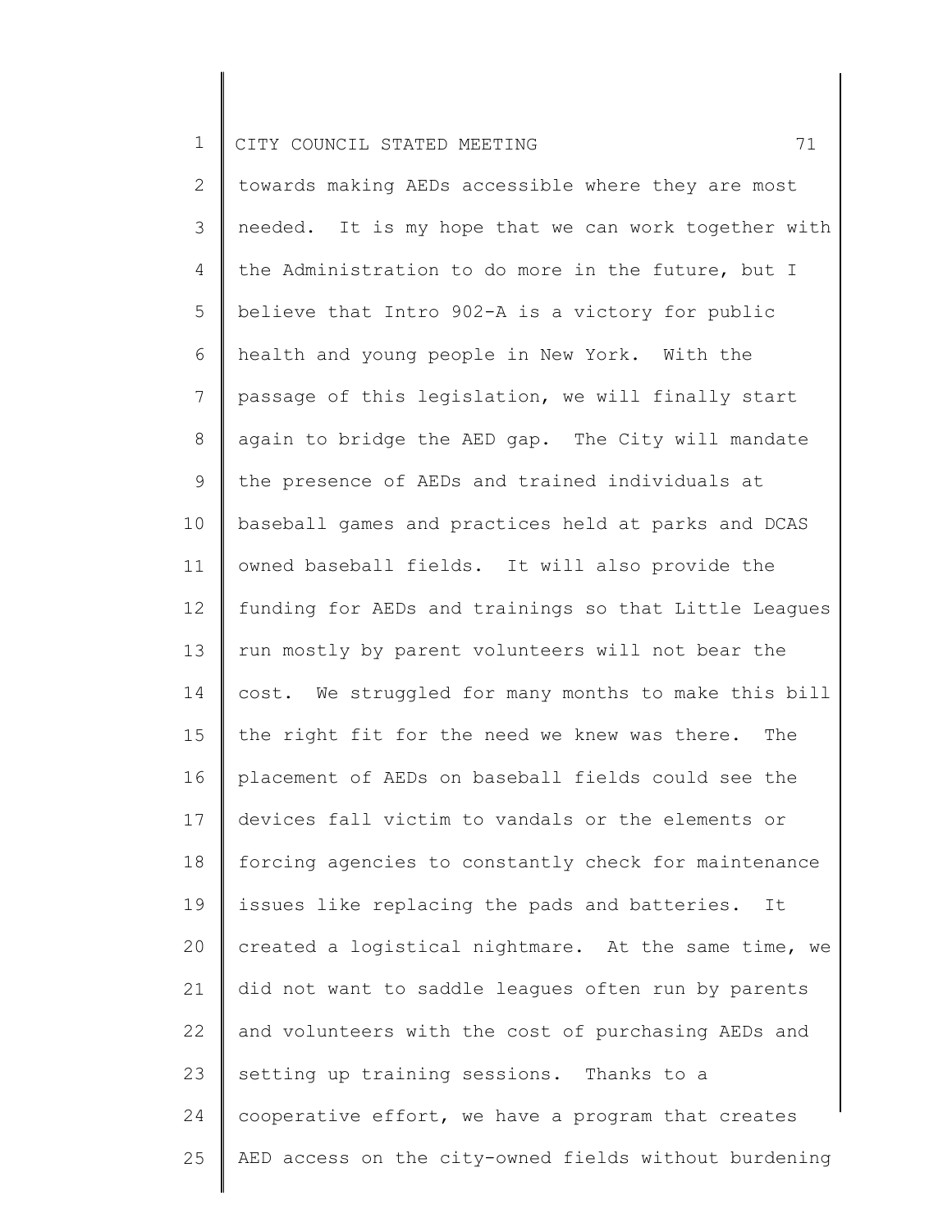towards making AEDs accessible where they are most needed. It is my hope that we can work together with the Administration to do more in the future, but I believe that Intro 902-A is a victory for public health and young people in New York. With the passage of this legislation, we will finally start again to bridge the AED gap. The City will mandate the presence of AEDs and trained individuals at baseball games and practices held at parks and DCAS owned baseball fields. It will also provide the funding for AEDs and trainings so that Little Leagues run mostly by parent volunteers will not bear the cost. We struggled for many months to make this bill the right fit for the need we knew was there. The placement of AEDs on baseball fields could see the devices fall victim to vandals or the elements or forcing agencies to constantly check for maintenance issues like replacing the pads and batteries. It created a logistical nightmare. At the same time, we did not want to saddle leagues often run by parents and volunteers with the cost of purchasing AEDs and setting up training sessions. Thanks to a cooperative effort, we have a program that creates AED access on the city-owned fields without burdening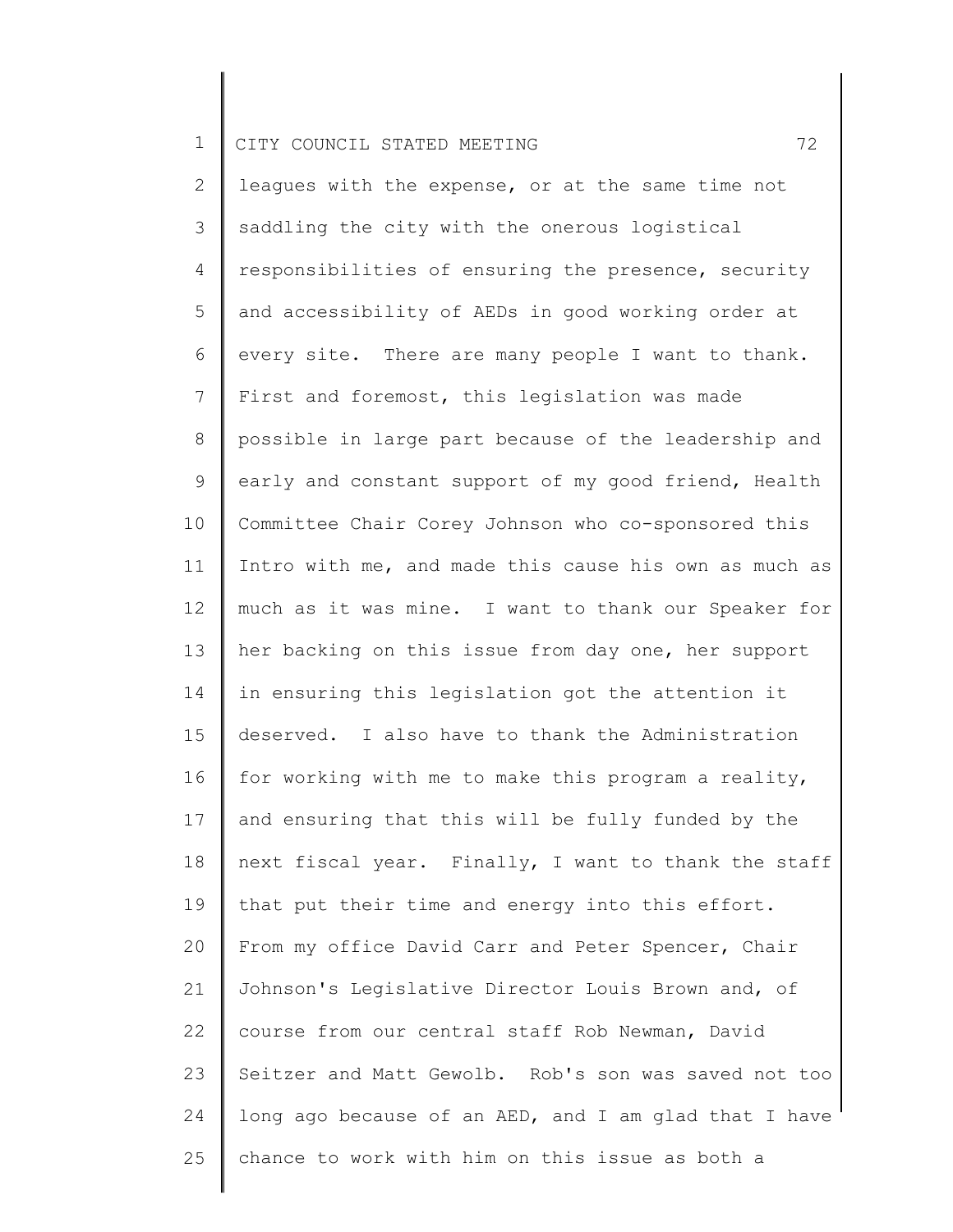leagues with the expense, or at the same time not saddling the city with the onerous logistical responsibilities of ensuring the presence, security and accessibility of AEDs in good working order at every site. There are many people I want to thank. First and foremost, this legislation was made possible in large part because of the leadership and early and constant support of my good friend, Health Committee Chair Corey Johnson who co-sponsored this Intro with me, and made this cause his own as much as much as it was mine. I want to thank our Speaker for her backing on this issue from day one, her support in ensuring this legislation got the attention it deserved. I also have to thank the Administration for working with me to make this program a reality, and ensuring that this will be fully funded by the next fiscal year. Finally, I want to thank the staff that put their time and energy into this effort. From my office David Carr and Peter Spencer, Chair Johnson's Legislative Director Louis Brown and, of course from our central staff Rob Newman, David Seitzer and Matt Gewolb. Rob's son was saved not too long ago because of an AED, and I am glad that I have chance to work with him on this issue as both a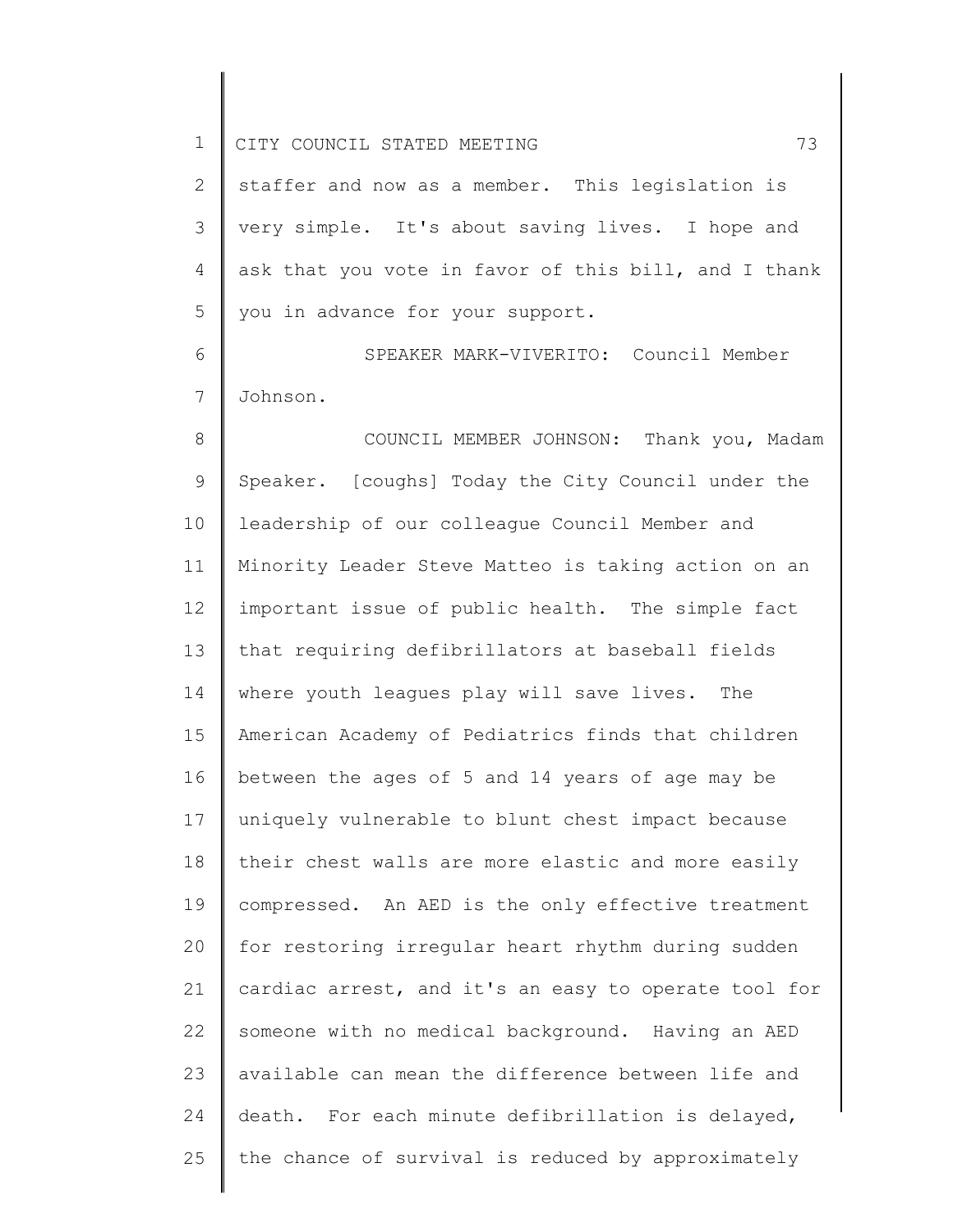staffer and now as a member. This legislation is very simple. It's about saving lives. I hope and ask that you vote in favor of this bill, and I thank you in advance for your support.

SPEAKER MARK-VIVERITO: Council Member Johnson.

COUNCIL MEMBER JOHNSON: Thank you, Madam Speaker. [coughs] Today the City Council under the leadership of our colleague Council Member and Minority Leader Steve Matteo is taking action on an important issue of public health. The simple fact that requiring defibrillators at baseball fields where youth leagues play will save lives. The American Academy of Pediatrics finds that children between the ages of 5 and 14 years of age may be uniquely vulnerable to blunt chest impact because their chest walls are more elastic and more easily compressed. An AED is the only effective treatment for restoring irregular heart rhythm during sudden cardiac arrest, and it's an easy to operate tool for someone with no medical background. Having an AED available can mean the difference between life and death. For each minute defibrillation is delayed, the chance of survival is reduced by approximately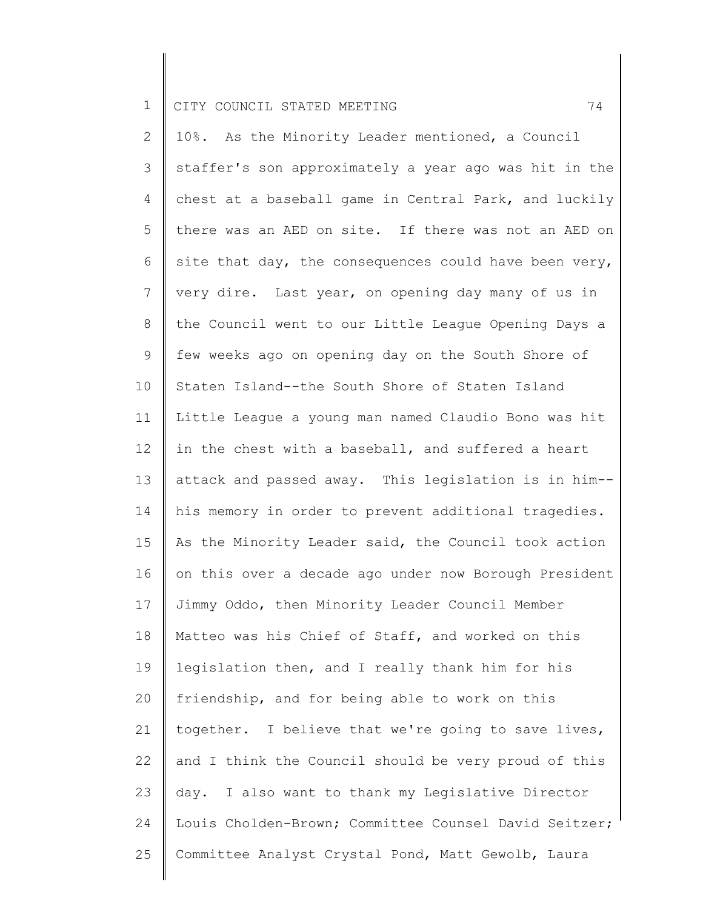10%. As the Minority Leader mentioned, a Council staffer's son approximately a year ago was hit in the chest at a baseball game in Central Park, and luckily there was an AED on site. If there was not an AED on site that day, the consequences could have been very, very dire. Last year, on opening day many of us in the Council went to our Little League Opening Days a few weeks ago on opening day on the South Shore of Staten Island--the South Shore of Staten Island Little League a young man named Claudio Bono was hit in the chest with a baseball, and suffered a heart attack and passed away. This legislation is in him--his memory in order to prevent additional tragedies. As the Minority Leader said, the Council took action on this over a decade ago under now Borough President Jimmy Oddo, then Minority Leader Council Member Matteo was his Chief of Staff, and worked on this legislation then, and I really thank him for his friendship, and for being able to work on this together. I believe that we're going to save lives, and I think the Council should be very proud of this day. I also want to thank my Legislative Director Louis Cholden-Brown; Committee Counsel David Seitzer; Committee Analyst Crystal Pond, Matt Gewolb, Laura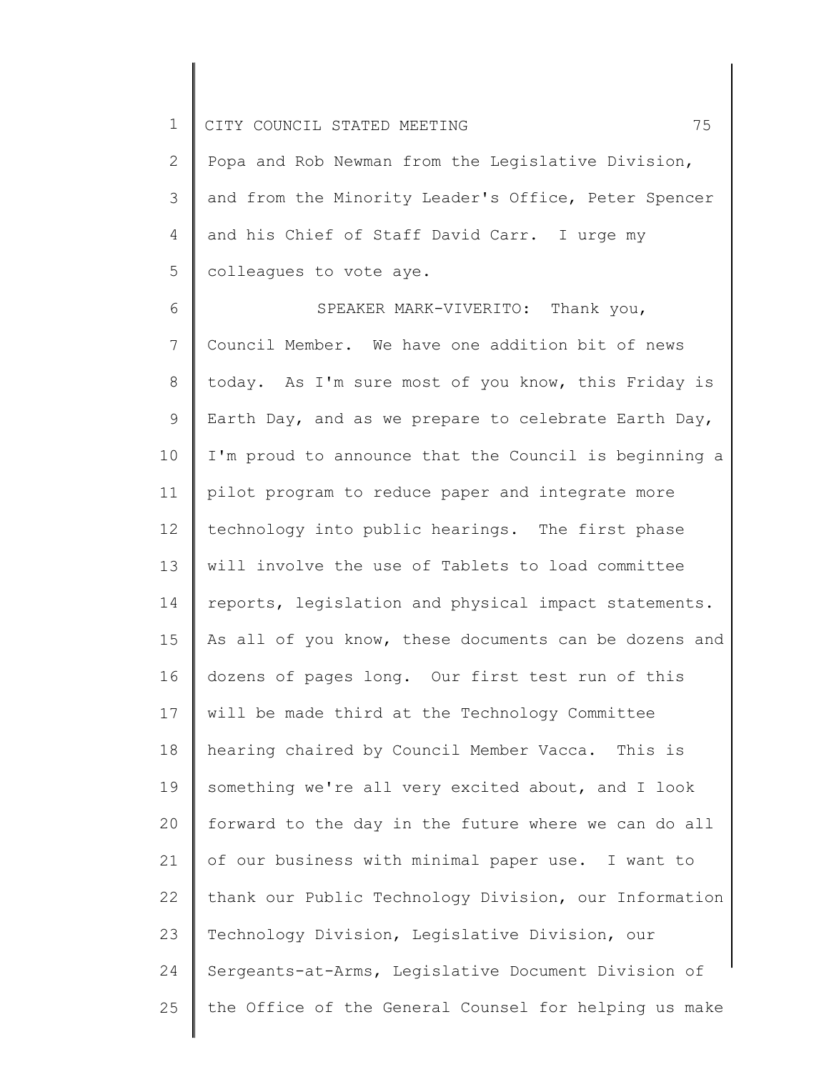Popa and Rob Newman from the Legislative Division, and from the Minority Leader's Office, Peter Spencer and his Chief of Staff David Carr. I urge my colleagues to vote aye.

SPEAKER MARK-VIVERITO: Thank you, Council Member. We have one addition bit of news today. As I'm sure most of you know, this Friday is Earth Day, and as we prepare to celebrate Earth Day, I'm proud to announce that the Council is beginning a pilot program to reduce paper and integrate more technology into public hearings. The first phase will involve the use of Tablets to load committee reports, legislation and physical impact statements. As all of you know, these documents can be dozens and dozens of pages long. Our first test run of this will be made third at the Technology Committee hearing chaired by Council Member Vacca. This is something we're all very excited about, and I look forward to the day in the future where we can do all of our business with minimal paper use. I want to thank our Public Technology Division, our Information Technology Division, Legislative Division, our Sergeants-at-Arms, Legislative Document Division of the Office of the General Counsel for helping us make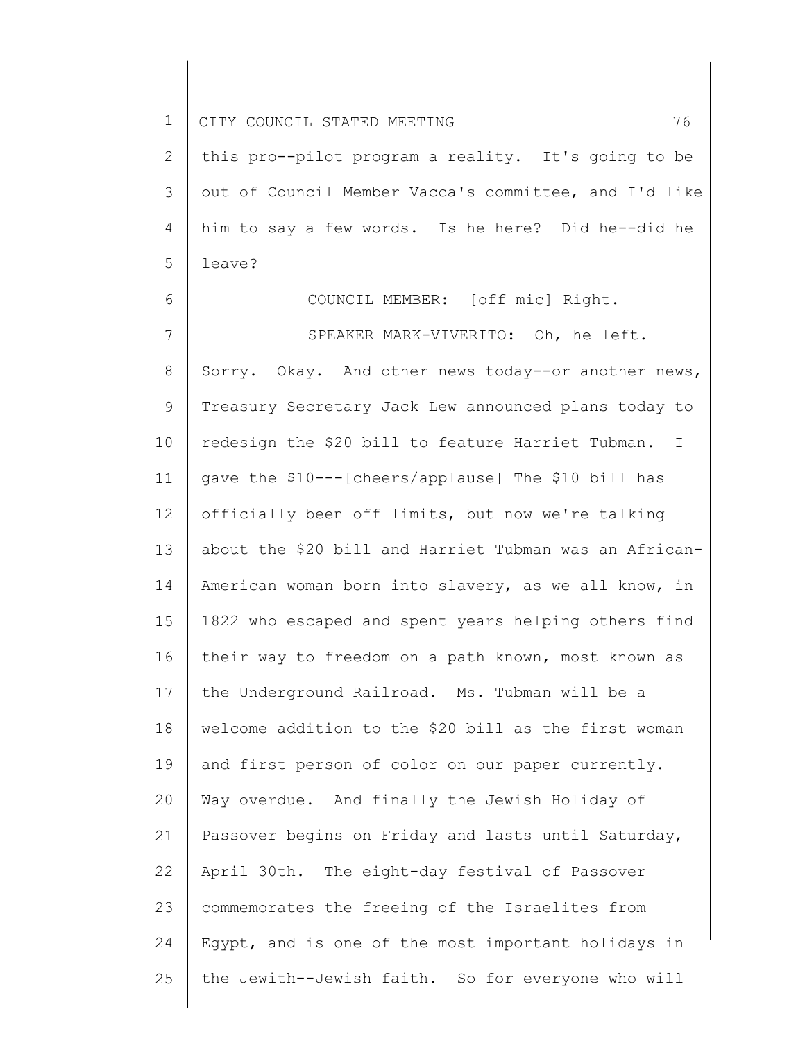this pro--pilot program a reality. It's going to be out of Council Member Vacca's committee, and I'd like him to say a few words. Is he here? Did he--did he leave?

COUNCIL MEMBER: [off mic] Right.

SPEAKER MARK-VIVERITO: Oh, he left. Sorry. Okay. And other news today--or another news, Treasury Secretary Jack Lew announced plans today to redesign the $20 bill to feature Harriet Tubman. I gave the $10---[cheers/applause] The $10 bill has officially been off limits, but now we're talking about the $20 bill and Harriet Tubman was an African-American woman born into slavery, as we all know, in 1822 who escaped and spent years helping others find their way to freedom on a path known, most known as the Underground Railroad. Ms. Tubman will be a welcome addition to the $20 bill as the first woman and first person of color on our paper currently. Way overdue. And finally the Jewish Holiday of Passover begins on Friday and lasts until Saturday, April 30th. The eight-day festival of Passover commemorates the freeing of the Israelites from Egypt, and is one of the most important holidays in the Jewith--Jewish faith. So for everyone who will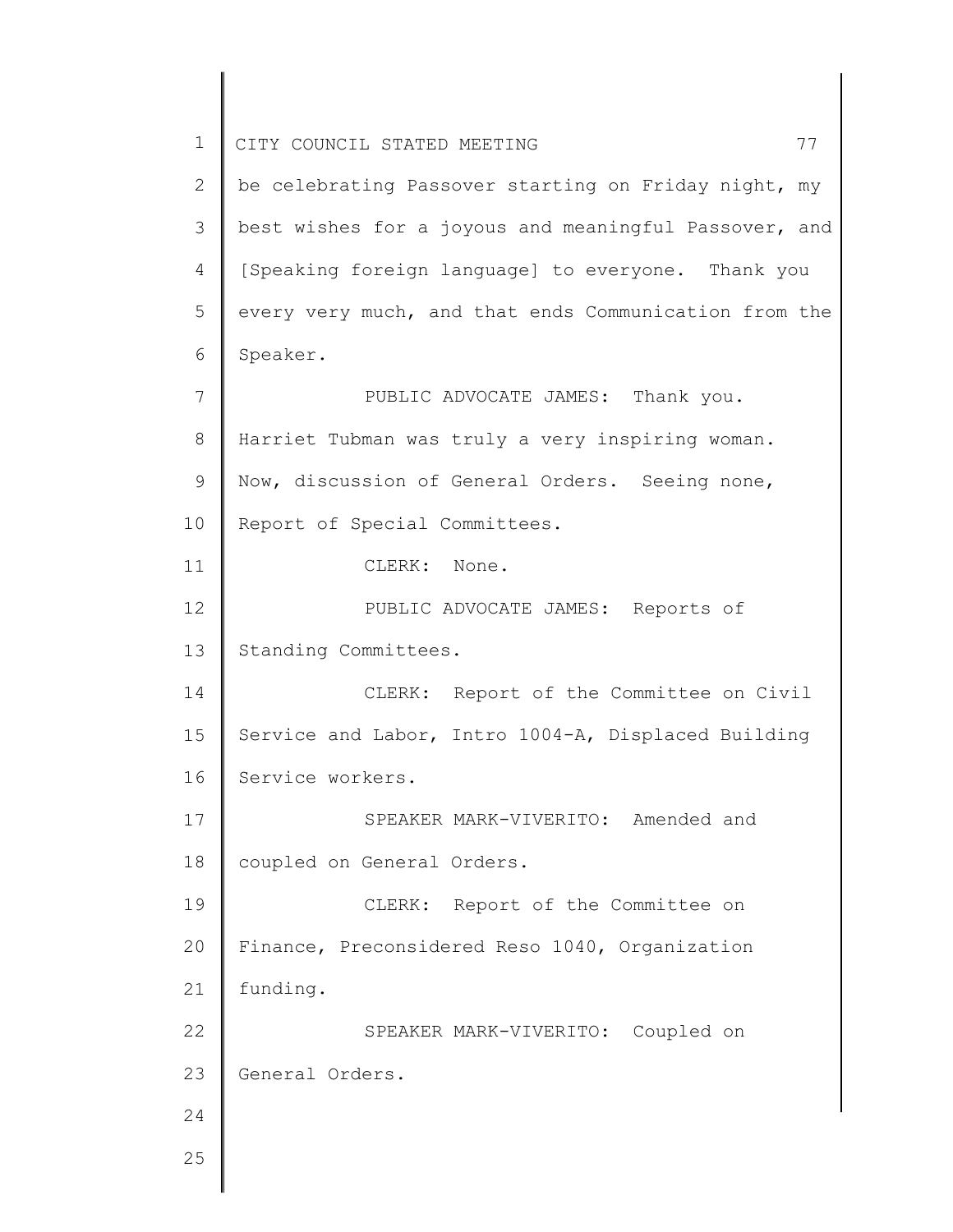be celebrating Passover starting on Friday night, my best wishes for a joyous and meaningful Passover, and [Speaking foreign language] to everyone. Thank you every very much, and that ends Communication from the Speaker.

PUBLIC ADVOCATE JAMES: Thank you. Harriet Tubman was truly a very inspiring woman. Now, discussion of General Orders. Seeing none, Report of Special Committees.

CLERK: None.

PUBLIC ADVOCATE JAMES: Reports of Standing Committees.

CLERK: Report of the Committee on Civil Service and Labor, Intro 1004-A, Displaced Building Service workers.

SPEAKER MARK-VIVERITO: Amended and coupled on General Orders.

CLERK: Report of the Committee on Finance, Preconsidered Reso 1040, Organization funding.

SPEAKER MARK-VIVERITO: Coupled on General Orders.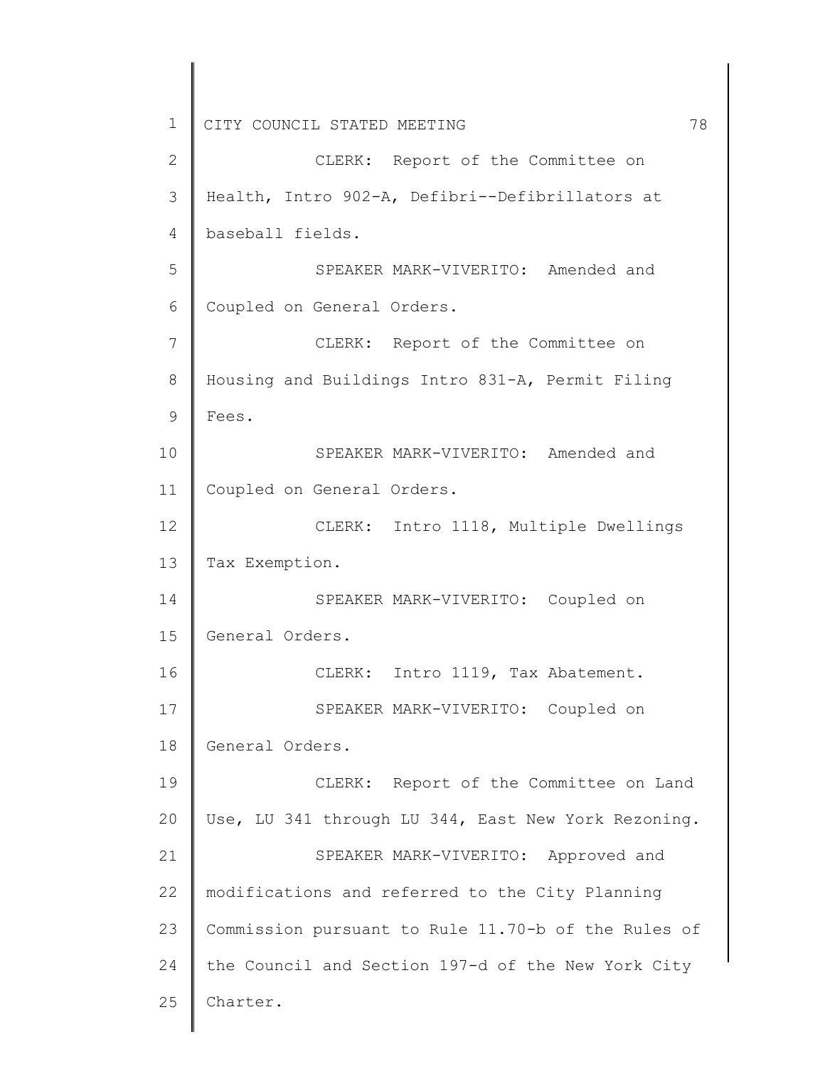CLERK: Report of the Committee on Health, Intro 902-A, Defibri--Defibrillators at baseball fields.

SPEAKER MARK-VIVERITO: Amended and Coupled on General Orders.

CLERK: Report of the Committee on Housing and Buildings Intro 831-A, Permit Filing Fees.

SPEAKER MARK-VIVERITO: Amended and Coupled on General Orders.

CLERK: Intro 1118, Multiple Dwellings Tax Exemption.

SPEAKER MARK-VIVERITO: Coupled on General Orders.

CLERK: Intro 1119, Tax Abatement.

SPEAKER MARK-VIVERITO: Coupled on General Orders.

CLERK: Report of the Committee on Land Use, LU 341 through LU 344, East New York Rezoning.

SPEAKER MARK-VIVERITO: Approved and modifications and referred to the City Planning Commission pursuant to Rule 11.70-b of the Rules of the Council and Section 197-d of the New York City Charter.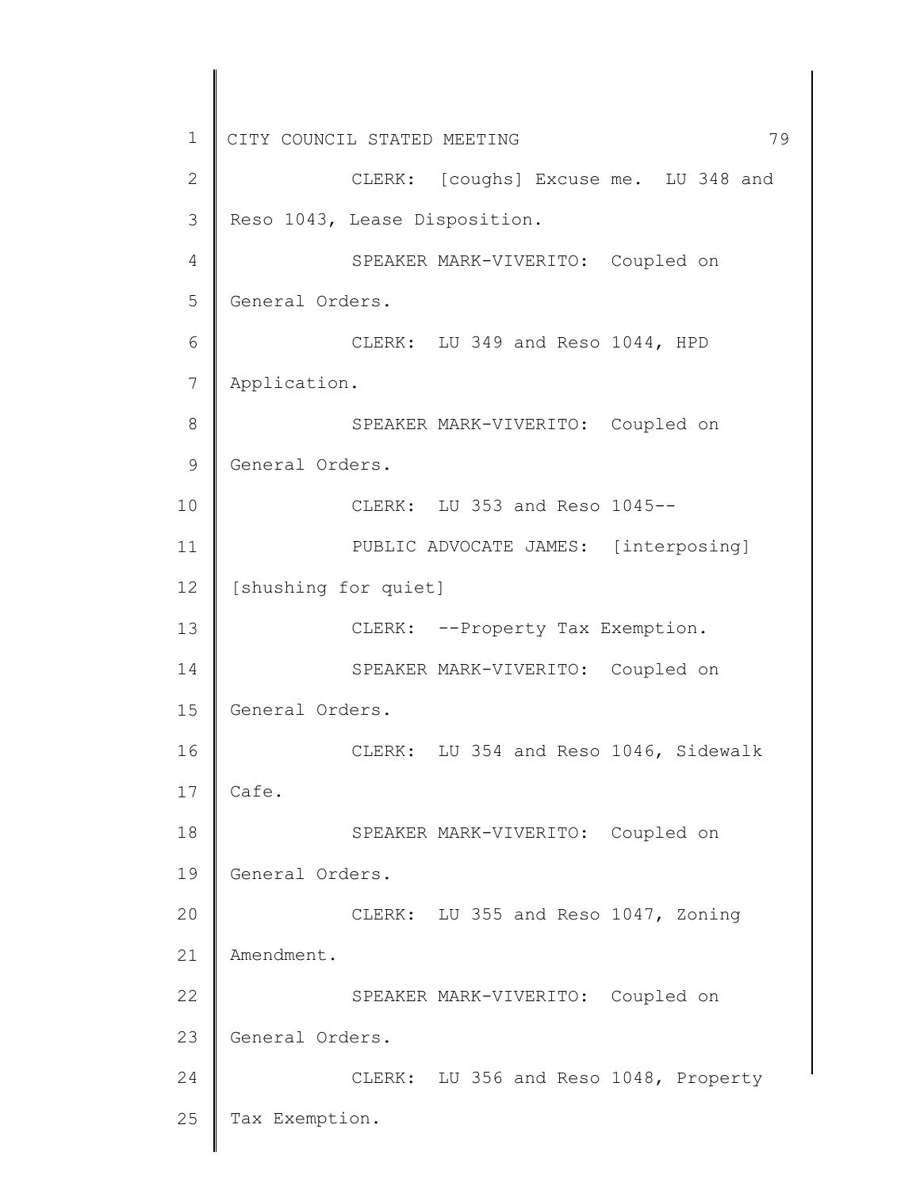CLERK: [coughs] Excuse me. LU 348 and Reso 1043, Lease Disposition.

SPEAKER MARK-VIVERITO: Coupled on General Orders.

CLERK: LU 349 and Reso 1044, HPD Application.

SPEAKER MARK-VIVERITO: Coupled on General Orders.

CLERK: LU 353 and Reso 1045--

PUBLIC ADVOCATE JAMES: [interposing] [shushing for quiet]

CLERK: --Property Tax Exemption.

SPEAKER MARK-VIVERITO: Coupled on General Orders.

CLERK: LU 354 and Reso 1046, Sidewalk Cafe.

SPEAKER MARK-VIVERITO: Coupled on General Orders.

CLERK: LU 355 and Reso 1047, Zoning Amendment.

SPEAKER MARK-VIVERITO: Coupled on General Orders.

CLERK: LU 356 and Reso 1048, Property Tax Exemption.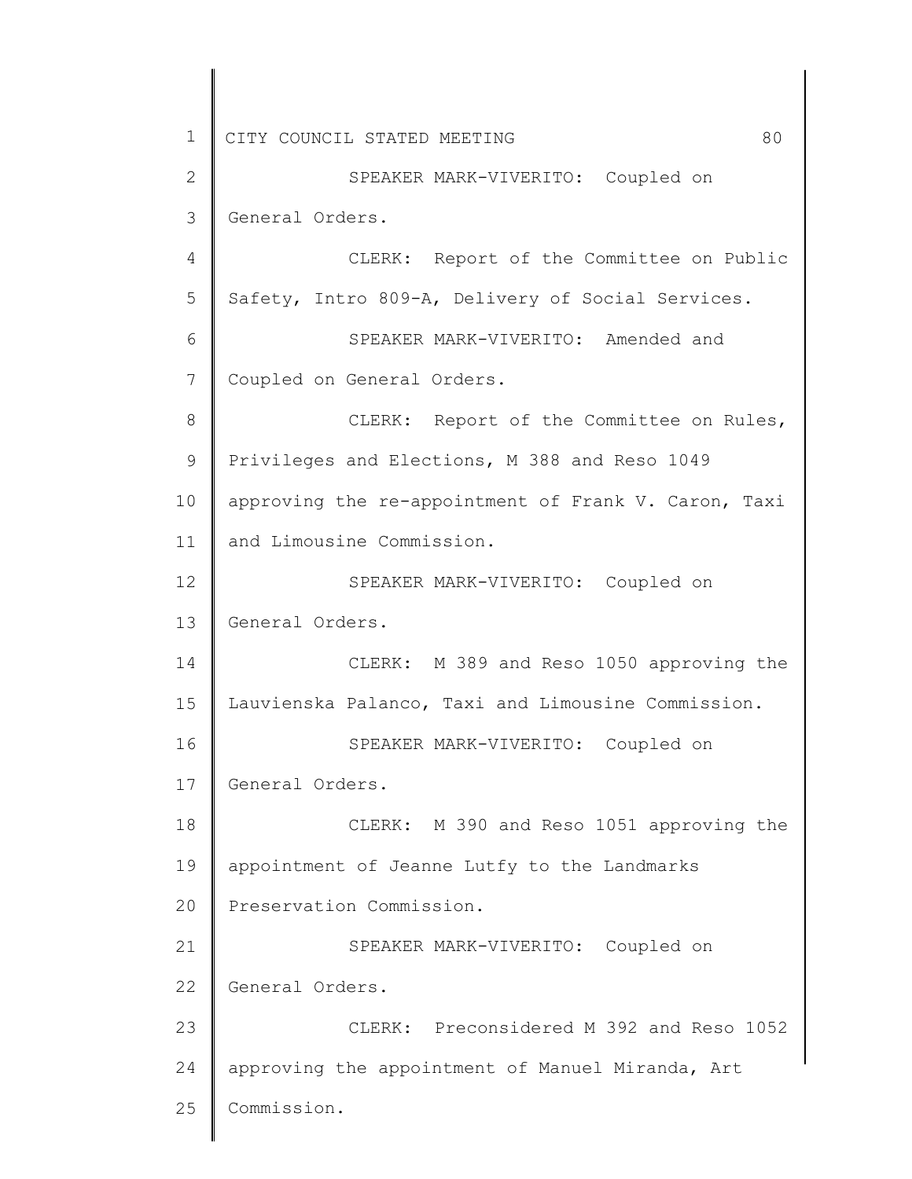SPEAKER MARK-VIVERITO: Coupled on General Orders.

CLERK: Report of the Committee on Public Safety, Intro 809-A, Delivery of Social Services.

SPEAKER MARK-VIVERITO: Amended and Coupled on General Orders.

CLERK: Report of the Committee on Rules, Privileges and Elections, M 388 and Reso 1049 approving the re-appointment of Frank V. Caron, Taxi and Limousine Commission.

SPEAKER MARK-VIVERITO: Coupled on General Orders.

CLERK: M 389 and Reso 1050 approving the Lauvienska Palanco, Taxi and Limousine Commission.

SPEAKER MARK-VIVERITO: Coupled on General Orders.

CLERK: M 390 and Reso 1051 approving the appointment of Jeanne Lutfy to the Landmarks Preservation Commission.

SPEAKER MARK-VIVERITO: Coupled on General Orders.

CLERK: Preconsidered M 392 and Reso 1052 approving the appointment of Manuel Miranda, Art Commission.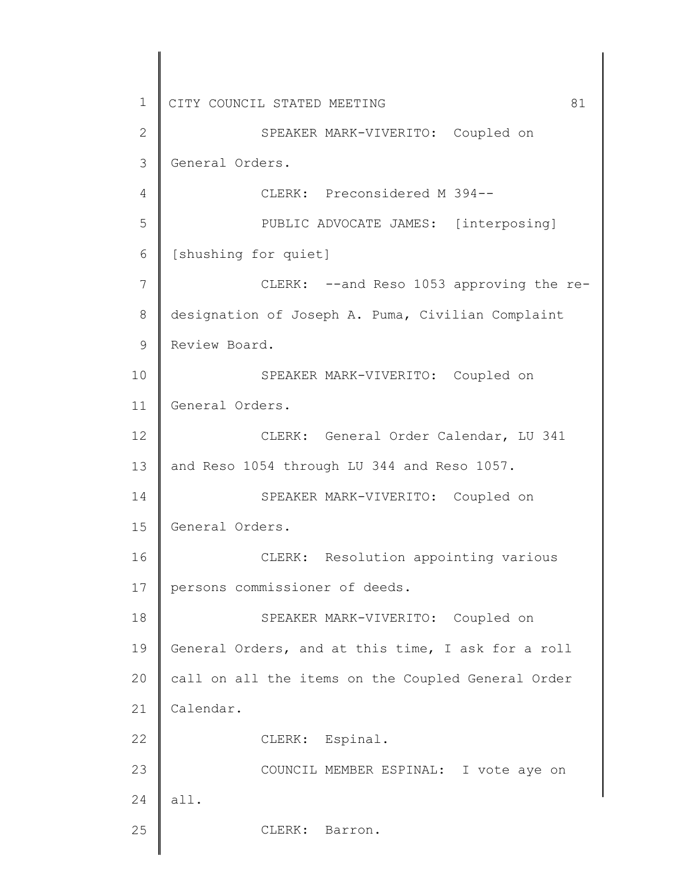SPEAKER MARK-VIVERITO: Coupled on General Orders.

CLERK: Preconsidered M 394--

PUBLIC ADVOCATE JAMES: [interposing] [shushing for quiet]

CLERK: --and Reso 1053 approving the re-designation of Joseph A. Puma, Civilian Complaint Review Board.

SPEAKER MARK-VIVERITO: Coupled on General Orders.

CLERK: General Order Calendar, LU 341 and Reso 1054 through LU 344 and Reso 1057.

SPEAKER MARK-VIVERITO: Coupled on General Orders.

CLERK: Resolution appointing various persons commissioner of deeds.

SPEAKER MARK-VIVERITO: Coupled on General Orders, and at this time, I ask for a roll call on all the items on the Coupled General Order Calendar.

CLERK: Espinal.

COUNCIL MEMBER ESPINAL: I vote aye on all.

CLERK: Barron.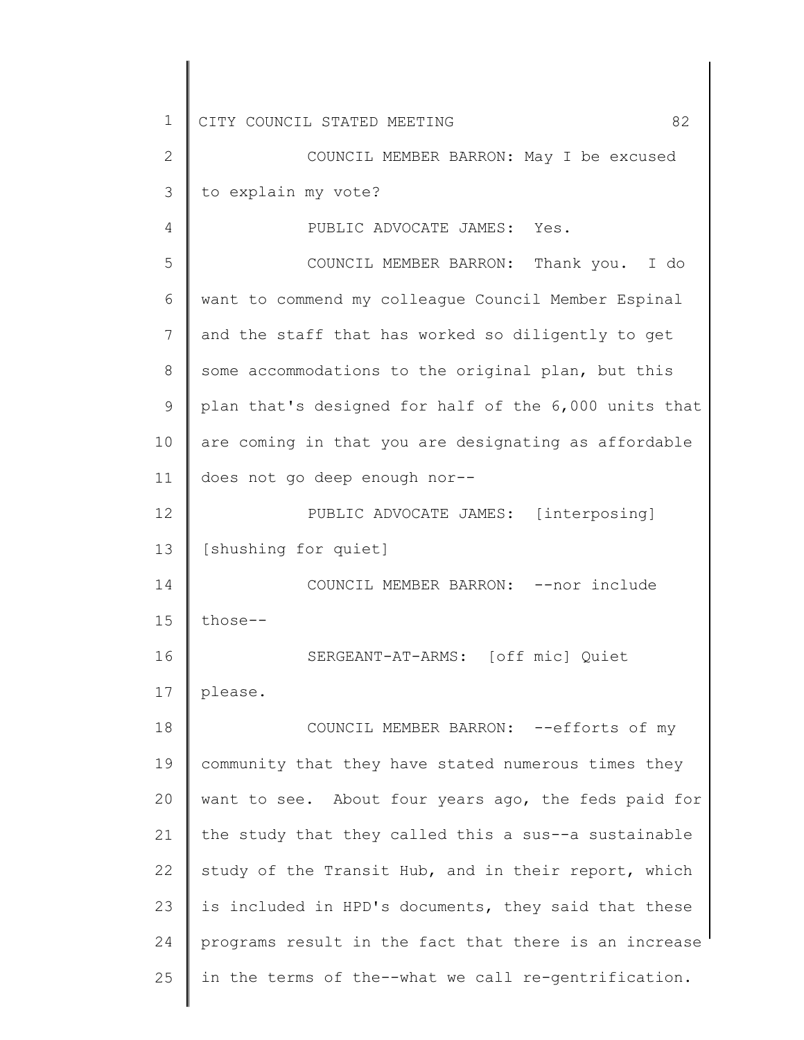COUNCIL MEMBER BARRON: May I be excused to explain my vote?

PUBLIC ADVOCATE JAMES: Yes.

COUNCIL MEMBER BARRON: Thank you. I do want to commend my colleague Council Member Espinal and the staff that has worked so diligently to get some accommodations to the original plan, but this plan that's designed for half of the 6,000 units that are coming in that you are designating as affordable does not go deep enough nor--

PUBLIC ADVOCATE JAMES: [interposing] [shushing for quiet]

COUNCIL MEMBER BARRON: --nor include those--

SERGEANT-AT-ARMS: [off mic] Quiet please.

COUNCIL MEMBER BARRON: --efforts of my community that they have stated numerous times they want to see. About four years ago, the feds paid for the study that they called this a sus--a sustainable study of the Transit Hub, and in their report, which is included in HPD's documents, they said that these programs result in the fact that there is an increase in the terms of the--what we call re-gentrification.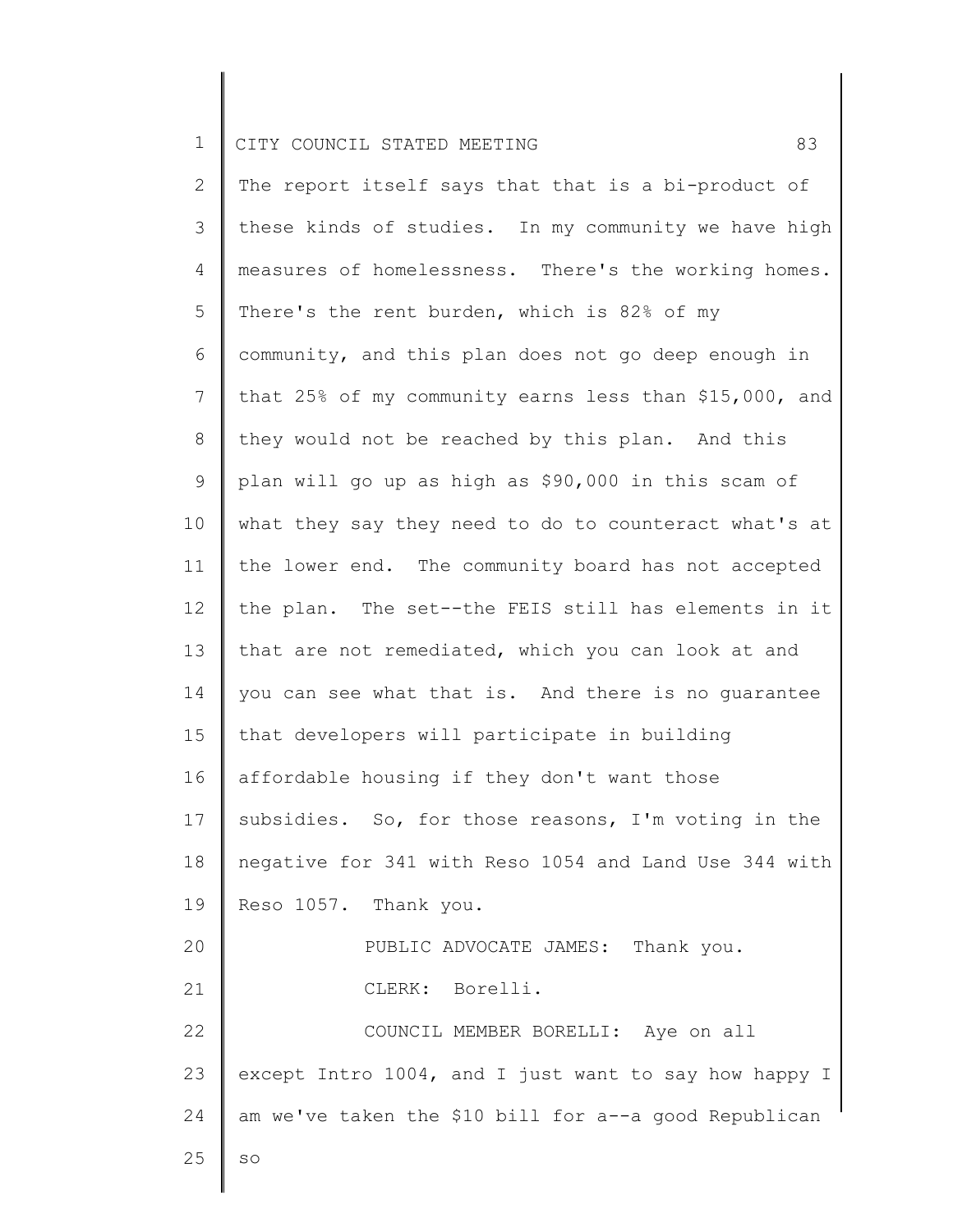The report itself says that that is a bi-product of these kinds of studies. In my community we have high measures of homelessness. There's the working homes. There's the rent burden, which is 82% of my community, and this plan does not go deep enough in that 25% of my community earns less than $15,000, and they would not be reached by this plan. And this plan will go up as high as $90,000 in this scam of what they say they need to do to counteract what's at the lower end. The community board has not accepted the plan. The set--the FEIS still has elements in it that are not remediated, which you can look at and you can see what that is. And there is no guarantee that developers will participate in building affordable housing if they don't want those subsidies. So, for those reasons, I'm voting in the negative for 341 with Reso 1054 and Land Use 344 with Reso 1057. Thank you.

PUBLIC ADVOCATE JAMES: Thank you.

CLERK: Borelli.

COUNCIL MEMBER BORELLI: Aye on all except Intro 1004, and I just want to say how happy I am we've taken the $10 bill for a--a good Republican so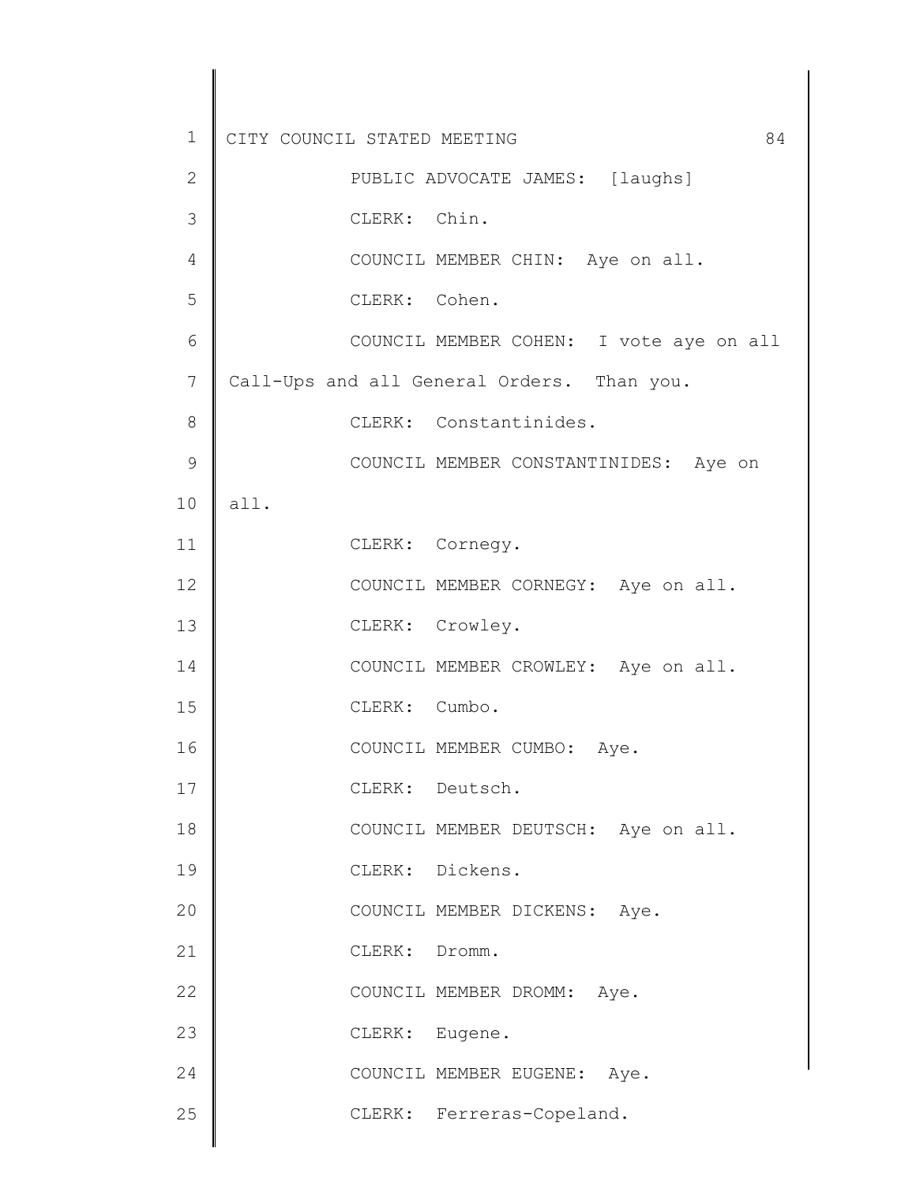PUBLIC ADVOCATE JAMES: [laughs]

CLERK: Chin.

COUNCIL MEMBER CHIN: Aye on all.

CLERK: Cohen.

COUNCIL MEMBER COHEN: I vote aye on all Call-Ups and all General Orders. Than you.

CLERK: Constantinides.

COUNCIL MEMBER CONSTANTINIDES: Aye on all.

CLERK: Cornegy.

COUNCIL MEMBER CORNEGY: Aye on all.

CLERK: Crowley.

COUNCIL MEMBER CROWLEY: Aye on all.

CLERK: Cumbo.

COUNCIL MEMBER CUMBO: Aye.

CLERK: Deutsch.

COUNCIL MEMBER DEUTSCH: Aye on all.

CLERK: Dickens.

COUNCIL MEMBER DICKENS: Aye.

CLERK: Dromm.

COUNCIL MEMBER DROMM: Aye.

CLERK: Eugene.

COUNCIL MEMBER EUGENE: Aye.

CLERK: Ferreras-Copeland.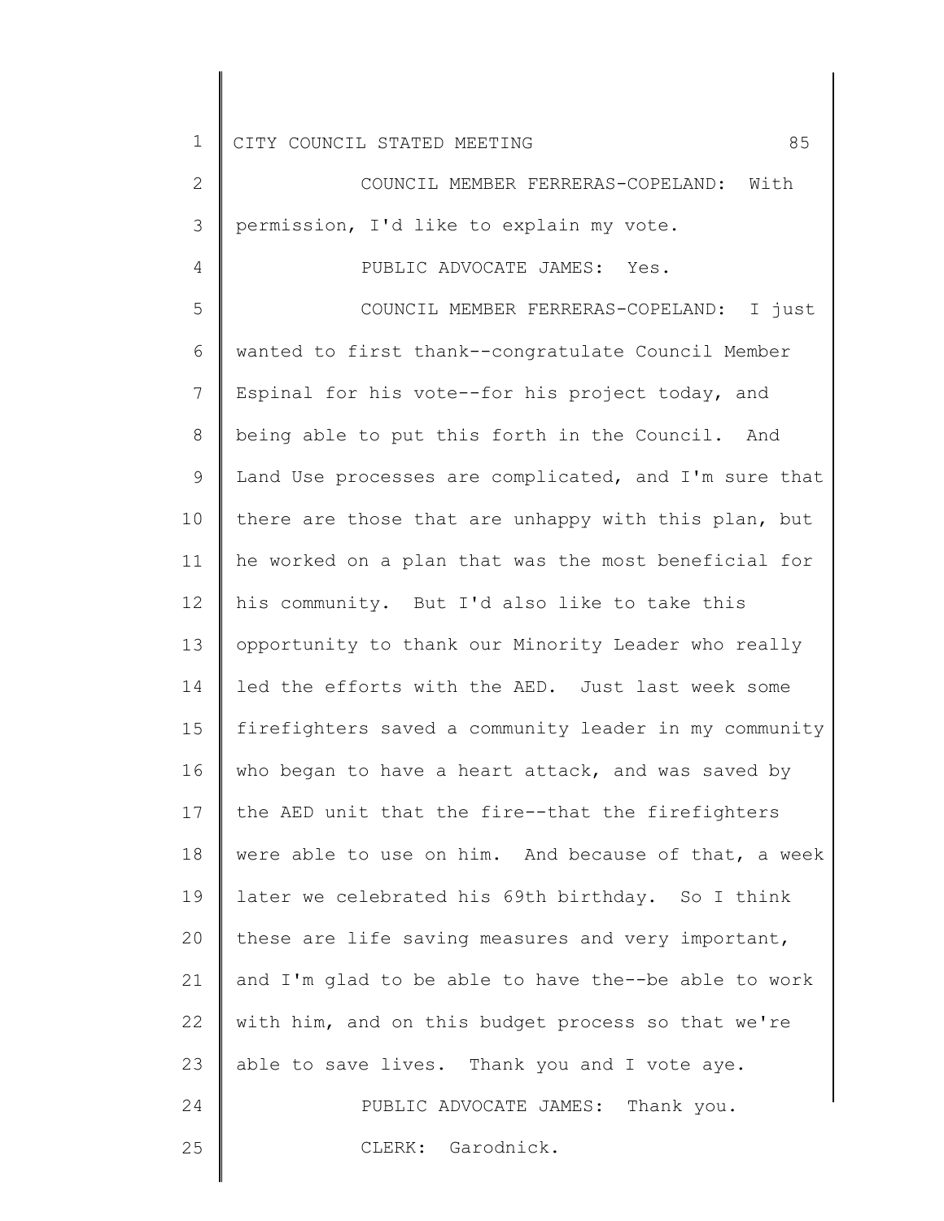COUNCIL MEMBER FERRERAS-COPELAND: With permission, I'd like to explain my vote.

PUBLIC ADVOCATE JAMES: Yes.

COUNCIL MEMBER FERRERAS-COPELAND: I just wanted to first thank--congratulate Council Member Espinal for his vote--for his project today, and being able to put this forth in the Council. And Land Use processes are complicated, and I'm sure that there are those that are unhappy with this plan, but he worked on a plan that was the most beneficial for his community. But I'd also like to take this opportunity to thank our Minority Leader who really led the efforts with the AED. Just last week some firefighters saved a community leader in my community who began to have a heart attack, and was saved by the AED unit that the fire--that the firefighters were able to use on him. And because of that, a week later we celebrated his 69th birthday. So I think these are life saving measures and very important, and I'm glad to be able to have the--be able to work with him, and on this budget process so that we're able to save lives. Thank you and I vote aye.

PUBLIC ADVOCATE JAMES: Thank you.

CLERK: Garodnick.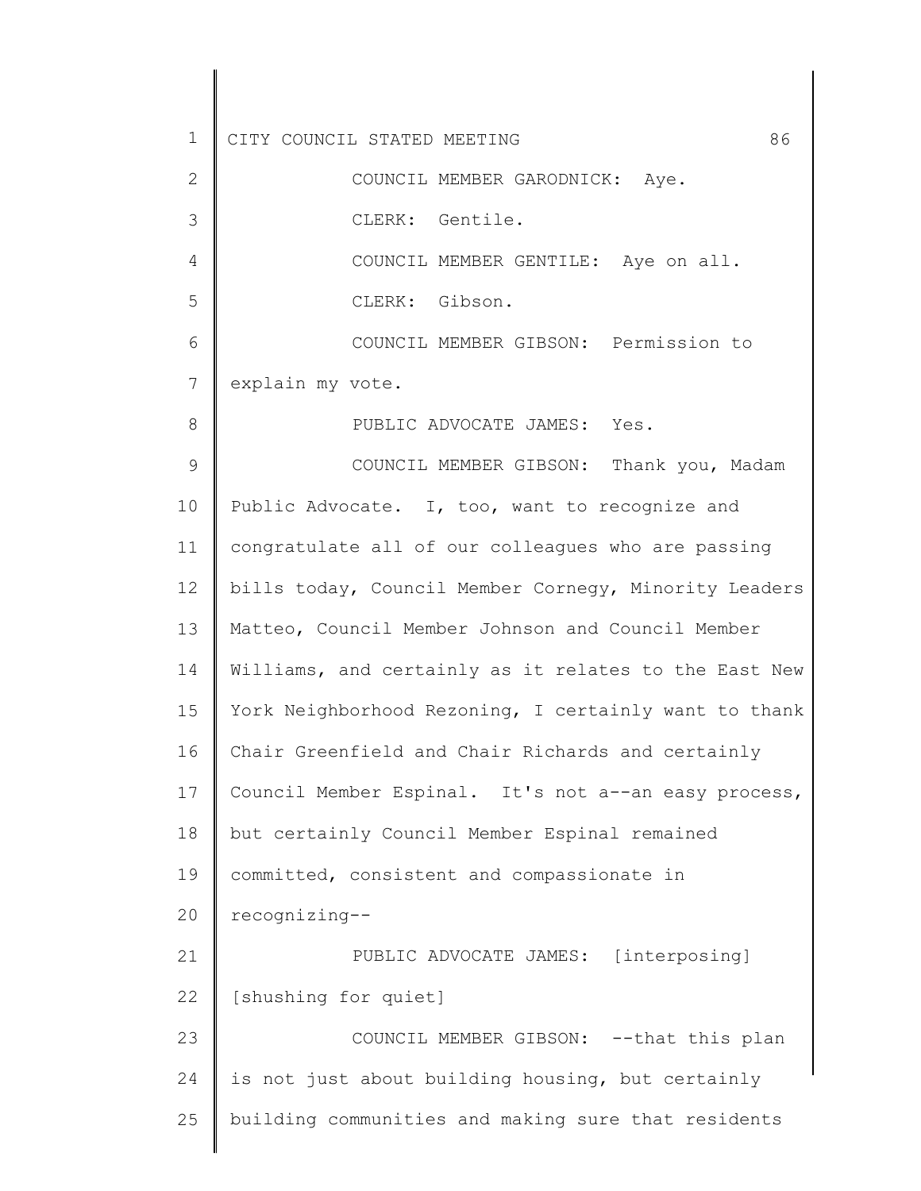COUNCIL MEMBER GARODNICK: Aye.

CLERK: Gentile.

COUNCIL MEMBER GENTILE: Aye on all.

CLERK: Gibson.

COUNCIL MEMBER GIBSON: Permission to explain my vote.

PUBLIC ADVOCATE JAMES: Yes.

COUNCIL MEMBER GIBSON: Thank you, Madam Public Advocate. I, too, want to recognize and congratulate all of our colleagues who are passing bills today, Council Member Cornegy, Minority Leaders Matteo, Council Member Johnson and Council Member Williams, and certainly as it relates to the East New York Neighborhood Rezoning, I certainly want to thank Chair Greenfield and Chair Richards and certainly Council Member Espinal. It's not a--an easy process, but certainly Council Member Espinal remained committed, consistent and compassionate in recognizing--

PUBLIC ADVOCATE JAMES: [interposing] [shushing for quiet]

COUNCIL MEMBER GIBSON: --that this plan is not just about building housing, but certainly building communities and making sure that residents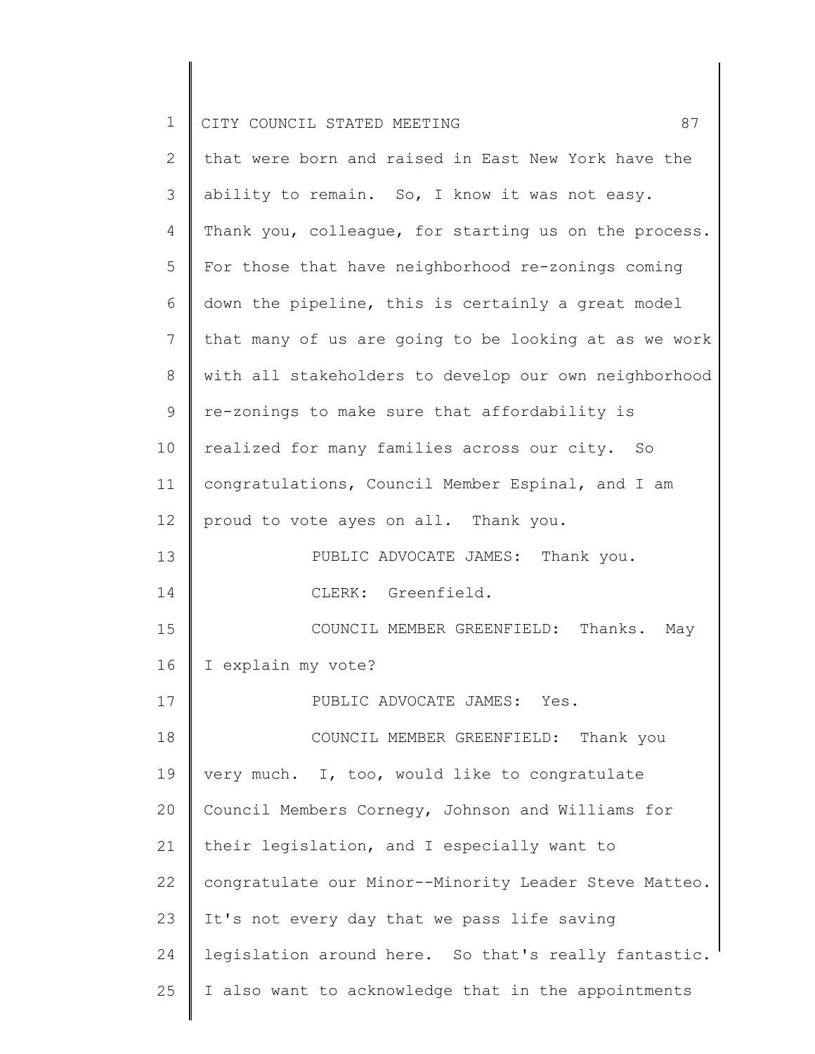that were born and raised in East New York have the ability to remain. So, I know it was not easy. Thank you, colleague, for starting us on the process. For those that have neighborhood re-zonings coming down the pipeline, this is certainly a great model that many of us are going to be looking at as we work with all stakeholders to develop our own neighborhood re-zonings to make sure that affordability is realized for many families across our city. So congratulations, Council Member Espinal, and I am proud to vote ayes on all. Thank you.

PUBLIC ADVOCATE JAMES: Thank you.

CLERK: Greenfield.

COUNCIL MEMBER GREENFIELD: Thanks. May I explain my vote?

PUBLIC ADVOCATE JAMES: Yes.

COUNCIL MEMBER GREENFIELD: Thank you very much. I, too, would like to congratulate Council Members Cornegy, Johnson and Williams for their legislation, and I especially want to congratulate our Minor--Minority Leader Steve Matteo. It's not every day that we pass life saving legislation around here. So that's really fantastic. I also want to acknowledge that in the appointments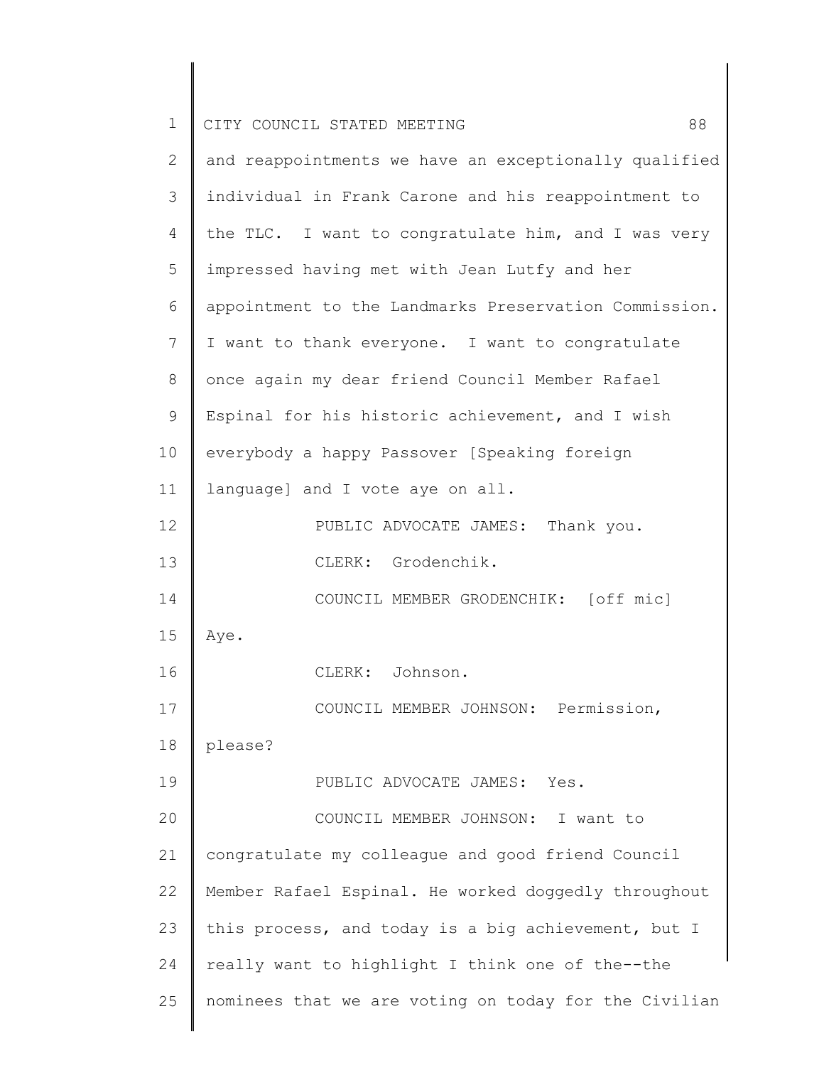and reappointments we have an exceptionally qualified individual in Frank Carone and his reappointment to the TLC. I want to congratulate him, and I was very impressed having met with Jean Lutfy and her appointment to the Landmarks Preservation Commission. I want to thank everyone. I want to congratulate once again my dear friend Council Member Rafael Espinal for his historic achievement, and I wish everybody a happy Passover [Speaking foreign language] and I vote aye on all.

PUBLIC ADVOCATE JAMES: Thank you.

CLERK: Grodenchik.

COUNCIL MEMBER GRODENCHIK: [off mic] Aye.

CLERK: Johnson.

COUNCIL MEMBER JOHNSON: Permission, please?

PUBLIC ADVOCATE JAMES: Yes.

COUNCIL MEMBER JOHNSON: I want to congratulate my colleague and good friend Council Member Rafael Espinal. He worked doggedly throughout this process, and today is a big achievement, but I really want to highlight I think one of the--the nominees that we are voting on today for the Civilian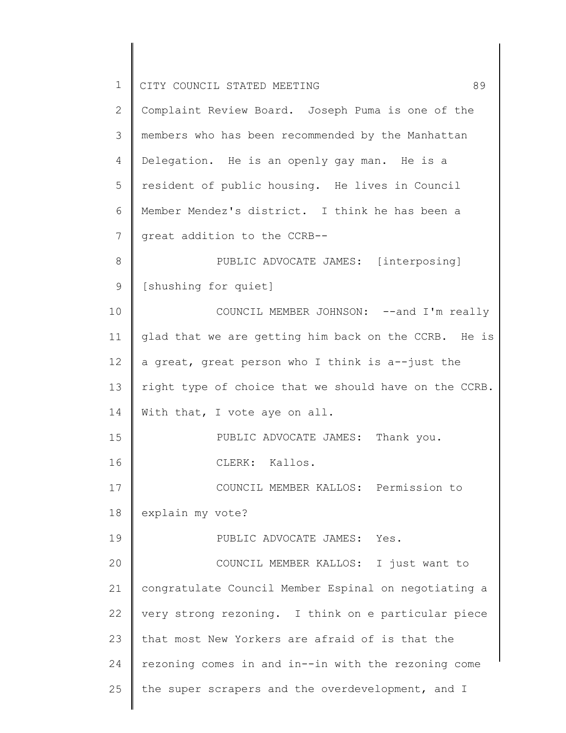Complaint Review Board. Joseph Puma is one of the members who has been recommended by the Manhattan Delegation. He is an openly gay man. He is a resident of public housing. He lives in Council Member Mendez's district. I think he has been a great addition to the CCRB--

PUBLIC ADVOCATE JAMES: [interposing] [shushing for quiet]

COUNCIL MEMBER JOHNSON: --and I'm really glad that we are getting him back on the CCRB. He is a great, great person who I think is a--just the right type of choice that we should have on the CCRB. With that, I vote aye on all.

PUBLIC ADVOCATE JAMES: Thank you.

CLERK: Kallos.

COUNCIL MEMBER KALLOS: Permission to explain my vote?

PUBLIC ADVOCATE JAMES: Yes.

COUNCIL MEMBER KALLOS: I just want to congratulate Council Member Espinal on negotiating a very strong rezoning. I think on e particular piece that most New Yorkers are afraid of is that the rezoning comes in and in--in with the rezoning come the super scrapers and the overdevelopment, and I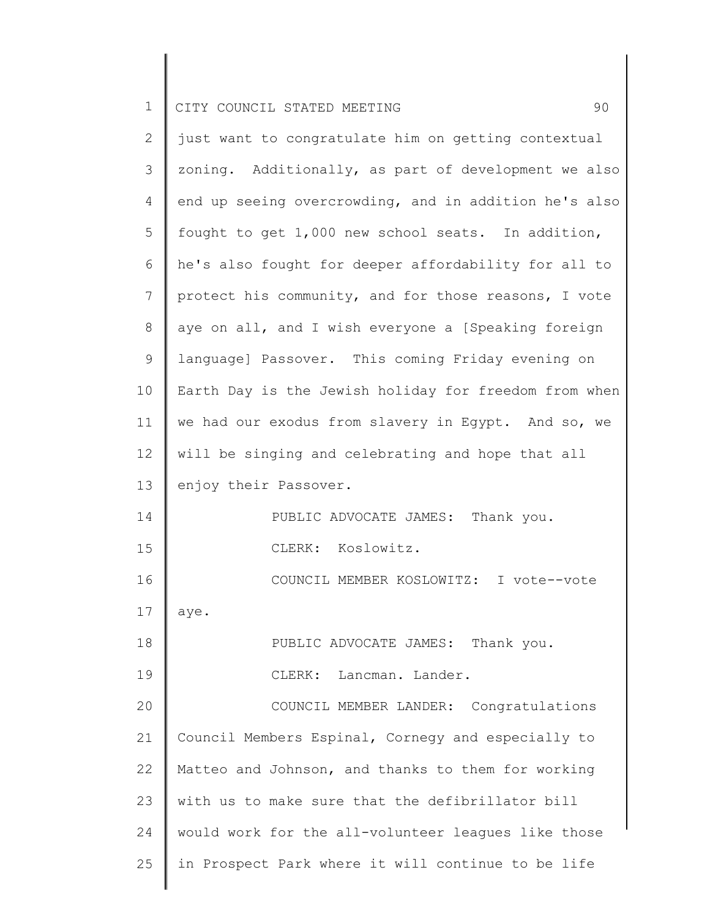just want to congratulate him on getting contextual zoning. Additionally, as part of development we also end up seeing overcrowding, and in addition he's also fought to get 1,000 new school seats. In addition, he's also fought for deeper affordability for all to protect his community, and for those reasons, I vote aye on all, and I wish everyone a [Speaking foreign language] Passover. This coming Friday evening on Earth Day is the Jewish holiday for freedom from when we had our exodus from slavery in Egypt. And so, we will be singing and celebrating and hope that all enjoy their Passover.

PUBLIC ADVOCATE JAMES: Thank you.

CLERK: Koslowitz.

COUNCIL MEMBER KOSLOWITZ: I vote--vote aye.

PUBLIC ADVOCATE JAMES: Thank you.

CLERK: Lancman. Lander.

COUNCIL MEMBER LANDER: Congratulations Council Members Espinal, Cornegy and especially to Matteo and Johnson, and thanks to them for working with us to make sure that the defibrillator bill would work for the all-volunteer leagues like those in Prospect Park where it will continue to be life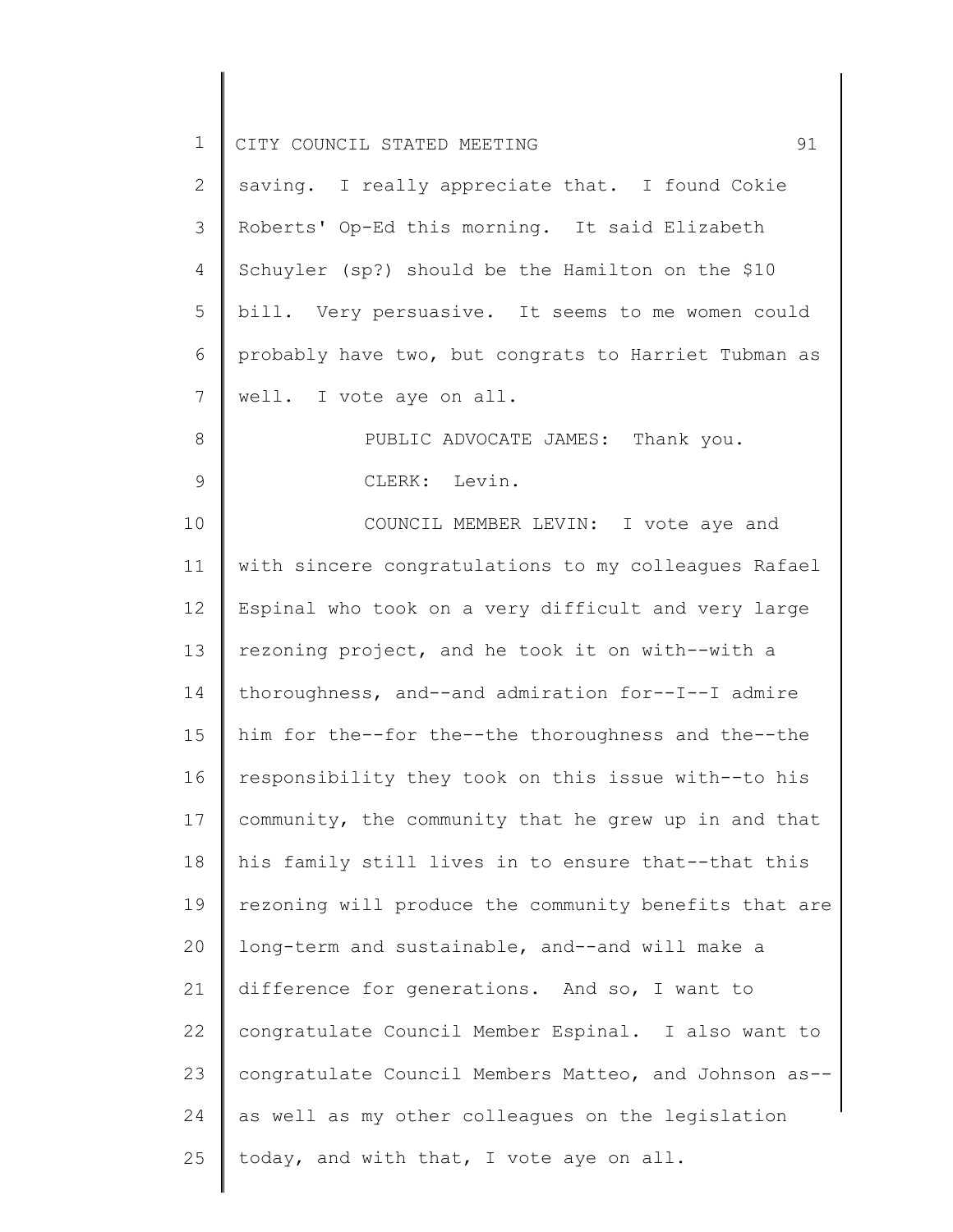saving. I really appreciate that. I found Cokie Roberts' Op-Ed this morning. It said Elizabeth Schuyler (sp?) should be the Hamilton on the $10 bill. Very persuasive. It seems to me women could probably have two, but congrats to Harriet Tubman as well. I vote aye on all.

PUBLIC ADVOCATE JAMES: Thank you.

CLERK: Levin.

COUNCIL MEMBER LEVIN: I vote aye and with sincere congratulations to my colleagues Rafael Espinal who took on a very difficult and very large rezoning project, and he took it on with--with a thoroughness, and--and admiration for--I--I admire him for the--for the--the thoroughness and the--the responsibility they took on this issue with--to his community, the community that he grew up in and that his family still lives in to ensure that--that this rezoning will produce the community benefits that are long-term and sustainable, and--and will make a difference for generations. And so, I want to congratulate Council Member Espinal. I also want to congratulate Council Members Matteo, and Johnson as--as well as my other colleagues on the legislation today, and with that, I vote aye on all.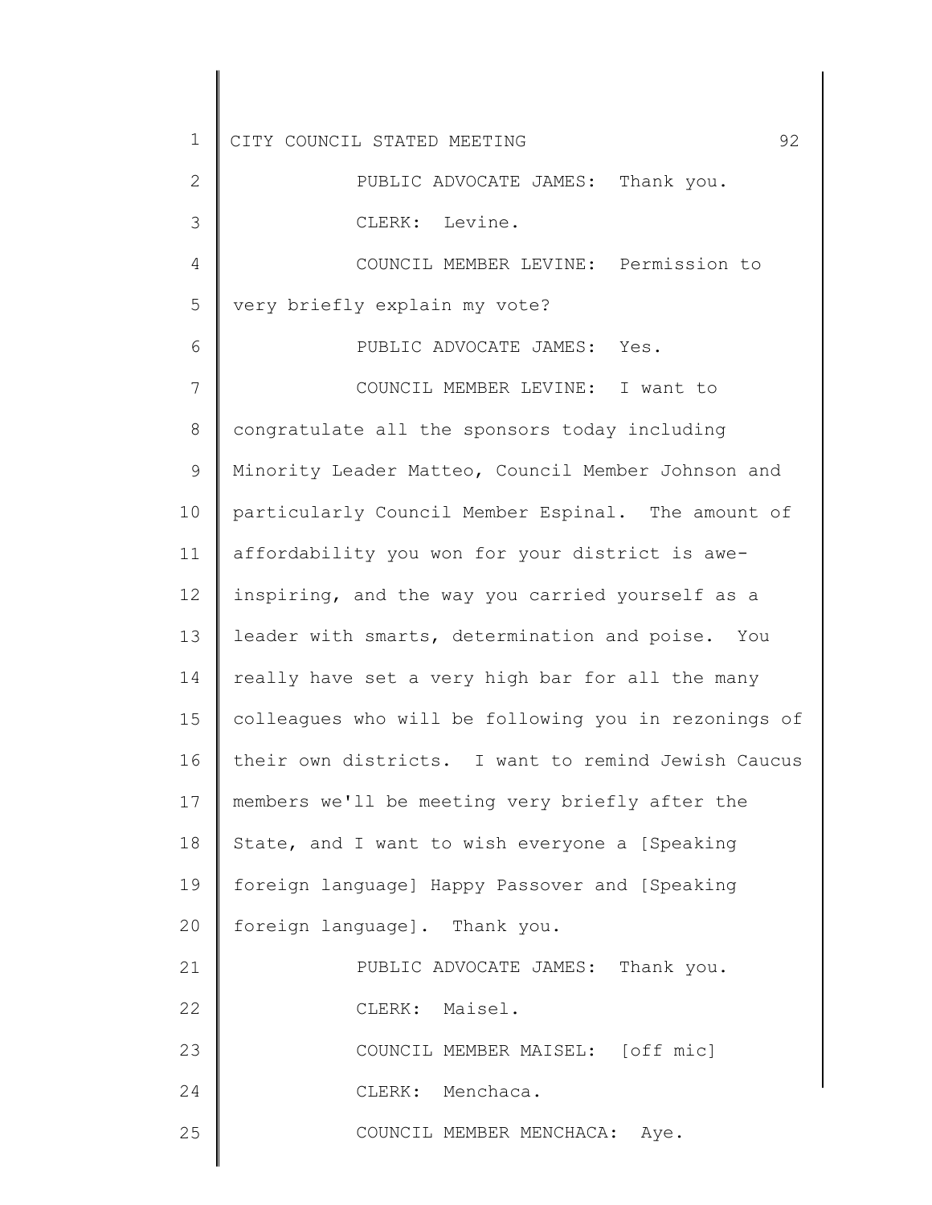PUBLIC ADVOCATE JAMES: Thank you.

CLERK: Levine.

COUNCIL MEMBER LEVINE: Permission to very briefly explain my vote?

PUBLIC ADVOCATE JAMES: Yes.

COUNCIL MEMBER LEVINE: I want to congratulate all the sponsors today including Minority Leader Matteo, Council Member Johnson and particularly Council Member Espinal. The amount of affordability you won for your district is awe-inspiring, and the way you carried yourself as a leader with smarts, determination and poise. You really have set a very high bar for all the many colleagues who will be following you in rezonings of their own districts. I want to remind Jewish Caucus members we'll be meeting very briefly after the State, and I want to wish everyone a [Speaking foreign language] Happy Passover and [Speaking foreign language]. Thank you.

PUBLIC ADVOCATE JAMES: Thank you.

CLERK: Maisel.

COUNCIL MEMBER MAISEL: [off mic]

CLERK: Menchaca.

COUNCIL MEMBER MENCHACA: Aye.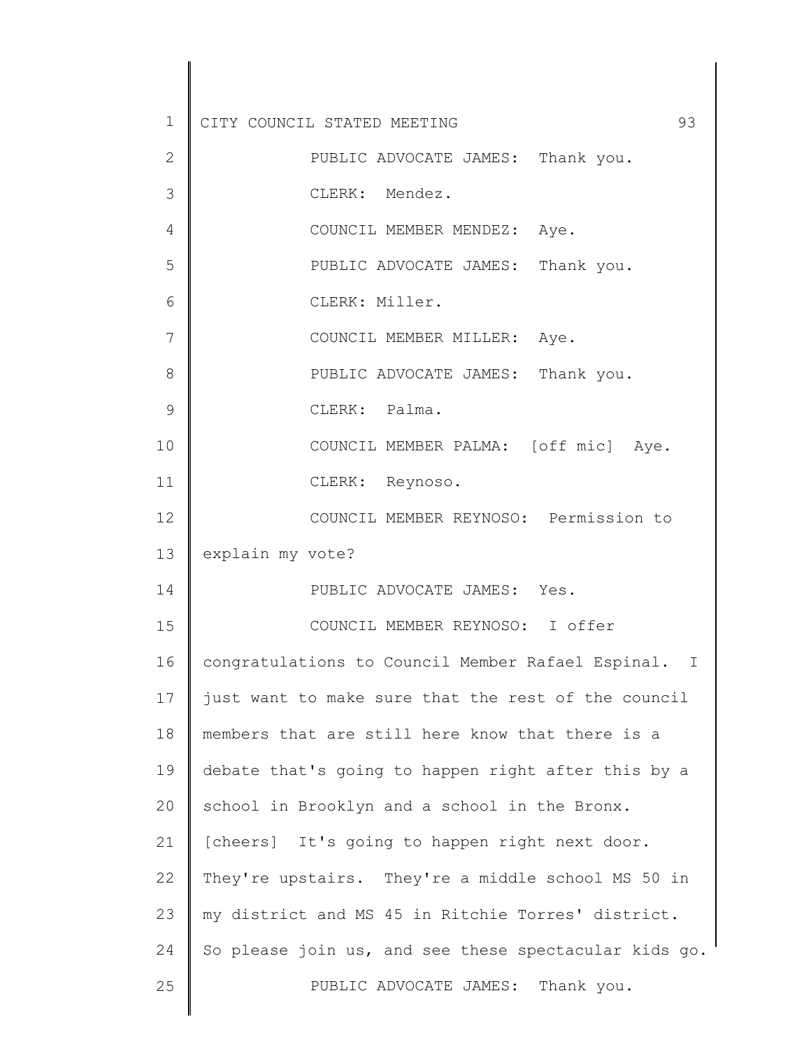PUBLIC ADVOCATE JAMES: Thank you.

CLERK: Mendez.

COUNCIL MEMBER MENDEZ: Aye.

PUBLIC ADVOCATE JAMES: Thank you.

CLERK: Miller.

COUNCIL MEMBER MILLER: Aye.

PUBLIC ADVOCATE JAMES: Thank you.

CLERK: Palma.

COUNCIL MEMBER PALMA: [off mic] Aye.

CLERK: Reynoso.

COUNCIL MEMBER REYNOSO: Permission to explain my vote?

PUBLIC ADVOCATE JAMES: Yes.

COUNCIL MEMBER REYNOSO: I offer congratulations to Council Member Rafael Espinal. I just want to make sure that the rest of the council members that are still here know that there is a debate that's going to happen right after this by a school in Brooklyn and a school in the Bronx. [cheers] It's going to happen right next door. They're upstairs. They're a middle school MS 50 in my district and MS 45 in Ritchie Torres' district. So please join us, and see these spectacular kids go.

PUBLIC ADVOCATE JAMES: Thank you.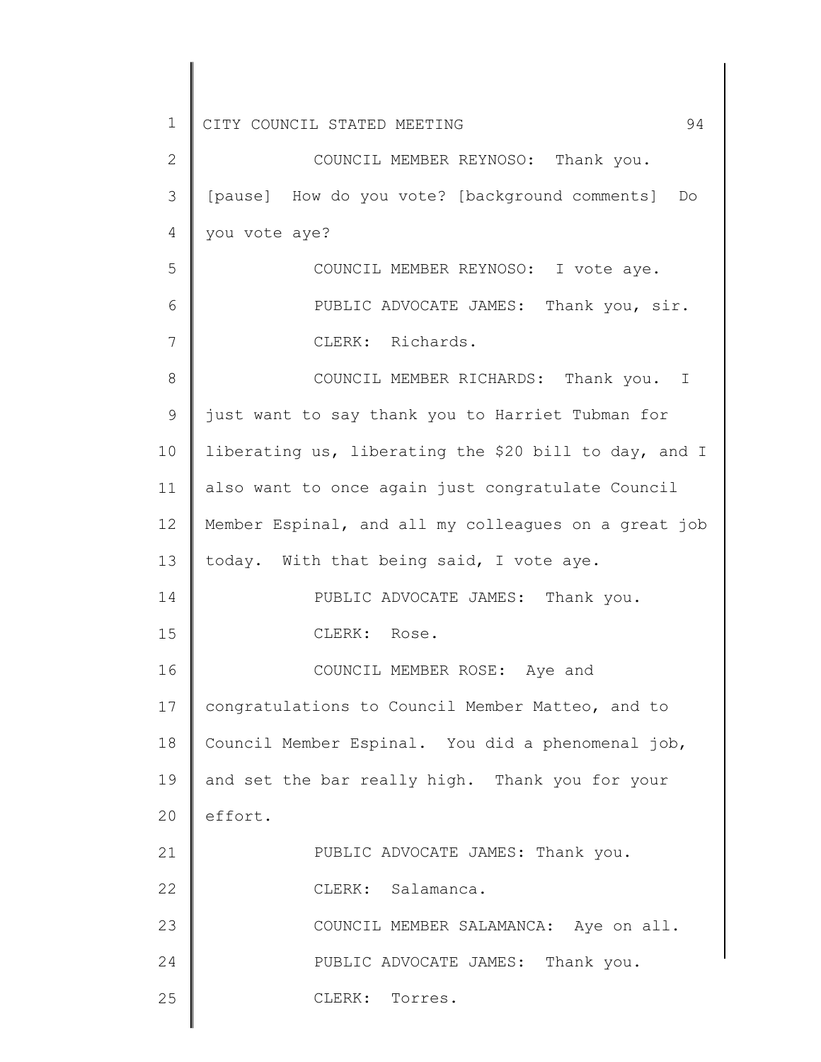COUNCIL MEMBER REYNOSO: Thank you. [pause] How do you vote? [background comments] Do you vote aye?

COUNCIL MEMBER REYNOSO: I vote aye.

PUBLIC ADVOCATE JAMES: Thank you, sir.

CLERK: Richards.

COUNCIL MEMBER RICHARDS: Thank you. I just want to say thank you to Harriet Tubman for liberating us, liberating the $20 bill to day, and I also want to once again just congratulate Council Member Espinal, and all my colleagues on a great job today. With that being said, I vote aye.

PUBLIC ADVOCATE JAMES: Thank you.

CLERK: Rose.

COUNCIL MEMBER ROSE: Aye and congratulations to Council Member Matteo, and to Council Member Espinal. You did a phenomenal job, and set the bar really high. Thank you for your effort.

PUBLIC ADVOCATE JAMES: Thank you.

CLERK: Salamanca.

COUNCIL MEMBER SALAMANCA: Aye on all.

PUBLIC ADVOCATE JAMES: Thank you.

CLERK: Torres.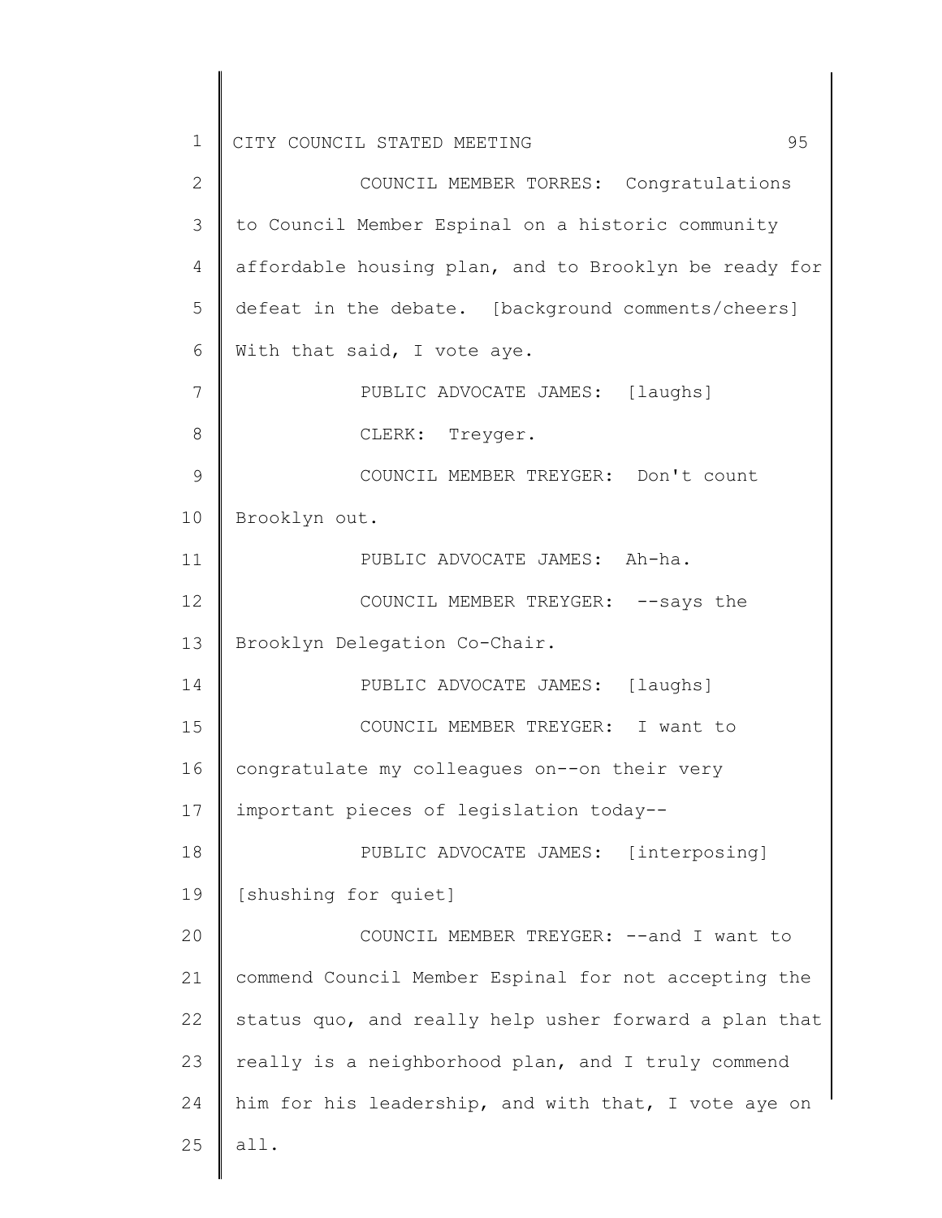COUNCIL MEMBER TORRES: Congratulations to Council Member Espinal on a historic community affordable housing plan, and to Brooklyn be ready for defeat in the debate. [background comments/cheers] With that said, I vote aye.

PUBLIC ADVOCATE JAMES: [laughs]

CLERK: Treyger.

COUNCIL MEMBER TREYGER: Don't count Brooklyn out.

PUBLIC ADVOCATE JAMES: Ah-ha.

COUNCIL MEMBER TREYGER: --says the Brooklyn Delegation Co-Chair.

PUBLIC ADVOCATE JAMES: [laughs]

COUNCIL MEMBER TREYGER: I want to congratulate my colleagues on--on their very important pieces of legislation today--

PUBLIC ADVOCATE JAMES: [interposing] [shushing for quiet]

COUNCIL MEMBER TREYGER: --and I want to commend Council Member Espinal for not accepting the status quo, and really help usher forward a plan that really is a neighborhood plan, and I truly commend him for his leadership, and with that, I vote aye on all.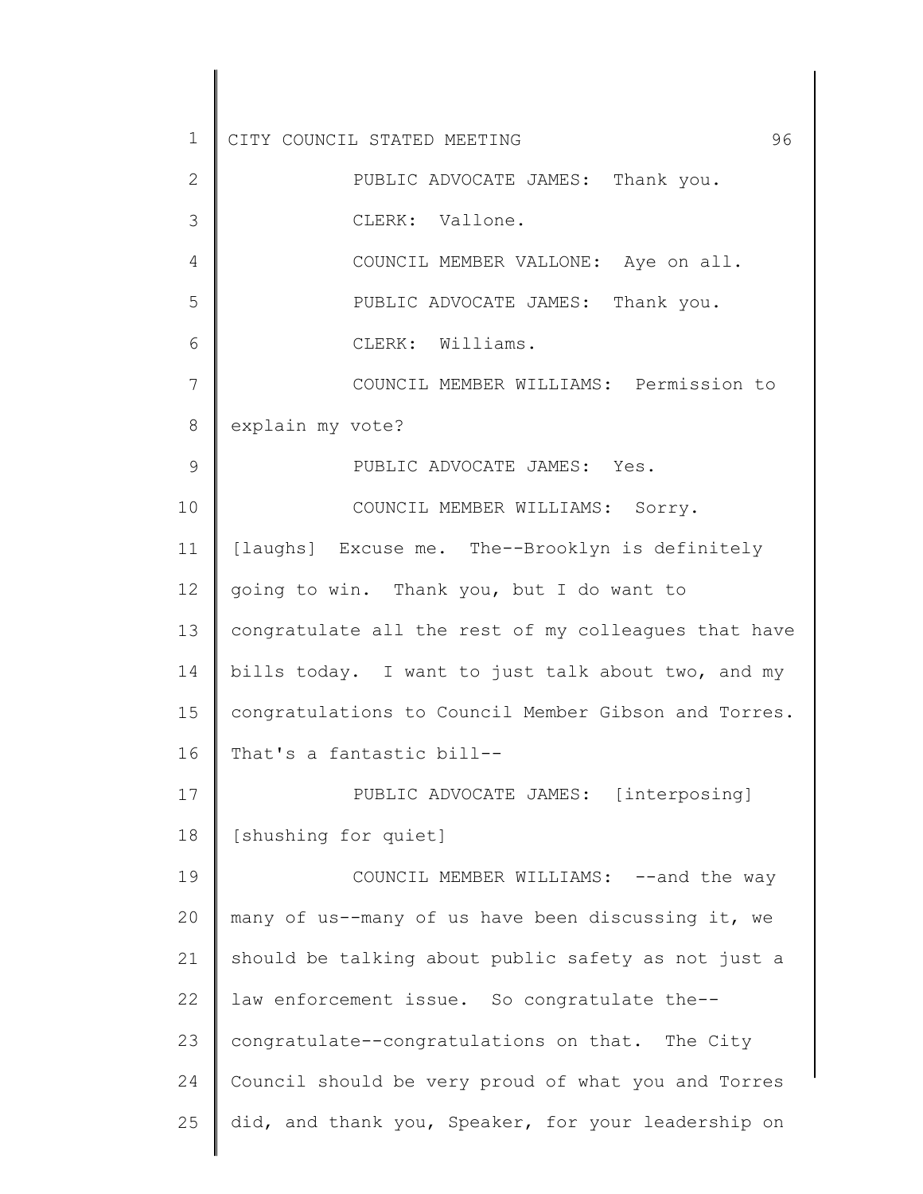PUBLIC ADVOCATE JAMES: Thank you.

CLERK: Vallone.

COUNCIL MEMBER VALLONE: Aye on all.

PUBLIC ADVOCATE JAMES: Thank you.

CLERK: Williams.

COUNCIL MEMBER WILLIAMS: Permission to explain my vote?

PUBLIC ADVOCATE JAMES: Yes.

COUNCIL MEMBER WILLIAMS: Sorry. [laughs] Excuse me. The--Brooklyn is definitely going to win. Thank you, but I do want to congratulate all the rest of my colleagues that have bills today. I want to just talk about two, and my congratulations to Council Member Gibson and Torres. That's a fantastic bill--

PUBLIC ADVOCATE JAMES: [interposing] [shushing for quiet]

COUNCIL MEMBER WILLIAMS: --and the way many of us--many of us have been discussing it, we should be talking about public safety as not just a law enforcement issue. So congratulate the--congratulate--congratulations on that. The City Council should be very proud of what you and Torres did, and thank you, Speaker, for your leadership on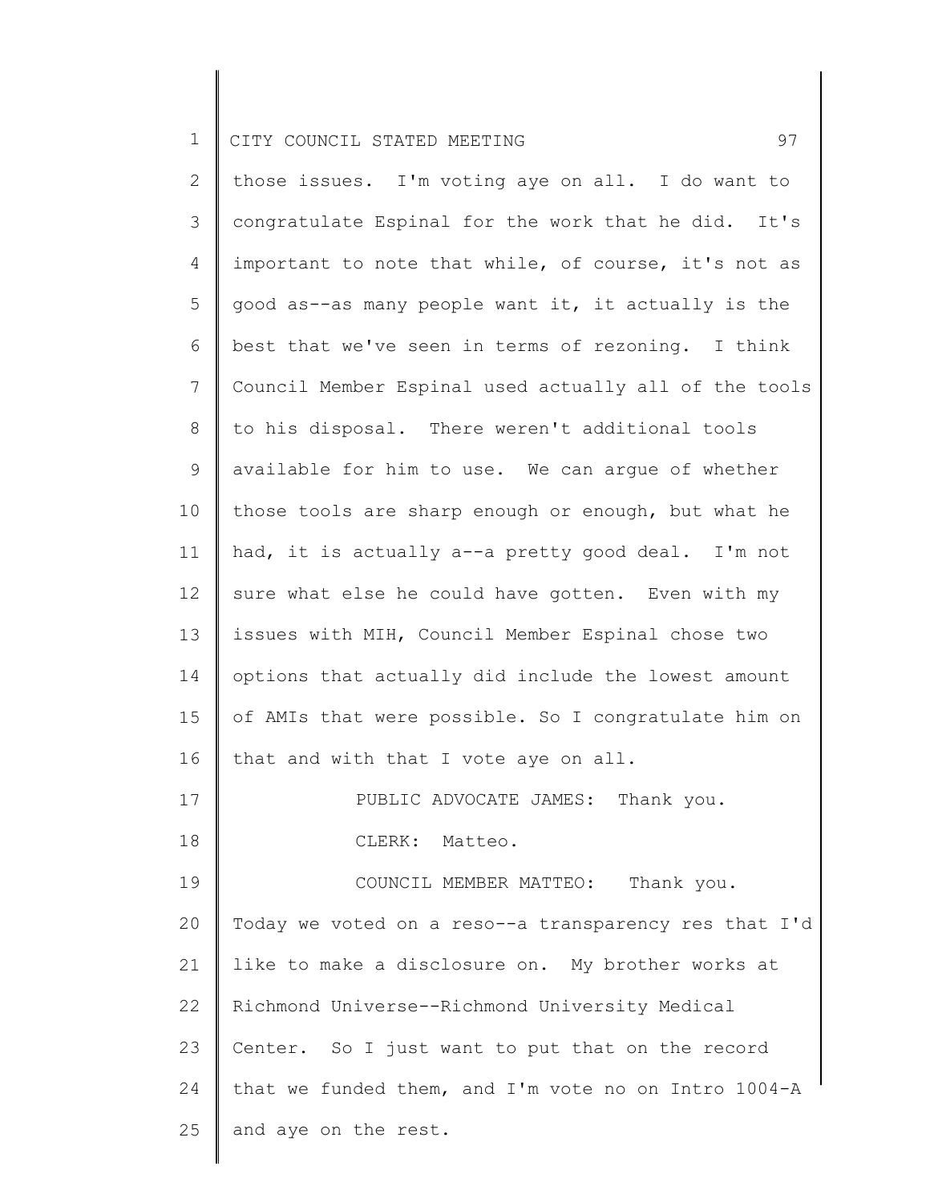those issues. I'm voting aye on all. I do want to congratulate Espinal for the work that he did. It's important to note that while, of course, it's not as good as--as many people want it, it actually is the best that we've seen in terms of rezoning. I think Council Member Espinal used actually all of the tools to his disposal. There weren't additional tools available for him to use. We can argue of whether those tools are sharp enough or enough, but what he had, it is actually a--a pretty good deal. I'm not sure what else he could have gotten. Even with my issues with MIH, Council Member Espinal chose two options that actually did include the lowest amount of AMIs that were possible. So I congratulate him on that and with that I vote aye on all.

PUBLIC ADVOCATE JAMES: Thank you.

CLERK: Matteo.

COUNCIL MEMBER MATTEO: Thank you. Today we voted on a reso--a transparency res that I'd like to make a disclosure on. My brother works at Richmond Universe--Richmond University Medical Center. So I just want to put that on the record that we funded them, and I'm vote no on Intro 1004-A and aye on the rest.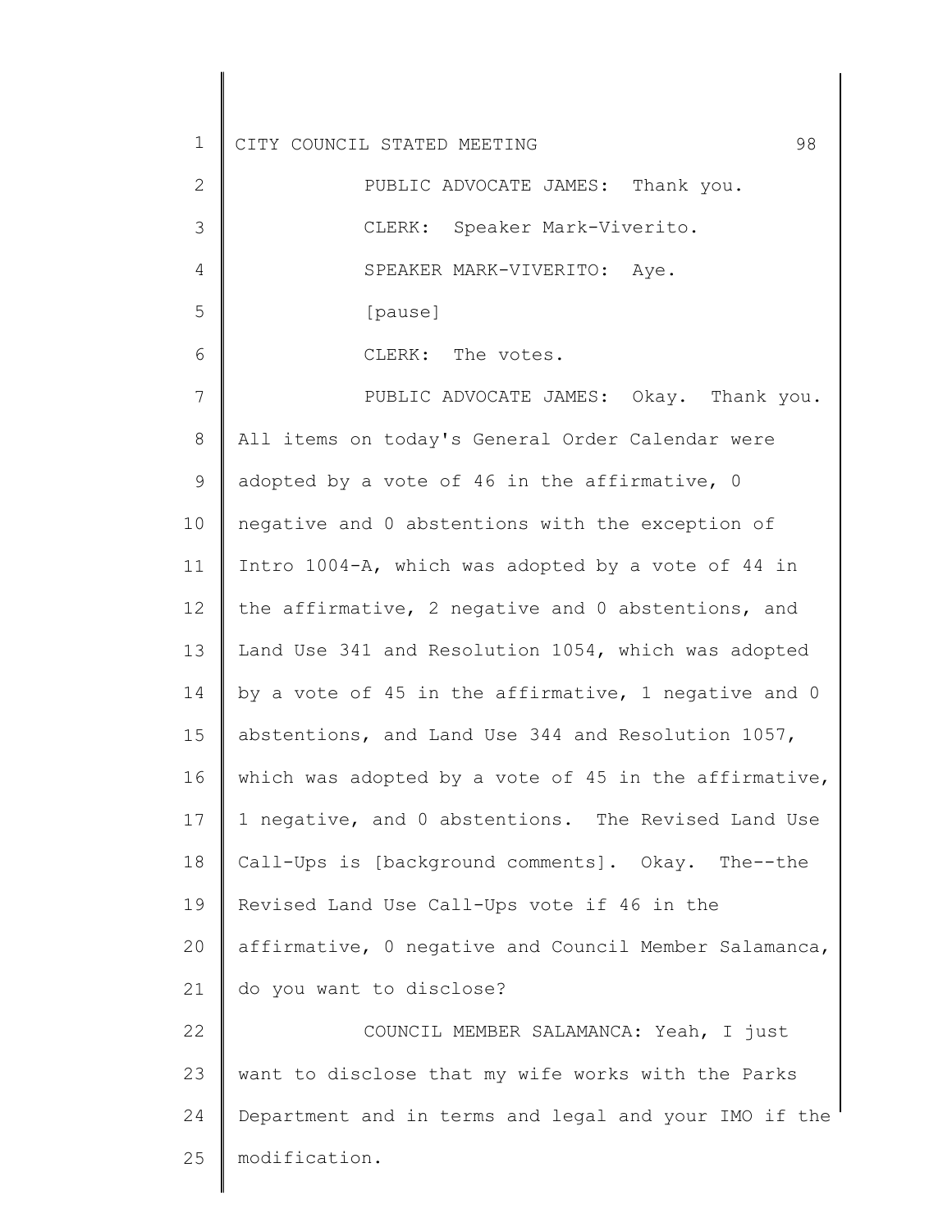PUBLIC ADVOCATE JAMES: Thank you.

CLERK: Speaker Mark-Viverito.

SPEAKER MARK-VIVERITO: Aye.

[pause]

CLERK: The votes.

PUBLIC ADVOCATE JAMES: Okay. Thank you. All items on today's General Order Calendar were adopted by a vote of 46 in the affirmative, 0 negative and 0 abstentions with the exception of Intro 1004-A, which was adopted by a vote of 44 in the affirmative, 2 negative and 0 abstentions, and Land Use 341 and Resolution 1054, which was adopted by a vote of 45 in the affirmative, 1 negative and 0 abstentions, and Land Use 344 and Resolution 1057, which was adopted by a vote of 45 in the affirmative, 1 negative, and 0 abstentions. The Revised Land Use Call-Ups is [background comments]. Okay. The--the Revised Land Use Call-Ups vote if 46 in the affirmative, 0 negative and Council Member Salamanca, do you want to disclose?

COUNCIL MEMBER SALAMANCA: Yeah, I just want to disclose that my wife works with the Parks Department and in terms and legal and your IMO if the modification.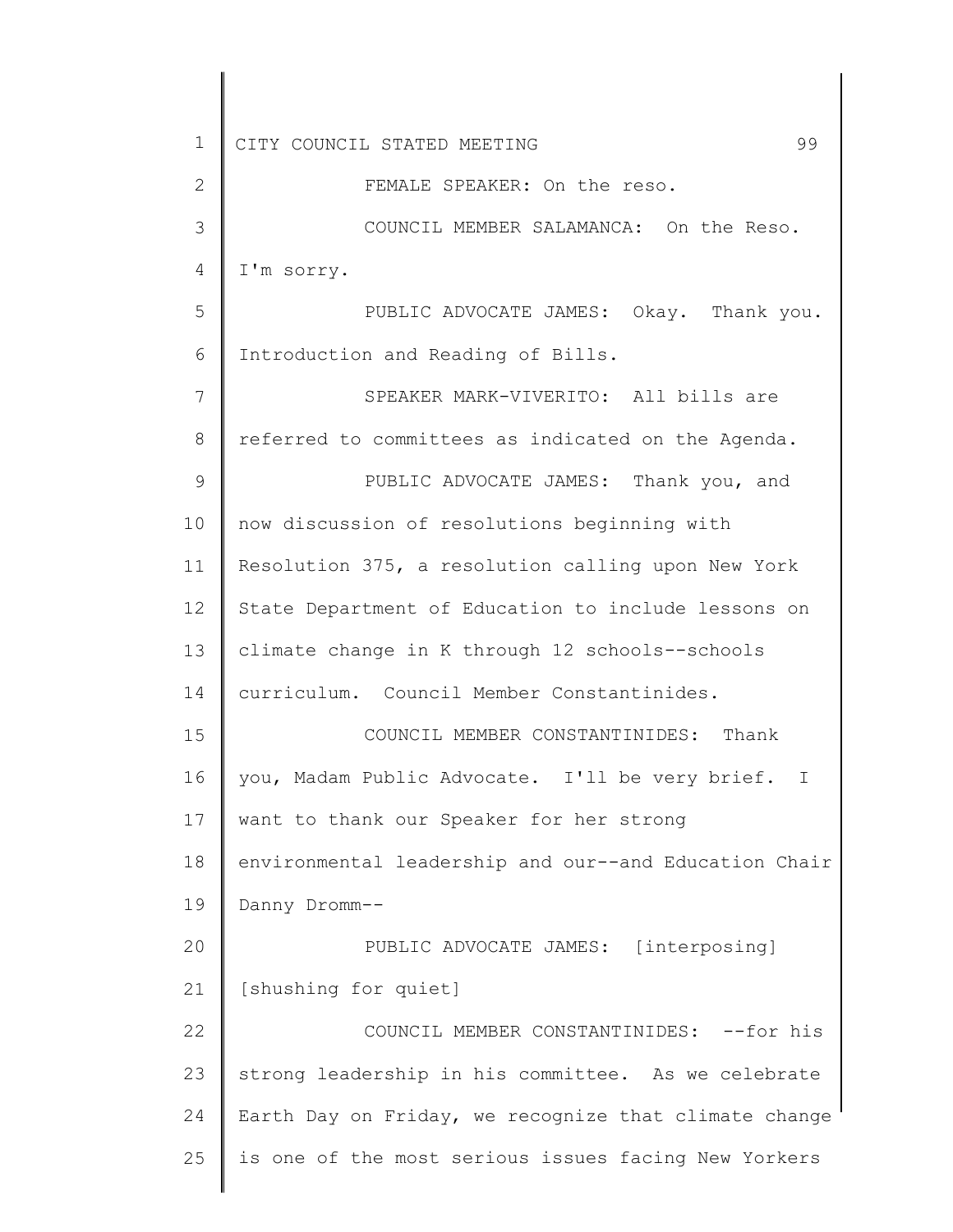FEMALE SPEAKER: On the reso.

COUNCIL MEMBER SALAMANCA: On the Reso. I'm sorry.

PUBLIC ADVOCATE JAMES: Okay. Thank you. Introduction and Reading of Bills.

SPEAKER MARK-VIVERITO: All bills are referred to committees as indicated on the Agenda.

PUBLIC ADVOCATE JAMES: Thank you, and now discussion of resolutions beginning with Resolution 375, a resolution calling upon New York State Department of Education to include lessons on climate change in K through 12 schools--schools curriculum. Council Member Constantinides.

COUNCIL MEMBER CONSTANTINIDES: Thank you, Madam Public Advocate. I'll be very brief. I want to thank our Speaker for her strong environmental leadership and our--and Education Chair Danny Dromm--

PUBLIC ADVOCATE JAMES: [interposing] [shushing for quiet]

COUNCIL MEMBER CONSTANTINIDES: --for his strong leadership in his committee. As we celebrate Earth Day on Friday, we recognize that climate change is one of the most serious issues facing New Yorkers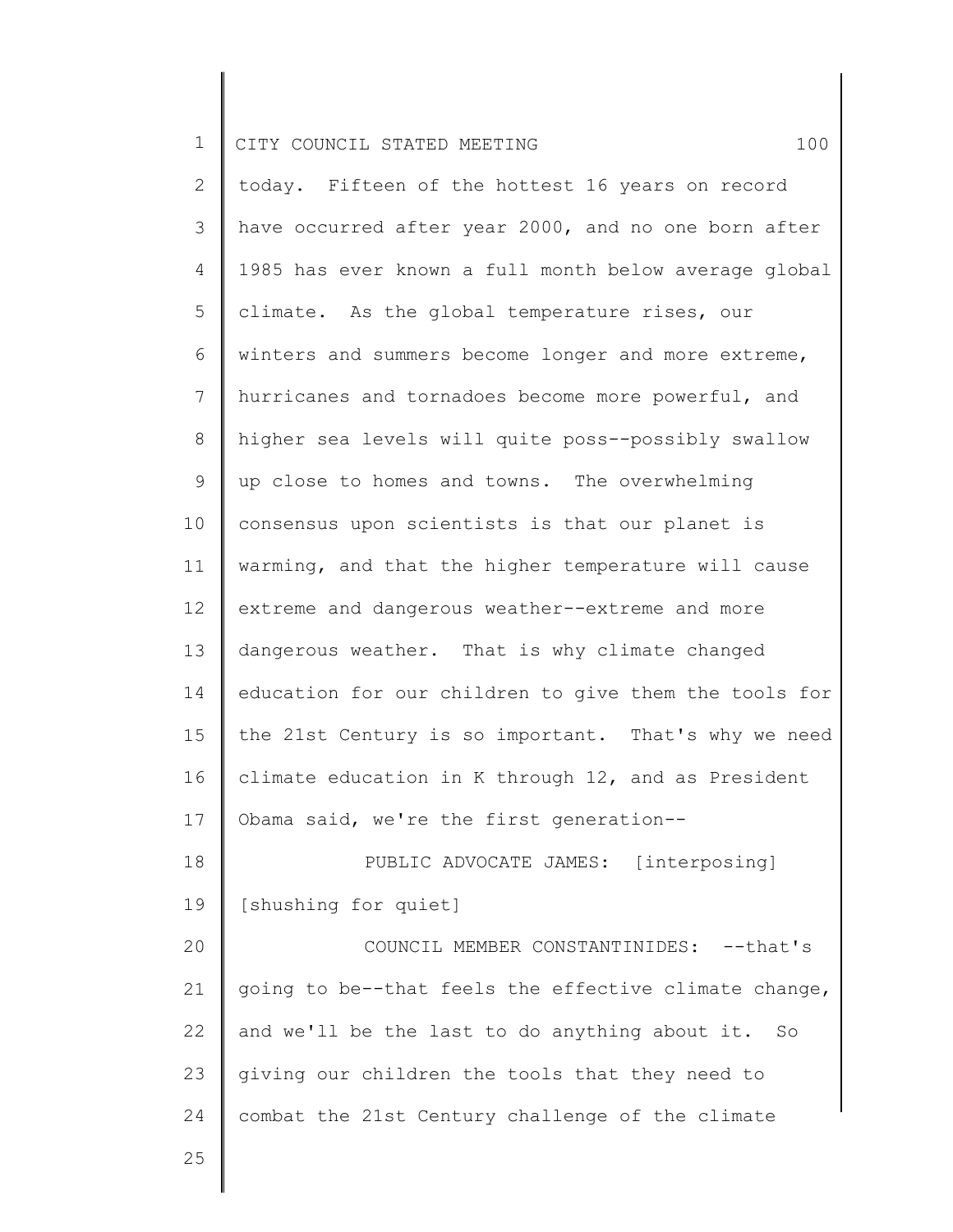today. Fifteen of the hottest 16 years on record have occurred after year 2000, and no one born after 1985 has ever known a full month below average global climate. As the global temperature rises, our winters and summers become longer and more extreme, hurricanes and tornadoes become more powerful, and higher sea levels will quite poss--possibly swallow up close to homes and towns. The overwhelming consensus upon scientists is that our planet is warming, and that the higher temperature will cause extreme and dangerous weather--extreme and more dangerous weather. That is why climate changed education for our children to give them the tools for the 21st Century is so important. That's why we need climate education in K through 12, and as President Obama said, we're the first generation--

PUBLIC ADVOCATE JAMES: [interposing] [shushing for quiet]

COUNCIL MEMBER CONSTANTINIDES: --that's going to be--that feels the effective climate change, and we'll be the last to do anything about it. So giving our children the tools that they need to combat the 21st Century challenge of the climate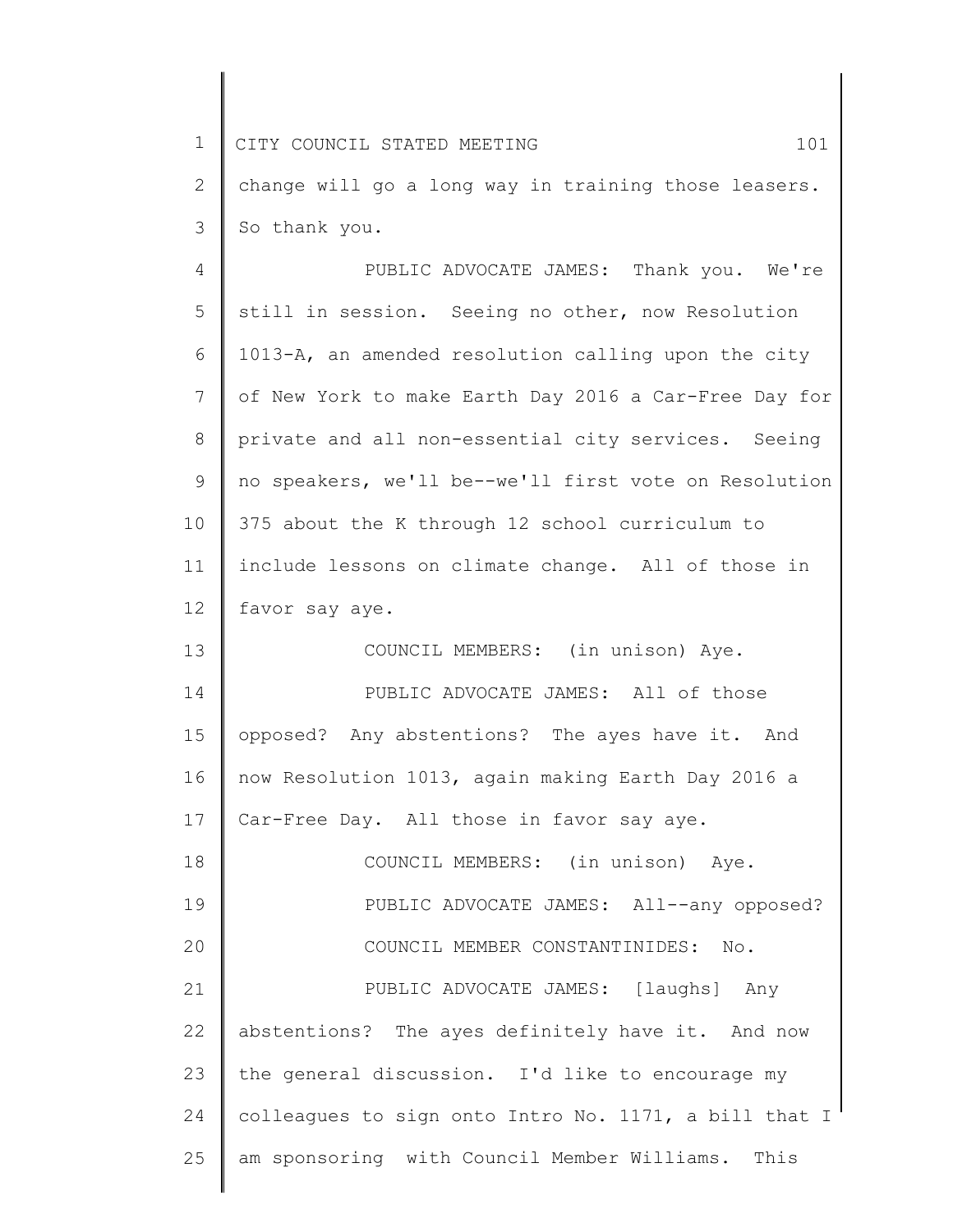change will go a long way in training those leasers. So thank you.

PUBLIC ADVOCATE JAMES: Thank you. We're still in session. Seeing no other, now Resolution 1013-A, an amended resolution calling upon the city of New York to make Earth Day 2016 a Car-Free Day for private and all non-essential city services. Seeing no speakers, we'll be--we'll first vote on Resolution 375 about the K through 12 school curriculum to include lessons on climate change. All of those in favor say aye.

COUNCIL MEMBERS: (in unison) Aye.

PUBLIC ADVOCATE JAMES: All of those opposed? Any abstentions? The ayes have it. And now Resolution 1013, again making Earth Day 2016 a Car-Free Day. All those in favor say aye.

COUNCIL MEMBERS: (in unison) Aye.

PUBLIC ADVOCATE JAMES: All--any opposed?

COUNCIL MEMBER CONSTANTINIDES: No.

PUBLIC ADVOCATE JAMES: [laughs] Any abstentions? The ayes definitely have it. And now the general discussion. I'd like to encourage my colleagues to sign onto Intro No. 1171, a bill that I am sponsoring with Council Member Williams. This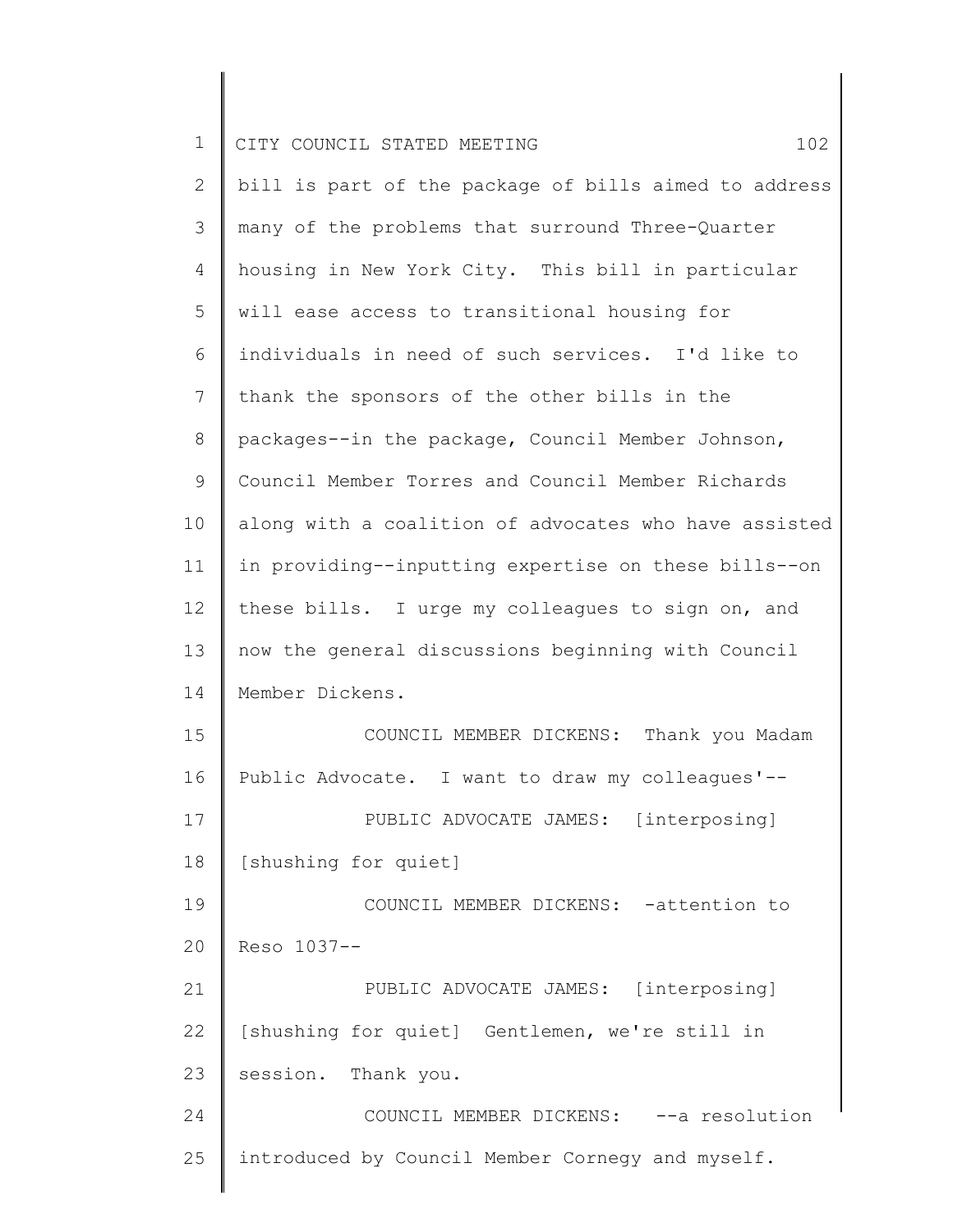bill is part of the package of bills aimed to address many of the problems that surround Three-Quarter housing in New York City. This bill in particular will ease access to transitional housing for individuals in need of such services. I'd like to thank the sponsors of the other bills in the packages--in the package, Council Member Johnson, Council Member Torres and Council Member Richards along with a coalition of advocates who have assisted in providing--inputting expertise on these bills--on these bills. I urge my colleagues to sign on, and now the general discussions beginning with Council Member Dickens.

COUNCIL MEMBER DICKENS: Thank you Madam Public Advocate. I want to draw my colleagues'--

PUBLIC ADVOCATE JAMES: [interposing] [shushing for quiet]

COUNCIL MEMBER DICKENS: -attention to Reso 1037--

PUBLIC ADVOCATE JAMES: [interposing] [shushing for quiet] Gentlemen, we're still in session. Thank you.

COUNCIL MEMBER DICKENS: --a resolution introduced by Council Member Cornegy and myself.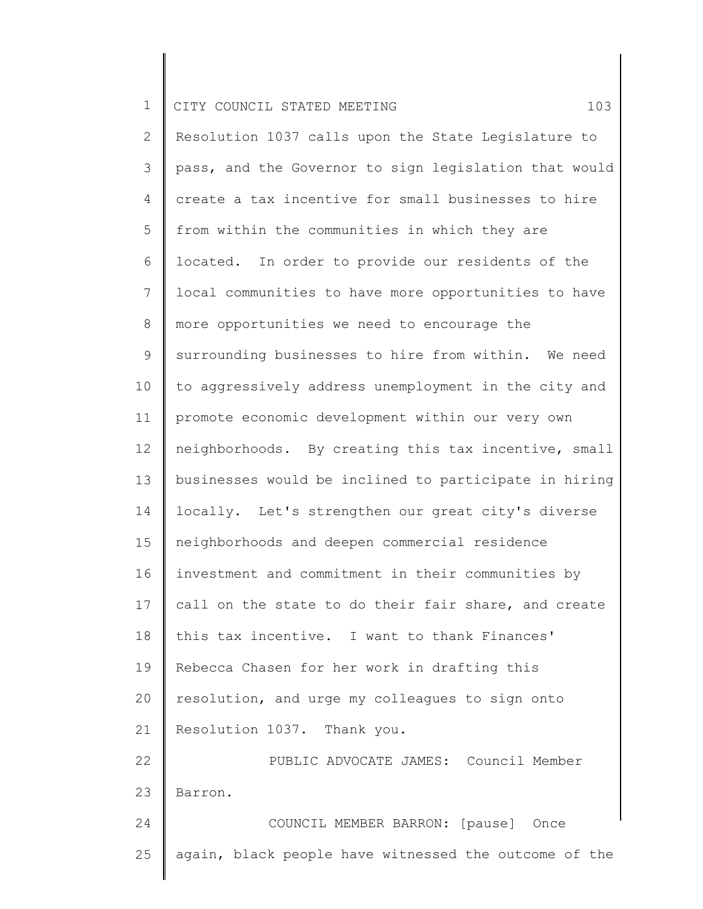Resolution 1037 calls upon the State Legislature to pass, and the Governor to sign legislation that would create a tax incentive for small businesses to hire from within the communities in which they are located. In order to provide our residents of the local communities to have more opportunities to have more opportunities we need to encourage the surrounding businesses to hire from within. We need to aggressively address unemployment in the city and promote economic development within our very own neighborhoods. By creating this tax incentive, small businesses would be inclined to participate in hiring locally. Let's strengthen our great city's diverse neighborhoods and deepen commercial residence investment and commitment in their communities by call on the state to do their fair share, and create this tax incentive. I want to thank Finances' Rebecca Chasen for her work in drafting this resolution, and urge my colleagues to sign onto Resolution 1037. Thank you.

PUBLIC ADVOCATE JAMES: Council Member Barron.

COUNCIL MEMBER BARRON: [pause] Once again, black people have witnessed the outcome of the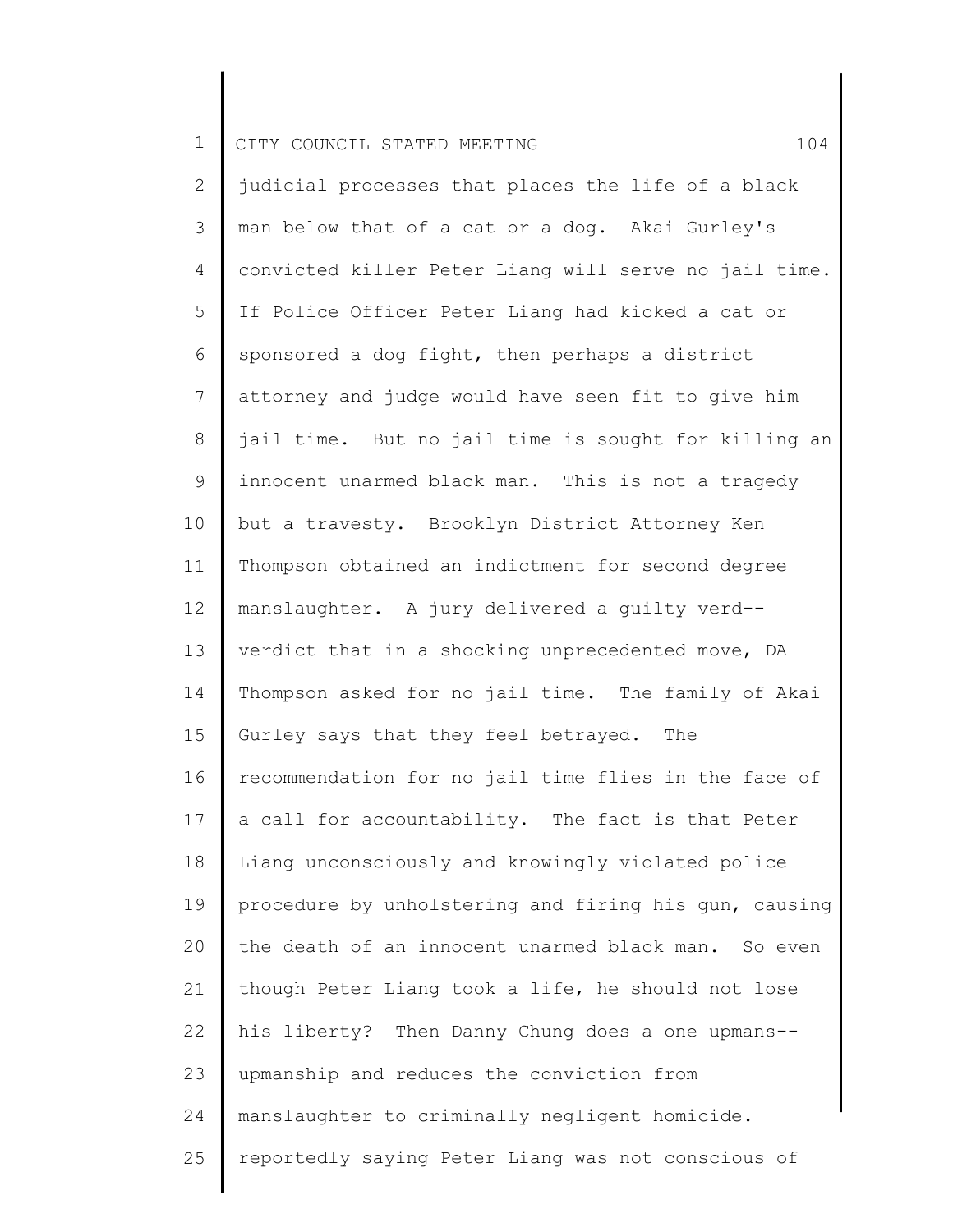judicial processes that places the life of a black man below that of a cat or a dog. Akai Gurley's convicted killer Peter Liang will serve no jail time. If Police Officer Peter Liang had kicked a cat or sponsored a dog fight, then perhaps a district attorney and judge would have seen fit to give him jail time. But no jail time is sought for killing an innocent unarmed black man. This is not a tragedy but a travesty. Brooklyn District Attorney Ken Thompson obtained an indictment for second degree manslaughter. A jury delivered a guilty verd--verdict that in a shocking unprecedented move, DA Thompson asked for no jail time. The family of Akai Gurley says that they feel betrayed. The recommendation for no jail time flies in the face of a call for accountability. The fact is that Peter Liang unconsciously and knowingly violated police procedure by unholstering and firing his gun, causing the death of an innocent unarmed black man. So even though Peter Liang took a life, he should not lose his liberty? Then Danny Chung does a one upmans--upmanship and reduces the conviction from manslaughter to criminally negligent homicide. reportedly saying Peter Liang was not conscious of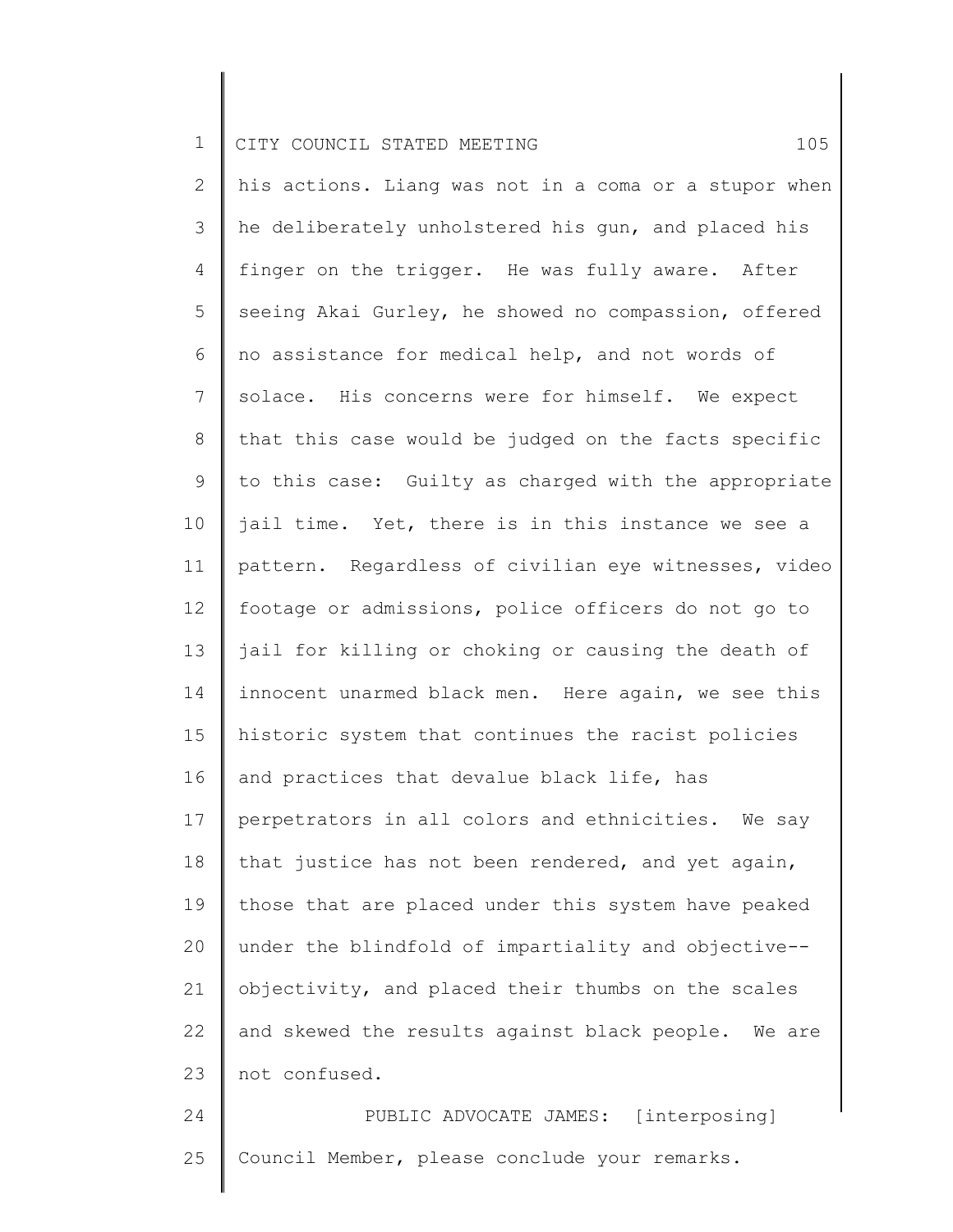his actions. Liang was not in a coma or a stupor when he deliberately unholstered his gun, and placed his finger on the trigger. He was fully aware. After seeing Akai Gurley, he showed no compassion, offered no assistance for medical help, and not words of solace. His concerns were for himself. We expect that this case would be judged on the facts specific to this case: Guilty as charged with the appropriate jail time. Yet, there is in this instance we see a pattern. Regardless of civilian eye witnesses, video footage or admissions, police officers do not go to jail for killing or choking or causing the death of innocent unarmed black men. Here again, we see this historic system that continues the racist policies and practices that devalue black life, has perpetrators in all colors and ethnicities. We say that justice has not been rendered, and yet again, those that are placed under this system have peaked under the blindfold of impartiality and objective--objectivity, and placed their thumbs on the scales and skewed the results against black people. We are not confused.

PUBLIC ADVOCATE JAMES: [interposing] Council Member, please conclude your remarks.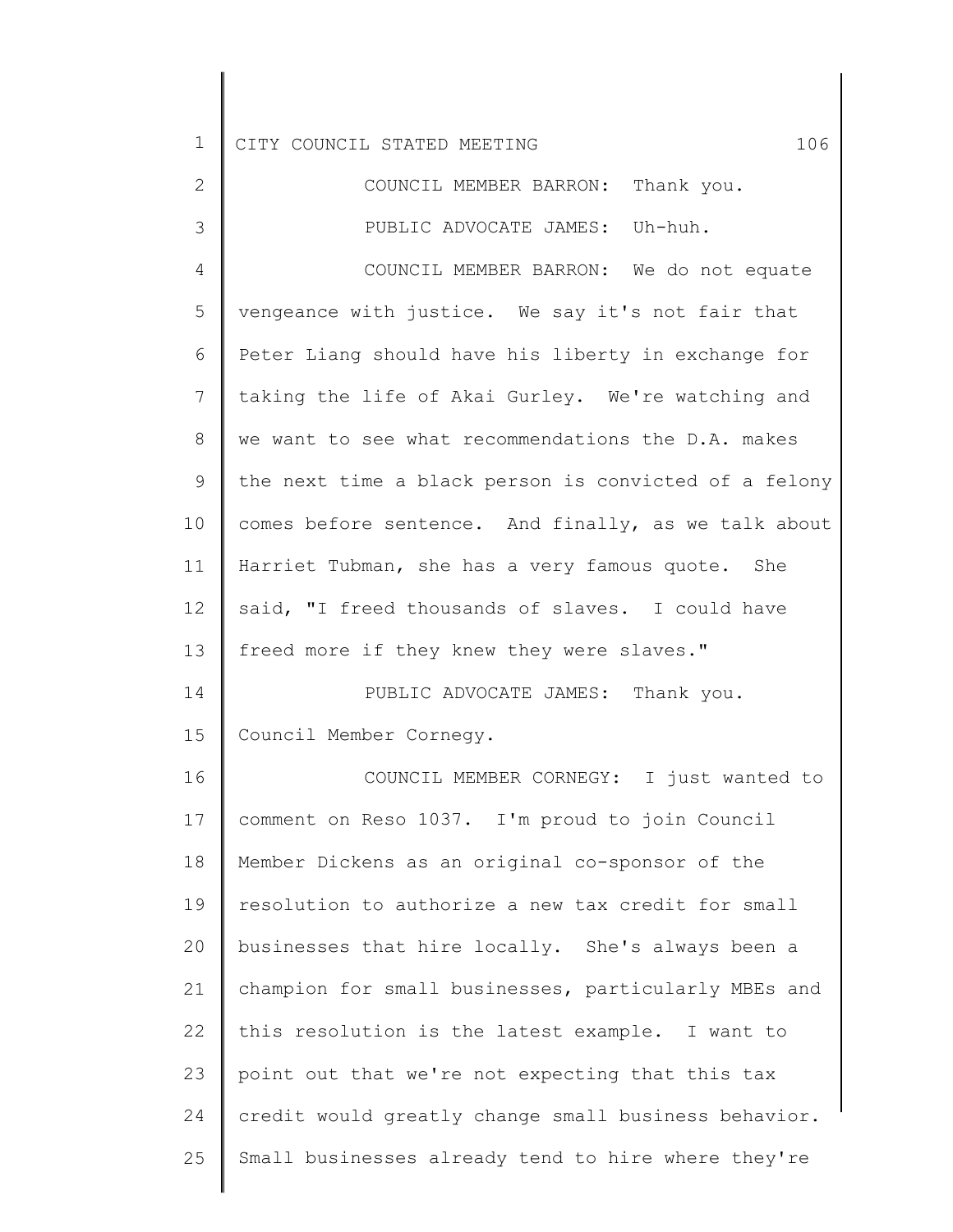COUNCIL MEMBER BARRON: Thank you.

PUBLIC ADVOCATE JAMES: Uh-huh.

COUNCIL MEMBER BARRON: We do not equate vengeance with justice. We say it's not fair that Peter Liang should have his liberty in exchange for taking the life of Akai Gurley. We're watching and we want to see what recommendations the D.A. makes the next time a black person is convicted of a felony comes before sentence. And finally, as we talk about Harriet Tubman, she has a very famous quote. She said, "I freed thousands of slaves. I could have freed more if they knew they were slaves."

PUBLIC ADVOCATE JAMES: Thank you. Council Member Cornegy.

COUNCIL MEMBER CORNEGY: I just wanted to comment on Reso 1037. I'm proud to join Council Member Dickens as an original co-sponsor of the resolution to authorize a new tax credit for small businesses that hire locally. She's always been a champion for small businesses, particularly MBEs and this resolution is the latest example. I want to point out that we're not expecting that this tax credit would greatly change small business behavior. Small businesses already tend to hire where they're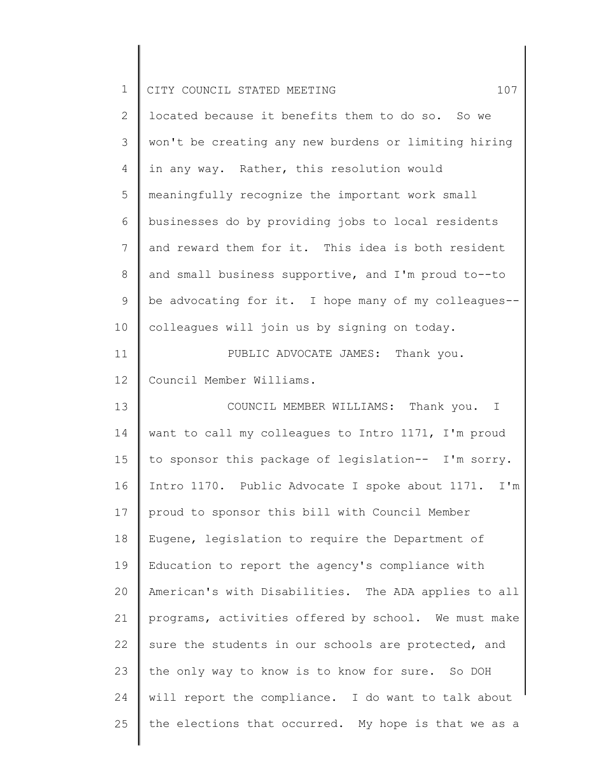located because it benefits them to do so. So we won't be creating any new burdens or limiting hiring in any way. Rather, this resolution would meaningfully recognize the important work small businesses do by providing jobs to local residents and reward them for it. This idea is both resident and small business supportive, and I'm proud to--to be advocating for it. I hope many of my colleagues--colleagues will join us by signing on today.

PUBLIC ADVOCATE JAMES: Thank you. Council Member Williams.

COUNCIL MEMBER WILLIAMS: Thank you. I want to call my colleagues to Intro 1171, I'm proud to sponsor this package of legislation-- I'm sorry. Intro 1170. Public Advocate I spoke about 1171. I'm proud to sponsor this bill with Council Member Eugene, legislation to require the Department of Education to report the agency's compliance with American's with Disabilities. The ADA applies to all programs, activities offered by school. We must make sure the students in our schools are protected, and the only way to know is to know for sure. So DOH will report the compliance. I do want to talk about the elections that occurred. My hope is that we as a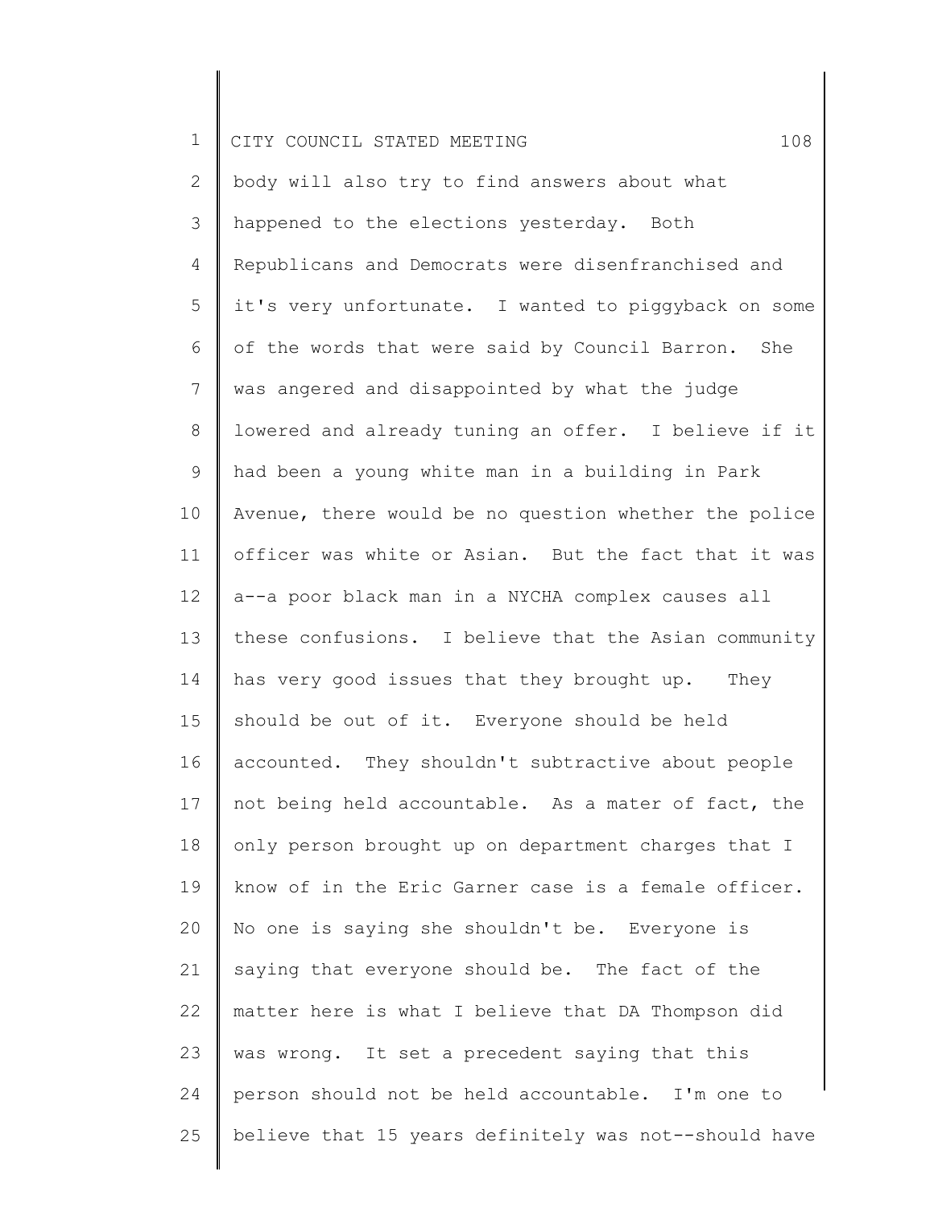body will also try to find answers about what happened to the elections yesterday. Both Republicans and Democrats were disenfranchised and it's very unfortunate. I wanted to piggyback on some of the words that were said by Council Barron. She was angered and disappointed by what the judge lowered and already tuning an offer. I believe if it had been a young white man in a building in Park Avenue, there would be no question whether the police officer was white or Asian. But the fact that it was a--a poor black man in a NYCHA complex causes all these confusions. I believe that the Asian community has very good issues that they brought up. They should be out of it. Everyone should be held accounted. They shouldn't subtractive about people not being held accountable. As a mater of fact, the only person brought up on department charges that I know of in the Eric Garner case is a female officer. No one is saying she shouldn't be. Everyone is saying that everyone should be. The fact of the matter here is what I believe that DA Thompson did was wrong. It set a precedent saying that this person should not be held accountable. I'm one to believe that 15 years definitely was not--should have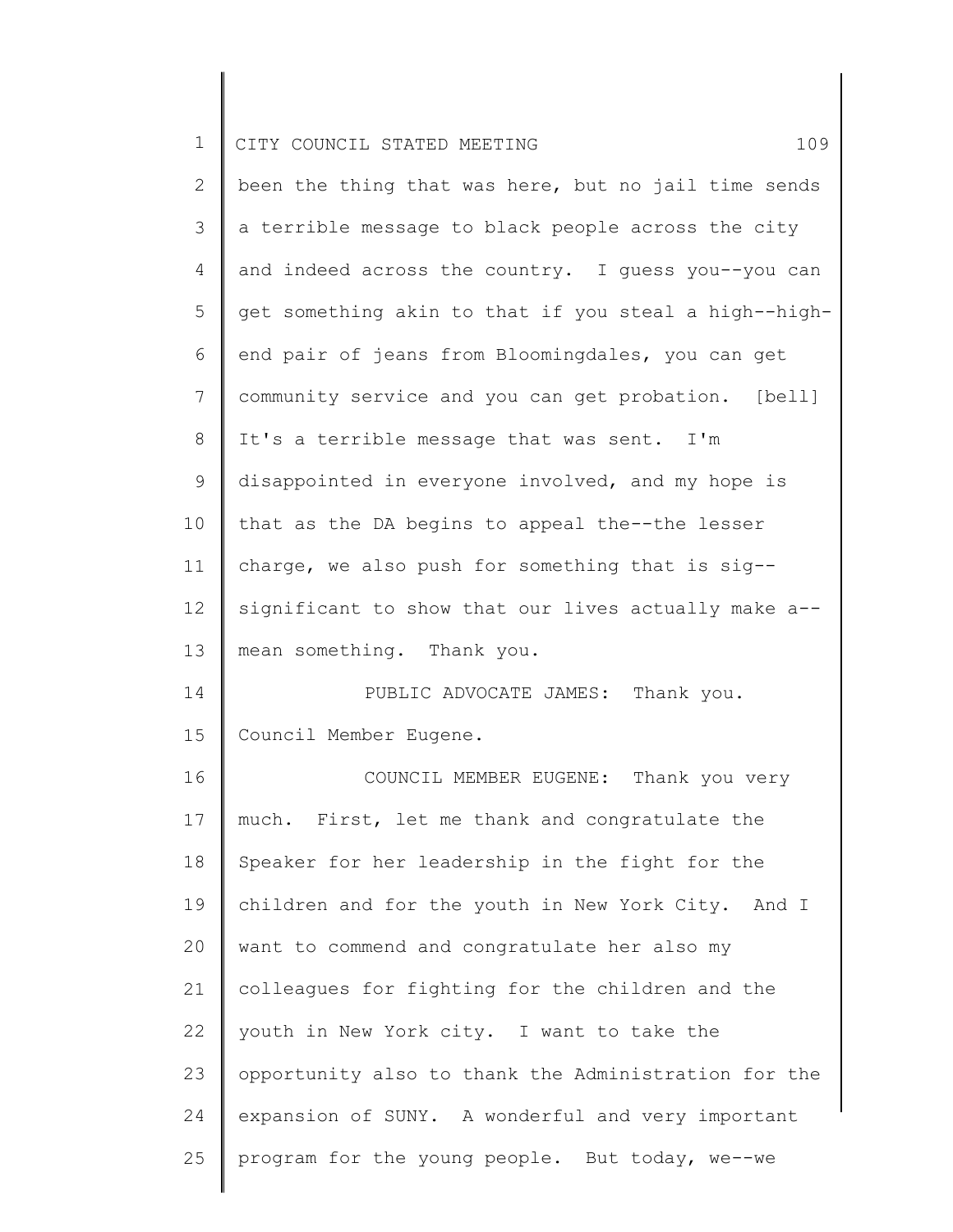been the thing that was here, but no jail time sends a terrible message to black people across the city and indeed across the country. I guess you--you can get something akin to that if you steal a high--high-end pair of jeans from Bloomingdales, you can get community service and you can get probation. [bell] It's a terrible message that was sent. I'm disappointed in everyone involved, and my hope is that as the DA begins to appeal the--the lesser charge, we also push for something that is sig--significant to show that our lives actually make a--mean something. Thank you.

PUBLIC ADVOCATE JAMES: Thank you. Council Member Eugene.

COUNCIL MEMBER EUGENE: Thank you very much. First, let me thank and congratulate the Speaker for her leadership in the fight for the children and for the youth in New York City. And I want to commend and congratulate her also my colleagues for fighting for the children and the youth in New York city. I want to take the opportunity also to thank the Administration for the expansion of SUNY. A wonderful and very important program for the young people. But today, we--we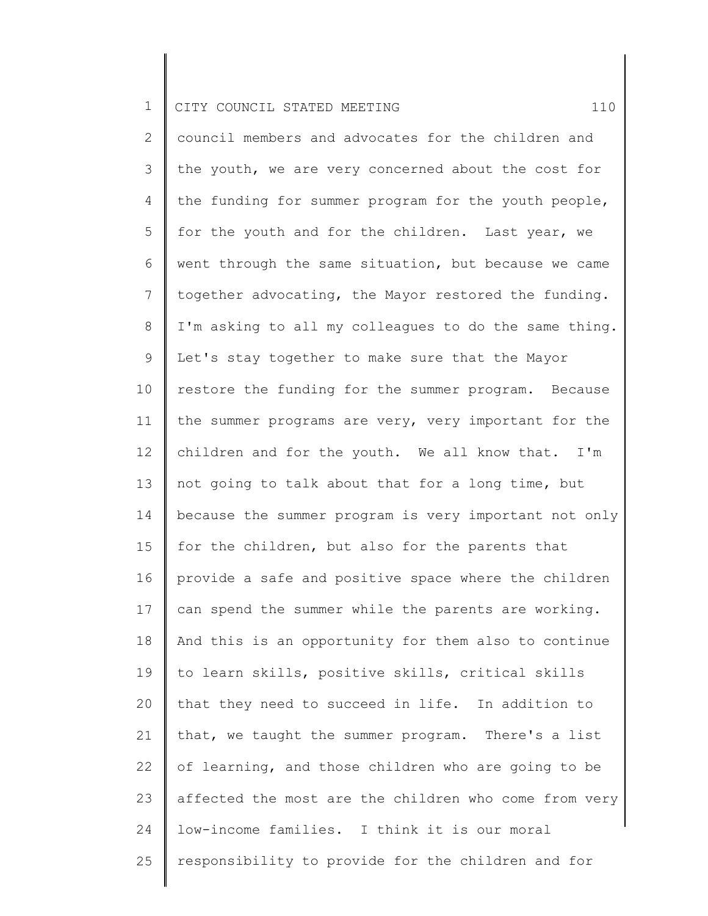council members and advocates for the children and the youth, we are very concerned about the cost for the funding for summer program for the youth people, for the youth and for the children. Last year, we went through the same situation, but because we came together advocating, the Mayor restored the funding. I'm asking to all my colleagues to do the same thing. Let's stay together to make sure that the Mayor restore the funding for the summer program. Because the summer programs are very, very important for the children and for the youth. We all know that. I'm not going to talk about that for a long time, but because the summer program is very important not only for the children, but also for the parents that provide a safe and positive space where the children can spend the summer while the parents are working. And this is an opportunity for them also to continue to learn skills, positive skills, critical skills that they need to succeed in life. In addition to that, we taught the summer program. There's a list of learning, and those children who are going to be affected the most are the children who come from very low-income families. I think it is our moral responsibility to provide for the children and for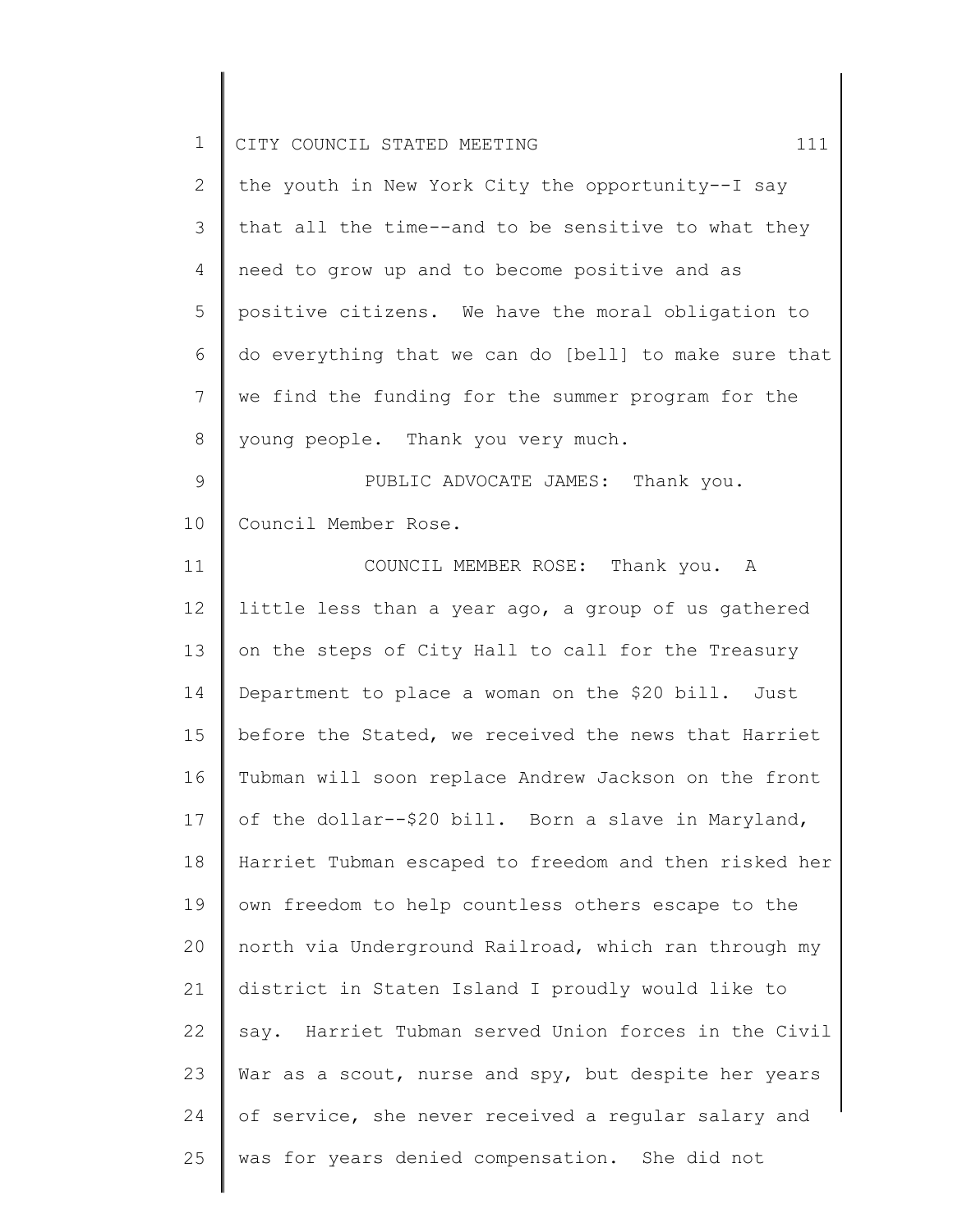the youth in New York City the opportunity--I say that all the time--and to be sensitive to what they need to grow up and to become positive and as positive citizens. We have the moral obligation to do everything that we can do [bell] to make sure that we find the funding for the summer program for the young people. Thank you very much.

PUBLIC ADVOCATE JAMES: Thank you. Council Member Rose.

COUNCIL MEMBER ROSE: Thank you. A little less than a year ago, a group of us gathered on the steps of City Hall to call for the Treasury Department to place a woman on the $20 bill. Just before the Stated, we received the news that Harriet Tubman will soon replace Andrew Jackson on the front of the dollar--$20 bill. Born a slave in Maryland, Harriet Tubman escaped to freedom and then risked her own freedom to help countless others escape to the north via Underground Railroad, which ran through my district in Staten Island I proudly would like to say. Harriet Tubman served Union forces in the Civil War as a scout, nurse and spy, but despite her years of service, she never received a regular salary and was for years denied compensation. She did not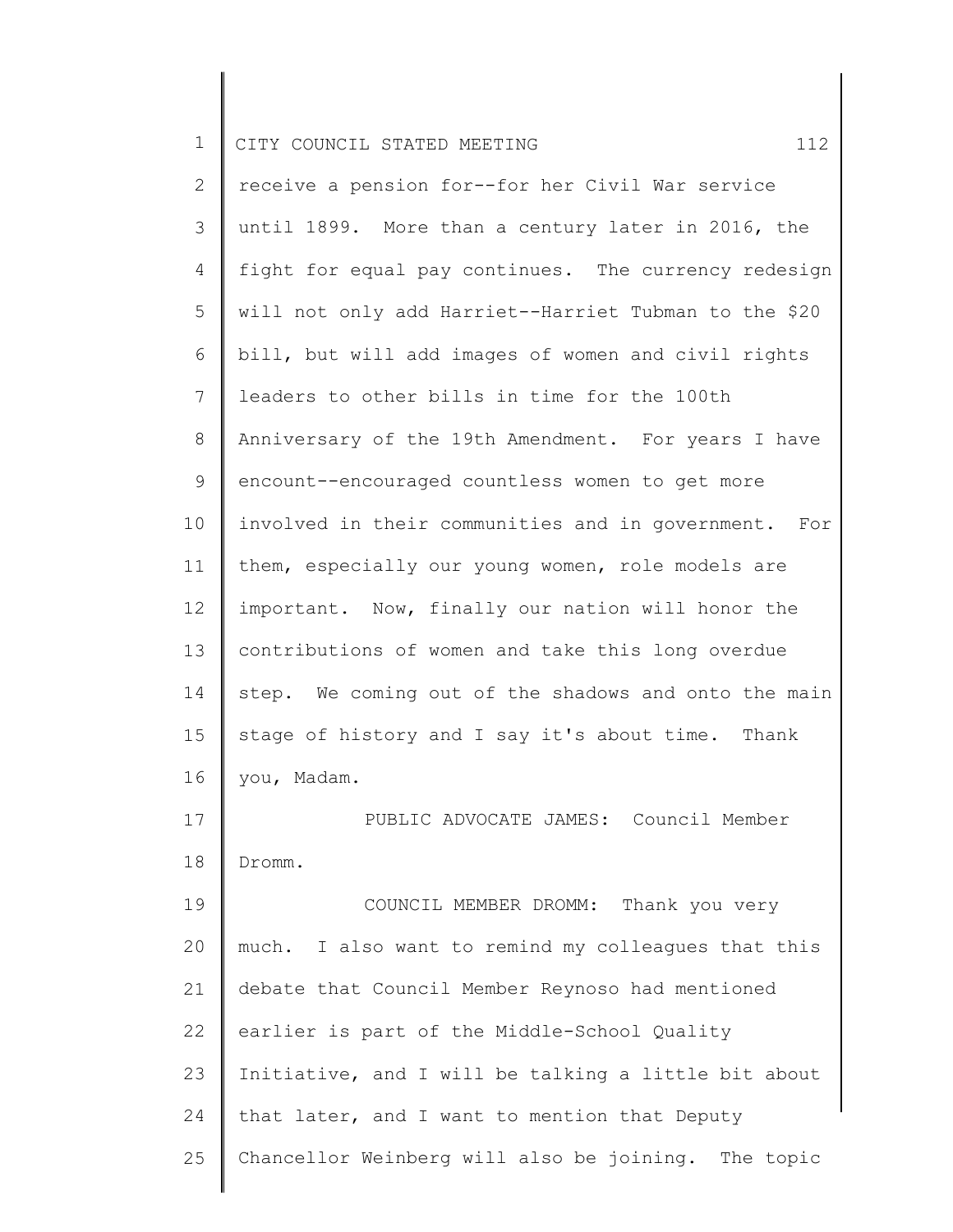receive a pension for--for her Civil War service until 1899. More than a century later in 2016, the fight for equal pay continues. The currency redesign will not only add Harriet--Harriet Tubman to the $20 bill, but will add images of women and civil rights leaders to other bills in time for the 100th Anniversary of the 19th Amendment. For years I have encount--encouraged countless women to get more involved in their communities and in government. For them, especially our young women, role models are important. Now, finally our nation will honor the contributions of women and take this long overdue step. We coming out of the shadows and onto the main stage of history and I say it's about time. Thank you, Madam.

PUBLIC ADVOCATE JAMES: Council Member Dromm.

COUNCIL MEMBER DROMM: Thank you very much. I also want to remind my colleagues that this debate that Council Member Reynoso had mentioned earlier is part of the Middle-School Quality Initiative, and I will be talking a little bit about that later, and I want to mention that Deputy Chancellor Weinberg will also be joining. The topic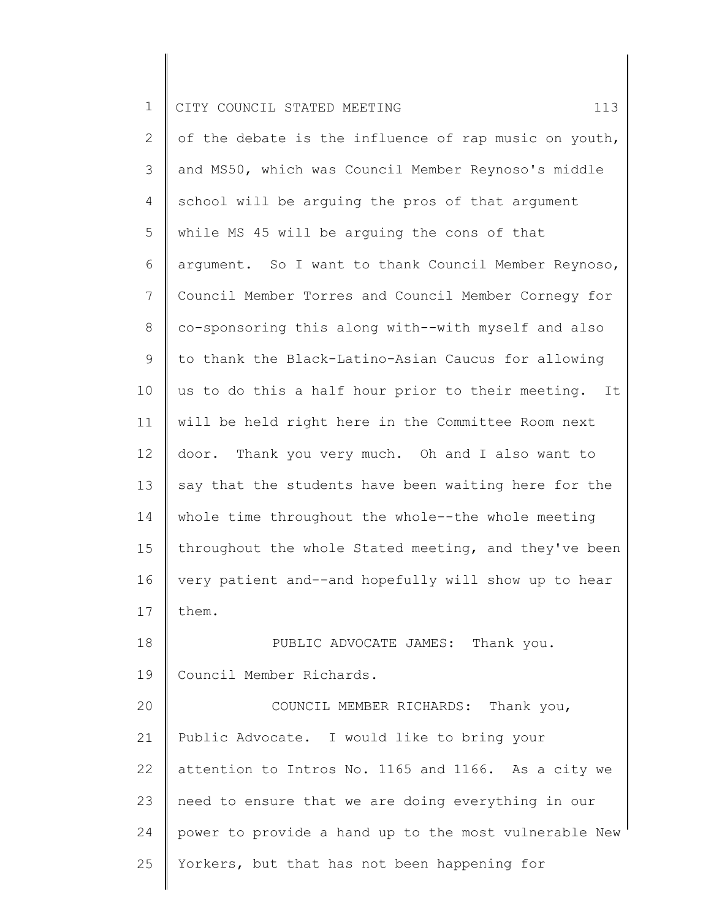of the debate is the influence of rap music on youth, and MS50, which was Council Member Reynoso's middle school will be arguing the pros of that argument while MS 45 will be arguing the cons of that argument. So I want to thank Council Member Reynoso, Council Member Torres and Council Member Cornegy for co-sponsoring this along with--with myself and also to thank the Black-Latino-Asian Caucus for allowing us to do this a half hour prior to their meeting. It will be held right here in the Committee Room next door. Thank you very much. Oh and I also want to say that the students have been waiting here for the whole time throughout the whole--the whole meeting throughout the whole Stated meeting, and they've been very patient and--and hopefully will show up to hear them.

PUBLIC ADVOCATE JAMES: Thank you. Council Member Richards.

COUNCIL MEMBER RICHARDS: Thank you, Public Advocate. I would like to bring your attention to Intros No. 1165 and 1166. As a city we need to ensure that we are doing everything in our power to provide a hand up to the most vulnerable New Yorkers, but that has not been happening for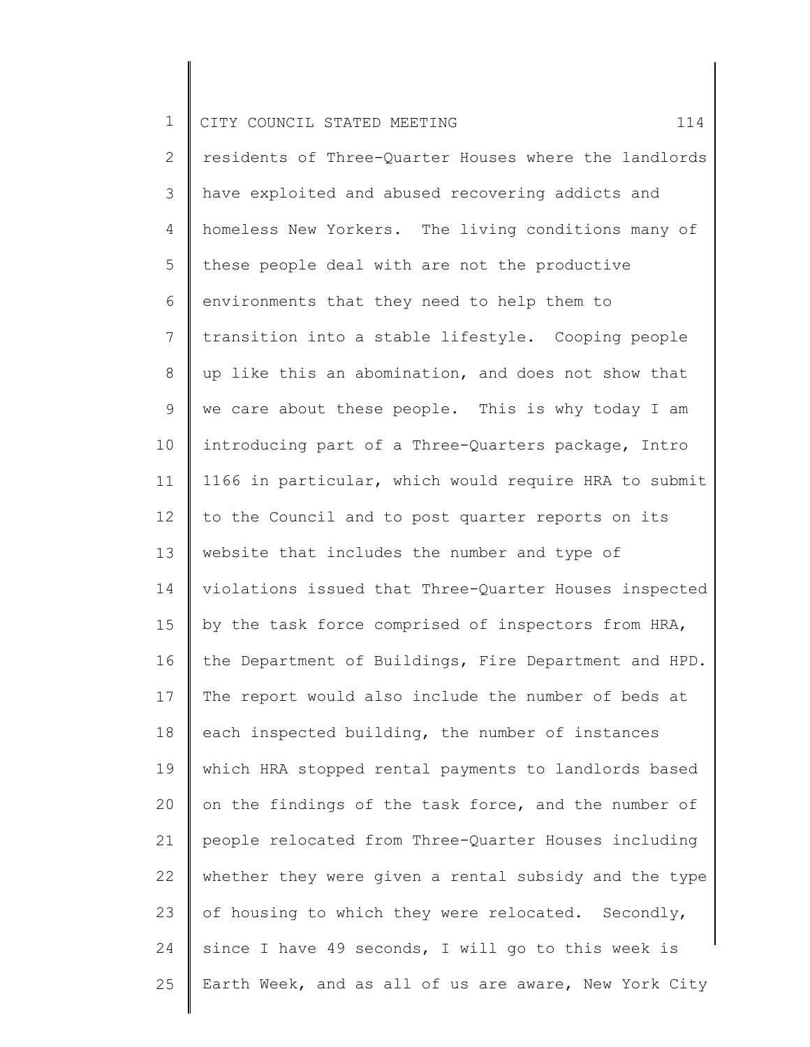residents of Three-Quarter Houses where the landlords have exploited and abused recovering addicts and homeless New Yorkers. The living conditions many of these people deal with are not the productive environments that they need to help them to transition into a stable lifestyle. Cooping people up like this an abomination, and does not show that we care about these people. This is why today I am introducing part of a Three-Quarters package, Intro 1166 in particular, which would require HRA to submit to the Council and to post quarter reports on its website that includes the number and type of violations issued that Three-Quarter Houses inspected by the task force comprised of inspectors from HRA, the Department of Buildings, Fire Department and HPD. The report would also include the number of beds at each inspected building, the number of instances which HRA stopped rental payments to landlords based on the findings of the task force, and the number of people relocated from Three-Quarter Houses including whether they were given a rental subsidy and the type of housing to which they were relocated. Secondly, since I have 49 seconds, I will go to this week is Earth Week, and as all of us are aware, New York City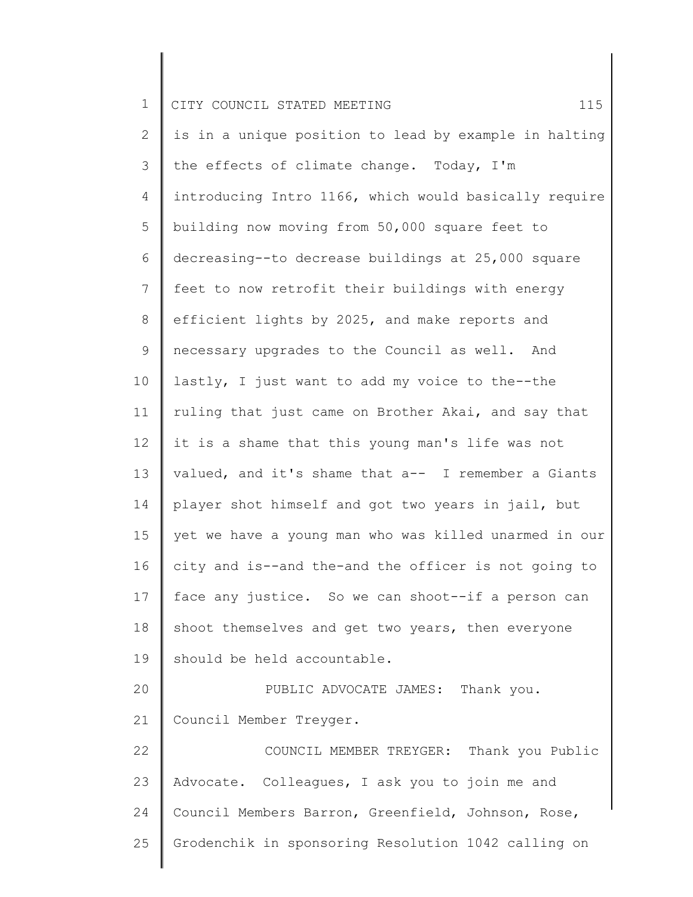is in a unique position to lead by example in halting the effects of climate change. Today, I'm introducing Intro 1166, which would basically require building now moving from 50,000 square feet to decreasing--to decrease buildings at 25,000 square feet to now retrofit their buildings with energy efficient lights by 2025, and make reports and necessary upgrades to the Council as well. And lastly, I just want to add my voice to the--the ruling that just came on Brother Akai, and say that it is a shame that this young man's life was not valued, and it's shame that a-- I remember a Giants player shot himself and got two years in jail, but yet we have a young man who was killed unarmed in our city and is--and the-and the officer is not going to face any justice. So we can shoot--if a person can shoot themselves and get two years, then everyone should be held accountable.

PUBLIC ADVOCATE JAMES: Thank you. Council Member Treyger.

COUNCIL MEMBER TREYGER: Thank you Public Advocate. Colleagues, I ask you to join me and Council Members Barron, Greenfield, Johnson, Rose, Grodenchik in sponsoring Resolution 1042 calling on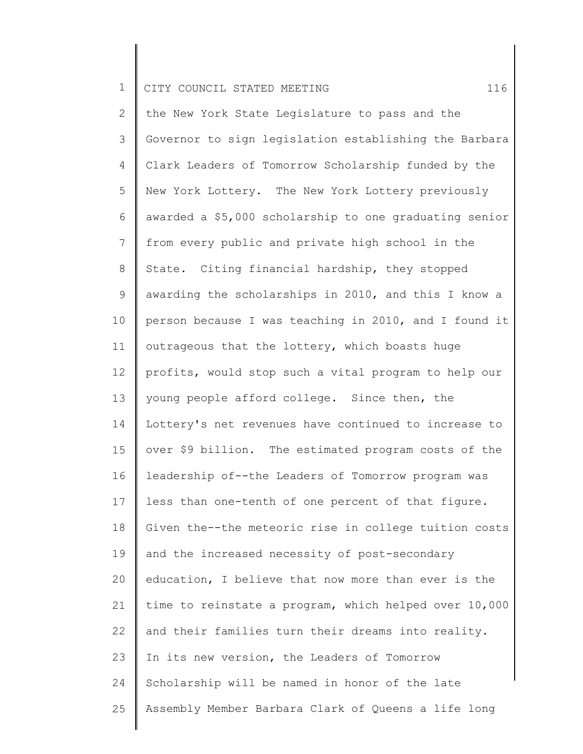the New York State Legislature to pass and the Governor to sign legislation establishing the Barbara Clark Leaders of Tomorrow Scholarship funded by the New York Lottery. The New York Lottery previously awarded a $5,000 scholarship to one graduating senior from every public and private high school in the State. Citing financial hardship, they stopped awarding the scholarships in 2010, and this I know a person because I was teaching in 2010, and I found it outrageous that the lottery, which boasts huge profits, would stop such a vital program to help our young people afford college. Since then, the Lottery's net revenues have continued to increase to over $9 billion. The estimated program costs of the leadership of--the Leaders of Tomorrow program was less than one-tenth of one percent of that figure. Given the--the meteoric rise in college tuition costs and the increased necessity of post-secondary education, I believe that now more than ever is the time to reinstate a program, which helped over 10,000 and their families turn their dreams into reality. In its new version, the Leaders of Tomorrow Scholarship will be named in honor of the late Assembly Member Barbara Clark of Queens a life long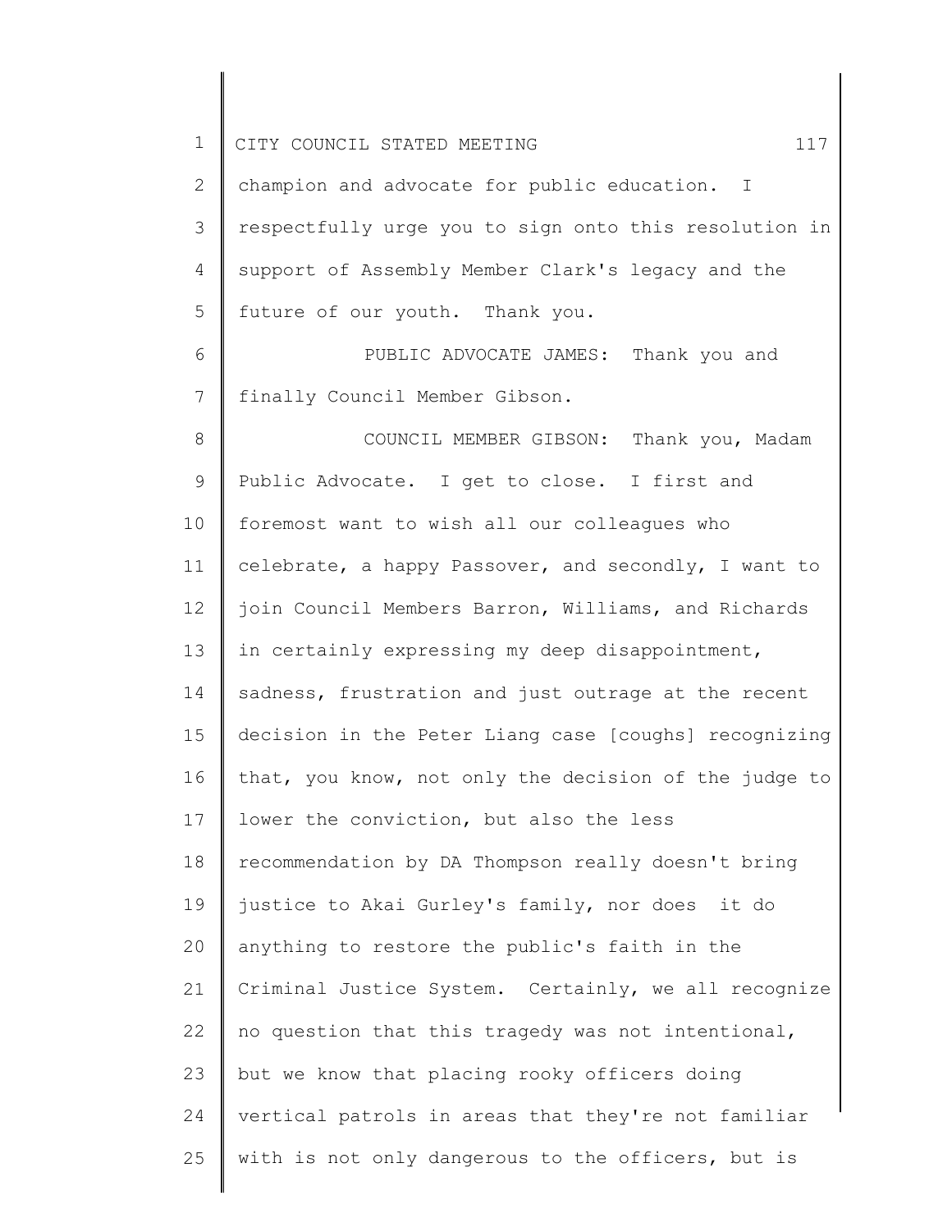champion and advocate for public education. I respectfully urge you to sign onto this resolution in support of Assembly Member Clark's legacy and the future of our youth. Thank you.

PUBLIC ADVOCATE JAMES: Thank you and finally Council Member Gibson.

COUNCIL MEMBER GIBSON: Thank you, Madam Public Advocate. I get to close. I first and foremost want to wish all our colleagues who celebrate, a happy Passover, and secondly, I want to join Council Members Barron, Williams, and Richards in certainly expressing my deep disappointment, sadness, frustration and just outrage at the recent decision in the Peter Liang case [coughs] recognizing that, you know, not only the decision of the judge to lower the conviction, but also the less recommendation by DA Thompson really doesn't bring justice to Akai Gurley's family, nor does it do anything to restore the public's faith in the Criminal Justice System. Certainly, we all recognize no question that this tragedy was not intentional, but we know that placing rooky officers doing vertical patrols in areas that they're not familiar with is not only dangerous to the officers, but is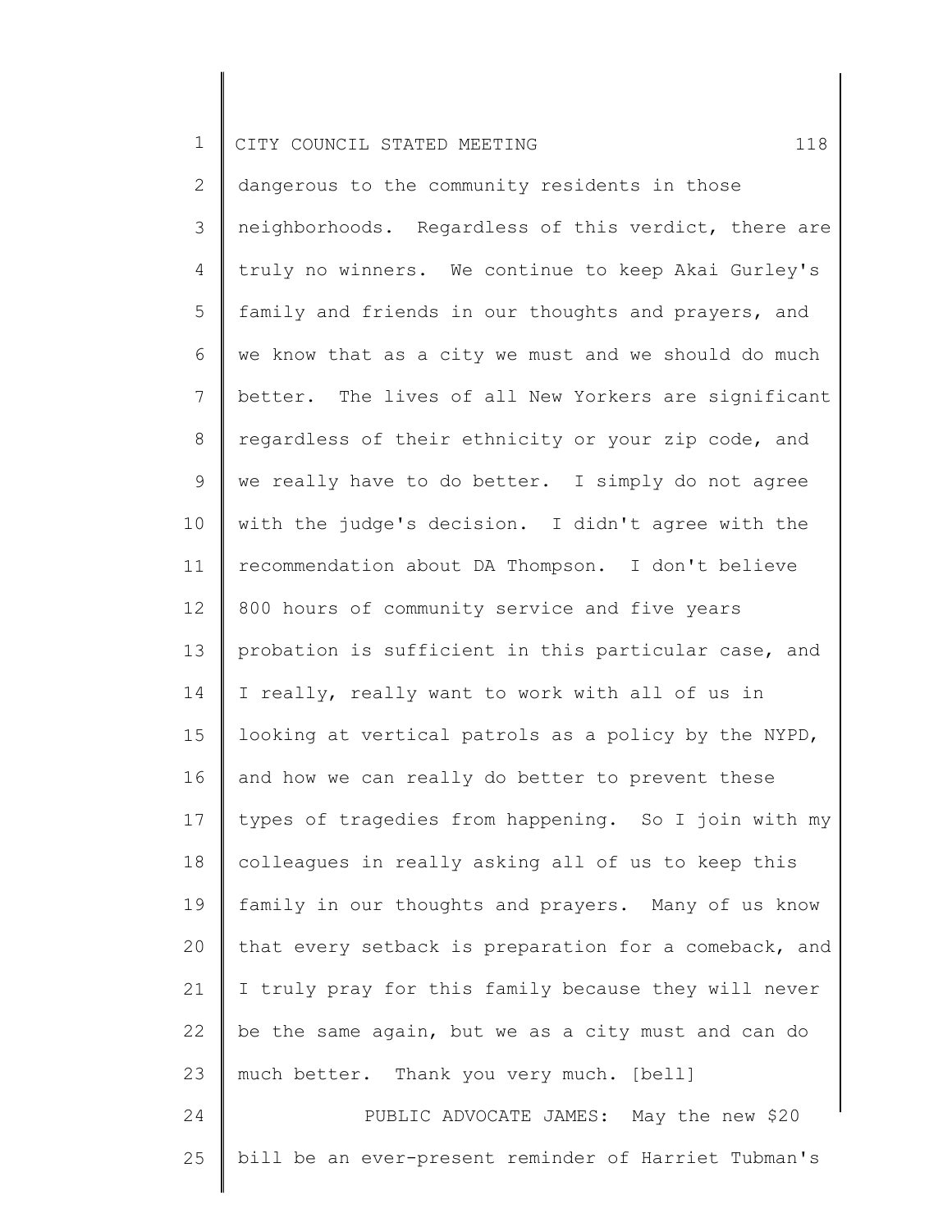dangerous to the community residents in those neighborhoods. Regardless of this verdict, there are truly no winners. We continue to keep Akai Gurley's family and friends in our thoughts and prayers, and we know that as a city we must and we should do much better. The lives of all New Yorkers are significant regardless of their ethnicity or your zip code, and we really have to do better. I simply do not agree with the judge's decision. I didn't agree with the recommendation about DA Thompson. I don't believe 800 hours of community service and five years probation is sufficient in this particular case, and I really, really want to work with all of us in looking at vertical patrols as a policy by the NYPD, and how we can really do better to prevent these types of tragedies from happening. So I join with my colleagues in really asking all of us to keep this family in our thoughts and prayers. Many of us know that every setback is preparation for a comeback, and I truly pray for this family because they will never be the same again, but we as a city must and can do much better. Thank you very much. [bell]

PUBLIC ADVOCATE JAMES: May the new $20 bill be an ever-present reminder of Harriet Tubman's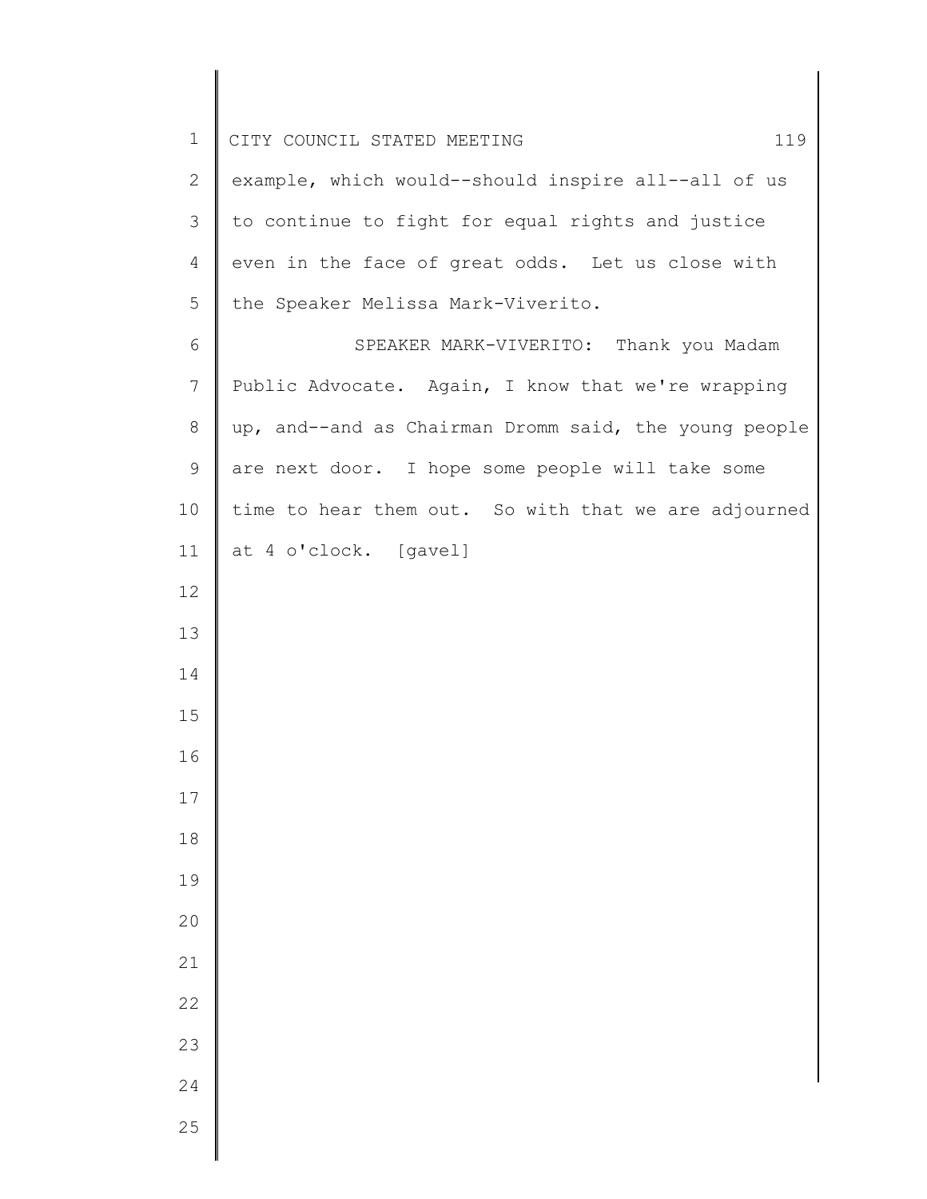example, which would--should inspire all--all of us to continue to fight for equal rights and justice even in the face of great odds. Let us close with the Speaker Melissa Mark-Viverito.

SPEAKER MARK-VIVERITO: Thank you Madam Public Advocate. Again, I know that we're wrapping up, and--and as Chairman Dromm said, the young people are next door. I hope some people will take some time to hear them out. So with that we are adjourned at 4 o'clock. [gavel]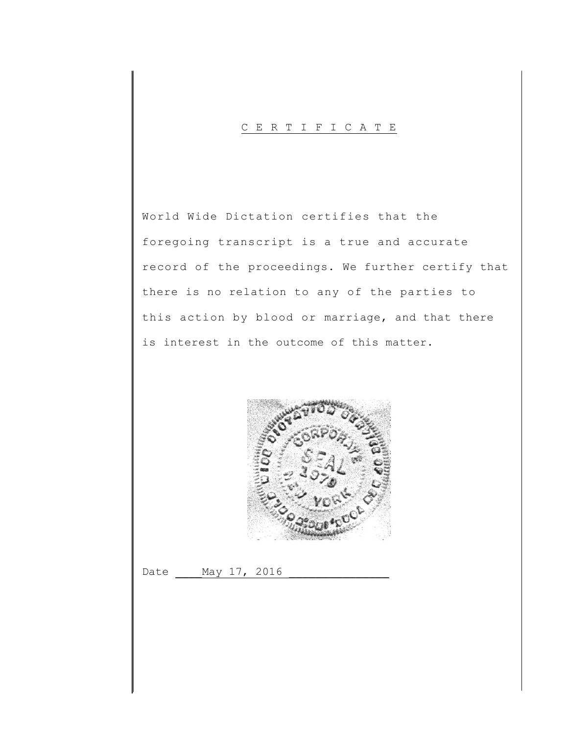C E R T I F I C A T E

World Wide Dictation certifies that the foregoing transcript is a true and accurate record of the proceedings. We further certify that there is no relation to any of the parties to this action by blood or marriage, and that there is interest in the outcome of this matter.

Date ____May 17, 2016 ______________